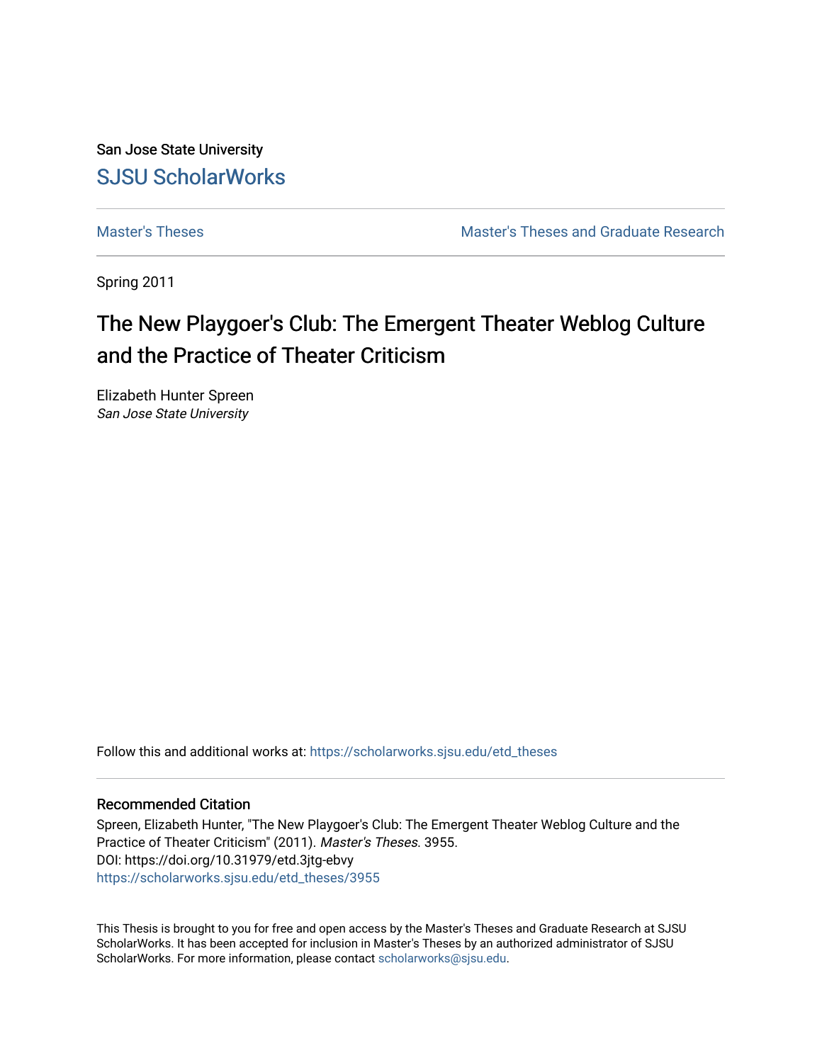San Jose State University

SJSU ScholarWorks

Master's Theses | Master's Theses and Graduate Research

Spring 2011

# The New Playgoer's Club: The Emergent Theater Weblog Culture and the Practice of Theater Criticism

Elizabeth Hunter Spreen
*San Jose State University*

Follow this and additional works at: https://scholarworks.sjsu.edu/etd_theses

### Recommended Citation

Spreen, Elizabeth Hunter, "The New Playgoer's Club: The Emergent Theater Weblog Culture and the Practice of Theater Criticism" (2011). *Master's Theses*. 3955.
DOI: https://doi.org/10.31979/etd.3jtg-ebvy
https://scholarworks.sjsu.edu/etd_theses/3955

This Thesis is brought to you for free and open access by the Master's Theses and Graduate Research at SJSU ScholarWorks. It has been accepted for inclusion in Master's Theses by an authorized administrator of SJSU ScholarWorks. For more information, please contact scholarworks@sjsu.edu.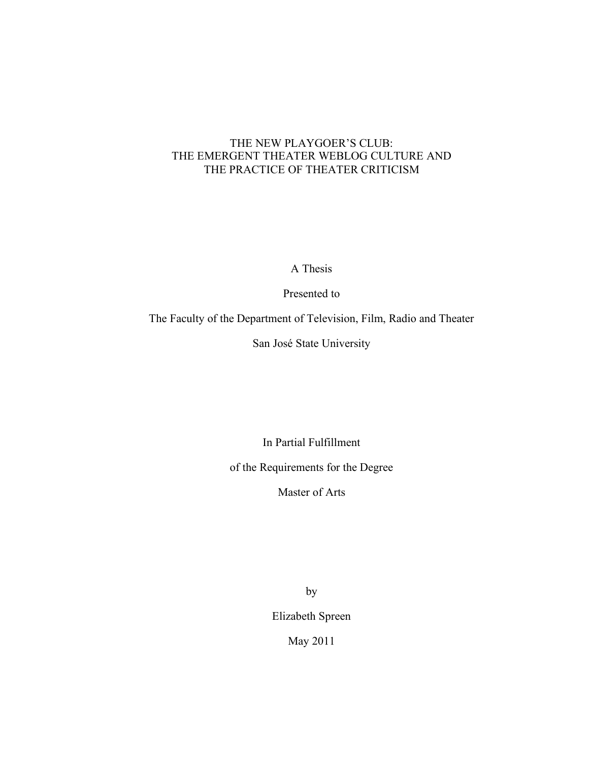# THE NEW PLAYGOER'S CLUB: THE EMERGENT THEATER WEBLOG CULTURE AND THE PRACTICE OF THEATER CRITICISM

A Thesis

Presented to

The Faculty of the Department of Television, Film, Radio and Theater

San José State University

In Partial Fulfillment

of the Requirements for the Degree

Master of Arts

by

Elizabeth Spreen

May 2011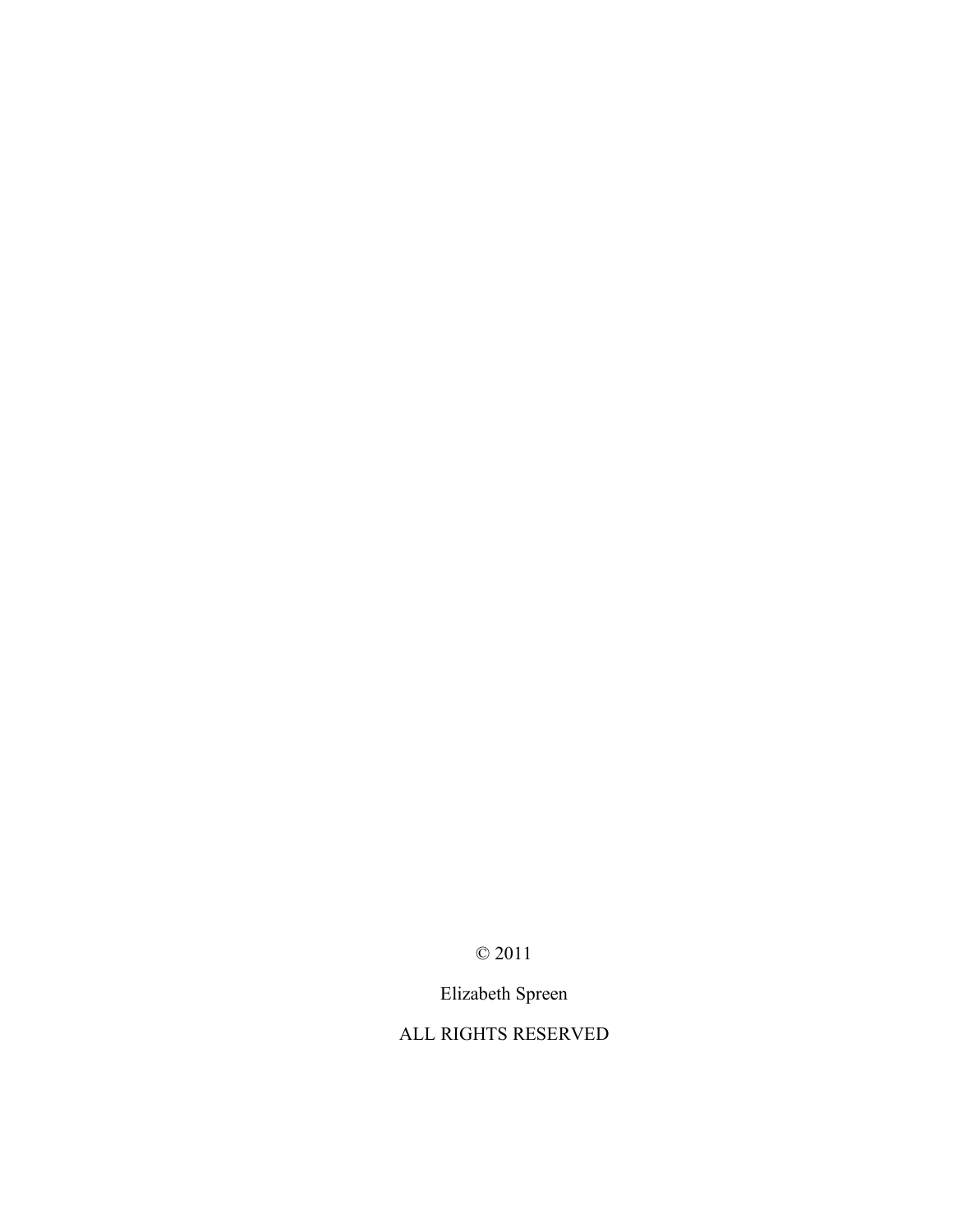© 2011

Elizabeth Spreen

ALL RIGHTS RESERVED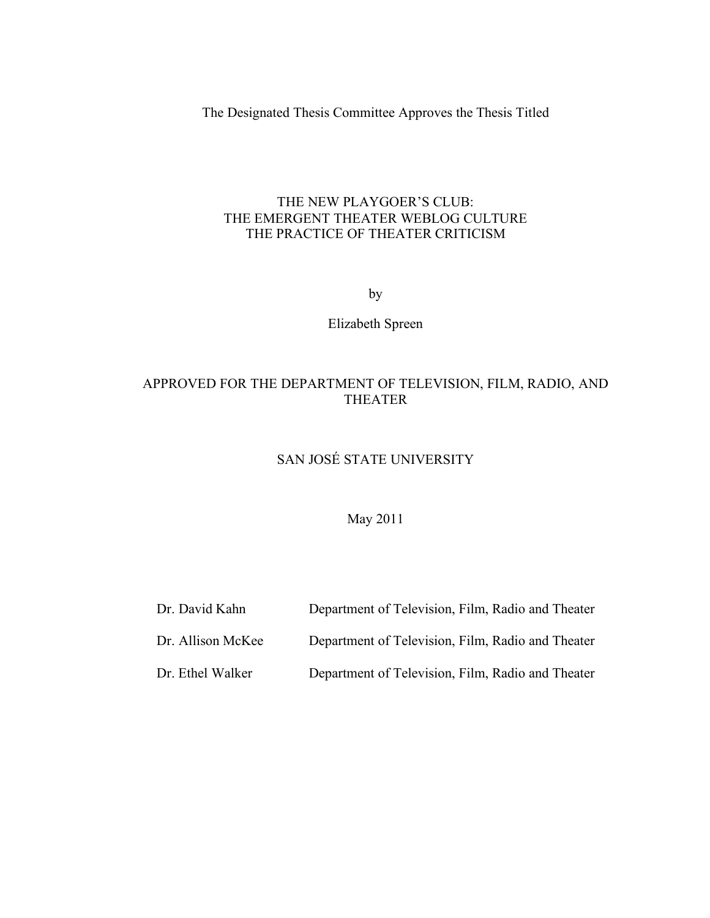The Designated Thesis Committee Approves the Thesis Titled

THE NEW PLAYGOER'S CLUB:
THE EMERGENT THEATER WEBLOG CULTURE
THE PRACTICE OF THEATER CRITICISM

by

Elizabeth Spreen

APPROVED FOR THE DEPARTMENT OF TELEVISION, FILM, RADIO, AND THEATER

SAN JOSÉ STATE UNIVERSITY

May 2011

| | |
|---|---|
| Dr. David Kahn | Department of Television, Film, Radio and Theater |
| Dr. Allison McKee | Department of Television, Film, Radio and Theater |
| Dr. Ethel Walker | Department of Television, Film, Radio and Theater |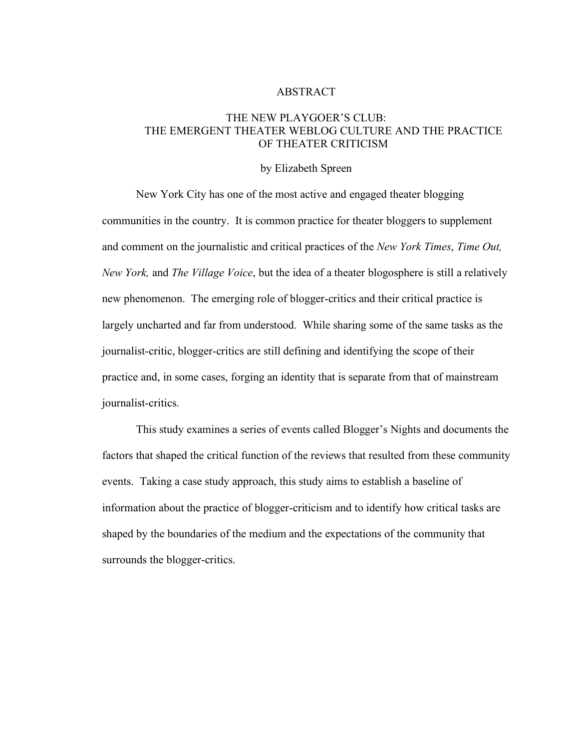# ABSTRACT

## THE NEW PLAYGOER'S CLUB: THE EMERGENT THEATER WEBLOG CULTURE AND THE PRACTICE OF THEATER CRITICISM

by Elizabeth Spreen

New York City has one of the most active and engaged theater blogging communities in the country. It is common practice for theater bloggers to supplement and comment on the journalistic and critical practices of the *New York Times*, *Time Out, New York,* and *The Village Voice*, but the idea of a theater blogosphere is still a relatively new phenomenon. The emerging role of blogger-critics and their critical practice is largely uncharted and far from understood. While sharing some of the same tasks as the journalist-critic, blogger-critics are still defining and identifying the scope of their practice and, in some cases, forging an identity that is separate from that of mainstream journalist-critics.

This study examines a series of events called Blogger's Nights and documents the factors that shaped the critical function of the reviews that resulted from these community events. Taking a case study approach, this study aims to establish a baseline of information about the practice of blogger-criticism and to identify how critical tasks are shaped by the boundaries of the medium and the expectations of the community that surrounds the blogger-critics.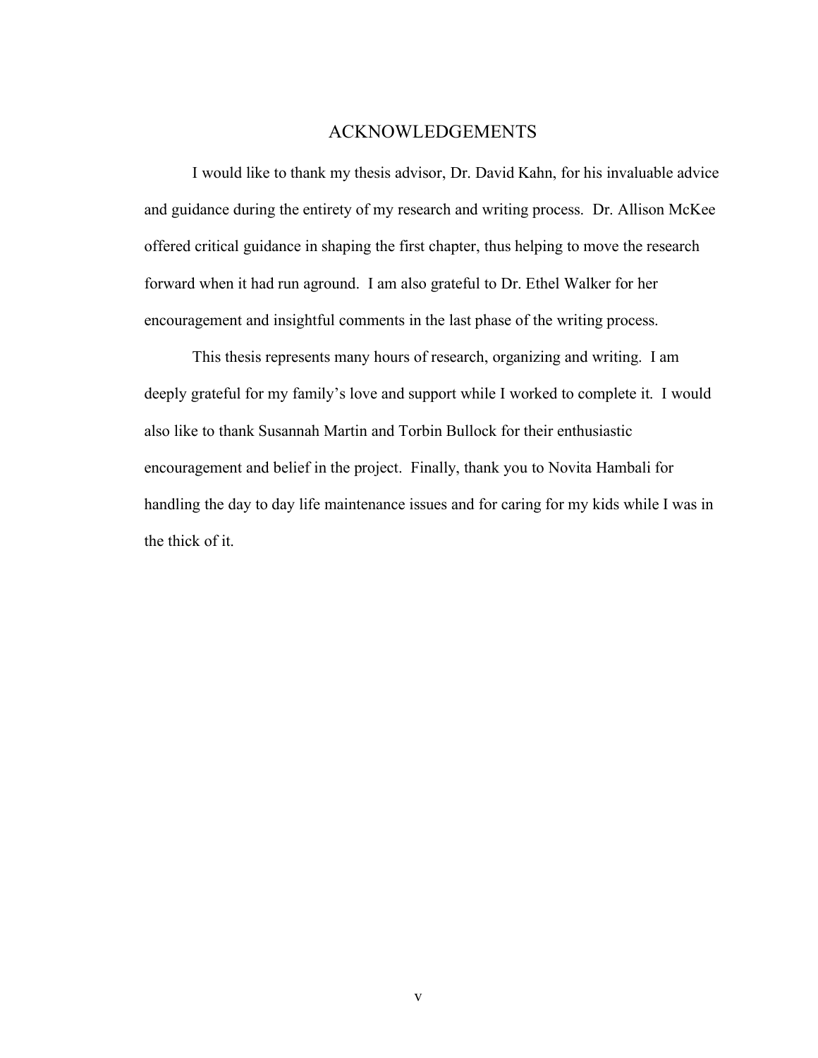# ACKNOWLEDGEMENTS

I would like to thank my thesis advisor, Dr. David Kahn, for his invaluable advice and guidance during the entirety of my research and writing process. Dr. Allison McKee offered critical guidance in shaping the first chapter, thus helping to move the research forward when it had run aground. I am also grateful to Dr. Ethel Walker for her encouragement and insightful comments in the last phase of the writing process.

This thesis represents many hours of research, organizing and writing. I am deeply grateful for my family's love and support while I worked to complete it. I would also like to thank Susannah Martin and Torbin Bullock for their enthusiastic encouragement and belief in the project. Finally, thank you to Novita Hambali for handling the day to day life maintenance issues and for caring for my kids while I was in the thick of it.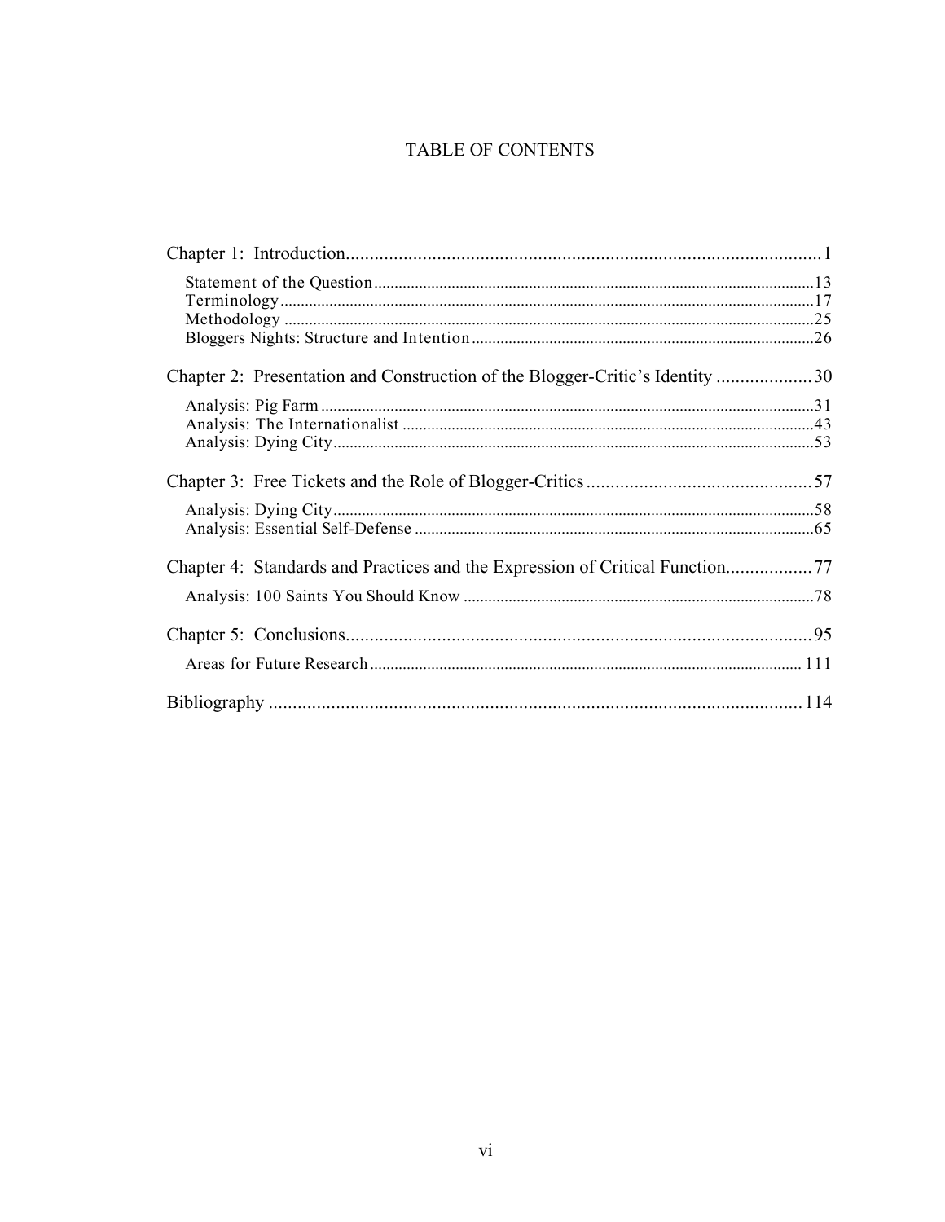# TABLE OF CONTENTS

Chapter 1: Introduction....................................................................................................1

- Statement of the Question..........................................................................................13
- Terminology.................................................................................................................17
- Methodology ................................................................................................................25
- Bloggers Nights: Structure and Intention...................................................................26

Chapter 2: Presentation and Construction of the Blogger-Critic's Identity ....................30

- Analysis: Pig Farm.......................................................................................................31
- Analysis: The Internationalist ....................................................................................43
- Analysis: Dying City....................................................................................................53

Chapter 3: Free Tickets and the Role of Blogger-Critics ..............................................57

- Analysis: Dying City....................................................................................................58
- Analysis: Essential Self-Defense ................................................................................65

Chapter 4: Standards and Practices and the Expression of Critical Function..................77

- Analysis: 100 Saints You Should Know .....................................................................78

Chapter 5: Conclusions...................................................................................................95

- Areas for Future Research........................................................................................ 111

Bibliography ................................................................................................................114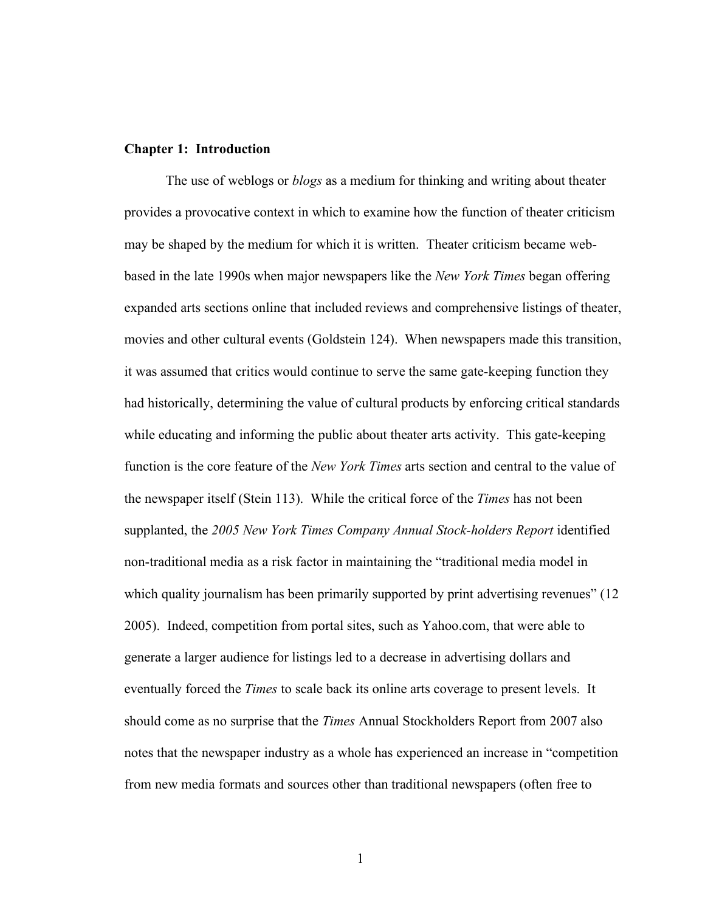## Chapter 1: Introduction

The use of weblogs or *blogs* as a medium for thinking and writing about theater provides a provocative context in which to examine how the function of theater criticism may be shaped by the medium for which it is written. Theater criticism became web-based in the late 1990s when major newspapers like the *New York Times* began offering expanded arts sections online that included reviews and comprehensive listings of theater, movies and other cultural events (Goldstein 124). When newspapers made this transition, it was assumed that critics would continue to serve the same gate-keeping function they had historically, determining the value of cultural products by enforcing critical standards while educating and informing the public about theater arts activity. This gate-keeping function is the core feature of the *New York Times* arts section and central to the value of the newspaper itself (Stein 113). While the critical force of the *Times* has not been supplanted, the *2005 New York Times Company Annual Stock-holders Report* identified non-traditional media as a risk factor in maintaining the "traditional media model in which quality journalism has been primarily supported by print advertising revenues" (12 2005). Indeed, competition from portal sites, such as Yahoo.com, that were able to generate a larger audience for listings led to a decrease in advertising dollars and eventually forced the *Times* to scale back its online arts coverage to present levels. It should come as no surprise that the *Times* Annual Stockholders Report from 2007 also notes that the newspaper industry as a whole has experienced an increase in "competition from new media formats and sources other than traditional newspapers (often free to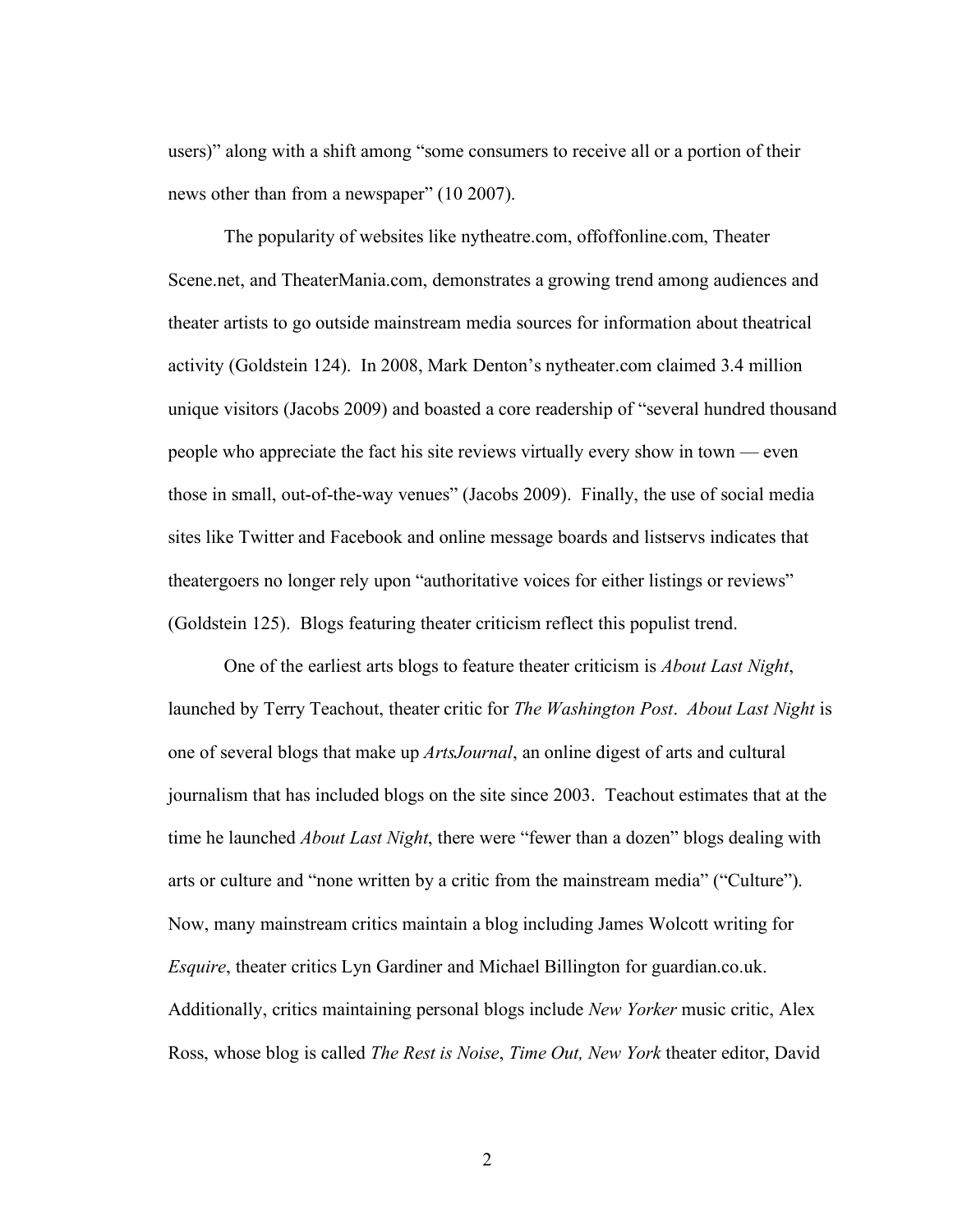users)" along with a shift among "some consumers to receive all or a portion of their news other than from a newspaper" (10 2007).

The popularity of websites like nytheatre.com, offoffonline.com, Theater Scene.net, and TheaterMania.com, demonstrates a growing trend among audiences and theater artists to go outside mainstream media sources for information about theatrical activity (Goldstein 124). In 2008, Mark Denton's nytheater.com claimed 3.4 million unique visitors (Jacobs 2009) and boasted a core readership of "several hundred thousand people who appreciate the fact his site reviews virtually every show in town — even those in small, out-of-the-way venues" (Jacobs 2009). Finally, the use of social media sites like Twitter and Facebook and online message boards and listservs indicates that theatergoers no longer rely upon "authoritative voices for either listings or reviews" (Goldstein 125). Blogs featuring theater criticism reflect this populist trend.

One of the earliest arts blogs to feature theater criticism is *About Last Night*, launched by Terry Teachout, theater critic for *The Washington Post*. *About Last Night* is one of several blogs that make up *ArtsJournal*, an online digest of arts and cultural journalism that has included blogs on the site since 2003. Teachout estimates that at the time he launched *About Last Night*, there were "fewer than a dozen" blogs dealing with arts or culture and "none written by a critic from the mainstream media" ("Culture"). Now, many mainstream critics maintain a blog including James Wolcott writing for *Esquire*, theater critics Lyn Gardiner and Michael Billington for guardian.co.uk. Additionally, critics maintaining personal blogs include *New Yorker* music critic, Alex Ross, whose blog is called *The Rest is Noise*, *Time Out, New York* theater editor, David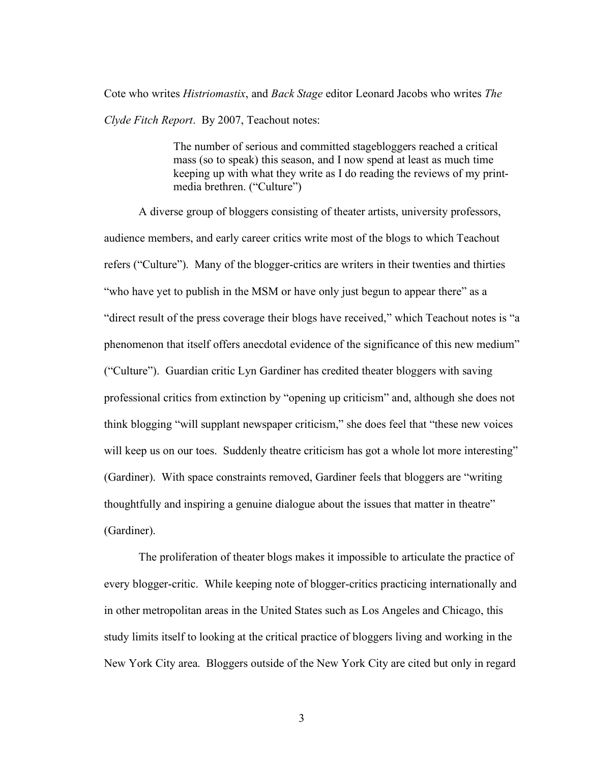Cote who writes *Histriomastix*, and *Back Stage* editor Leonard Jacobs who writes *The Clyde Fitch Report*. By 2007, Teachout notes:

> The number of serious and committed stagebloggers reached a critical mass (so to speak) this season, and I now spend at least as much time keeping up with what they write as I do reading the reviews of my print-media brethren. ("Culture")

A diverse group of bloggers consisting of theater artists, university professors, audience members, and early career critics write most of the blogs to which Teachout refers ("Culture"). Many of the blogger-critics are writers in their twenties and thirties "who have yet to publish in the MSM or have only just begun to appear there" as a "direct result of the press coverage their blogs have received," which Teachout notes is "a phenomenon that itself offers anecdotal evidence of the significance of this new medium" ("Culture"). Guardian critic Lyn Gardiner has credited theater bloggers with saving professional critics from extinction by "opening up criticism" and, although she does not think blogging "will supplant newspaper criticism," she does feel that "these new voices will keep us on our toes. Suddenly theatre criticism has got a whole lot more interesting" (Gardiner). With space constraints removed, Gardiner feels that bloggers are "writing thoughtfully and inspiring a genuine dialogue about the issues that matter in theatre" (Gardiner).

The proliferation of theater blogs makes it impossible to articulate the practice of every blogger-critic. While keeping note of blogger-critics practicing internationally and in other metropolitan areas in the United States such as Los Angeles and Chicago, this study limits itself to looking at the critical practice of bloggers living and working in the New York City area. Bloggers outside of the New York City are cited but only in regard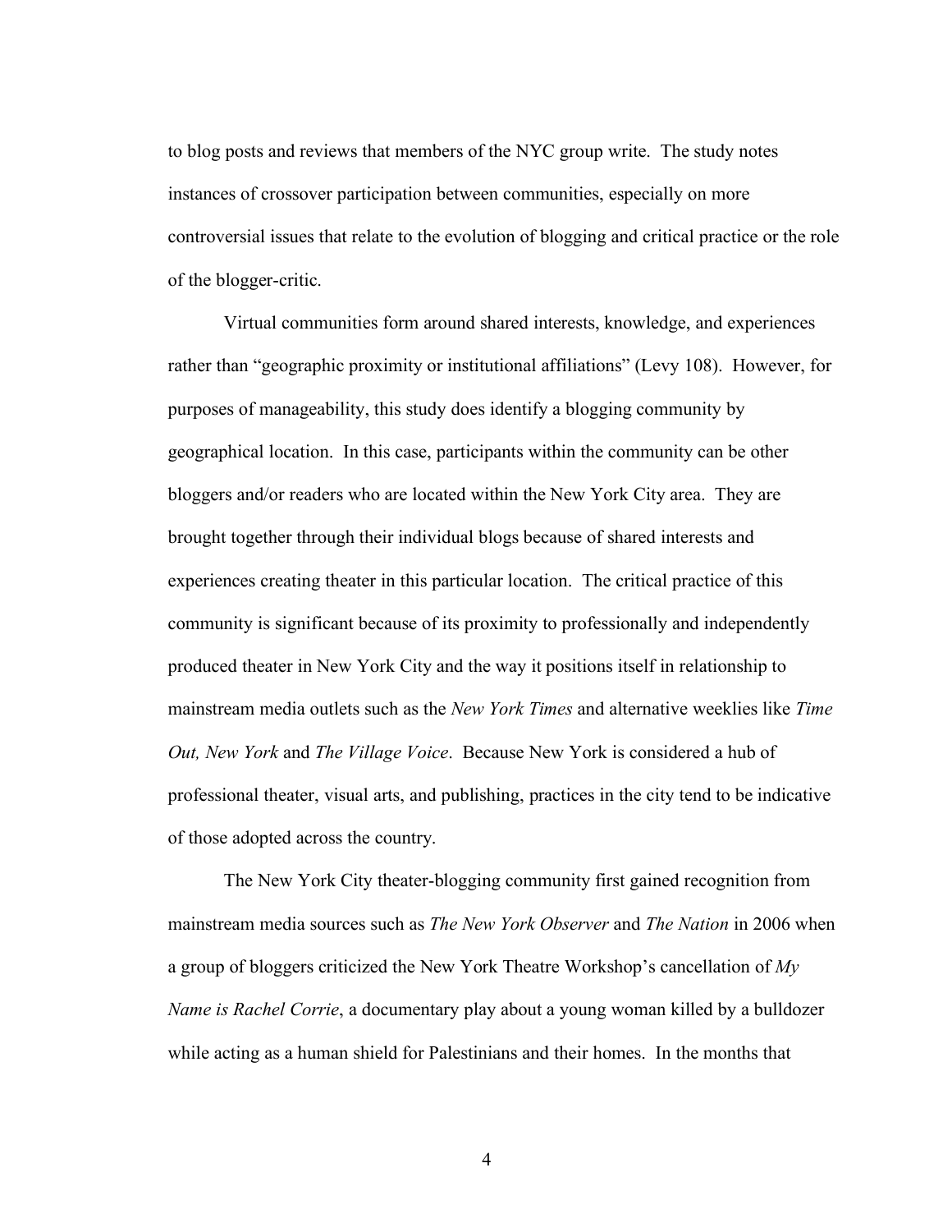to blog posts and reviews that members of the NYC group write. The study notes instances of crossover participation between communities, especially on more controversial issues that relate to the evolution of blogging and critical practice or the role of the blogger-critic.

Virtual communities form around shared interests, knowledge, and experiences rather than "geographic proximity or institutional affiliations" (Levy 108). However, for purposes of manageability, this study does identify a blogging community by geographical location. In this case, participants within the community can be other bloggers and/or readers who are located within the New York City area. They are brought together through their individual blogs because of shared interests and experiences creating theater in this particular location. The critical practice of this community is significant because of its proximity to professionally and independently produced theater in New York City and the way it positions itself in relationship to mainstream media outlets such as the *New York Times* and alternative weeklies like *Time Out, New York* and *The Village Voice*. Because New York is considered a hub of professional theater, visual arts, and publishing, practices in the city tend to be indicative of those adopted across the country.

The New York City theater-blogging community first gained recognition from mainstream media sources such as *The New York Observer* and *The Nation* in 2006 when a group of bloggers criticized the New York Theatre Workshop's cancellation of *My Name is Rachel Corrie*, a documentary play about a young woman killed by a bulldozer while acting as a human shield for Palestinians and their homes. In the months that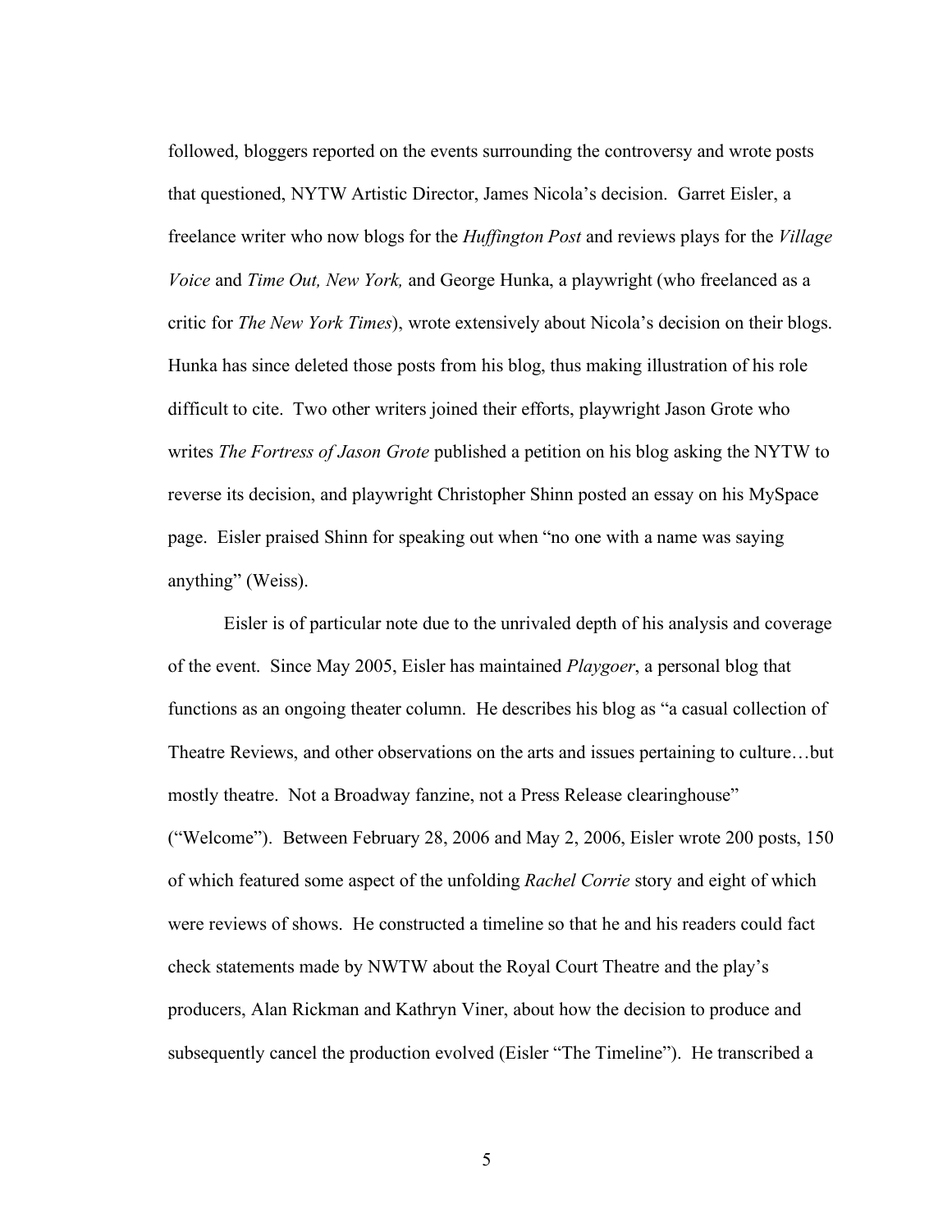followed, bloggers reported on the events surrounding the controversy and wrote posts that questioned, NYTW Artistic Director, James Nicola's decision. Garret Eisler, a freelance writer who now blogs for the *Huffington Post* and reviews plays for the *Village Voice* and *Time Out, New York,* and George Hunka, a playwright (who freelanced as a critic for *The New York Times*), wrote extensively about Nicola's decision on their blogs. Hunka has since deleted those posts from his blog, thus making illustration of his role difficult to cite. Two other writers joined their efforts, playwright Jason Grote who writes *The Fortress of Jason Grote* published a petition on his blog asking the NYTW to reverse its decision, and playwright Christopher Shinn posted an essay on his MySpace page. Eisler praised Shinn for speaking out when "no one with a name was saying anything" (Weiss).

Eisler is of particular note due to the unrivaled depth of his analysis and coverage of the event. Since May 2005, Eisler has maintained *Playgoer*, a personal blog that functions as an ongoing theater column. He describes his blog as "a casual collection of Theatre Reviews, and other observations on the arts and issues pertaining to culture…but mostly theatre. Not a Broadway fanzine, not a Press Release clearinghouse" ("Welcome"). Between February 28, 2006 and May 2, 2006, Eisler wrote 200 posts, 150 of which featured some aspect of the unfolding *Rachel Corrie* story and eight of which were reviews of shows. He constructed a timeline so that he and his readers could fact check statements made by NWTW about the Royal Court Theatre and the play's producers, Alan Rickman and Kathryn Viner, about how the decision to produce and subsequently cancel the production evolved (Eisler "The Timeline"). He transcribed a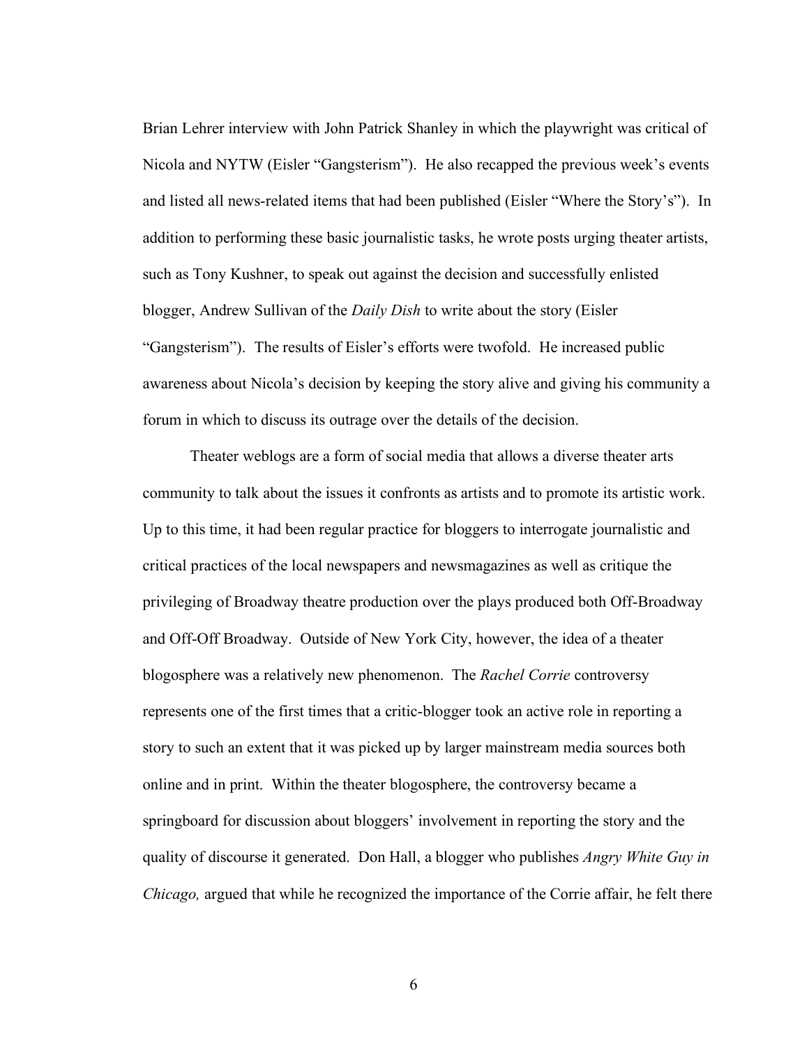Brian Lehrer interview with John Patrick Shanley in which the playwright was critical of Nicola and NYTW (Eisler "Gangsterism"). He also recapped the previous week's events and listed all news-related items that had been published (Eisler "Where the Story's"). In addition to performing these basic journalistic tasks, he wrote posts urging theater artists, such as Tony Kushner, to speak out against the decision and successfully enlisted blogger, Andrew Sullivan of the *Daily Dish* to write about the story (Eisler "Gangsterism"). The results of Eisler's efforts were twofold. He increased public awareness about Nicola's decision by keeping the story alive and giving his community a forum in which to discuss its outrage over the details of the decision.

Theater weblogs are a form of social media that allows a diverse theater arts community to talk about the issues it confronts as artists and to promote its artistic work. Up to this time, it had been regular practice for bloggers to interrogate journalistic and critical practices of the local newspapers and newsmagazines as well as critique the privileging of Broadway theatre production over the plays produced both Off-Broadway and Off-Off Broadway. Outside of New York City, however, the idea of a theater blogosphere was a relatively new phenomenon. The *Rachel Corrie* controversy represents one of the first times that a critic-blogger took an active role in reporting a story to such an extent that it was picked up by larger mainstream media sources both online and in print. Within the theater blogosphere, the controversy became a springboard for discussion about bloggers' involvement in reporting the story and the quality of discourse it generated. Don Hall, a blogger who publishes *Angry White Guy in Chicago,* argued that while he recognized the importance of the Corrie affair, he felt there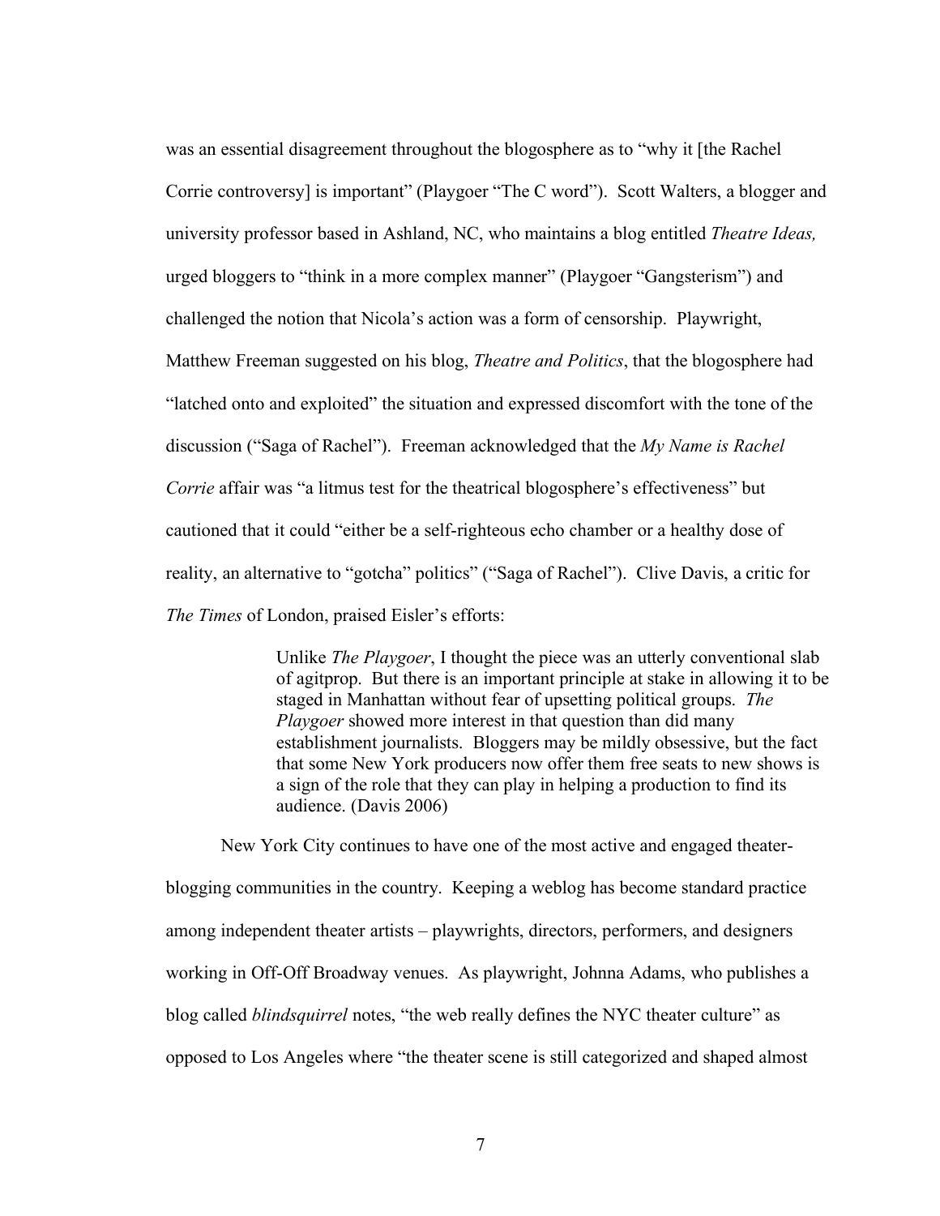was an essential disagreement throughout the blogosphere as to "why it [the Rachel Corrie controversy] is important" (Playgoer "The C word"). Scott Walters, a blogger and university professor based in Ashland, NC, who maintains a blog entitled *Theatre Ideas,* urged bloggers to "think in a more complex manner" (Playgoer "Gangsterism") and challenged the notion that Nicola's action was a form of censorship. Playwright, Matthew Freeman suggested on his blog, *Theatre and Politics*, that the blogosphere had "latched onto and exploited" the situation and expressed discomfort with the tone of the discussion ("Saga of Rachel"). Freeman acknowledged that the *My Name is Rachel Corrie* affair was "a litmus test for the theatrical blogosphere's effectiveness" but cautioned that it could "either be a self-righteous echo chamber or a healthy dose of reality, an alternative to "gotcha" politics" ("Saga of Rachel"). Clive Davis, a critic for *The Times* of London, praised Eisler's efforts:

> Unlike *The Playgoer*, I thought the piece was an utterly conventional slab of agitprop. But there is an important principle at stake in allowing it to be staged in Manhattan without fear of upsetting political groups. *The Playgoer* showed more interest in that question than did many establishment journalists. Bloggers may be mildly obsessive, but the fact that some New York producers now offer them free seats to new shows is a sign of the role that they can play in helping a production to find its audience. (Davis 2006)

New York City continues to have one of the most active and engaged theater-blogging communities in the country. Keeping a weblog has become standard practice among independent theater artists – playwrights, directors, performers, and designers working in Off-Off Broadway venues. As playwright, Johnna Adams, who publishes a blog called *blindsquirrel* notes, "the web really defines the NYC theater culture" as opposed to Los Angeles where "the theater scene is still categorized and shaped almost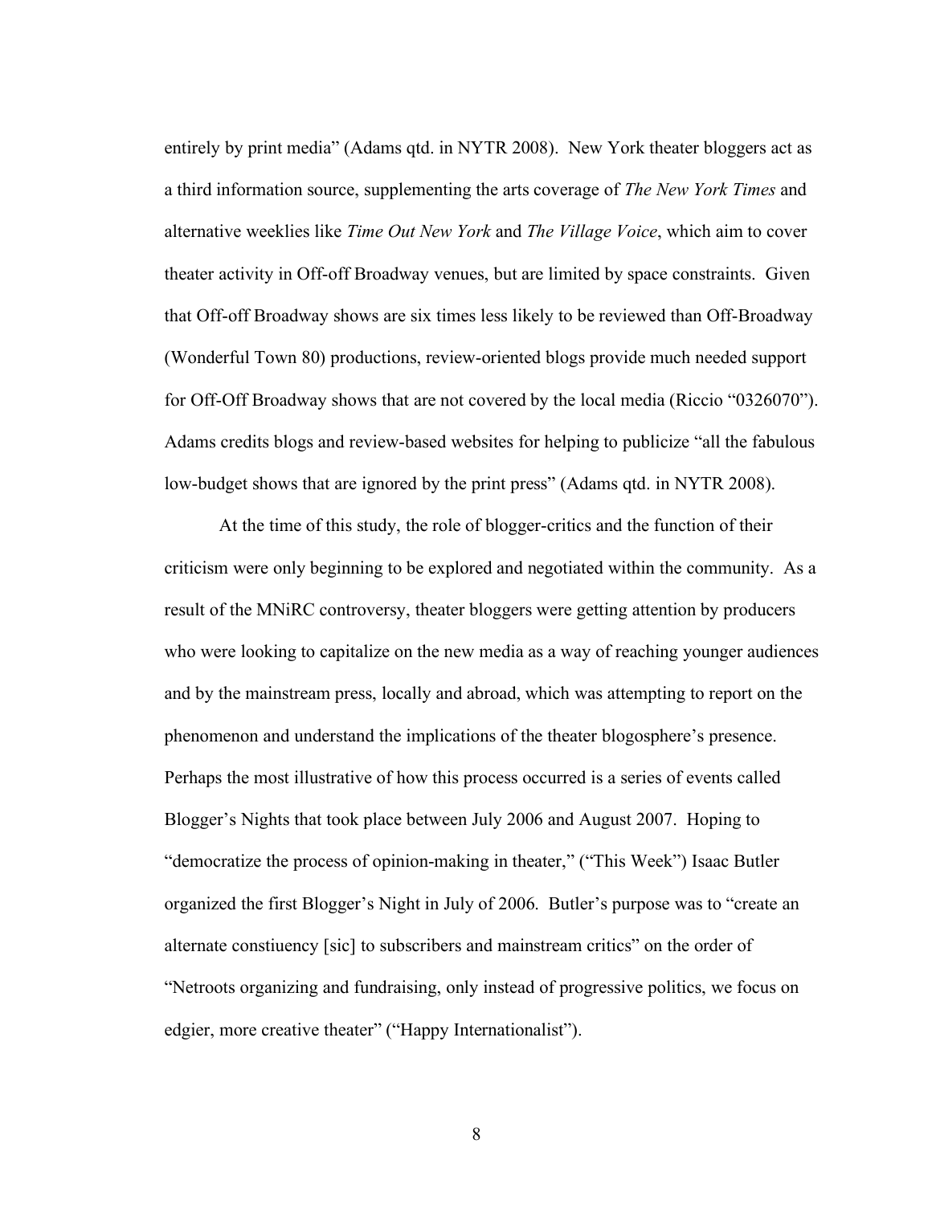entirely by print media" (Adams qtd. in NYTR 2008). New York theater bloggers act as a third information source, supplementing the arts coverage of *The New York Times* and alternative weeklies like *Time Out New York* and *The Village Voice*, which aim to cover theater activity in Off-off Broadway venues, but are limited by space constraints. Given that Off-off Broadway shows are six times less likely to be reviewed than Off-Broadway (Wonderful Town 80) productions, review-oriented blogs provide much needed support for Off-Off Broadway shows that are not covered by the local media (Riccio "0326070"). Adams credits blogs and review-based websites for helping to publicize "all the fabulous low-budget shows that are ignored by the print press" (Adams qtd. in NYTR 2008).

At the time of this study, the role of blogger-critics and the function of their criticism were only beginning to be explored and negotiated within the community. As a result of the MNiRC controversy, theater bloggers were getting attention by producers who were looking to capitalize on the new media as a way of reaching younger audiences and by the mainstream press, locally and abroad, which was attempting to report on the phenomenon and understand the implications of the theater blogosphere's presence. Perhaps the most illustrative of how this process occurred is a series of events called Blogger's Nights that took place between July 2006 and August 2007. Hoping to "democratize the process of opinion-making in theater," ("This Week") Isaac Butler organized the first Blogger's Night in July of 2006. Butler's purpose was to "create an alternate constiuency [sic] to subscribers and mainstream critics" on the order of "Netroots organizing and fundraising, only instead of progressive politics, we focus on edgier, more creative theater" ("Happy Internationalist").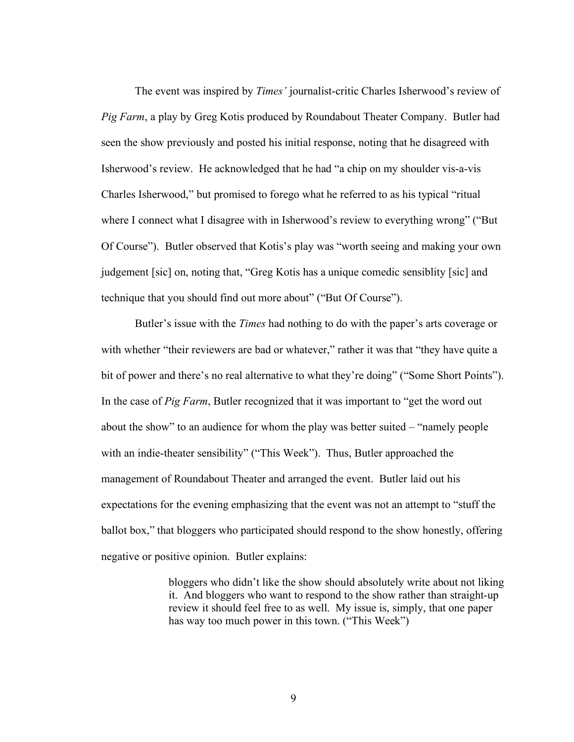The event was inspired by *Times'* journalist-critic Charles Isherwood's review of *Pig Farm*, a play by Greg Kotis produced by Roundabout Theater Company. Butler had seen the show previously and posted his initial response, noting that he disagreed with Isherwood's review. He acknowledged that he had "a chip on my shoulder vis-a-vis Charles Isherwood," but promised to forego what he referred to as his typical "ritual where I connect what I disagree with in Isherwood's review to everything wrong" ("But Of Course"). Butler observed that Kotis's play was "worth seeing and making your own judgement [sic] on, noting that, "Greg Kotis has a unique comedic sensiblity [sic] and technique that you should find out more about" ("But Of Course").

Butler's issue with the *Times* had nothing to do with the paper's arts coverage or with whether "their reviewers are bad or whatever," rather it was that "they have quite a bit of power and there's no real alternative to what they're doing" ("Some Short Points"). In the case of *Pig Farm*, Butler recognized that it was important to "get the word out about the show" to an audience for whom the play was better suited – "namely people with an indie-theater sensibility" ("This Week"). Thus, Butler approached the management of Roundabout Theater and arranged the event. Butler laid out his expectations for the evening emphasizing that the event was not an attempt to "stuff the ballot box," that bloggers who participated should respond to the show honestly, offering negative or positive opinion. Butler explains:

> bloggers who didn't like the show should absolutely write about not liking it. And bloggers who want to respond to the show rather than straight-up review it should feel free to as well. My issue is, simply, that one paper has way too much power in this town. ("This Week")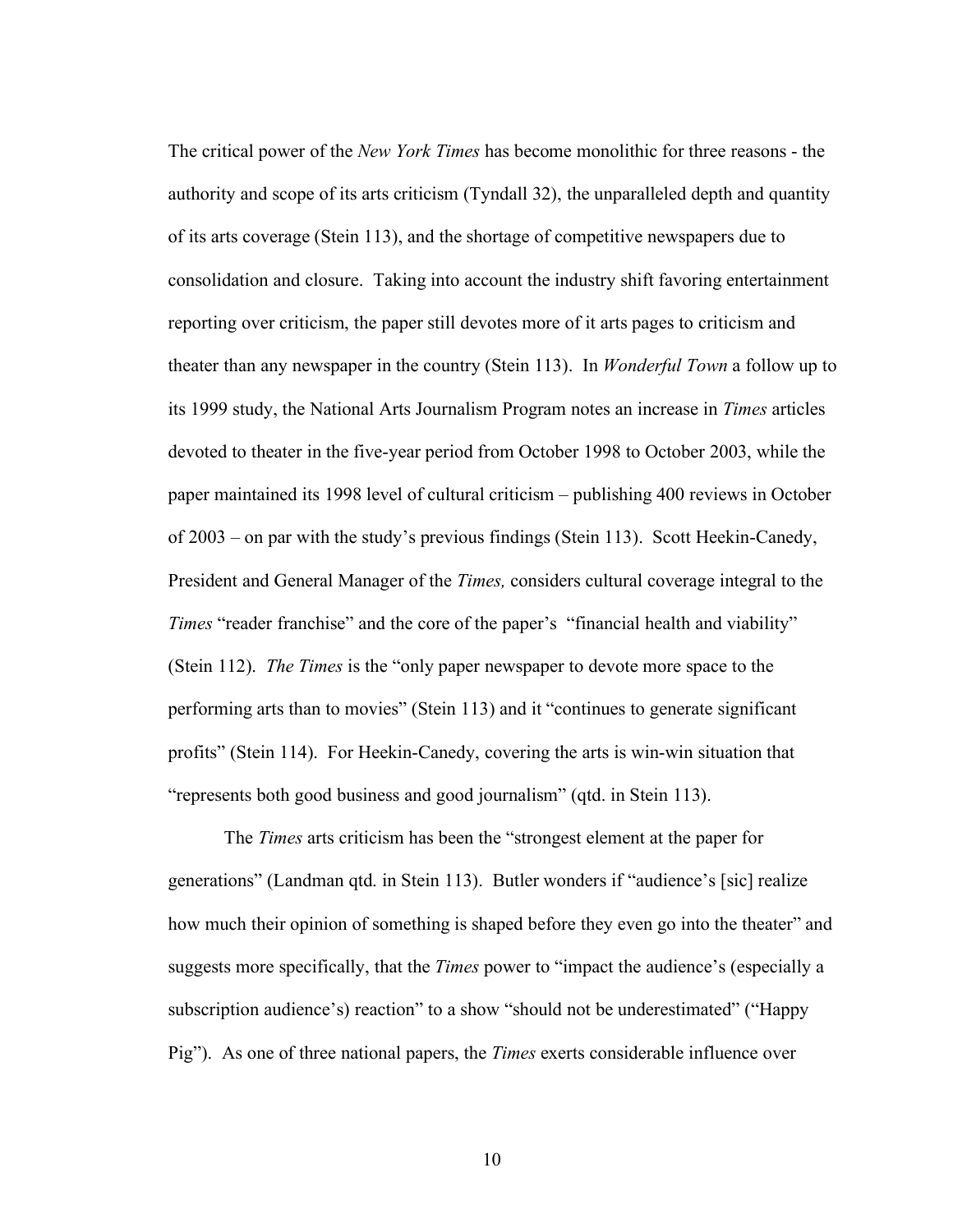The critical power of the *New York Times* has become monolithic for three reasons - the authority and scope of its arts criticism (Tyndall 32), the unparalleled depth and quantity of its arts coverage (Stein 113), and the shortage of competitive newspapers due to consolidation and closure. Taking into account the industry shift favoring entertainment reporting over criticism, the paper still devotes more of it arts pages to criticism and theater than any newspaper in the country (Stein 113). In *Wonderful Town* a follow up to its 1999 study, the National Arts Journalism Program notes an increase in *Times* articles devoted to theater in the five-year period from October 1998 to October 2003, while the paper maintained its 1998 level of cultural criticism – publishing 400 reviews in October of 2003 – on par with the study's previous findings (Stein 113). Scott Heekin-Canedy, President and General Manager of the *Times,* considers cultural coverage integral to the *Times* "reader franchise" and the core of the paper's "financial health and viability" (Stein 112). *The Times* is the "only paper newspaper to devote more space to the performing arts than to movies" (Stein 113) and it "continues to generate significant profits" (Stein 114). For Heekin-Canedy, covering the arts is win-win situation that "represents both good business and good journalism" (qtd. in Stein 113).

The *Times* arts criticism has been the "strongest element at the paper for generations" (Landman qtd. in Stein 113). Butler wonders if "audience's [sic] realize how much their opinion of something is shaped before they even go into the theater" and suggests more specifically, that the *Times* power to "impact the audience's (especially a subscription audience's) reaction" to a show "should not be underestimated" ("Happy Pig"). As one of three national papers, the *Times* exerts considerable influence over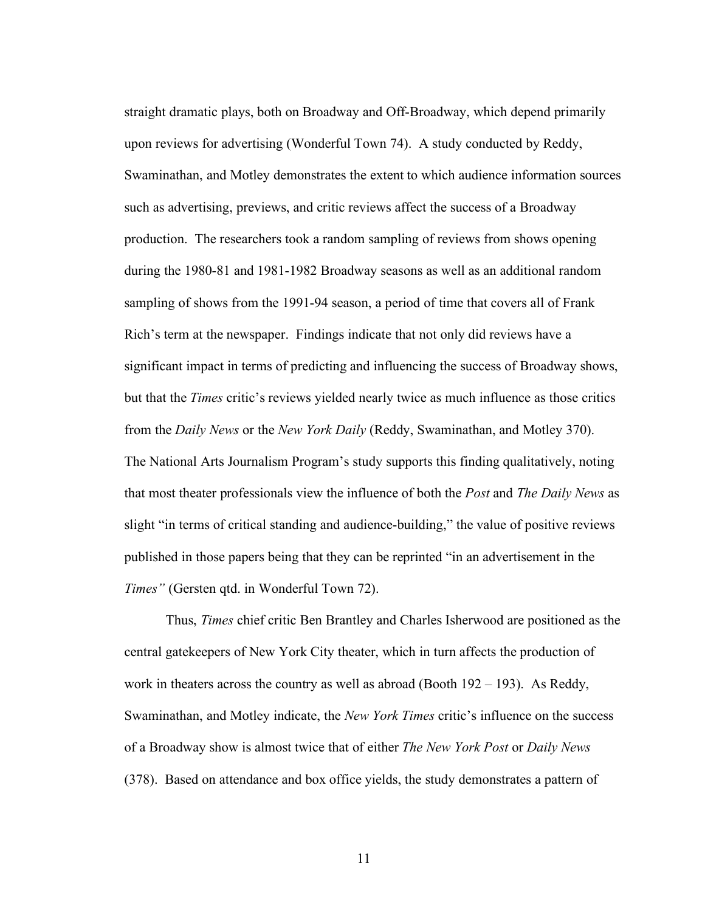straight dramatic plays, both on Broadway and Off-Broadway, which depend primarily upon reviews for advertising (Wonderful Town 74). A study conducted by Reddy, Swaminathan, and Motley demonstrates the extent to which audience information sources such as advertising, previews, and critic reviews affect the success of a Broadway production. The researchers took a random sampling of reviews from shows opening during the 1980-81 and 1981-1982 Broadway seasons as well as an additional random sampling of shows from the 1991-94 season, a period of time that covers all of Frank Rich's term at the newspaper. Findings indicate that not only did reviews have a significant impact in terms of predicting and influencing the success of Broadway shows, but that the *Times* critic's reviews yielded nearly twice as much influence as those critics from the *Daily News* or the *New York Daily* (Reddy, Swaminathan, and Motley 370). The National Arts Journalism Program's study supports this finding qualitatively, noting that most theater professionals view the influence of both the *Post* and *The Daily News* as slight "in terms of critical standing and audience-building," the value of positive reviews published in those papers being that they can be reprinted "in an advertisement in the *Times"* (Gersten qtd. in Wonderful Town 72).

Thus, *Times* chief critic Ben Brantley and Charles Isherwood are positioned as the central gatekeepers of New York City theater, which in turn affects the production of work in theaters across the country as well as abroad (Booth 192 – 193). As Reddy, Swaminathan, and Motley indicate, the *New York Times* critic's influence on the success of a Broadway show is almost twice that of either *The New York Post* or *Daily News* (378). Based on attendance and box office yields, the study demonstrates a pattern of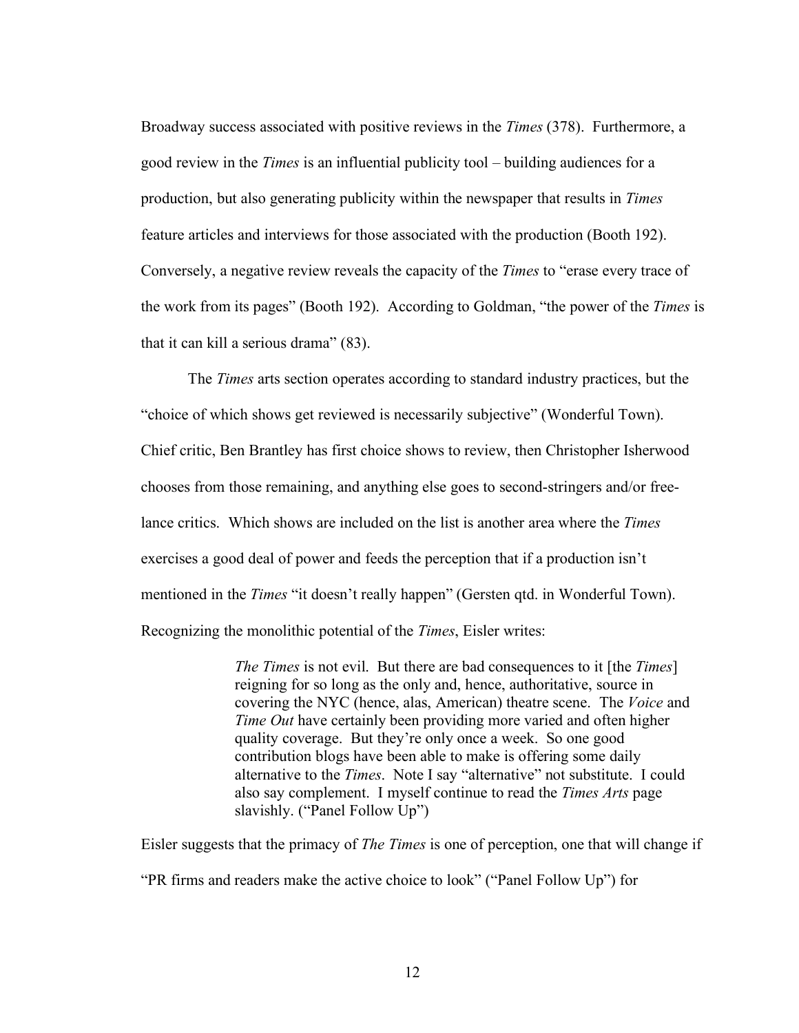Broadway success associated with positive reviews in the *Times* (378). Furthermore, a good review in the *Times* is an influential publicity tool – building audiences for a production, but also generating publicity within the newspaper that results in *Times* feature articles and interviews for those associated with the production (Booth 192). Conversely, a negative review reveals the capacity of the *Times* to "erase every trace of the work from its pages" (Booth 192). According to Goldman, "the power of the *Times* is that it can kill a serious drama" (83).

The *Times* arts section operates according to standard industry practices, but the "choice of which shows get reviewed is necessarily subjective" (Wonderful Town). Chief critic, Ben Brantley has first choice shows to review, then Christopher Isherwood chooses from those remaining, and anything else goes to second-stringers and/or free-lance critics. Which shows are included on the list is another area where the *Times* exercises a good deal of power and feeds the perception that if a production isn't mentioned in the *Times* "it doesn't really happen" (Gersten qtd. in Wonderful Town). Recognizing the monolithic potential of the *Times*, Eisler writes:

> *The Times* is not evil. But there are bad consequences to it [the *Times*] reigning for so long as the only and, hence, authoritative, source in covering the NYC (hence, alas, American) theatre scene. The *Voice* and *Time Out* have certainly been providing more varied and often higher quality coverage. But they're only once a week. So one good contribution blogs have been able to make is offering some daily alternative to the *Times*. Note I say "alternative" not substitute. I could also say complement. I myself continue to read the *Times Arts* page slavishly. ("Panel Follow Up")

Eisler suggests that the primacy of *The Times* is one of perception, one that will change if "PR firms and readers make the active choice to look" ("Panel Follow Up") for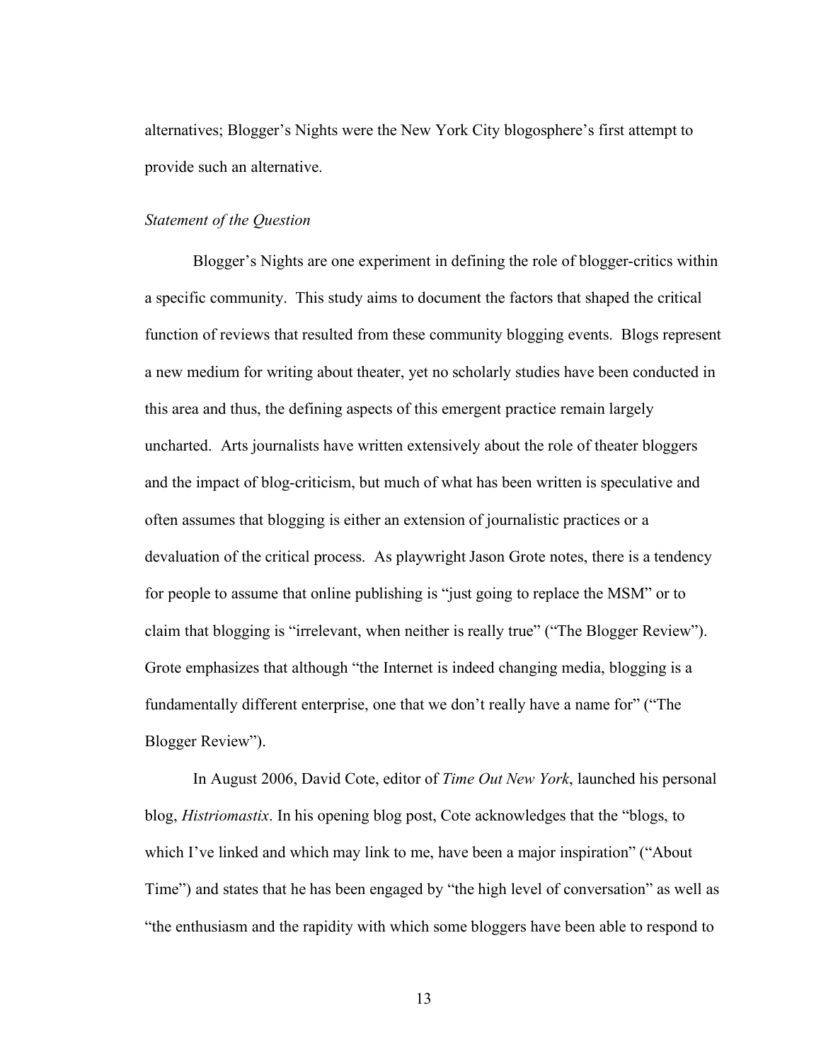alternatives; Blogger's Nights were the New York City blogosphere's first attempt to provide such an alternative.

*Statement of the Question*

Blogger's Nights are one experiment in defining the role of blogger-critics within a specific community. This study aims to document the factors that shaped the critical function of reviews that resulted from these community blogging events. Blogs represent a new medium for writing about theater, yet no scholarly studies have been conducted in this area and thus, the defining aspects of this emergent practice remain largely uncharted. Arts journalists have written extensively about the role of theater bloggers and the impact of blog-criticism, but much of what has been written is speculative and often assumes that blogging is either an extension of journalistic practices or a devaluation of the critical process. As playwright Jason Grote notes, there is a tendency for people to assume that online publishing is "just going to replace the MSM" or to claim that blogging is "irrelevant, when neither is really true" ("The Blogger Review"). Grote emphasizes that although "the Internet is indeed changing media, blogging is a fundamentally different enterprise, one that we don't really have a name for" ("The Blogger Review").

In August 2006, David Cote, editor of *Time Out New York*, launched his personal blog, *Histriomastix*. In his opening blog post, Cote acknowledges that the "blogs, to which I've linked and which may link to me, have been a major inspiration" ("About Time") and states that he has been engaged by "the high level of conversation" as well as "the enthusiasm and the rapidity with which some bloggers have been able to respond to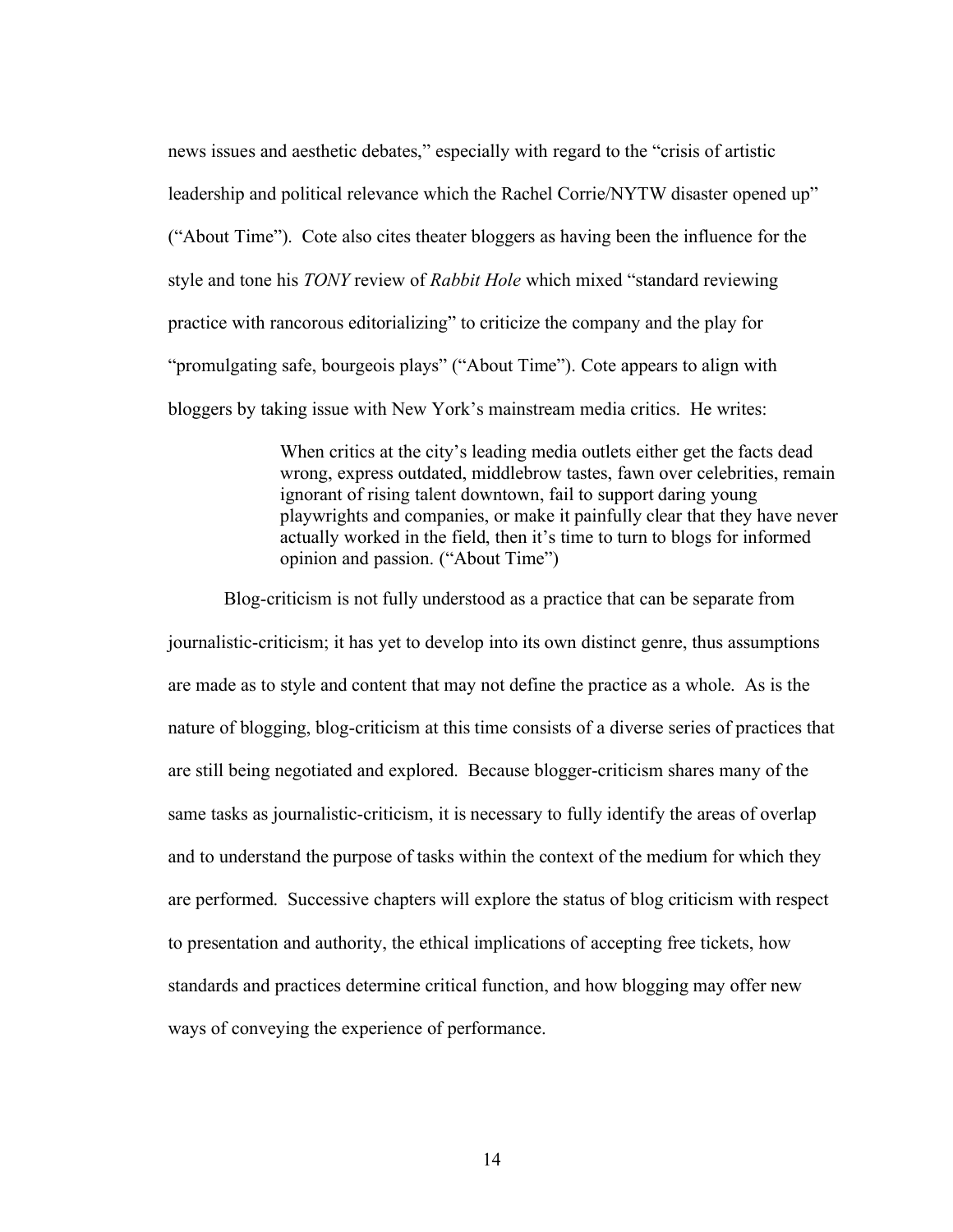news issues and aesthetic debates," especially with regard to the "crisis of artistic leadership and political relevance which the Rachel Corrie/NYTW disaster opened up" ("About Time"). Cote also cites theater bloggers as having been the influence for the style and tone his *TONY* review of *Rabbit Hole* which mixed "standard reviewing practice with rancorous editorializing" to criticize the company and the play for "promulgating safe, bourgeois plays" ("About Time"). Cote appears to align with bloggers by taking issue with New York's mainstream media critics. He writes:

> When critics at the city's leading media outlets either get the facts dead wrong, express outdated, middlebrow tastes, fawn over celebrities, remain ignorant of rising talent downtown, fail to support daring young playwrights and companies, or make it painfully clear that they have never actually worked in the field, then it's time to turn to blogs for informed opinion and passion. ("About Time")

Blog-criticism is not fully understood as a practice that can be separate from journalistic-criticism; it has yet to develop into its own distinct genre, thus assumptions are made as to style and content that may not define the practice as a whole. As is the nature of blogging, blog-criticism at this time consists of a diverse series of practices that are still being negotiated and explored. Because blogger-criticism shares many of the same tasks as journalistic-criticism, it is necessary to fully identify the areas of overlap and to understand the purpose of tasks within the context of the medium for which they are performed. Successive chapters will explore the status of blog criticism with respect to presentation and authority, the ethical implications of accepting free tickets, how standards and practices determine critical function, and how blogging may offer new ways of conveying the experience of performance.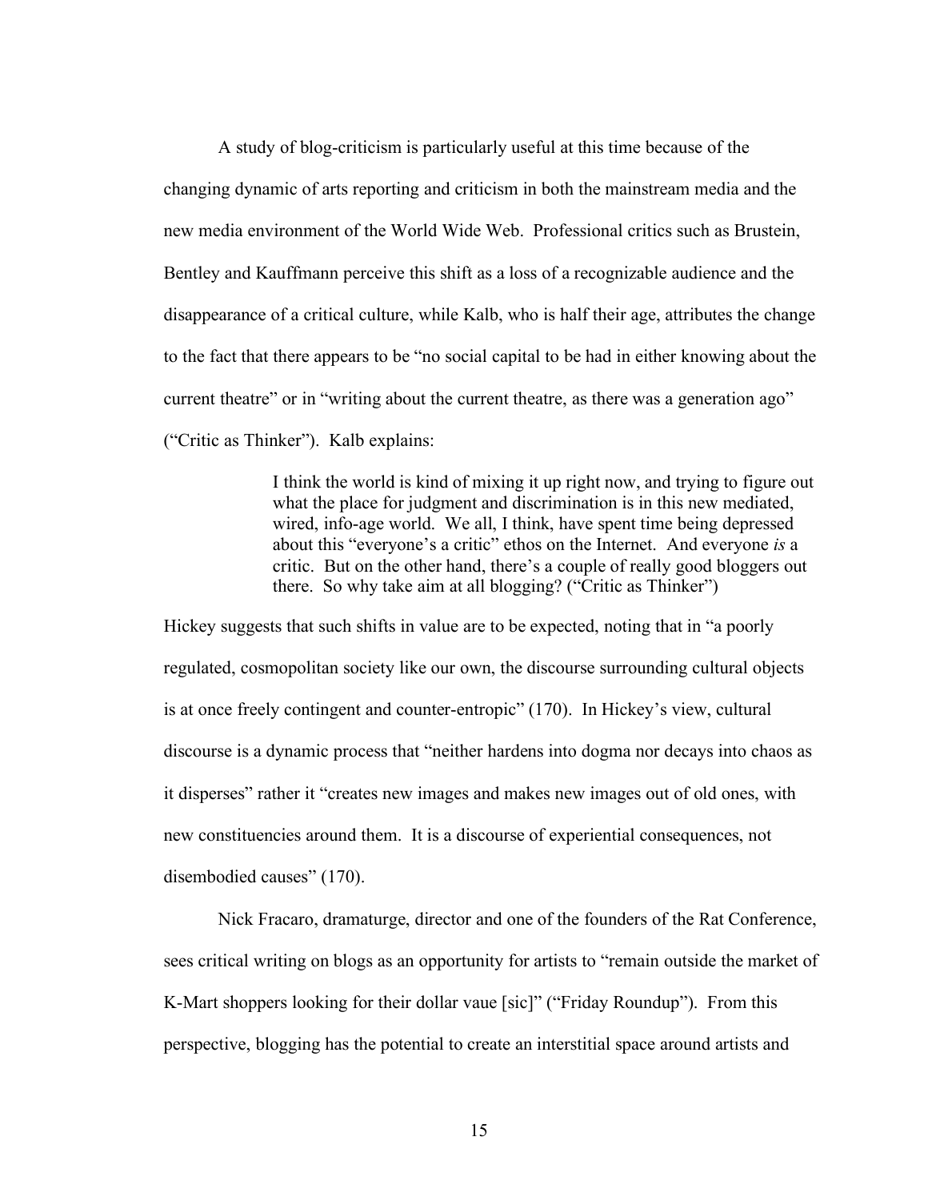A study of blog-criticism is particularly useful at this time because of the changing dynamic of arts reporting and criticism in both the mainstream media and the new media environment of the World Wide Web. Professional critics such as Brustein, Bentley and Kauffmann perceive this shift as a loss of a recognizable audience and the disappearance of a critical culture, while Kalb, who is half their age, attributes the change to the fact that there appears to be "no social capital to be had in either knowing about the current theatre" or in "writing about the current theatre, as there was a generation ago" ("Critic as Thinker"). Kalb explains:

> I think the world is kind of mixing it up right now, and trying to figure out what the place for judgment and discrimination is in this new mediated, wired, info-age world. We all, I think, have spent time being depressed about this "everyone's a critic" ethos on the Internet. And everyone *is* a critic. But on the other hand, there's a couple of really good bloggers out there. So why take aim at all blogging? ("Critic as Thinker")

Hickey suggests that such shifts in value are to be expected, noting that in "a poorly regulated, cosmopolitan society like our own, the discourse surrounding cultural objects is at once freely contingent and counter-entropic" (170). In Hickey's view, cultural discourse is a dynamic process that "neither hardens into dogma nor decays into chaos as it disperses" rather it "creates new images and makes new images out of old ones, with new constituencies around them. It is a discourse of experiential consequences, not disembodied causes" (170).

Nick Fracaro, dramaturge, director and one of the founders of the Rat Conference, sees critical writing on blogs as an opportunity for artists to "remain outside the market of K-Mart shoppers looking for their dollar vaue [sic]" ("Friday Roundup"). From this perspective, blogging has the potential to create an interstitial space around artists and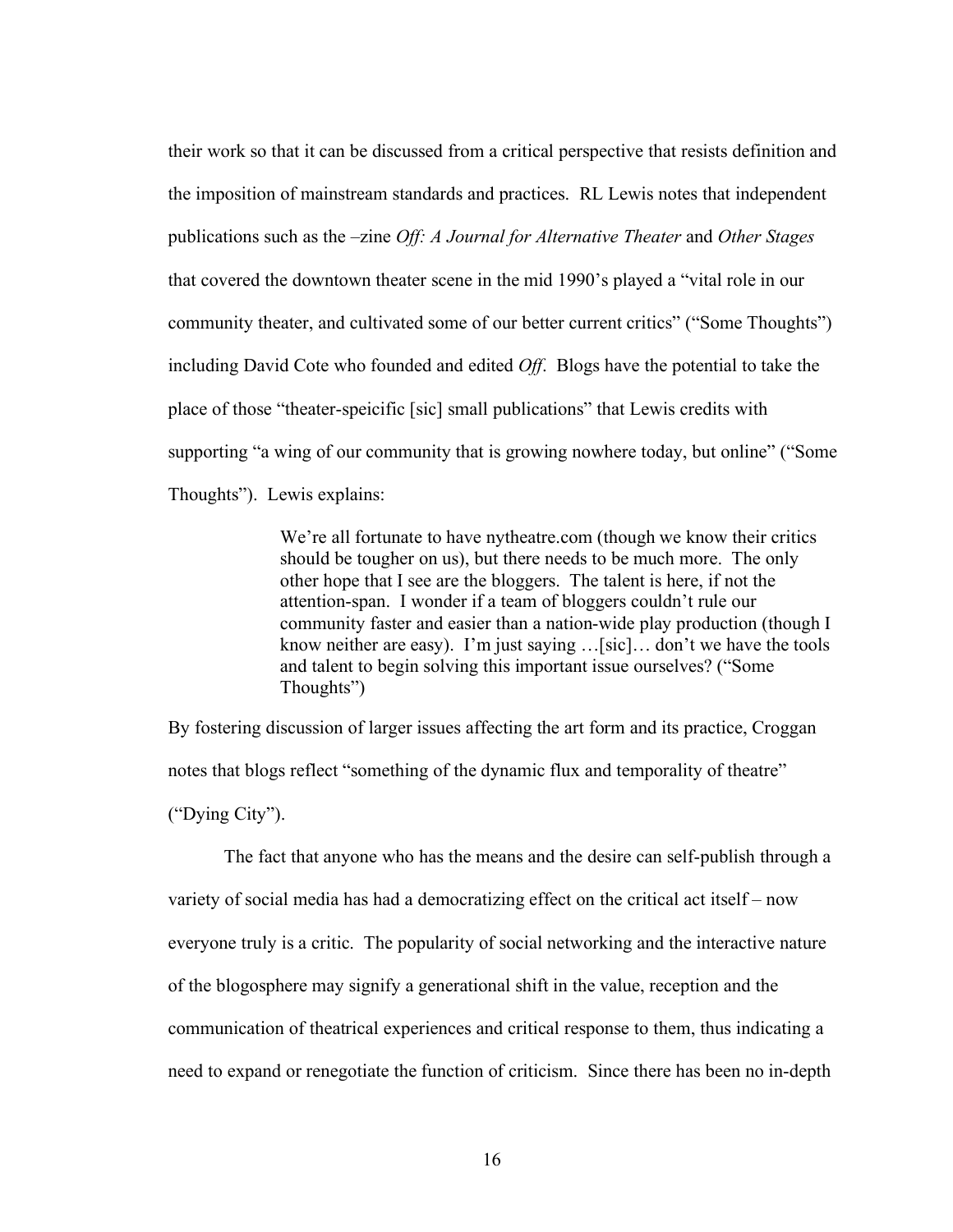their work so that it can be discussed from a critical perspective that resists definition and the imposition of mainstream standards and practices. RL Lewis notes that independent publications such as the –zine *Off: A Journal for Alternative Theater* and *Other Stages* that covered the downtown theater scene in the mid 1990's played a "vital role in our community theater, and cultivated some of our better current critics" ("Some Thoughts") including David Cote who founded and edited *Off*. Blogs have the potential to take the place of those "theater-speicific [sic] small publications" that Lewis credits with supporting "a wing of our community that is growing nowhere today, but online" ("Some Thoughts"). Lewis explains:

> We're all fortunate to have nytheatre.com (though we know their critics should be tougher on us), but there needs to be much more. The only other hope that I see are the bloggers. The talent is here, if not the attention-span. I wonder if a team of bloggers couldn't rule our community faster and easier than a nation-wide play production (though I know neither are easy). I'm just saying …[sic]… don't we have the tools and talent to begin solving this important issue ourselves? ("Some Thoughts")

By fostering discussion of larger issues affecting the art form and its practice, Croggan notes that blogs reflect "something of the dynamic flux and temporality of theatre" ("Dying City").

The fact that anyone who has the means and the desire can self-publish through a variety of social media has had a democratizing effect on the critical act itself – now everyone truly is a critic. The popularity of social networking and the interactive nature of the blogosphere may signify a generational shift in the value, reception and the communication of theatrical experiences and critical response to them, thus indicating a need to expand or renegotiate the function of criticism. Since there has been no in-depth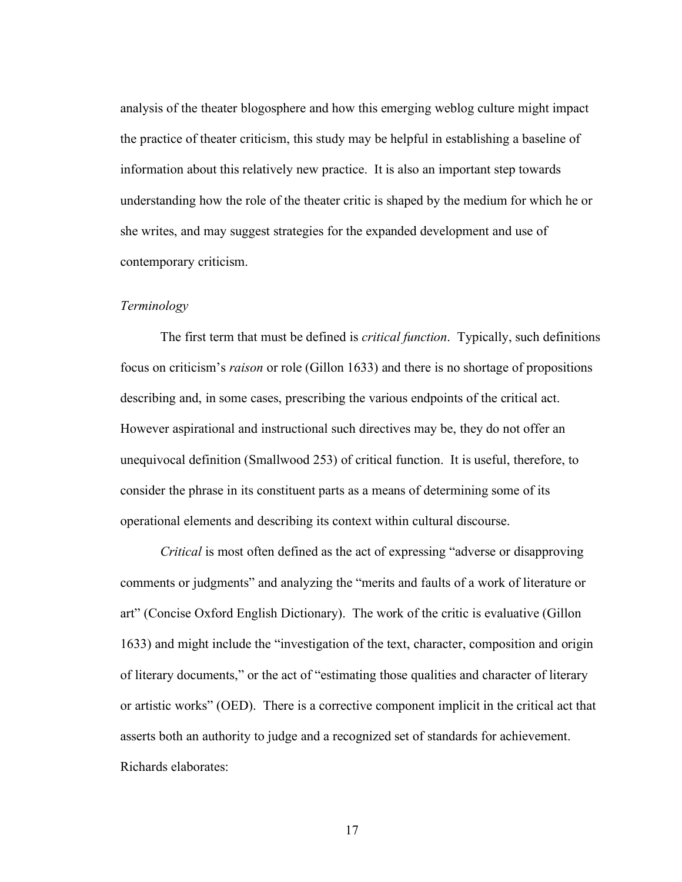analysis of the theater blogosphere and how this emerging weblog culture might impact the practice of theater criticism, this study may be helpful in establishing a baseline of information about this relatively new practice. It is also an important step towards understanding how the role of the theater critic is shaped by the medium for which he or she writes, and may suggest strategies for the expanded development and use of contemporary criticism.

*Terminology*

The first term that must be defined is *critical function*. Typically, such definitions focus on criticism's *raison* or role (Gillon 1633) and there is no shortage of propositions describing and, in some cases, prescribing the various endpoints of the critical act. However aspirational and instructional such directives may be, they do not offer an unequivocal definition (Smallwood 253) of critical function. It is useful, therefore, to consider the phrase in its constituent parts as a means of determining some of its operational elements and describing its context within cultural discourse.

*Critical* is most often defined as the act of expressing "adverse or disapproving comments or judgments" and analyzing the "merits and faults of a work of literature or art" (Concise Oxford English Dictionary). The work of the critic is evaluative (Gillon 1633) and might include the "investigation of the text, character, composition and origin of literary documents," or the act of "estimating those qualities and character of literary or artistic works" (OED). There is a corrective component implicit in the critical act that asserts both an authority to judge and a recognized set of standards for achievement. Richards elaborates: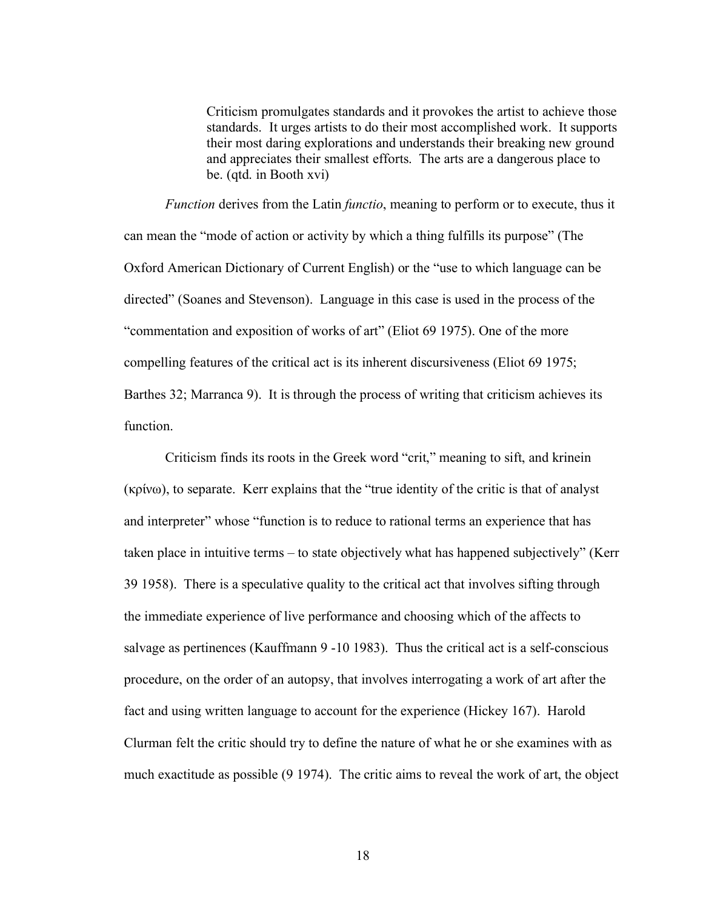> Criticism promulgates standards and it provokes the artist to achieve those standards. It urges artists to do their most accomplished work. It supports their most daring explorations and understands their breaking new ground and appreciates their smallest efforts. The arts are a dangerous place to be. (qtd. in Booth xvi)

*Function* derives from the Latin *functio*, meaning to perform or to execute, thus it can mean the "mode of action or activity by which a thing fulfills its purpose" (The Oxford American Dictionary of Current English) or the "use to which language can be directed" (Soanes and Stevenson). Language in this case is used in the process of the "commentation and exposition of works of art" (Eliot 69 1975). One of the more compelling features of the critical act is its inherent discursiveness (Eliot 69 1975; Barthes 32; Marranca 9). It is through the process of writing that criticism achieves its function.

Criticism finds its roots in the Greek word "crit," meaning to sift, and krinein (κρίνω), to separate. Kerr explains that the "true identity of the critic is that of analyst and interpreter" whose "function is to reduce to rational terms an experience that has taken place in intuitive terms – to state objectively what has happened subjectively" (Kerr 39 1958). There is a speculative quality to the critical act that involves sifting through the immediate experience of live performance and choosing which of the affects to salvage as pertinences (Kauffmann 9 -10 1983). Thus the critical act is a self-conscious procedure, on the order of an autopsy, that involves interrogating a work of art after the fact and using written language to account for the experience (Hickey 167). Harold Clurman felt the critic should try to define the nature of what he or she examines with as much exactitude as possible (9 1974). The critic aims to reveal the work of art, the object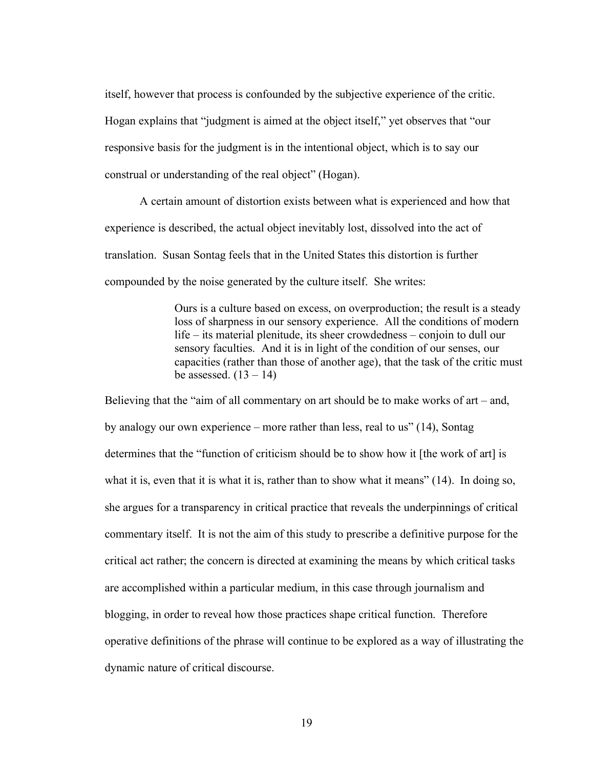itself, however that process is confounded by the subjective experience of the critic. Hogan explains that "judgment is aimed at the object itself," yet observes that "our responsive basis for the judgment is in the intentional object, which is to say our construal or understanding of the real object" (Hogan).

A certain amount of distortion exists between what is experienced and how that experience is described, the actual object inevitably lost, dissolved into the act of translation. Susan Sontag feels that in the United States this distortion is further compounded by the noise generated by the culture itself. She writes:

> Ours is a culture based on excess, on overproduction; the result is a steady loss of sharpness in our sensory experience. All the conditions of modern life – its material plenitude, its sheer crowdedness – conjoin to dull our sensory faculties. And it is in light of the condition of our senses, our capacities (rather than those of another age), that the task of the critic must be assessed. (13 – 14)

Believing that the "aim of all commentary on art should be to make works of art – and, by analogy our own experience – more rather than less, real to us" (14), Sontag determines that the "function of criticism should be to show how it [the work of art] is what it is, even that it is what it is, rather than to show what it means" (14). In doing so, she argues for a transparency in critical practice that reveals the underpinnings of critical commentary itself. It is not the aim of this study to prescribe a definitive purpose for the critical act rather; the concern is directed at examining the means by which critical tasks are accomplished within a particular medium, in this case through journalism and blogging, in order to reveal how those practices shape critical function. Therefore operative definitions of the phrase will continue to be explored as a way of illustrating the dynamic nature of critical discourse.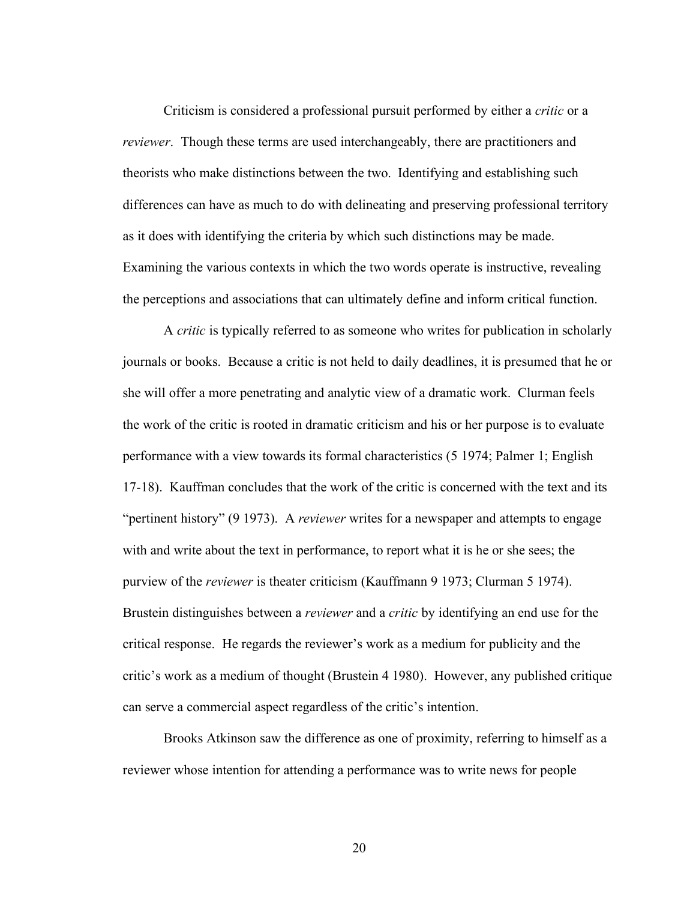Criticism is considered a professional pursuit performed by either a *critic* or a *reviewer*. Though these terms are used interchangeably, there are practitioners and theorists who make distinctions between the two. Identifying and establishing such differences can have as much to do with delineating and preserving professional territory as it does with identifying the criteria by which such distinctions may be made. Examining the various contexts in which the two words operate is instructive, revealing the perceptions and associations that can ultimately define and inform critical function.

A *critic* is typically referred to as someone who writes for publication in scholarly journals or books. Because a critic is not held to daily deadlines, it is presumed that he or she will offer a more penetrating and analytic view of a dramatic work. Clurman feels the work of the critic is rooted in dramatic criticism and his or her purpose is to evaluate performance with a view towards its formal characteristics (5 1974; Palmer 1; English 17-18). Kauffman concludes that the work of the critic is concerned with the text and its "pertinent history" (9 1973). A *reviewer* writes for a newspaper and attempts to engage with and write about the text in performance, to report what it is he or she sees; the purview of the *reviewer* is theater criticism (Kauffmann 9 1973; Clurman 5 1974). Brustein distinguishes between a *reviewer* and a *critic* by identifying an end use for the critical response. He regards the reviewer's work as a medium for publicity and the critic's work as a medium of thought (Brustein 4 1980). However, any published critique can serve a commercial aspect regardless of the critic's intention.

Brooks Atkinson saw the difference as one of proximity, referring to himself as a reviewer whose intention for attending a performance was to write news for people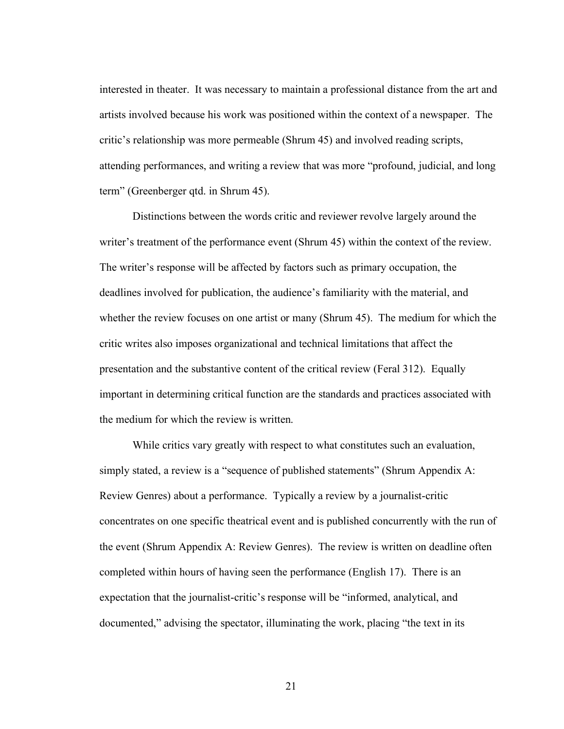interested in theater. It was necessary to maintain a professional distance from the art and artists involved because his work was positioned within the context of a newspaper. The critic's relationship was more permeable (Shrum 45) and involved reading scripts, attending performances, and writing a review that was more "profound, judicial, and long term" (Greenberger qtd. in Shrum 45).

Distinctions between the words critic and reviewer revolve largely around the writer's treatment of the performance event (Shrum 45) within the context of the review. The writer's response will be affected by factors such as primary occupation, the deadlines involved for publication, the audience's familiarity with the material, and whether the review focuses on one artist or many (Shrum 45). The medium for which the critic writes also imposes organizational and technical limitations that affect the presentation and the substantive content of the critical review (Feral 312). Equally important in determining critical function are the standards and practices associated with the medium for which the review is written.

While critics vary greatly with respect to what constitutes such an evaluation, simply stated, a review is a "sequence of published statements" (Shrum Appendix A: Review Genres) about a performance. Typically a review by a journalist-critic concentrates on one specific theatrical event and is published concurrently with the run of the event (Shrum Appendix A: Review Genres). The review is written on deadline often completed within hours of having seen the performance (English 17). There is an expectation that the journalist-critic's response will be "informed, analytical, and documented," advising the spectator, illuminating the work, placing "the text in its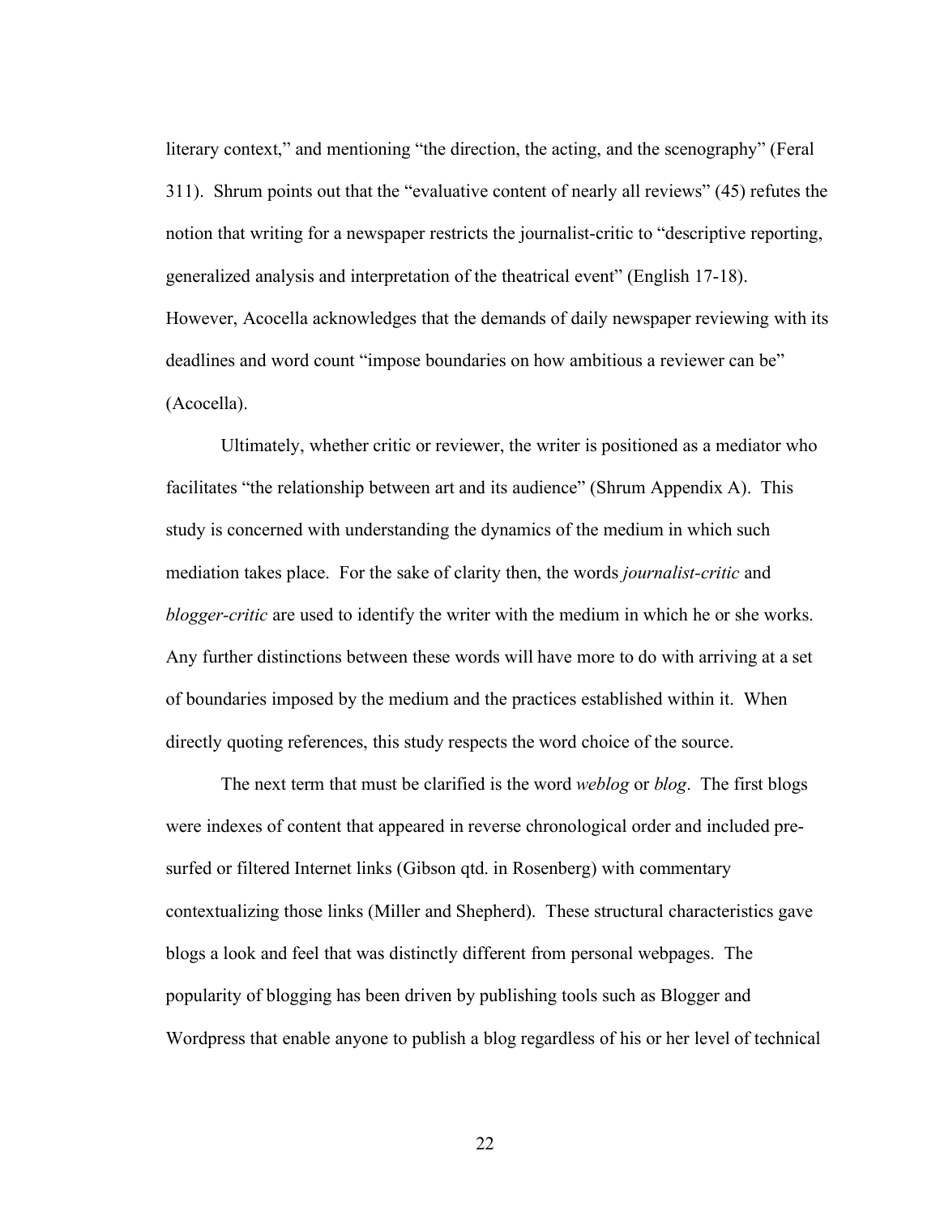literary context," and mentioning "the direction, the acting, and the scenography" (Feral 311). Shrum points out that the "evaluative content of nearly all reviews" (45) refutes the notion that writing for a newspaper restricts the journalist-critic to "descriptive reporting, generalized analysis and interpretation of the theatrical event" (English 17-18). However, Acocella acknowledges that the demands of daily newspaper reviewing with its deadlines and word count "impose boundaries on how ambitious a reviewer can be" (Acocella).

Ultimately, whether critic or reviewer, the writer is positioned as a mediator who facilitates "the relationship between art and its audience" (Shrum Appendix A). This study is concerned with understanding the dynamics of the medium in which such mediation takes place. For the sake of clarity then, the words *journalist-critic* and *blogger-critic* are used to identify the writer with the medium in which he or she works. Any further distinctions between these words will have more to do with arriving at a set of boundaries imposed by the medium and the practices established within it. When directly quoting references, this study respects the word choice of the source.

The next term that must be clarified is the word *weblog* or *blog*. The first blogs were indexes of content that appeared in reverse chronological order and included pre-surfed or filtered Internet links (Gibson qtd. in Rosenberg) with commentary contextualizing those links (Miller and Shepherd). These structural characteristics gave blogs a look and feel that was distinctly different from personal webpages. The popularity of blogging has been driven by publishing tools such as Blogger and Wordpress that enable anyone to publish a blog regardless of his or her level of technical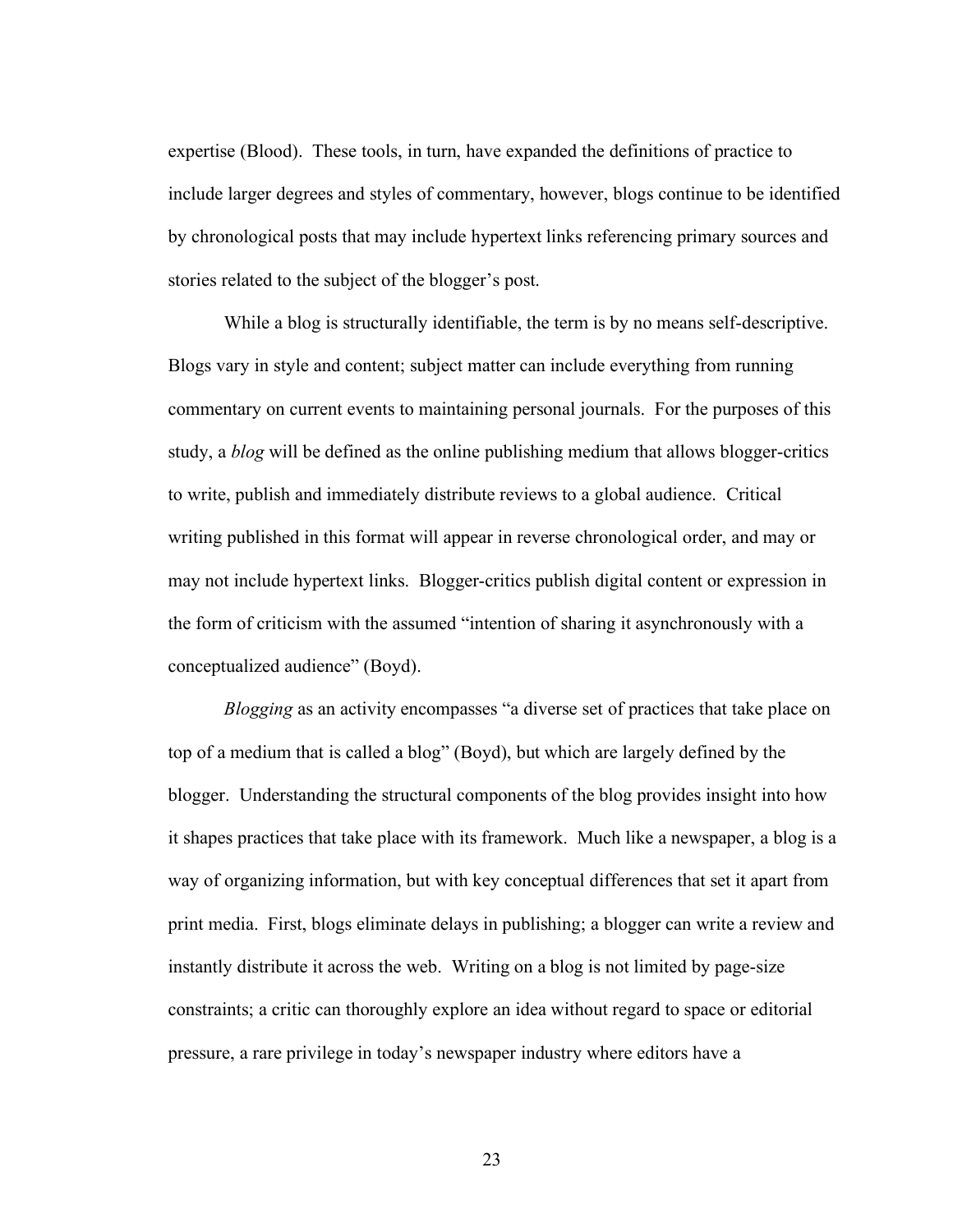expertise (Blood). These tools, in turn, have expanded the definitions of practice to include larger degrees and styles of commentary, however, blogs continue to be identified by chronological posts that may include hypertext links referencing primary sources and stories related to the subject of the blogger's post.

While a blog is structurally identifiable, the term is by no means self-descriptive. Blogs vary in style and content; subject matter can include everything from running commentary on current events to maintaining personal journals. For the purposes of this study, a *blog* will be defined as the online publishing medium that allows blogger-critics to write, publish and immediately distribute reviews to a global audience. Critical writing published in this format will appear in reverse chronological order, and may or may not include hypertext links. Blogger-critics publish digital content or expression in the form of criticism with the assumed "intention of sharing it asynchronously with a conceptualized audience" (Boyd).

*Blogging* as an activity encompasses "a diverse set of practices that take place on top of a medium that is called a blog" (Boyd), but which are largely defined by the blogger. Understanding the structural components of the blog provides insight into how it shapes practices that take place with its framework. Much like a newspaper, a blog is a way of organizing information, but with key conceptual differences that set it apart from print media. First, blogs eliminate delays in publishing; a blogger can write a review and instantly distribute it across the web. Writing on a blog is not limited by page-size constraints; a critic can thoroughly explore an idea without regard to space or editorial pressure, a rare privilege in today's newspaper industry where editors have a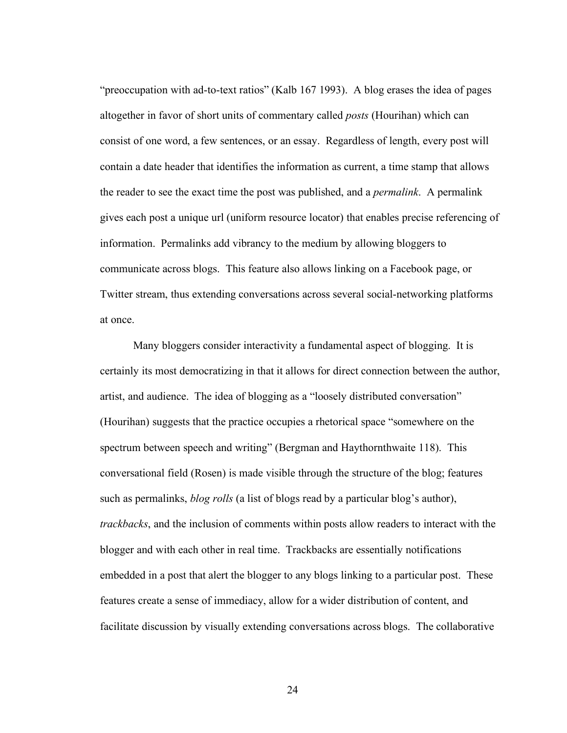“preoccupation with ad-to-text ratios” (Kalb 167 1993). A blog erases the idea of pages altogether in favor of short units of commentary called *posts* (Hourihan) which can consist of one word, a few sentences, or an essay. Regardless of length, every post will contain a date header that identifies the information as current, a time stamp that allows the reader to see the exact time the post was published, and a *permalink*. A permalink gives each post a unique url (uniform resource locator) that enables precise referencing of information. Permalinks add vibrancy to the medium by allowing bloggers to communicate across blogs. This feature also allows linking on a Facebook page, or Twitter stream, thus extending conversations across several social-networking platforms at once.

Many bloggers consider interactivity a fundamental aspect of blogging. It is certainly its most democratizing in that it allows for direct connection between the author, artist, and audience. The idea of blogging as a “loosely distributed conversation” (Hourihan) suggests that the practice occupies a rhetorical space “somewhere on the spectrum between speech and writing” (Bergman and Haythornthwaite 118). This conversational field (Rosen) is made visible through the structure of the blog; features such as permalinks, *blog rolls* (a list of blogs read by a particular blog’s author), *trackbacks*, and the inclusion of comments within posts allow readers to interact with the blogger and with each other in real time. Trackbacks are essentially notifications embedded in a post that alert the blogger to any blogs linking to a particular post. These features create a sense of immediacy, allow for a wider distribution of content, and facilitate discussion by visually extending conversations across blogs. The collaborative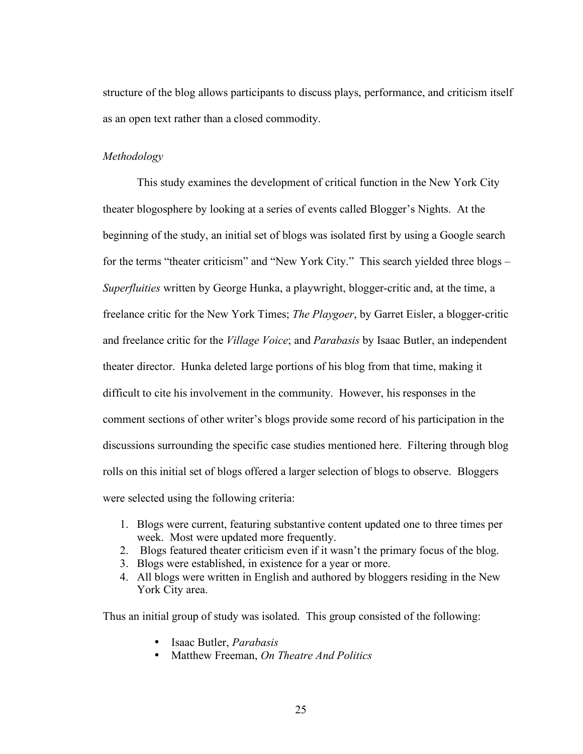structure of the blog allows participants to discuss plays, performance, and criticism itself as an open text rather than a closed commodity.

*Methodology*

This study examines the development of critical function in the New York City theater blogosphere by looking at a series of events called Blogger's Nights. At the beginning of the study, an initial set of blogs was isolated first by using a Google search for the terms "theater criticism" and "New York City." This search yielded three blogs – *Superfluities* written by George Hunka, a playwright, blogger-critic and, at the time, a freelance critic for the New York Times; *The Playgoer*, by Garret Eisler, a blogger-critic and freelance critic for the *Village Voice*; and *Parabasis* by Isaac Butler, an independent theater director. Hunka deleted large portions of his blog from that time, making it difficult to cite his involvement in the community. However, his responses in the comment sections of other writer's blogs provide some record of his participation in the discussions surrounding the specific case studies mentioned here. Filtering through blog rolls on this initial set of blogs offered a larger selection of blogs to observe. Bloggers were selected using the following criteria:

1. Blogs were current, featuring substantive content updated one to three times per week. Most were updated more frequently.
2. Blogs featured theater criticism even if it wasn't the primary focus of the blog.
3. Blogs were established, in existence for a year or more.
4. All blogs were written in English and authored by bloggers residing in the New York City area.

Thus an initial group of study was isolated. This group consisted of the following:

- Isaac Butler, *Parabasis*
- Matthew Freeman, *On Theatre And Politics*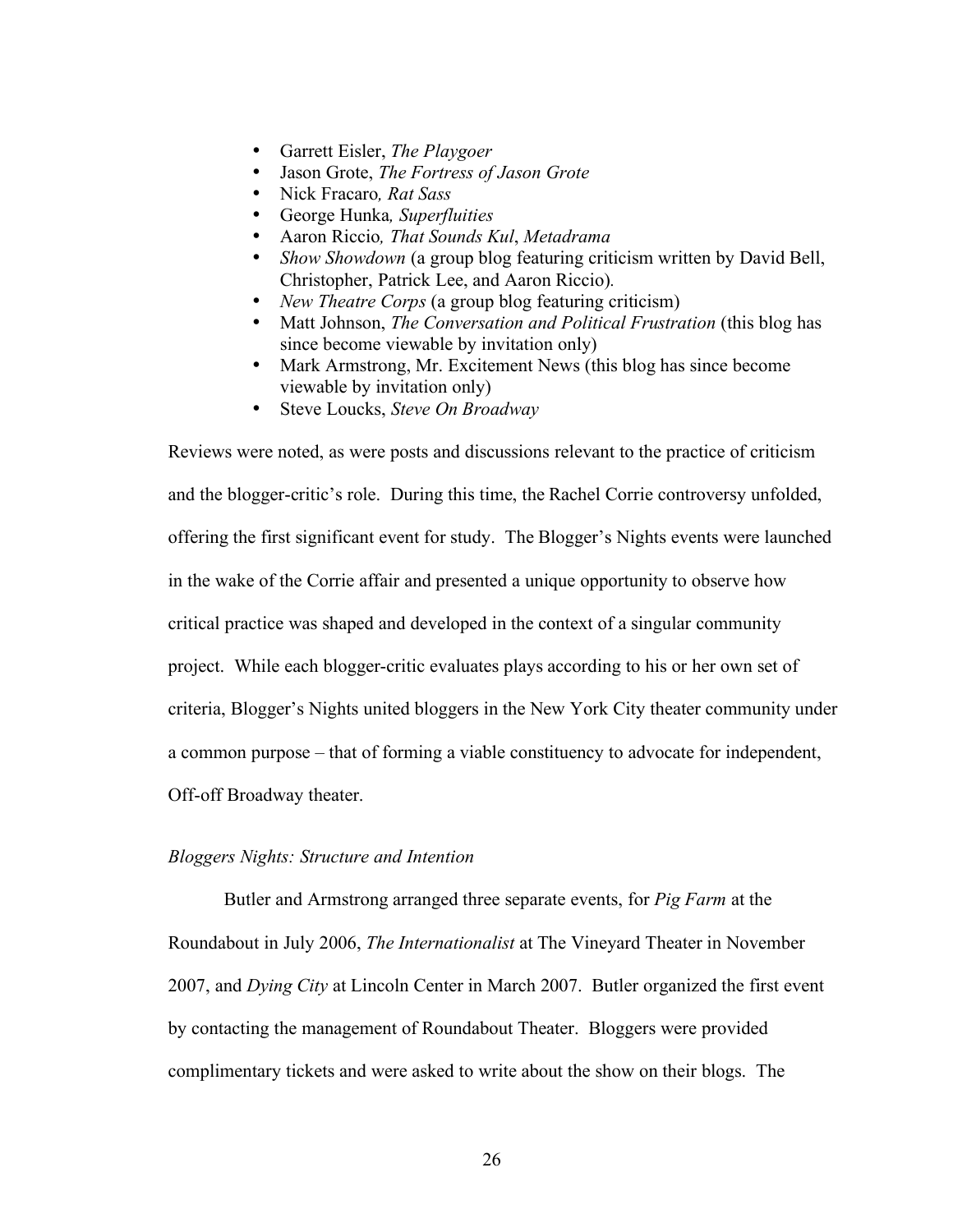- Garrett Eisler, *The Playgoer*
- Jason Grote, *The Fortress of Jason Grote*
- Nick Fracaro*, Rat Sass*
- George Hunka*, Superfluities*
- Aaron Riccio*, That Sounds Kul*, *Metadrama*
- *Show Showdown* (a group blog featuring criticism written by David Bell, Christopher, Patrick Lee, and Aaron Riccio).
- *New Theatre Corps* (a group blog featuring criticism)
- Matt Johnson, *The Conversation and Political Frustration* (this blog has since become viewable by invitation only)
- Mark Armstrong, Mr. Excitement News (this blog has since become viewable by invitation only)
- Steve Loucks, *Steve On Broadway*

Reviews were noted, as were posts and discussions relevant to the practice of criticism and the blogger-critic's role. During this time, the Rachel Corrie controversy unfolded, offering the first significant event for study. The Blogger's Nights events were launched in the wake of the Corrie affair and presented a unique opportunity to observe how critical practice was shaped and developed in the context of a singular community project. While each blogger-critic evaluates plays according to his or her own set of criteria, Blogger's Nights united bloggers in the New York City theater community under a common purpose – that of forming a viable constituency to advocate for independent, Off-off Broadway theater.

*Bloggers Nights: Structure and Intention*

Butler and Armstrong arranged three separate events, for *Pig Farm* at the Roundabout in July 2006, *The Internationalist* at The Vineyard Theater in November 2007, and *Dying City* at Lincoln Center in March 2007. Butler organized the first event by contacting the management of Roundabout Theater. Bloggers were provided complimentary tickets and were asked to write about the show on their blogs. The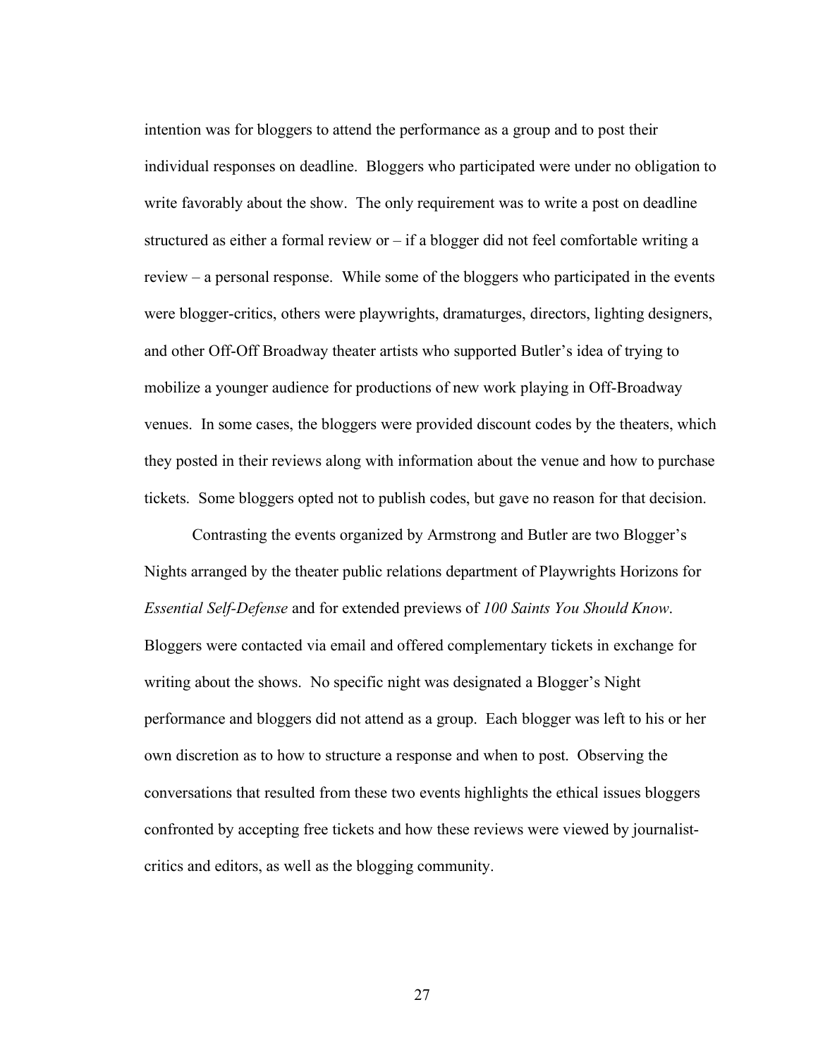intention was for bloggers to attend the performance as a group and to post their individual responses on deadline. Bloggers who participated were under no obligation to write favorably about the show. The only requirement was to write a post on deadline structured as either a formal review or – if a blogger did not feel comfortable writing a review – a personal response. While some of the bloggers who participated in the events were blogger-critics, others were playwrights, dramaturges, directors, lighting designers, and other Off-Off Broadway theater artists who supported Butler's idea of trying to mobilize a younger audience for productions of new work playing in Off-Broadway venues. In some cases, the bloggers were provided discount codes by the theaters, which they posted in their reviews along with information about the venue and how to purchase tickets. Some bloggers opted not to publish codes, but gave no reason for that decision.

Contrasting the events organized by Armstrong and Butler are two Blogger's Nights arranged by the theater public relations department of Playwrights Horizons for *Essential Self-Defense* and for extended previews of *100 Saints You Should Know*. Bloggers were contacted via email and offered complementary tickets in exchange for writing about the shows. No specific night was designated a Blogger's Night performance and bloggers did not attend as a group. Each blogger was left to his or her own discretion as to how to structure a response and when to post. Observing the conversations that resulted from these two events highlights the ethical issues bloggers confronted by accepting free tickets and how these reviews were viewed by journalist-critics and editors, as well as the blogging community.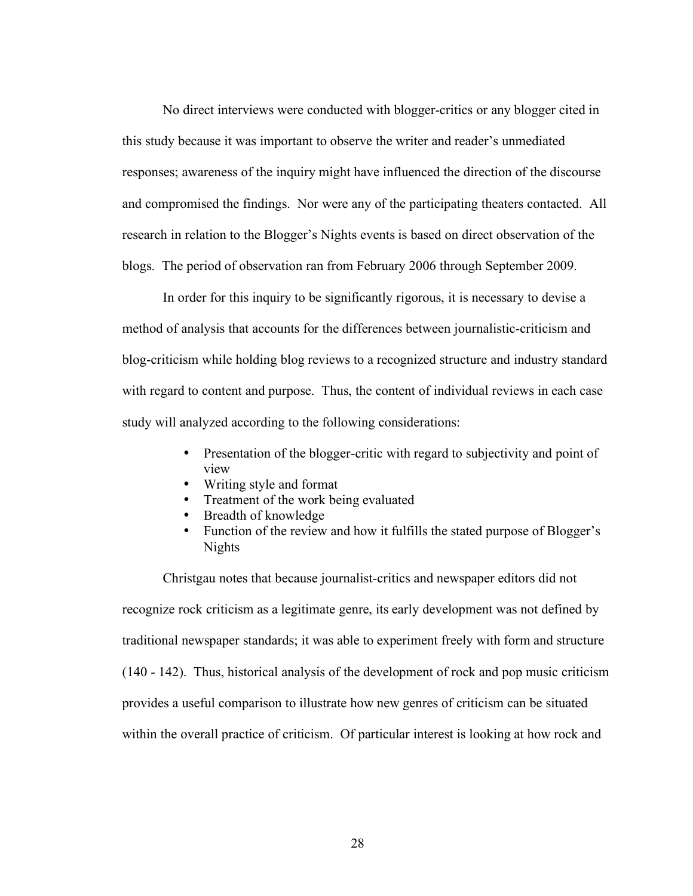No direct interviews were conducted with blogger-critics or any blogger cited in this study because it was important to observe the writer and reader's unmediated responses; awareness of the inquiry might have influenced the direction of the discourse and compromised the findings. Nor were any of the participating theaters contacted. All research in relation to the Blogger's Nights events is based on direct observation of the blogs. The period of observation ran from February 2006 through September 2009.

In order for this inquiry to be significantly rigorous, it is necessary to devise a method of analysis that accounts for the differences between journalistic-criticism and blog-criticism while holding blog reviews to a recognized structure and industry standard with regard to content and purpose. Thus, the content of individual reviews in each case study will analyzed according to the following considerations:

- Presentation of the blogger-critic with regard to subjectivity and point of view
- Writing style and format
- Treatment of the work being evaluated
- Breadth of knowledge
- Function of the review and how it fulfills the stated purpose of Blogger's Nights

Christgau notes that because journalist-critics and newspaper editors did not recognize rock criticism as a legitimate genre, its early development was not defined by traditional newspaper standards; it was able to experiment freely with form and structure (140 - 142). Thus, historical analysis of the development of rock and pop music criticism provides a useful comparison to illustrate how new genres of criticism can be situated within the overall practice of criticism. Of particular interest is looking at how rock and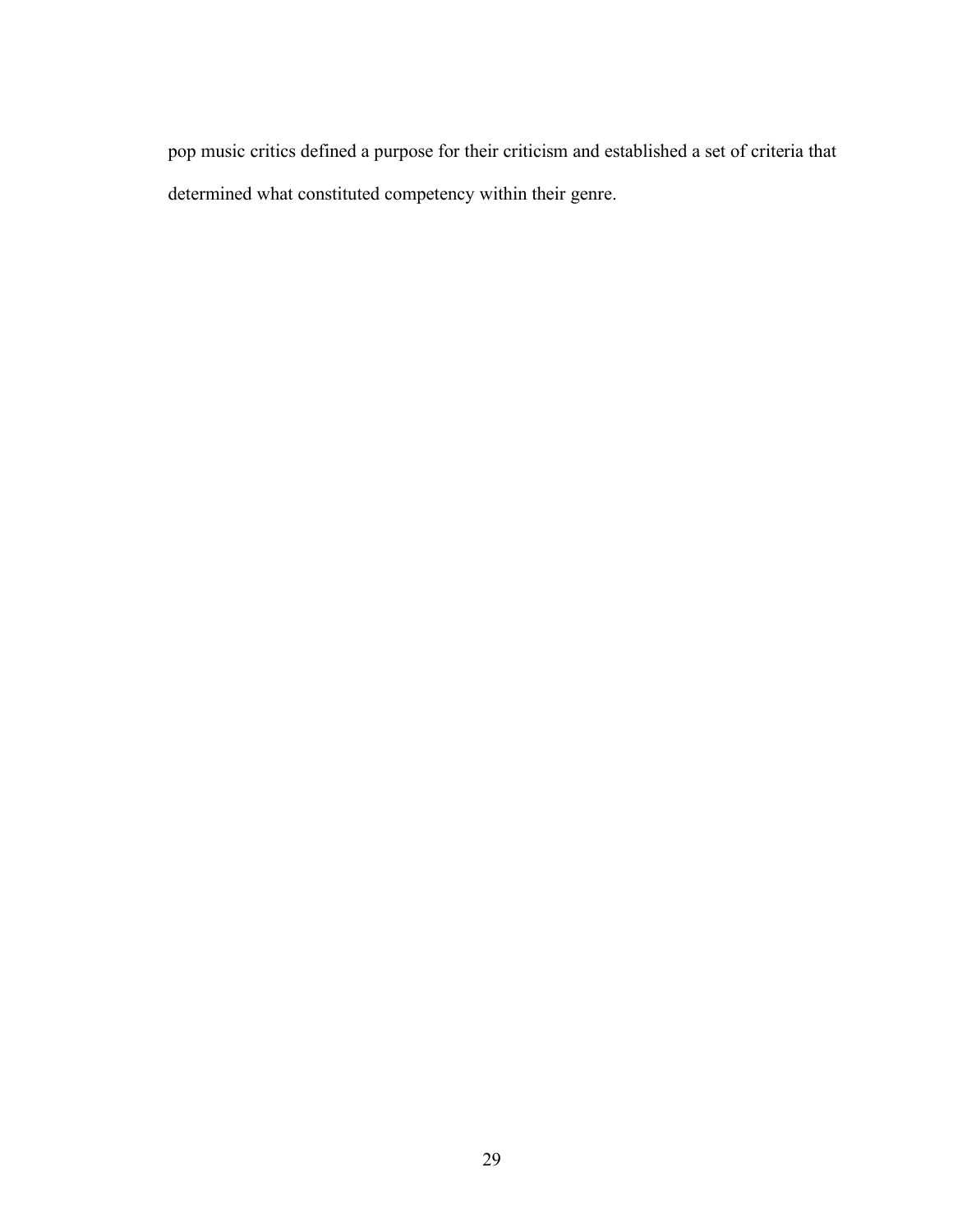pop music critics defined a purpose for their criticism and established a set of criteria that determined what constituted competency within their genre.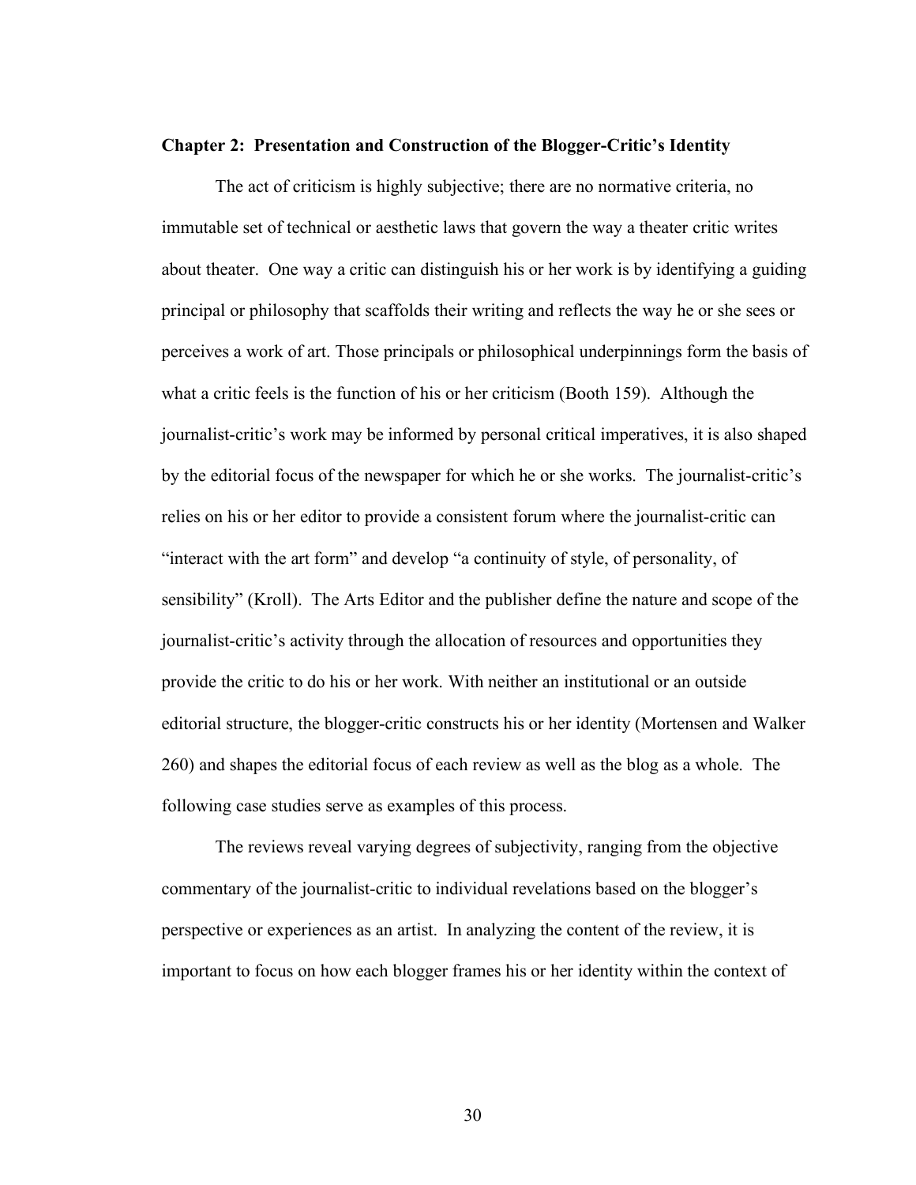## Chapter 2: Presentation and Construction of the Blogger-Critic's Identity

The act of criticism is highly subjective; there are no normative criteria, no immutable set of technical or aesthetic laws that govern the way a theater critic writes about theater. One way a critic can distinguish his or her work is by identifying a guiding principal or philosophy that scaffolds their writing and reflects the way he or she sees or perceives a work of art. Those principals or philosophical underpinnings form the basis of what a critic feels is the function of his or her criticism (Booth 159). Although the journalist-critic's work may be informed by personal critical imperatives, it is also shaped by the editorial focus of the newspaper for which he or she works. The journalist-critic's relies on his or her editor to provide a consistent forum where the journalist-critic can "interact with the art form" and develop "a continuity of style, of personality, of sensibility" (Kroll). The Arts Editor and the publisher define the nature and scope of the journalist-critic's activity through the allocation of resources and opportunities they provide the critic to do his or her work. With neither an institutional or an outside editorial structure, the blogger-critic constructs his or her identity (Mortensen and Walker 260) and shapes the editorial focus of each review as well as the blog as a whole. The following case studies serve as examples of this process.

The reviews reveal varying degrees of subjectivity, ranging from the objective commentary of the journalist-critic to individual revelations based on the blogger's perspective or experiences as an artist. In analyzing the content of the review, it is important to focus on how each blogger frames his or her identity within the context of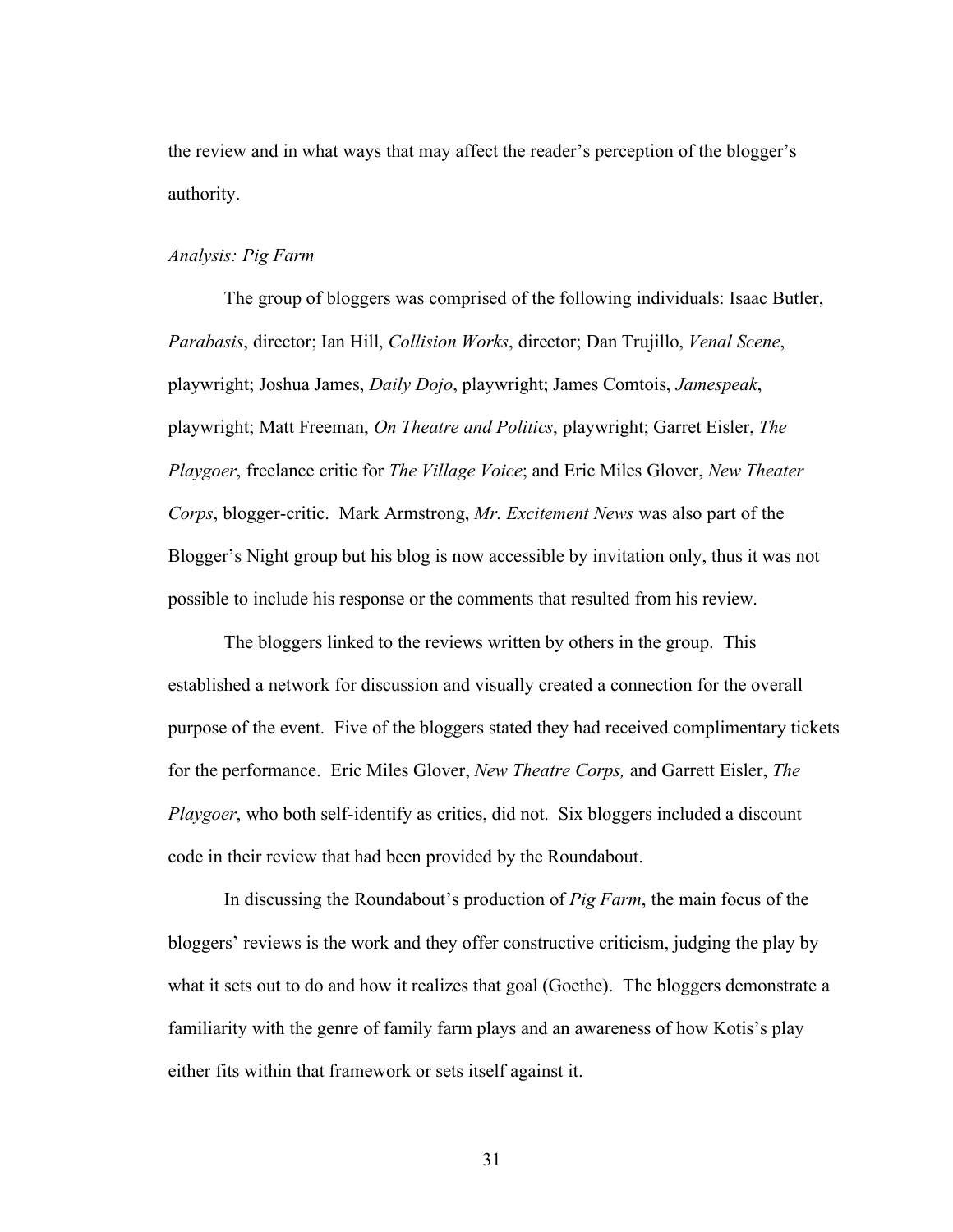the review and in what ways that may affect the reader's perception of the blogger's authority.

*Analysis: Pig Farm*

The group of bloggers was comprised of the following individuals: Isaac Butler, *Parabasis*, director; Ian Hill, *Collision Works*, director; Dan Trujillo, *Venal Scene*, playwright; Joshua James, *Daily Dojo*, playwright; James Comtois, *Jamespeak*, playwright; Matt Freeman, *On Theatre and Politics*, playwright; Garret Eisler, *The Playgoer*, freelance critic for *The Village Voice*; and Eric Miles Glover, *New Theater Corps*, blogger-critic. Mark Armstrong, *Mr. Excitement News* was also part of the Blogger's Night group but his blog is now accessible by invitation only, thus it was not possible to include his response or the comments that resulted from his review.

The bloggers linked to the reviews written by others in the group. This established a network for discussion and visually created a connection for the overall purpose of the event. Five of the bloggers stated they had received complimentary tickets for the performance. Eric Miles Glover, *New Theatre Corps,* and Garrett Eisler, *The Playgoer*, who both self-identify as critics, did not. Six bloggers included a discount code in their review that had been provided by the Roundabout.

In discussing the Roundabout's production of *Pig Farm*, the main focus of the bloggers' reviews is the work and they offer constructive criticism, judging the play by what it sets out to do and how it realizes that goal (Goethe). The bloggers demonstrate a familiarity with the genre of family farm plays and an awareness of how Kotis's play either fits within that framework or sets itself against it.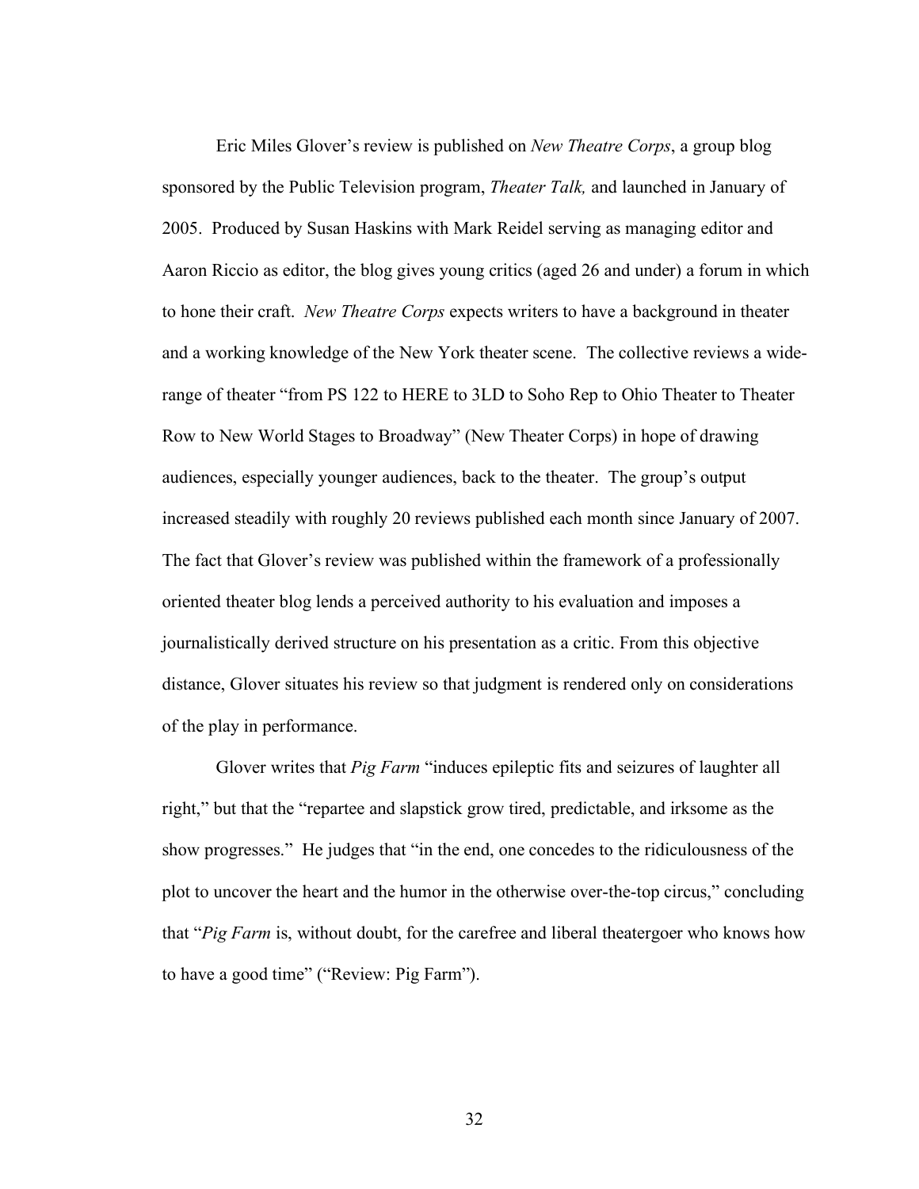Eric Miles Glover's review is published on *New Theatre Corps*, a group blog sponsored by the Public Television program, *Theater Talk,* and launched in January of 2005. Produced by Susan Haskins with Mark Reidel serving as managing editor and Aaron Riccio as editor, the blog gives young critics (aged 26 and under) a forum in which to hone their craft. *New Theatre Corps* expects writers to have a background in theater and a working knowledge of the New York theater scene. The collective reviews a wide-range of theater "from PS 122 to HERE to 3LD to Soho Rep to Ohio Theater to Theater Row to New World Stages to Broadway" (New Theater Corps) in hope of drawing audiences, especially younger audiences, back to the theater. The group's output increased steadily with roughly 20 reviews published each month since January of 2007. The fact that Glover's review was published within the framework of a professionally oriented theater blog lends a perceived authority to his evaluation and imposes a journalistically derived structure on his presentation as a critic. From this objective distance, Glover situates his review so that judgment is rendered only on considerations of the play in performance.

Glover writes that *Pig Farm* "induces epileptic fits and seizures of laughter all right," but that the "repartee and slapstick grow tired, predictable, and irksome as the show progresses." He judges that "in the end, one concedes to the ridiculousness of the plot to uncover the heart and the humor in the otherwise over-the-top circus," concluding that "*Pig Farm* is, without doubt, for the carefree and liberal theatergoer who knows how to have a good time" ("Review: Pig Farm").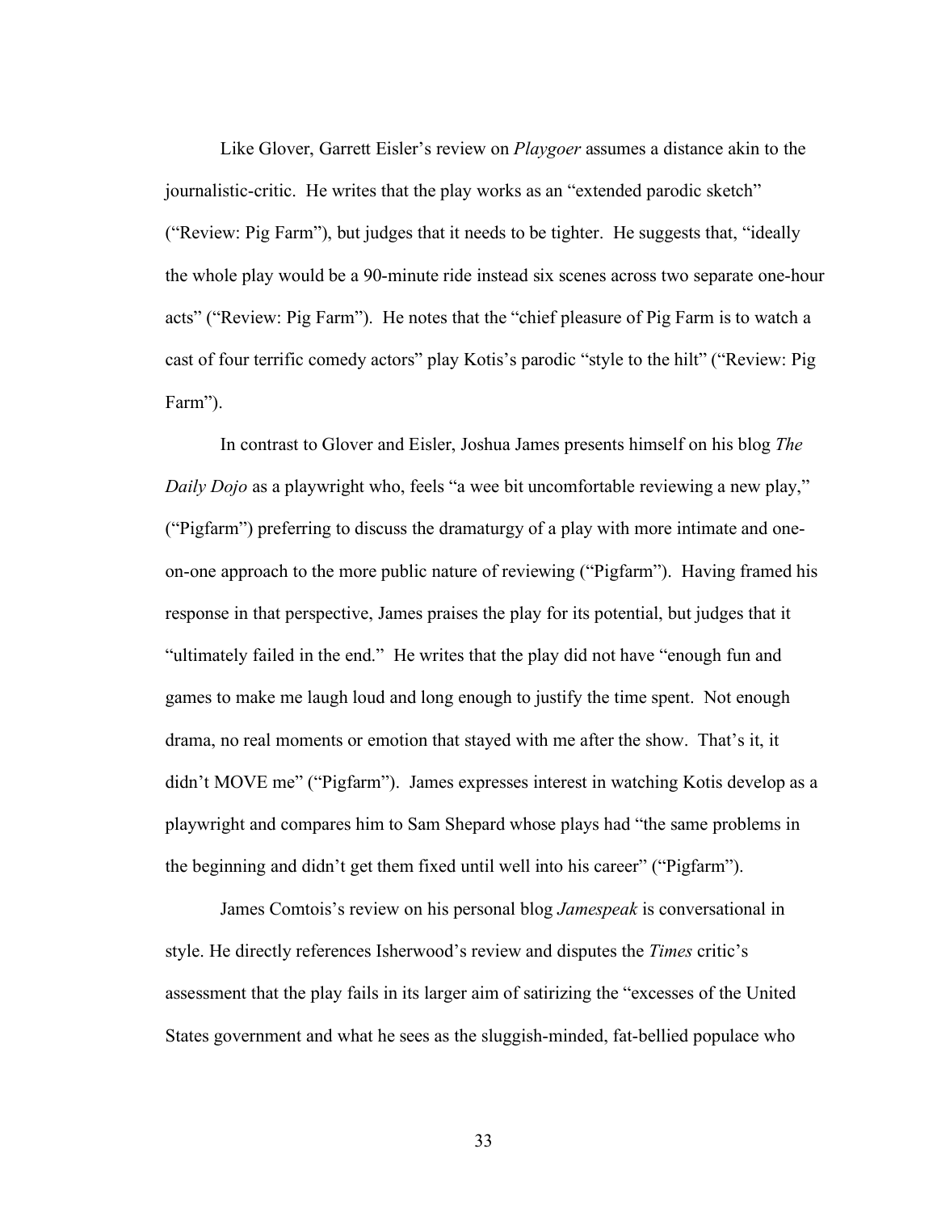Like Glover, Garrett Eisler's review on *Playgoer* assumes a distance akin to the journalistic-critic. He writes that the play works as an "extended parodic sketch" ("Review: Pig Farm"), but judges that it needs to be tighter. He suggests that, "ideally the whole play would be a 90-minute ride instead six scenes across two separate one-hour acts" ("Review: Pig Farm"). He notes that the "chief pleasure of Pig Farm is to watch a cast of four terrific comedy actors" play Kotis's parodic "style to the hilt" ("Review: Pig Farm").

In contrast to Glover and Eisler, Joshua James presents himself on his blog *The Daily Dojo* as a playwright who, feels "a wee bit uncomfortable reviewing a new play," ("Pigfarm") preferring to discuss the dramaturgy of a play with more intimate and one-on-one approach to the more public nature of reviewing ("Pigfarm"). Having framed his response in that perspective, James praises the play for its potential, but judges that it "ultimately failed in the end." He writes that the play did not have "enough fun and games to make me laugh loud and long enough to justify the time spent. Not enough drama, no real moments or emotion that stayed with me after the show. That's it, it didn't MOVE me" ("Pigfarm"). James expresses interest in watching Kotis develop as a playwright and compares him to Sam Shepard whose plays had "the same problems in the beginning and didn't get them fixed until well into his career" ("Pigfarm").

James Comtois's review on his personal blog *Jamespeak* is conversational in style. He directly references Isherwood's review and disputes the *Times* critic's assessment that the play fails in its larger aim of satirizing the "excesses of the United States government and what he sees as the sluggish-minded, fat-bellied populace who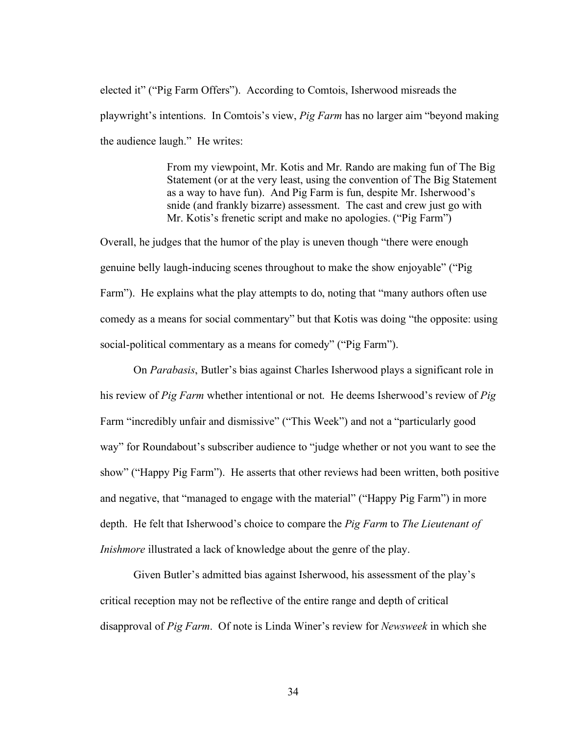elected it" ("Pig Farm Offers"). According to Comtois, Isherwood misreads the playwright's intentions. In Comtois's view, *Pig Farm* has no larger aim "beyond making the audience laugh." He writes:

> From my viewpoint, Mr. Kotis and Mr. Rando are making fun of The Big Statement (or at the very least, using the convention of The Big Statement as a way to have fun). And Pig Farm is fun, despite Mr. Isherwood's snide (and frankly bizarre) assessment. The cast and crew just go with Mr. Kotis's frenetic script and make no apologies. ("Pig Farm")

Overall, he judges that the humor of the play is uneven though "there were enough genuine belly laugh-inducing scenes throughout to make the show enjoyable" ("Pig Farm"). He explains what the play attempts to do, noting that "many authors often use comedy as a means for social commentary" but that Kotis was doing "the opposite: using social-political commentary as a means for comedy" ("Pig Farm").

On *Parabasis*, Butler's bias against Charles Isherwood plays a significant role in his review of *Pig Farm* whether intentional or not. He deems Isherwood's review of *Pig* Farm "incredibly unfair and dismissive" ("This Week") and not a "particularly good way" for Roundabout's subscriber audience to "judge whether or not you want to see the show" ("Happy Pig Farm"). He asserts that other reviews had been written, both positive and negative, that "managed to engage with the material" ("Happy Pig Farm") in more depth. He felt that Isherwood's choice to compare the *Pig Farm* to *The Lieutenant of Inishmore* illustrated a lack of knowledge about the genre of the play.

Given Butler's admitted bias against Isherwood, his assessment of the play's critical reception may not be reflective of the entire range and depth of critical disapproval of *Pig Farm*. Of note is Linda Winer's review for *Newsweek* in which she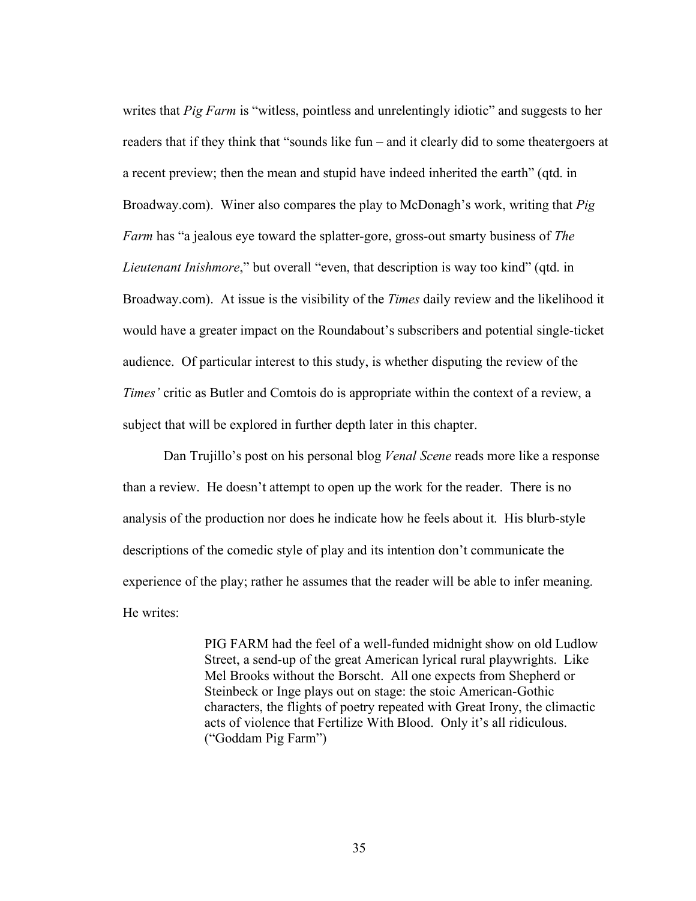writes that *Pig Farm* is “witless, pointless and unrelentingly idiotic” and suggests to her readers that if they think that “sounds like fun – and it clearly did to some theatergoers at a recent preview; then the mean and stupid have indeed inherited the earth” (qtd. in Broadway.com). Winer also compares the play to McDonagh’s work, writing that *Pig Farm* has “a jealous eye toward the splatter-gore, gross-out smarty business of *The Lieutenant Inishmore*,” but overall “even, that description is way too kind” (qtd. in Broadway.com). At issue is the visibility of the *Times* daily review and the likelihood it would have a greater impact on the Roundabout’s subscribers and potential single-ticket audience. Of particular interest to this study, is whether disputing the review of the *Times’* critic as Butler and Comtois do is appropriate within the context of a review, a subject that will be explored in further depth later in this chapter.

Dan Trujillo’s post on his personal blog *Venal Scene* reads more like a response than a review. He doesn’t attempt to open up the work for the reader. There is no analysis of the production nor does he indicate how he feels about it. His blurb-style descriptions of the comedic style of play and its intention don’t communicate the experience of the play; rather he assumes that the reader will be able to infer meaning. He writes:

> PIG FARM had the feel of a well-funded midnight show on old Ludlow Street, a send-up of the great American lyrical rural playwrights. Like Mel Brooks without the Borscht. All one expects from Shepherd or Steinbeck or Inge plays out on stage: the stoic American-Gothic characters, the flights of poetry repeated with Great Irony, the climactic acts of violence that Fertilize With Blood. Only it’s all ridiculous. (“Goddam Pig Farm”)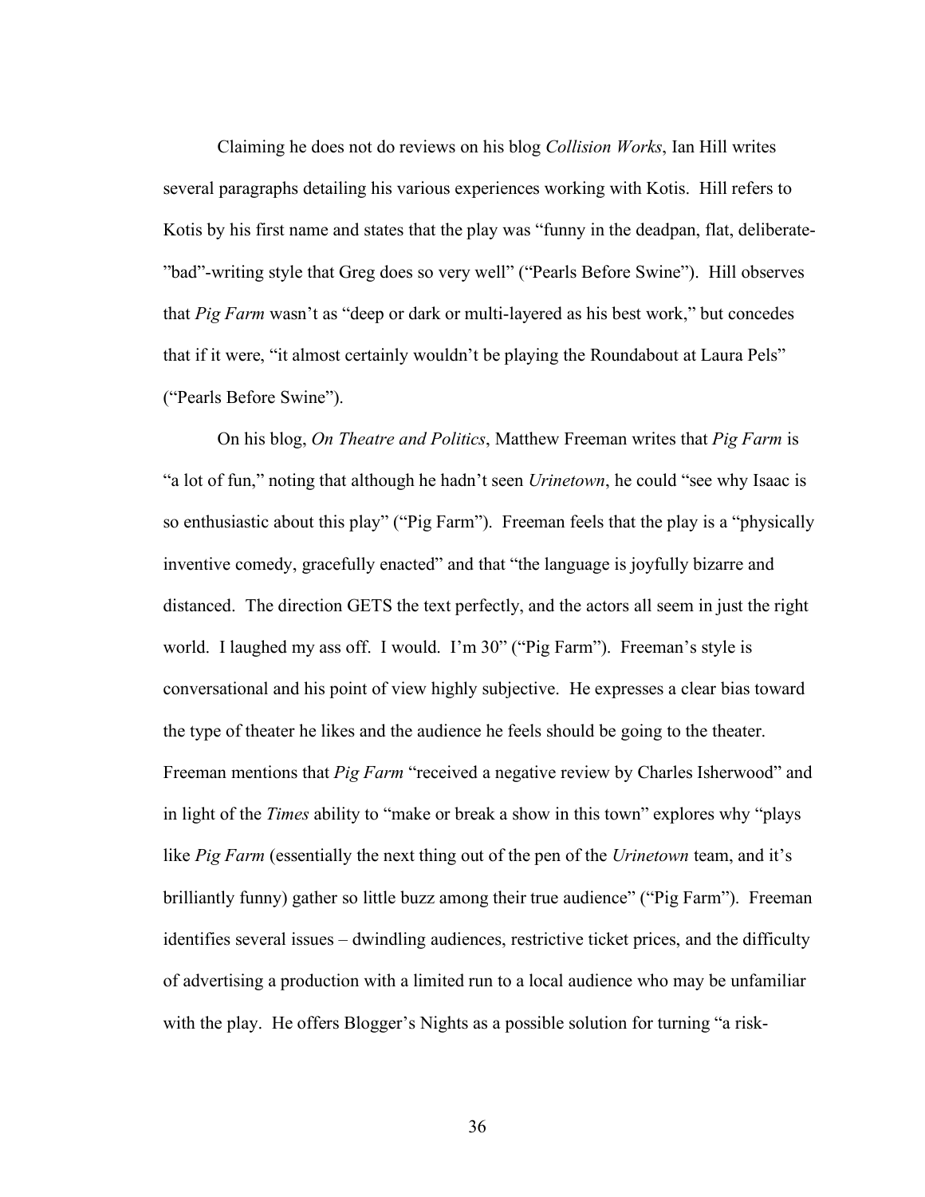Claiming he does not do reviews on his blog *Collision Works*, Ian Hill writes several paragraphs detailing his various experiences working with Kotis. Hill refers to Kotis by his first name and states that the play was "funny in the deadpan, flat, deliberate-"bad"-writing style that Greg does so very well" ("Pearls Before Swine"). Hill observes that *Pig Farm* wasn't as "deep or dark or multi-layered as his best work," but concedes that if it were, "it almost certainly wouldn't be playing the Roundabout at Laura Pels" ("Pearls Before Swine").

On his blog, *On Theatre and Politics*, Matthew Freeman writes that *Pig Farm* is "a lot of fun," noting that although he hadn't seen *Urinetown*, he could "see why Isaac is so enthusiastic about this play" ("Pig Farm"). Freeman feels that the play is a "physically inventive comedy, gracefully enacted" and that "the language is joyfully bizarre and distanced. The direction GETS the text perfectly, and the actors all seem in just the right world. I laughed my ass off. I would. I'm 30" ("Pig Farm"). Freeman's style is conversational and his point of view highly subjective. He expresses a clear bias toward the type of theater he likes and the audience he feels should be going to the theater. Freeman mentions that *Pig Farm* "received a negative review by Charles Isherwood" and in light of the *Times* ability to "make or break a show in this town" explores why "plays like *Pig Farm* (essentially the next thing out of the pen of the *Urinetown* team, and it's brilliantly funny) gather so little buzz among their true audience" ("Pig Farm"). Freeman identifies several issues – dwindling audiences, restrictive ticket prices, and the difficulty of advertising a production with a limited run to a local audience who may be unfamiliar with the play. He offers Blogger's Nights as a possible solution for turning "a risk-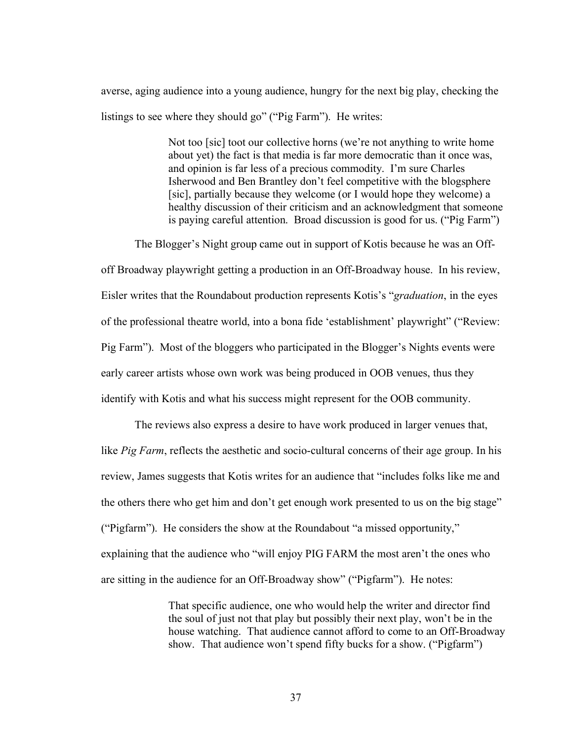averse, aging audience into a young audience, hungry for the next big play, checking the listings to see where they should go" ("Pig Farm"). He writes:

> Not too [sic] toot our collective horns (we're not anything to write home about yet) the fact is that media is far more democratic than it once was, and opinion is far less of a precious commodity. I'm sure Charles Isherwood and Ben Brantley don't feel competitive with the blogsphere [sic], partially because they welcome (or I would hope they welcome) a healthy discussion of their criticism and an acknowledgment that someone is paying careful attention. Broad discussion is good for us. ("Pig Farm")

The Blogger's Night group came out in support of Kotis because he was an Off-off Broadway playwright getting a production in an Off-Broadway house. In his review, Eisler writes that the Roundabout production represents Kotis's "*graduation*, in the eyes of the professional theatre world, into a bona fide 'establishment' playwright" ("Review: Pig Farm"). Most of the bloggers who participated in the Blogger's Nights events were early career artists whose own work was being produced in OOB venues, thus they identify with Kotis and what his success might represent for the OOB community.

The reviews also express a desire to have work produced in larger venues that, like *Pig Farm*, reflects the aesthetic and socio-cultural concerns of their age group. In his review, James suggests that Kotis writes for an audience that "includes folks like me and the others there who get him and don't get enough work presented to us on the big stage" ("Pigfarm"). He considers the show at the Roundabout "a missed opportunity," explaining that the audience who "will enjoy PIG FARM the most aren't the ones who are sitting in the audience for an Off-Broadway show" ("Pigfarm"). He notes:

> That specific audience, one who would help the writer and director find the soul of just not that play but possibly their next play, won't be in the house watching. That audience cannot afford to come to an Off-Broadway show. That audience won't spend fifty bucks for a show. ("Pigfarm")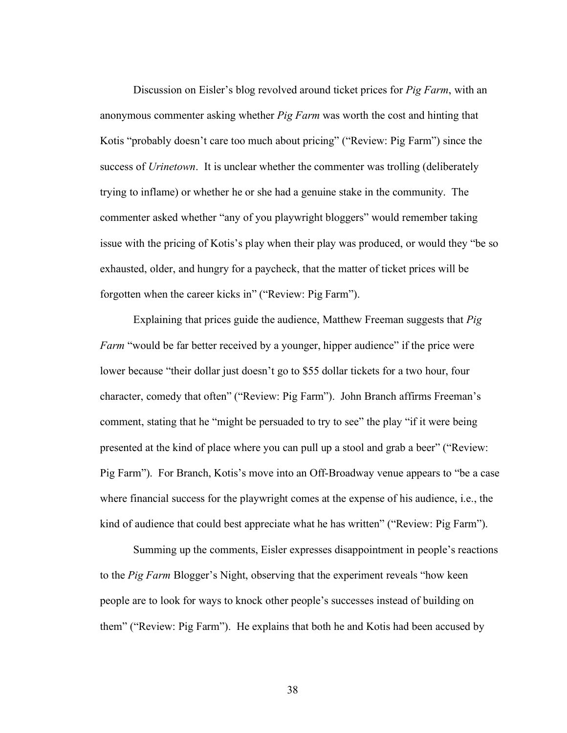Discussion on Eisler's blog revolved around ticket prices for *Pig Farm*, with an anonymous commenter asking whether *Pig Farm* was worth the cost and hinting that Kotis "probably doesn't care too much about pricing" ("Review: Pig Farm") since the success of *Urinetown*. It is unclear whether the commenter was trolling (deliberately trying to inflame) or whether he or she had a genuine stake in the community. The commenter asked whether "any of you playwright bloggers" would remember taking issue with the pricing of Kotis's play when their play was produced, or would they "be so exhausted, older, and hungry for a paycheck, that the matter of ticket prices will be forgotten when the career kicks in" ("Review: Pig Farm").

Explaining that prices guide the audience, Matthew Freeman suggests that *Pig Farm* "would be far better received by a younger, hipper audience" if the price were lower because "their dollar just doesn't go to $55 dollar tickets for a two hour, four character, comedy that often" ("Review: Pig Farm"). John Branch affirms Freeman's comment, stating that he "might be persuaded to try to see" the play "if it were being presented at the kind of place where you can pull up a stool and grab a beer" ("Review: Pig Farm"). For Branch, Kotis's move into an Off-Broadway venue appears to "be a case where financial success for the playwright comes at the expense of his audience, i.e., the kind of audience that could best appreciate what he has written" ("Review: Pig Farm").

Summing up the comments, Eisler expresses disappointment in people's reactions to the *Pig Farm* Blogger's Night, observing that the experiment reveals "how keen people are to look for ways to knock other people's successes instead of building on them" ("Review: Pig Farm"). He explains that both he and Kotis had been accused by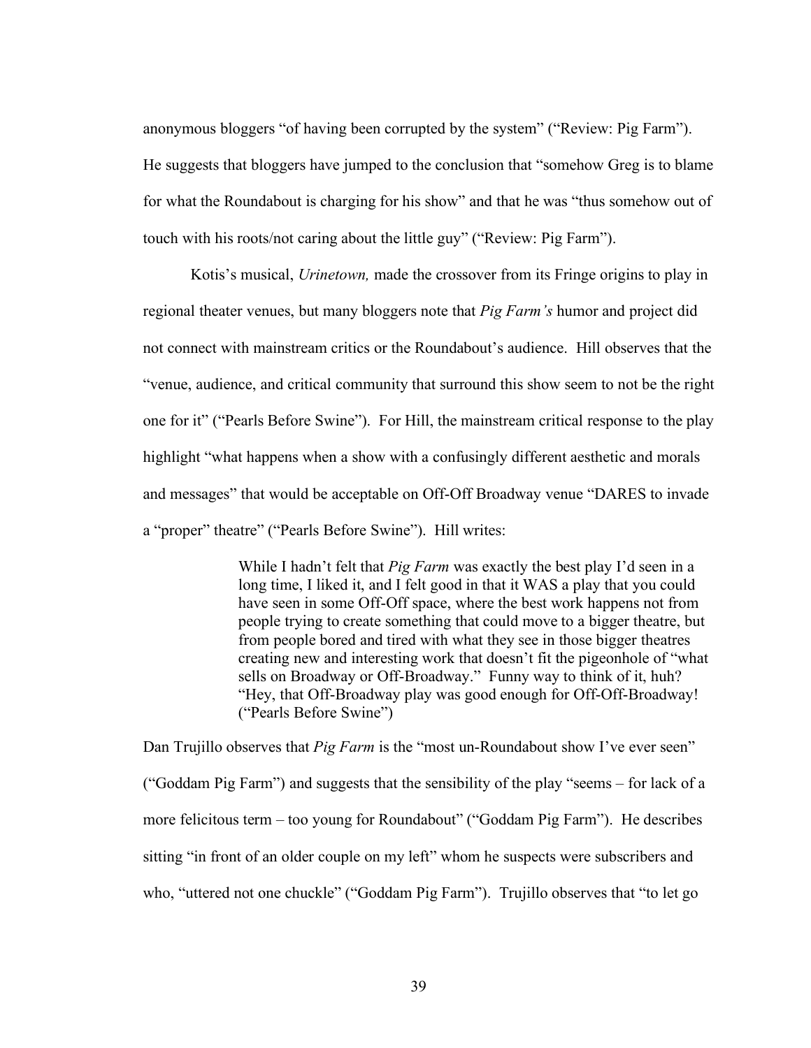anonymous bloggers "of having been corrupted by the system" ("Review: Pig Farm"). He suggests that bloggers have jumped to the conclusion that "somehow Greg is to blame for what the Roundabout is charging for his show" and that he was "thus somehow out of touch with his roots/not caring about the little guy" ("Review: Pig Farm").

Kotis's musical, *Urinetown,* made the crossover from its Fringe origins to play in regional theater venues, but many bloggers note that *Pig Farm's* humor and project did not connect with mainstream critics or the Roundabout's audience. Hill observes that the "venue, audience, and critical community that surround this show seem to not be the right one for it" ("Pearls Before Swine"). For Hill, the mainstream critical response to the play highlight "what happens when a show with a confusingly different aesthetic and morals and messages" that would be acceptable on Off-Off Broadway venue "DARES to invade a "proper" theatre" ("Pearls Before Swine"). Hill writes:

> While I hadn't felt that *Pig Farm* was exactly the best play I'd seen in a long time, I liked it, and I felt good in that it WAS a play that you could have seen in some Off-Off space, where the best work happens not from people trying to create something that could move to a bigger theatre, but from people bored and tired with what they see in those bigger theatres creating new and interesting work that doesn't fit the pigeonhole of "what sells on Broadway or Off-Broadway." Funny way to think of it, huh? "Hey, that Off-Broadway play was good enough for Off-Off-Broadway! ("Pearls Before Swine")

Dan Trujillo observes that *Pig Farm* is the "most un-Roundabout show I've ever seen" ("Goddam Pig Farm") and suggests that the sensibility of the play "seems – for lack of a more felicitous term – too young for Roundabout" ("Goddam Pig Farm"). He describes sitting "in front of an older couple on my left" whom he suspects were subscribers and who, "uttered not one chuckle" ("Goddam Pig Farm"). Trujillo observes that "to let go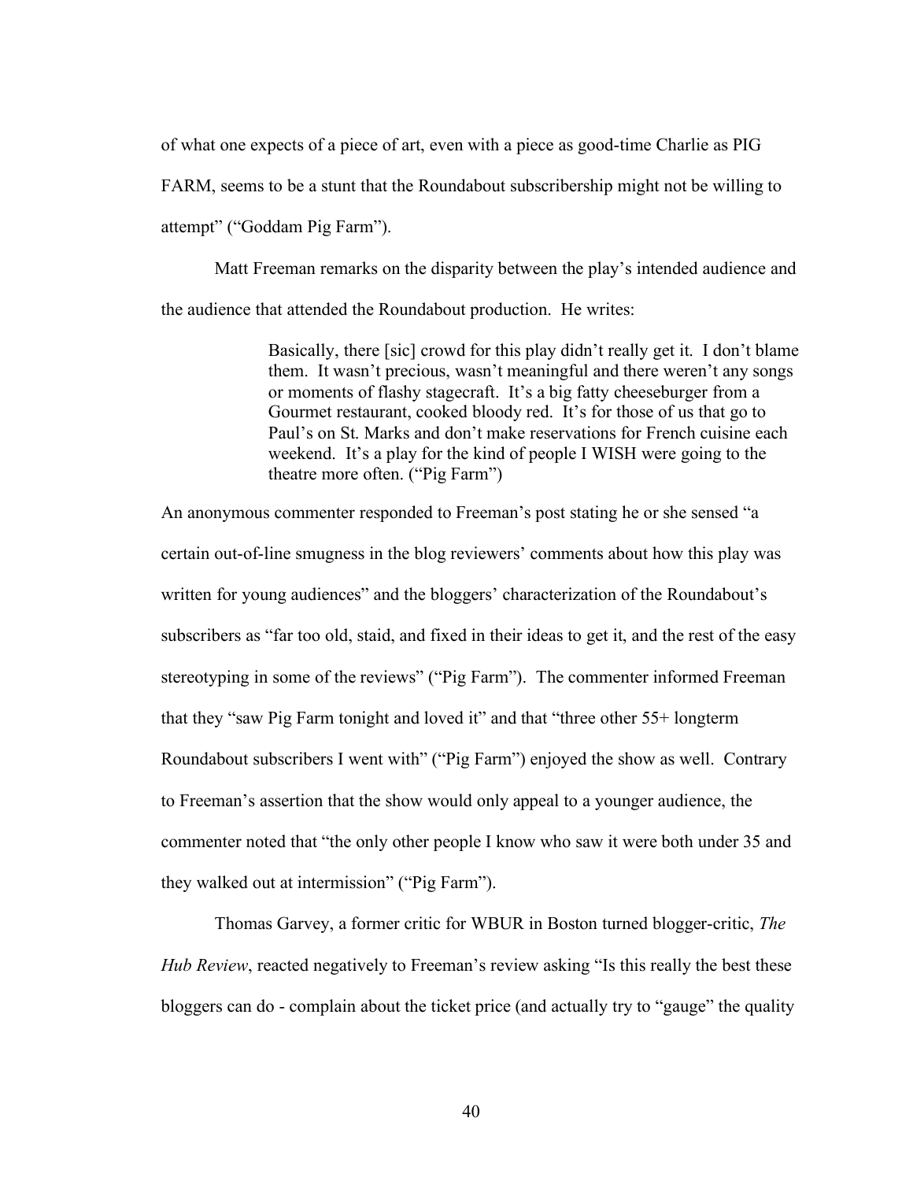of what one expects of a piece of art, even with a piece as good-time Charlie as PIG FARM, seems to be a stunt that the Roundabout subscribership might not be willing to attempt" ("Goddam Pig Farm").

Matt Freeman remarks on the disparity between the play's intended audience and the audience that attended the Roundabout production. He writes:

> Basically, there [sic] crowd for this play didn't really get it. I don't blame them. It wasn't precious, wasn't meaningful and there weren't any songs or moments of flashy stagecraft. It's a big fatty cheeseburger from a Gourmet restaurant, cooked bloody red. It's for those of us that go to Paul's on St. Marks and don't make reservations for French cuisine each weekend. It's a play for the kind of people I WISH were going to the theatre more often. ("Pig Farm")

An anonymous commenter responded to Freeman's post stating he or she sensed "a certain out-of-line smugness in the blog reviewers' comments about how this play was written for young audiences" and the bloggers' characterization of the Roundabout's subscribers as "far too old, staid, and fixed in their ideas to get it, and the rest of the easy stereotyping in some of the reviews" ("Pig Farm"). The commenter informed Freeman that they "saw Pig Farm tonight and loved it" and that "three other 55+ longterm Roundabout subscribers I went with" ("Pig Farm") enjoyed the show as well. Contrary to Freeman's assertion that the show would only appeal to a younger audience, the commenter noted that "the only other people I know who saw it were both under 35 and they walked out at intermission" ("Pig Farm").

Thomas Garvey, a former critic for WBUR in Boston turned blogger-critic, *The Hub Review*, reacted negatively to Freeman's review asking "Is this really the best these bloggers can do - complain about the ticket price (and actually try to "gauge" the quality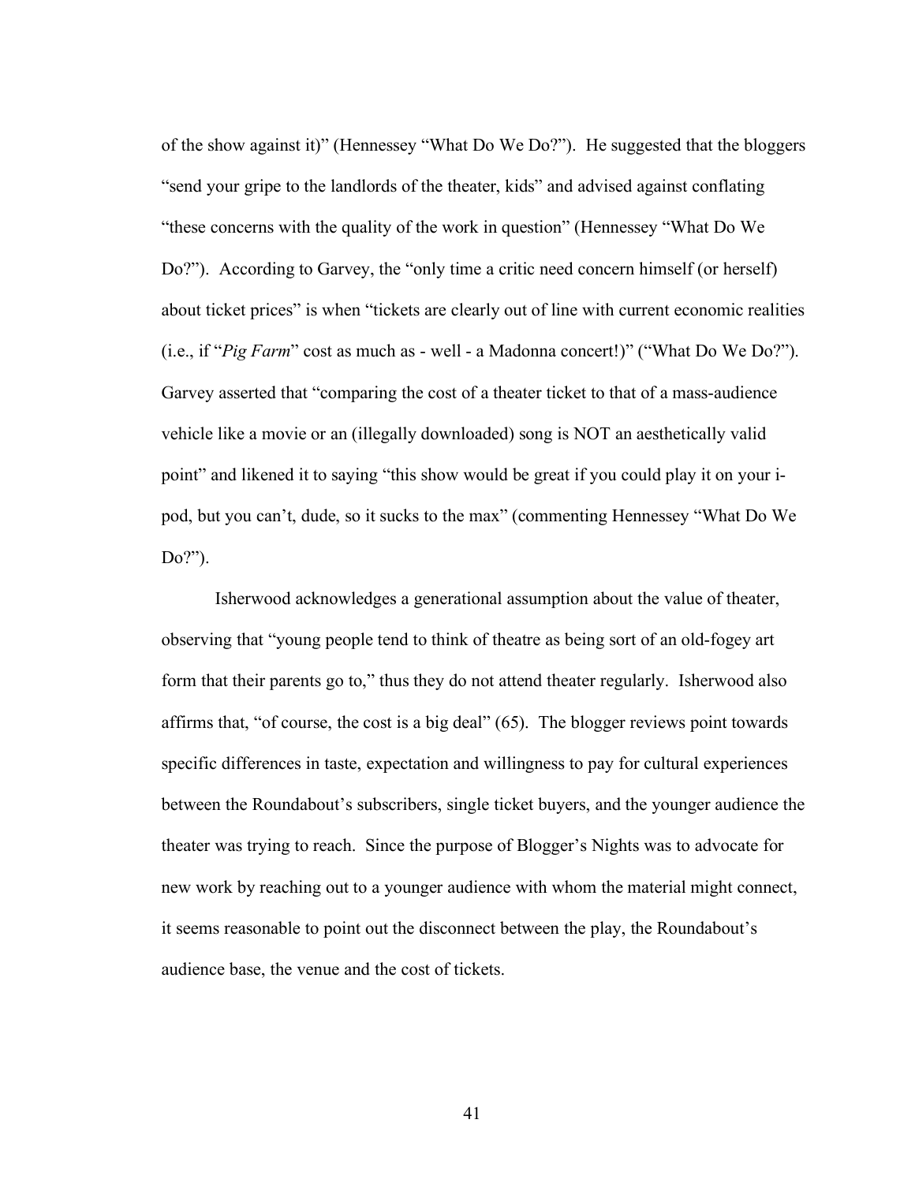of the show against it)" (Hennessey "What Do We Do?"). He suggested that the bloggers "send your gripe to the landlords of the theater, kids" and advised against conflating "these concerns with the quality of the work in question" (Hennessey "What Do We Do?"). According to Garvey, the "only time a critic need concern himself (or herself) about ticket prices" is when "tickets are clearly out of line with current economic realities (i.e., if "*Pig Farm*" cost as much as - well - a Madonna concert!)" ("What Do We Do?"). Garvey asserted that "comparing the cost of a theater ticket to that of a mass-audience vehicle like a movie or an (illegally downloaded) song is NOT an aesthetically valid point" and likened it to saying "this show would be great if you could play it on your i-pod, but you can't, dude, so it sucks to the max" (commenting Hennessey "What Do We Do?").

Isherwood acknowledges a generational assumption about the value of theater, observing that "young people tend to think of theatre as being sort of an old-fogey art form that their parents go to," thus they do not attend theater regularly. Isherwood also affirms that, "of course, the cost is a big deal" (65). The blogger reviews point towards specific differences in taste, expectation and willingness to pay for cultural experiences between the Roundabout's subscribers, single ticket buyers, and the younger audience the theater was trying to reach. Since the purpose of Blogger's Nights was to advocate for new work by reaching out to a younger audience with whom the material might connect, it seems reasonable to point out the disconnect between the play, the Roundabout's audience base, the venue and the cost of tickets.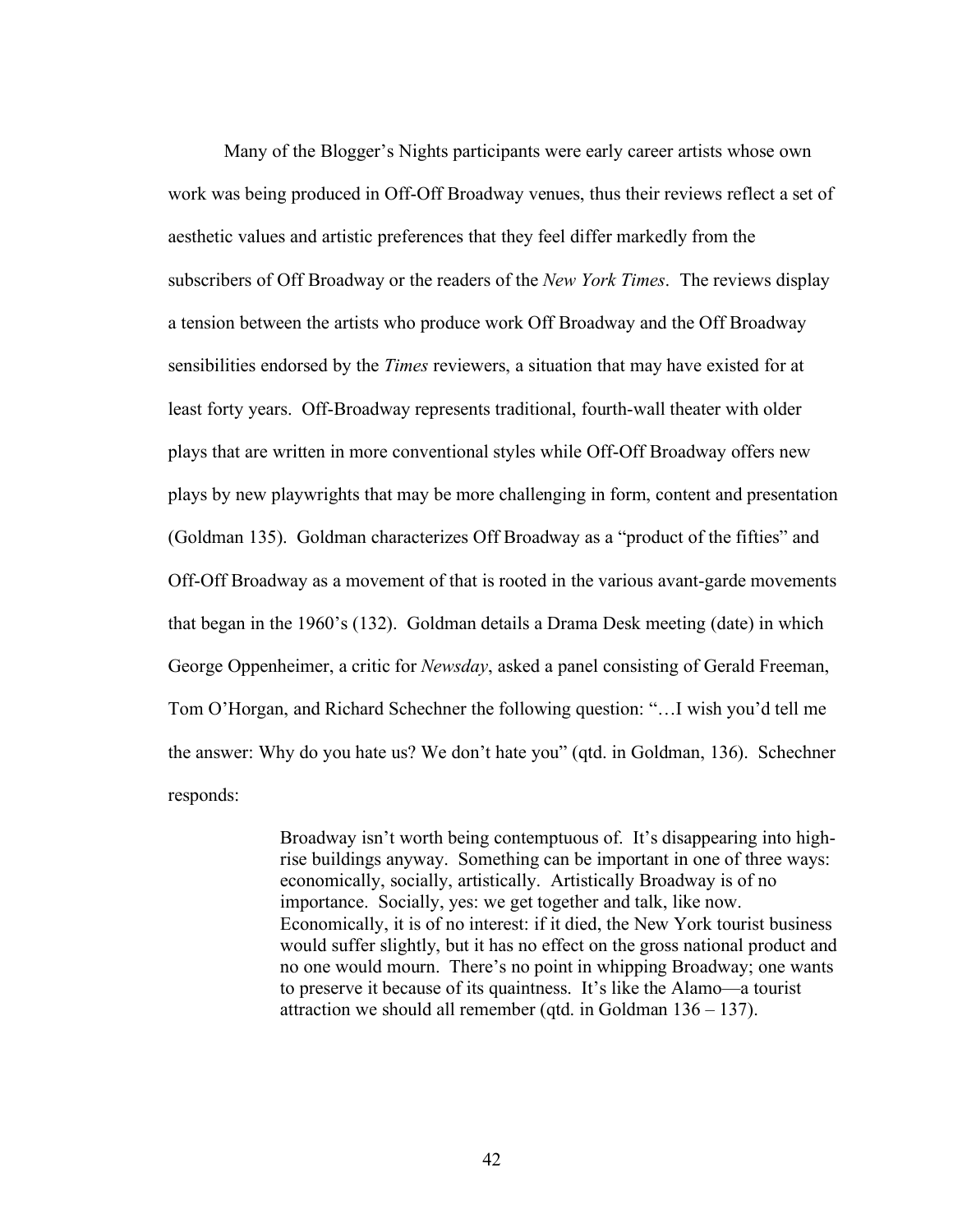Many of the Blogger's Nights participants were early career artists whose own work was being produced in Off-Off Broadway venues, thus their reviews reflect a set of aesthetic values and artistic preferences that they feel differ markedly from the subscribers of Off Broadway or the readers of the *New York Times*. The reviews display a tension between the artists who produce work Off Broadway and the Off Broadway sensibilities endorsed by the *Times* reviewers, a situation that may have existed for at least forty years. Off-Broadway represents traditional, fourth-wall theater with older plays that are written in more conventional styles while Off-Off Broadway offers new plays by new playwrights that may be more challenging in form, content and presentation (Goldman 135). Goldman characterizes Off Broadway as a "product of the fifties" and Off-Off Broadway as a movement of that is rooted in the various avant-garde movements that began in the 1960's (132). Goldman details a Drama Desk meeting (date) in which George Oppenheimer, a critic for *Newsday*, asked a panel consisting of Gerald Freeman, Tom O'Horgan, and Richard Schechner the following question: "…I wish you'd tell me the answer: Why do you hate us? We don't hate you" (qtd. in Goldman, 136). Schechner responds:

> Broadway isn't worth being contemptuous of. It's disappearing into high-rise buildings anyway. Something can be important in one of three ways: economically, socially, artistically. Artistically Broadway is of no importance. Socially, yes: we get together and talk, like now. Economically, it is of no interest: if it died, the New York tourist business would suffer slightly, but it has no effect on the gross national product and no one would mourn. There's no point in whipping Broadway; one wants to preserve it because of its quaintness. It's like the Alamo—a tourist attraction we should all remember (qtd. in Goldman 136 – 137).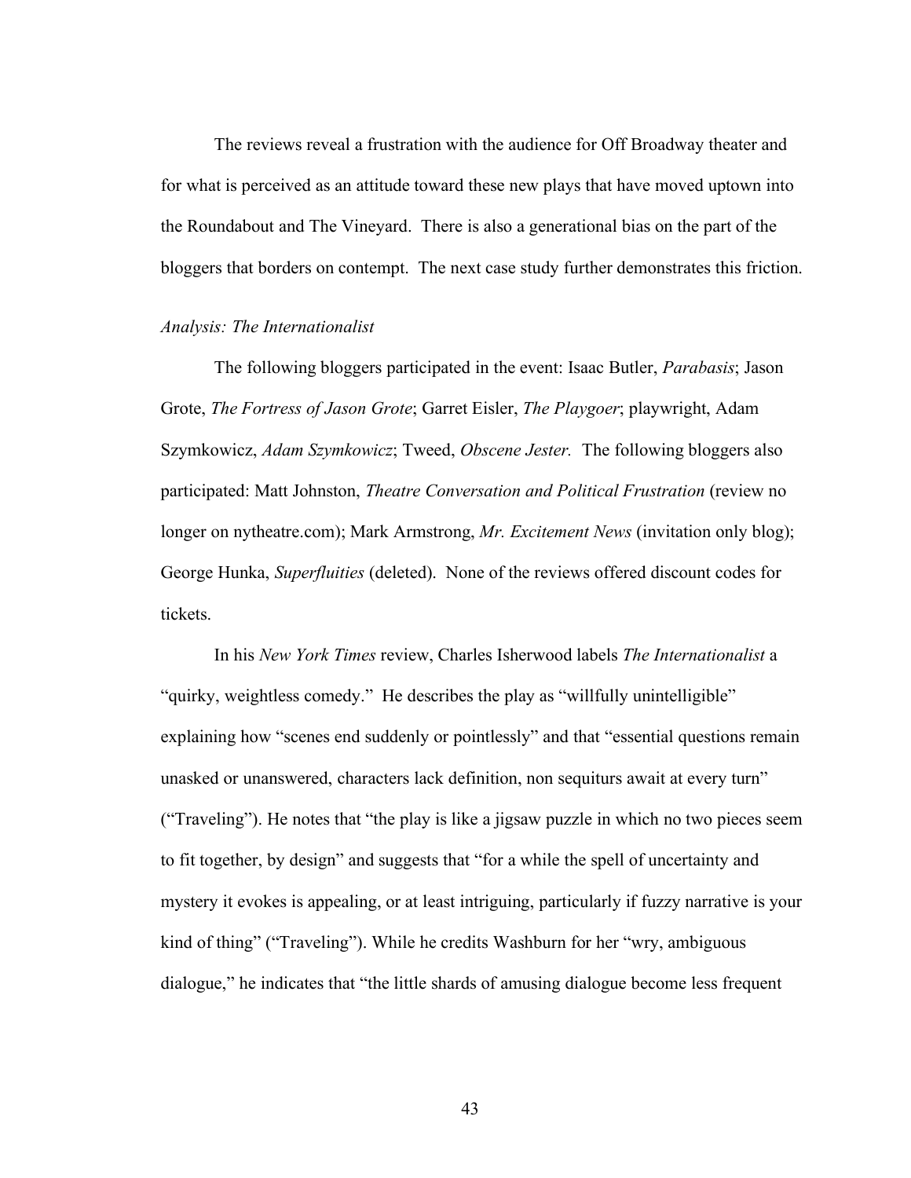The reviews reveal a frustration with the audience for Off Broadway theater and for what is perceived as an attitude toward these new plays that have moved uptown into the Roundabout and The Vineyard. There is also a generational bias on the part of the bloggers that borders on contempt. The next case study further demonstrates this friction.

*Analysis: The Internationalist*

The following bloggers participated in the event: Isaac Butler, *Parabasis*; Jason Grote, *The Fortress of Jason Grote*; Garret Eisler, *The Playgoer*; playwright, Adam Szymkowicz, *Adam Szymkowicz*; Tweed, *Obscene Jester.* The following bloggers also participated: Matt Johnston, *Theatre Conversation and Political Frustration* (review no longer on nytheatre.com); Mark Armstrong, *Mr. Excitement News* (invitation only blog); George Hunka, *Superfluities* (deleted). None of the reviews offered discount codes for tickets.

In his *New York Times* review, Charles Isherwood labels *The Internationalist* a "quirky, weightless comedy." He describes the play as "willfully unintelligible" explaining how "scenes end suddenly or pointlessly" and that "essential questions remain unasked or unanswered, characters lack definition, non sequiturs await at every turn" ("Traveling"). He notes that "the play is like a jigsaw puzzle in which no two pieces seem to fit together, by design" and suggests that "for a while the spell of uncertainty and mystery it evokes is appealing, or at least intriguing, particularly if fuzzy narrative is your kind of thing" ("Traveling"). While he credits Washburn for her "wry, ambiguous dialogue," he indicates that "the little shards of amusing dialogue become less frequent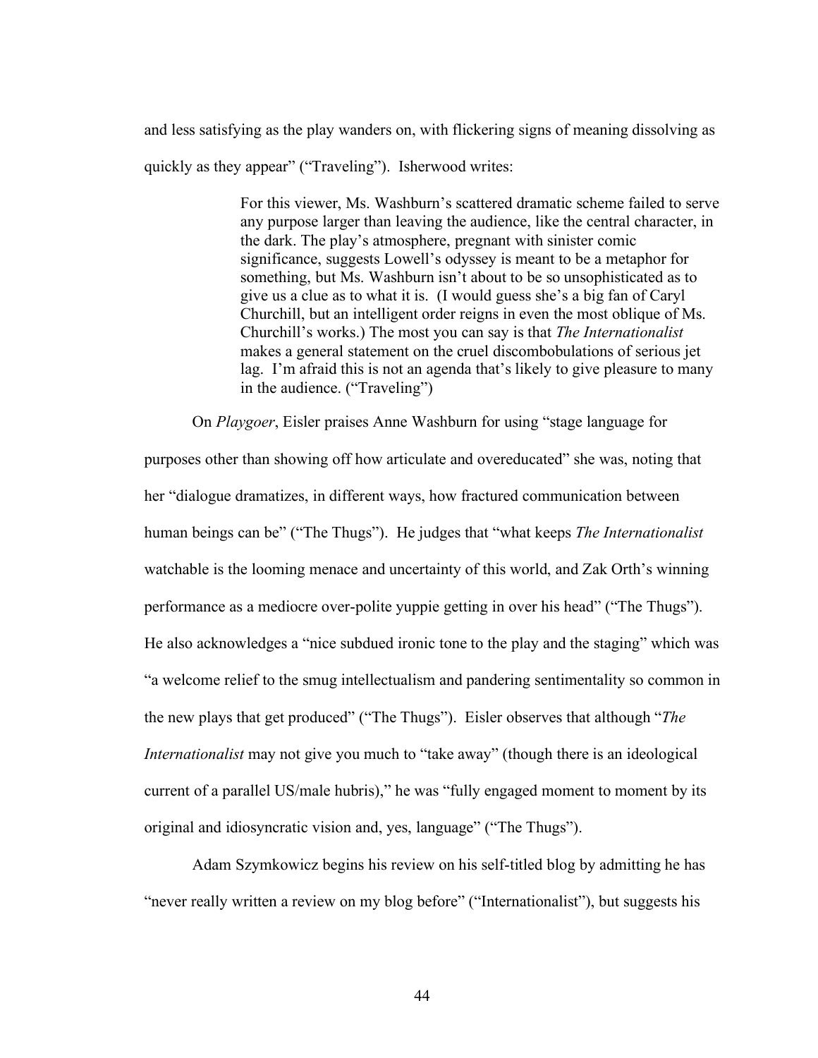and less satisfying as the play wanders on, with flickering signs of meaning dissolving as quickly as they appear" ("Traveling"). Isherwood writes:

> For this viewer, Ms. Washburn's scattered dramatic scheme failed to serve any purpose larger than leaving the audience, like the central character, in the dark. The play's atmosphere, pregnant with sinister comic significance, suggests Lowell's odyssey is meant to be a metaphor for something, but Ms. Washburn isn't about to be so unsophisticated as to give us a clue as to what it is. (I would guess she's a big fan of Caryl Churchill, but an intelligent order reigns in even the most oblique of Ms. Churchill's works.) The most you can say is that *The Internationalist* makes a general statement on the cruel discombobulations of serious jet lag. I'm afraid this is not an agenda that's likely to give pleasure to many in the audience. ("Traveling")

On *Playgoer*, Eisler praises Anne Washburn for using "stage language for purposes other than showing off how articulate and overeducated" she was, noting that her "dialogue dramatizes, in different ways, how fractured communication between human beings can be" ("The Thugs"). He judges that "what keeps *The Internationalist* watchable is the looming menace and uncertainty of this world, and Zak Orth's winning performance as a mediocre over-polite yuppie getting in over his head" ("The Thugs"). He also acknowledges a "nice subdued ironic tone to the play and the staging" which was "a welcome relief to the smug intellectualism and pandering sentimentality so common in the new plays that get produced" ("The Thugs"). Eisler observes that although "*The Internationalist* may not give you much to "take away" (though there is an ideological current of a parallel US/male hubris)," he was "fully engaged moment to moment by its original and idiosyncratic vision and, yes, language" ("The Thugs").

Adam Szymkowicz begins his review on his self-titled blog by admitting he has "never really written a review on my blog before" ("Internationalist"), but suggests his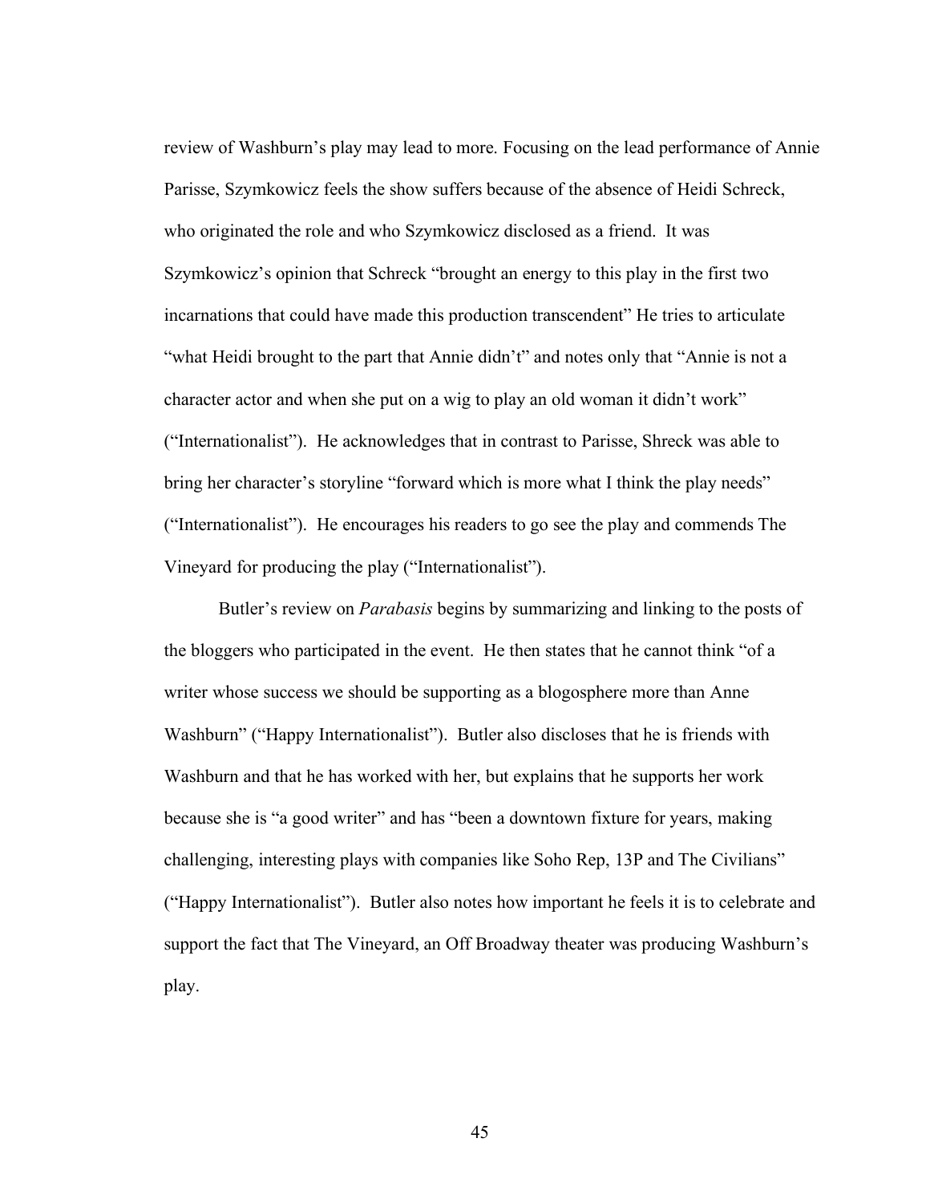review of Washburn's play may lead to more. Focusing on the lead performance of Annie Parisse, Szymkowicz feels the show suffers because of the absence of Heidi Schreck, who originated the role and who Szymkowicz disclosed as a friend. It was Szymkowicz's opinion that Schreck "brought an energy to this play in the first two incarnations that could have made this production transcendent" He tries to articulate "what Heidi brought to the part that Annie didn't" and notes only that "Annie is not a character actor and when she put on a wig to play an old woman it didn't work" ("Internationalist"). He acknowledges that in contrast to Parisse, Shreck was able to bring her character's storyline "forward which is more what I think the play needs" ("Internationalist"). He encourages his readers to go see the play and commends The Vineyard for producing the play ("Internationalist").

Butler's review on *Parabasis* begins by summarizing and linking to the posts of the bloggers who participated in the event. He then states that he cannot think "of a writer whose success we should be supporting as a blogosphere more than Anne Washburn" ("Happy Internationalist"). Butler also discloses that he is friends with Washburn and that he has worked with her, but explains that he supports her work because she is "a good writer" and has "been a downtown fixture for years, making challenging, interesting plays with companies like Soho Rep, 13P and The Civilians" ("Happy Internationalist"). Butler also notes how important he feels it is to celebrate and support the fact that The Vineyard, an Off Broadway theater was producing Washburn's play.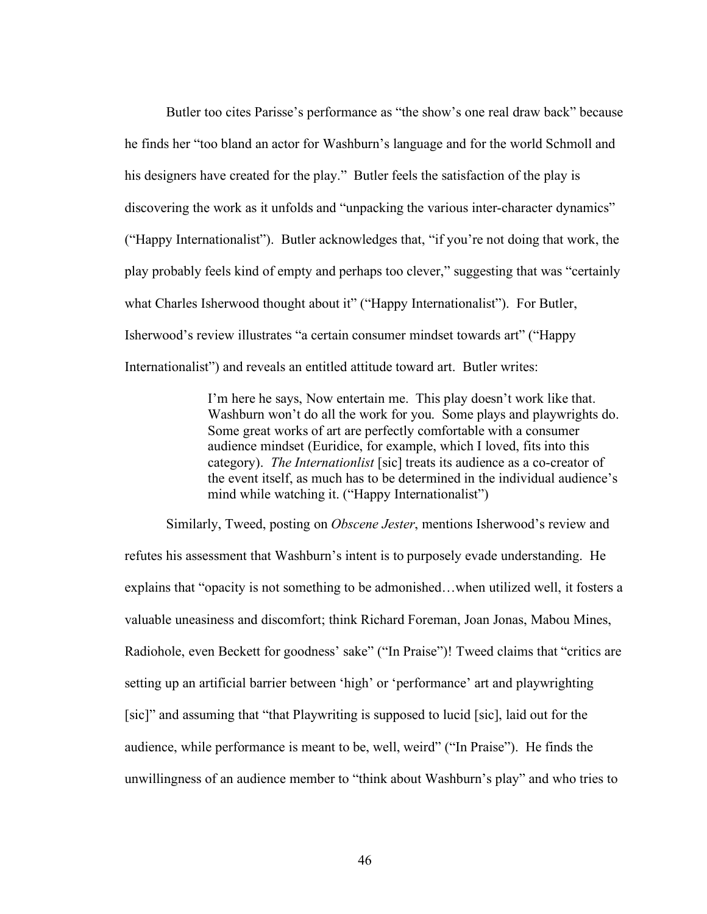Butler too cites Parisse's performance as "the show's one real draw back" because he finds her "too bland an actor for Washburn's language and for the world Schmoll and his designers have created for the play." Butler feels the satisfaction of the play is discovering the work as it unfolds and "unpacking the various inter-character dynamics" ("Happy Internationalist"). Butler acknowledges that, "if you're not doing that work, the play probably feels kind of empty and perhaps too clever," suggesting that was "certainly what Charles Isherwood thought about it" ("Happy Internationalist"). For Butler, Isherwood's review illustrates "a certain consumer mindset towards art" ("Happy Internationalist") and reveals an entitled attitude toward art. Butler writes:

> I'm here he says, Now entertain me. This play doesn't work like that. Washburn won't do all the work for you. Some plays and playwrights do. Some great works of art are perfectly comfortable with a consumer audience mindset (Euridice, for example, which I loved, fits into this category). *The Internationlist* [sic] treats its audience as a co-creator of the event itself, as much has to be determined in the individual audience's mind while watching it. ("Happy Internationalist")

Similarly, Tweed, posting on *Obscene Jester*, mentions Isherwood's review and refutes his assessment that Washburn's intent is to purposely evade understanding. He explains that "opacity is not something to be admonished…when utilized well, it fosters a valuable uneasiness and discomfort; think Richard Foreman, Joan Jonas, Mabou Mines, Radiohole, even Beckett for goodness' sake" ("In Praise")! Tweed claims that "critics are setting up an artificial barrier between 'high' or 'performance' art and playwrighting [sic]" and assuming that "that Playwriting is supposed to lucid [sic], laid out for the audience, while performance is meant to be, well, weird" ("In Praise"). He finds the unwillingness of an audience member to "think about Washburn's play" and who tries to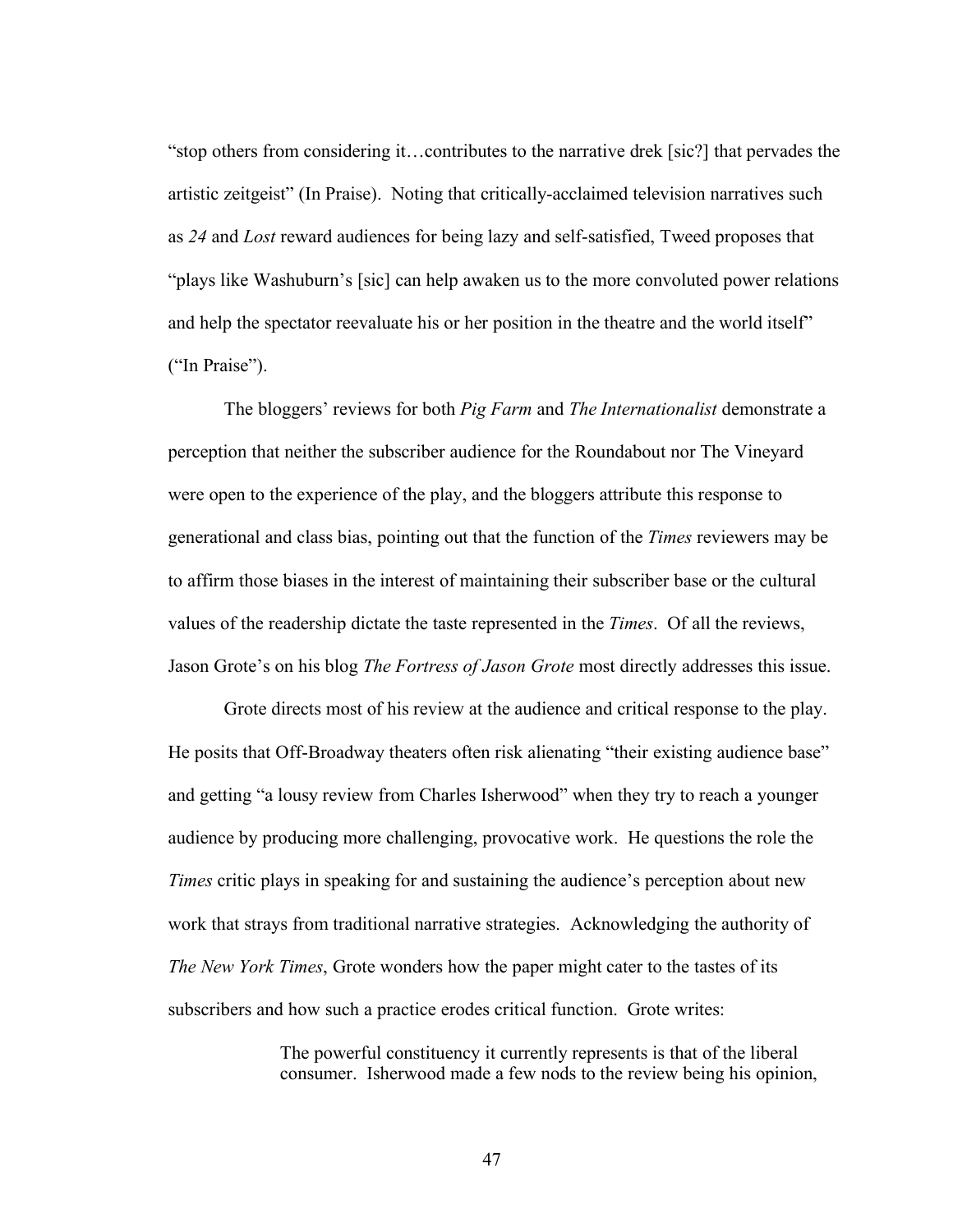"stop others from considering it…contributes to the narrative drek [sic?] that pervades the artistic zeitgeist" (In Praise). Noting that critically-acclaimed television narratives such as *24* and *Lost* reward audiences for being lazy and self-satisfied, Tweed proposes that "plays like Washuburn's [sic] can help awaken us to the more convoluted power relations and help the spectator reevaluate his or her position in the theatre and the world itself" ("In Praise").

The bloggers' reviews for both *Pig Farm* and *The Internationalist* demonstrate a perception that neither the subscriber audience for the Roundabout nor The Vineyard were open to the experience of the play, and the bloggers attribute this response to generational and class bias, pointing out that the function of the *Times* reviewers may be to affirm those biases in the interest of maintaining their subscriber base or the cultural values of the readership dictate the taste represented in the *Times*. Of all the reviews, Jason Grote's on his blog *The Fortress of Jason Grote* most directly addresses this issue.

Grote directs most of his review at the audience and critical response to the play. He posits that Off-Broadway theaters often risk alienating "their existing audience base" and getting "a lousy review from Charles Isherwood" when they try to reach a younger audience by producing more challenging, provocative work. He questions the role the *Times* critic plays in speaking for and sustaining the audience's perception about new work that strays from traditional narrative strategies. Acknowledging the authority of *The New York Times*, Grote wonders how the paper might cater to the tastes of its subscribers and how such a practice erodes critical function. Grote writes:

> The powerful constituency it currently represents is that of the liberal consumer. Isherwood made a few nods to the review being his opinion,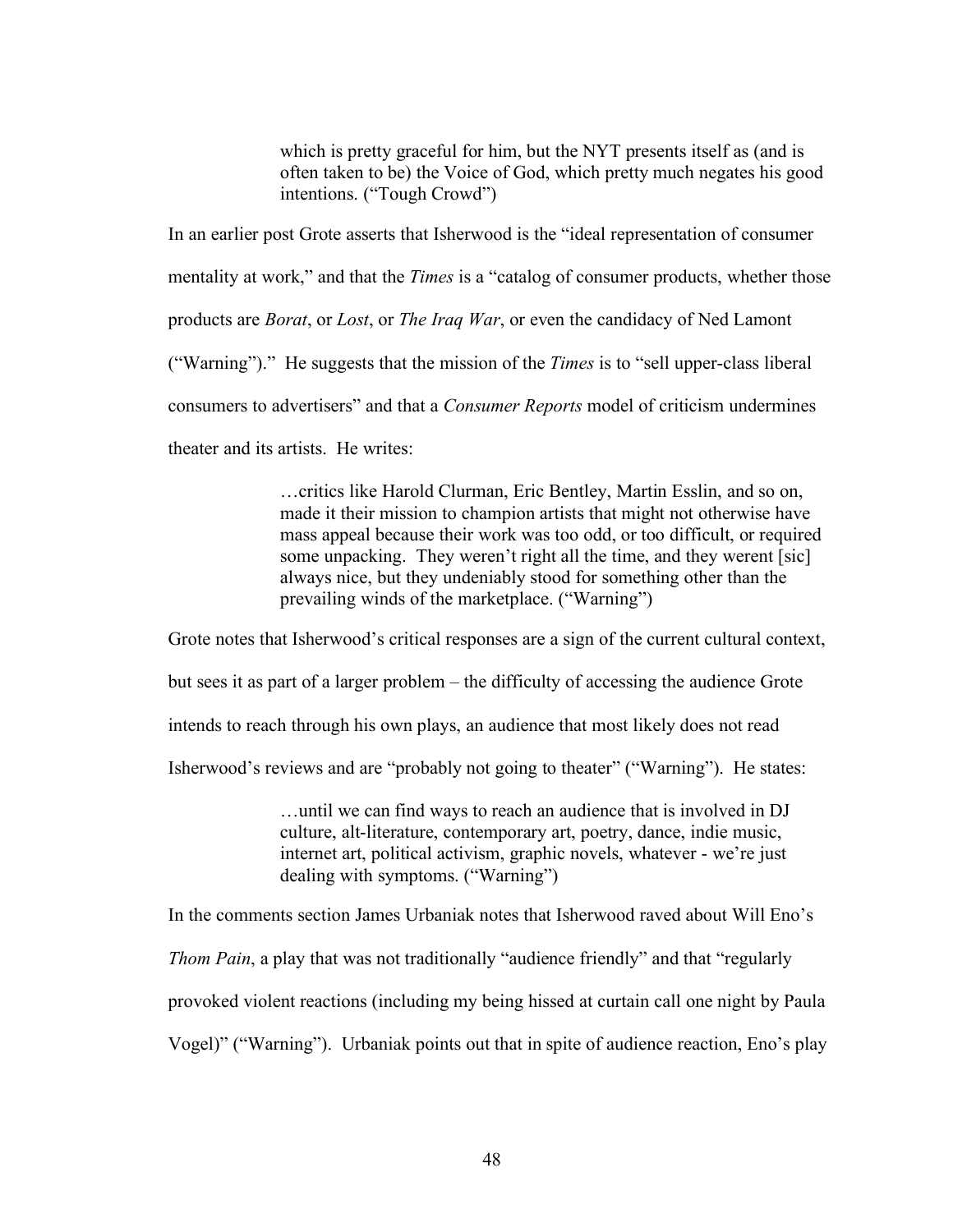> which is pretty graceful for him, but the NYT presents itself as (and is often taken to be) the Voice of God, which pretty much negates his good intentions. ("Tough Crowd")

In an earlier post Grote asserts that Isherwood is the "ideal representation of consumer mentality at work," and that the *Times* is a "catalog of consumer products, whether those products are *Borat*, or *Lost*, or *The Iraq War*, or even the candidacy of Ned Lamont ("Warning")." He suggests that the mission of the *Times* is to "sell upper-class liberal consumers to advertisers" and that a *Consumer Reports* model of criticism undermines theater and its artists. He writes:

> …critics like Harold Clurman, Eric Bentley, Martin Esslin, and so on, made it their mission to champion artists that might not otherwise have mass appeal because their work was too odd, or too difficult, or required some unpacking. They weren't right all the time, and they werent [sic] always nice, but they undeniably stood for something other than the prevailing winds of the marketplace. ("Warning")

Grote notes that Isherwood's critical responses are a sign of the current cultural context, but sees it as part of a larger problem – the difficulty of accessing the audience Grote intends to reach through his own plays, an audience that most likely does not read Isherwood's reviews and are "probably not going to theater" ("Warning"). He states:

> …until we can find ways to reach an audience that is involved in DJ culture, alt-literature, contemporary art, poetry, dance, indie music, internet art, political activism, graphic novels, whatever - we're just dealing with symptoms. ("Warning")

In the comments section James Urbaniak notes that Isherwood raved about Will Eno's *Thom Pain*, a play that was not traditionally "audience friendly" and that "regularly provoked violent reactions (including my being hissed at curtain call one night by Paula Vogel)" ("Warning"). Urbaniak points out that in spite of audience reaction, Eno's play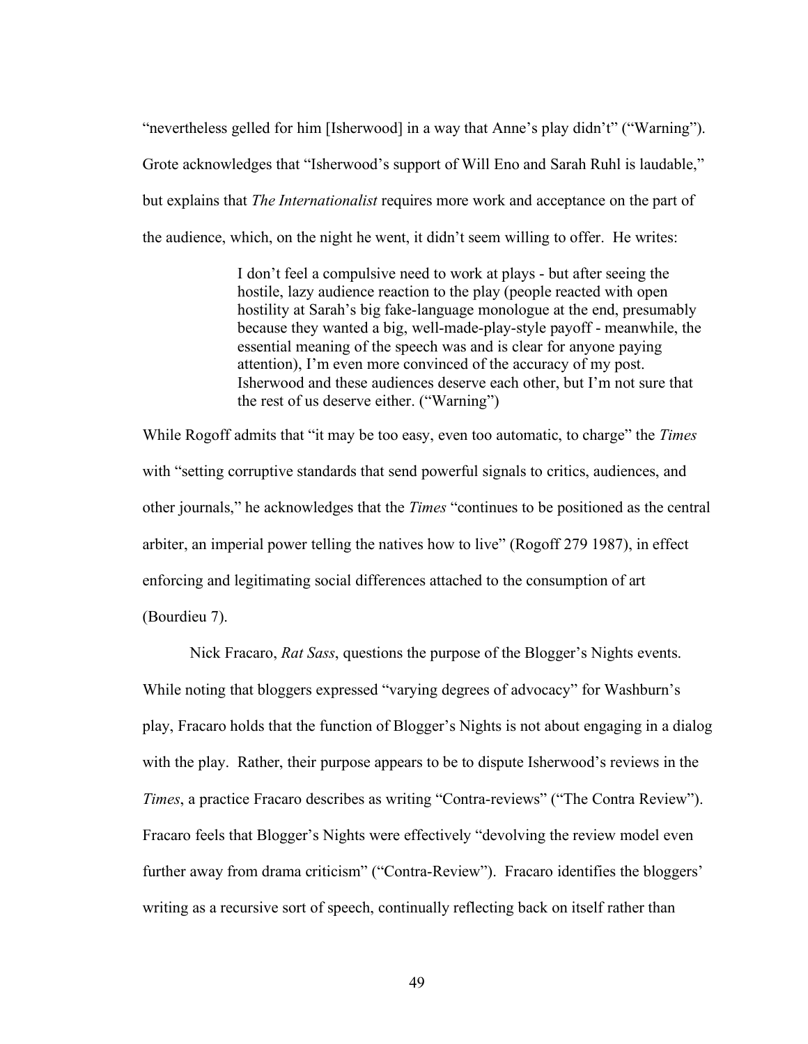"nevertheless gelled for him [Isherwood] in a way that Anne's play didn't" ("Warning"). Grote acknowledges that "Isherwood's support of Will Eno and Sarah Ruhl is laudable," but explains that *The Internationalist* requires more work and acceptance on the part of the audience, which, on the night he went, it didn't seem willing to offer. He writes:

> I don't feel a compulsive need to work at plays - but after seeing the hostile, lazy audience reaction to the play (people reacted with open hostility at Sarah's big fake-language monologue at the end, presumably because they wanted a big, well-made-play-style payoff - meanwhile, the essential meaning of the speech was and is clear for anyone paying attention), I'm even more convinced of the accuracy of my post. Isherwood and these audiences deserve each other, but I'm not sure that the rest of us deserve either. ("Warning")

While Rogoff admits that "it may be too easy, even too automatic, to charge" the *Times* with "setting corruptive standards that send powerful signals to critics, audiences, and other journals," he acknowledges that the *Times* "continues to be positioned as the central arbiter, an imperial power telling the natives how to live" (Rogoff 279 1987), in effect enforcing and legitimating social differences attached to the consumption of art (Bourdieu 7).

Nick Fracaro, *Rat Sass*, questions the purpose of the Blogger's Nights events. While noting that bloggers expressed "varying degrees of advocacy" for Washburn's play, Fracaro holds that the function of Blogger's Nights is not about engaging in a dialog with the play. Rather, their purpose appears to be to dispute Isherwood's reviews in the *Times*, a practice Fracaro describes as writing "Contra-reviews" ("The Contra Review"). Fracaro feels that Blogger's Nights were effectively "devolving the review model even further away from drama criticism" ("Contra-Review"). Fracaro identifies the bloggers' writing as a recursive sort of speech, continually reflecting back on itself rather than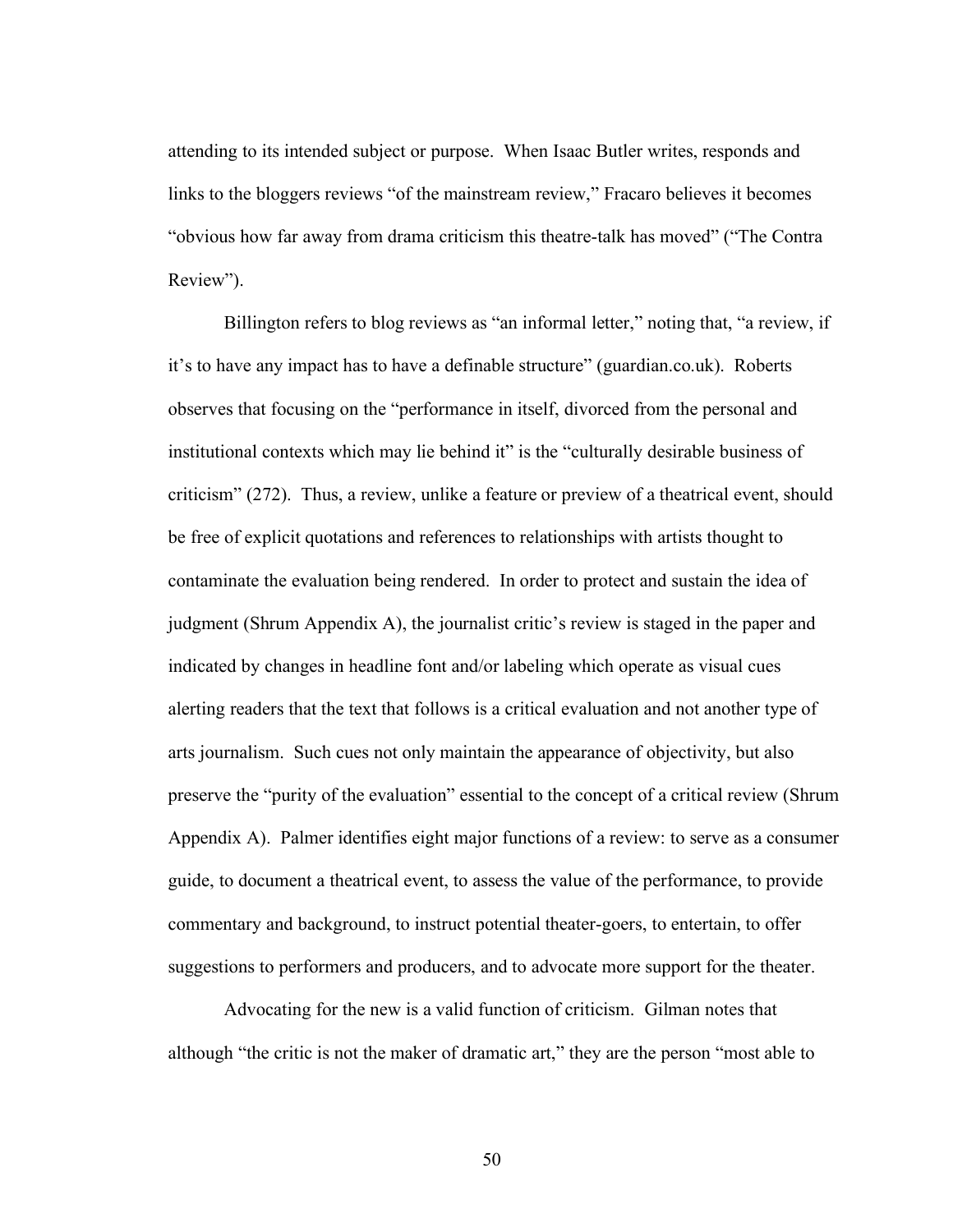attending to its intended subject or purpose. When Isaac Butler writes, responds and links to the bloggers reviews "of the mainstream review," Fracaro believes it becomes "obvious how far away from drama criticism this theatre-talk has moved" ("The Contra Review").

Billington refers to blog reviews as "an informal letter," noting that, "a review, if it's to have any impact has to have a definable structure" (guardian.co.uk). Roberts observes that focusing on the "performance in itself, divorced from the personal and institutional contexts which may lie behind it" is the "culturally desirable business of criticism" (272). Thus, a review, unlike a feature or preview of a theatrical event, should be free of explicit quotations and references to relationships with artists thought to contaminate the evaluation being rendered. In order to protect and sustain the idea of judgment (Shrum Appendix A), the journalist critic's review is staged in the paper and indicated by changes in headline font and/or labeling which operate as visual cues alerting readers that the text that follows is a critical evaluation and not another type of arts journalism. Such cues not only maintain the appearance of objectivity, but also preserve the "purity of the evaluation" essential to the concept of a critical review (Shrum Appendix A). Palmer identifies eight major functions of a review: to serve as a consumer guide, to document a theatrical event, to assess the value of the performance, to provide commentary and background, to instruct potential theater-goers, to entertain, to offer suggestions to performers and producers, and to advocate more support for the theater.

Advocating for the new is a valid function of criticism. Gilman notes that although "the critic is not the maker of dramatic art," they are the person "most able to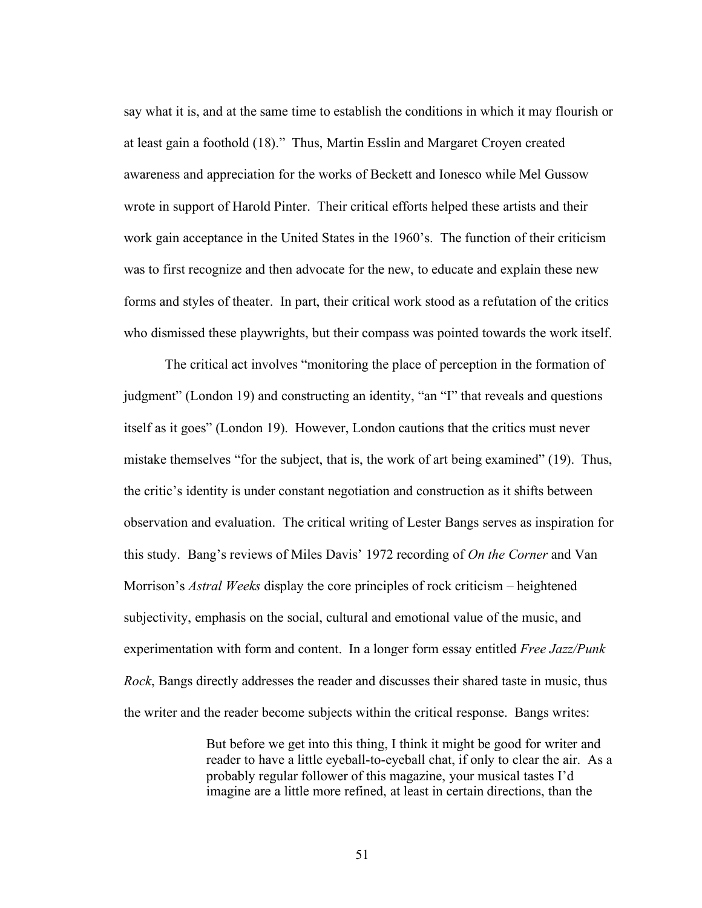say what it is, and at the same time to establish the conditions in which it may flourish or at least gain a foothold (18)." Thus, Martin Esslin and Margaret Croyen created awareness and appreciation for the works of Beckett and Ionesco while Mel Gussow wrote in support of Harold Pinter. Their critical efforts helped these artists and their work gain acceptance in the United States in the 1960's. The function of their criticism was to first recognize and then advocate for the new, to educate and explain these new forms and styles of theater. In part, their critical work stood as a refutation of the critics who dismissed these playwrights, but their compass was pointed towards the work itself.

The critical act involves "monitoring the place of perception in the formation of judgment" (London 19) and constructing an identity, "an "I" that reveals and questions itself as it goes" (London 19). However, London cautions that the critics must never mistake themselves "for the subject, that is, the work of art being examined" (19). Thus, the critic's identity is under constant negotiation and construction as it shifts between observation and evaluation. The critical writing of Lester Bangs serves as inspiration for this study. Bang's reviews of Miles Davis' 1972 recording of *On the Corner* and Van Morrison's *Astral Weeks* display the core principles of rock criticism – heightened subjectivity, emphasis on the social, cultural and emotional value of the music, and experimentation with form and content. In a longer form essay entitled *Free Jazz/Punk Rock*, Bangs directly addresses the reader and discusses their shared taste in music, thus the writer and the reader become subjects within the critical response. Bangs writes:

> But before we get into this thing, I think it might be good for writer and reader to have a little eyeball-to-eyeball chat, if only to clear the air. As a probably regular follower of this magazine, your musical tastes I'd imagine are a little more refined, at least in certain directions, than the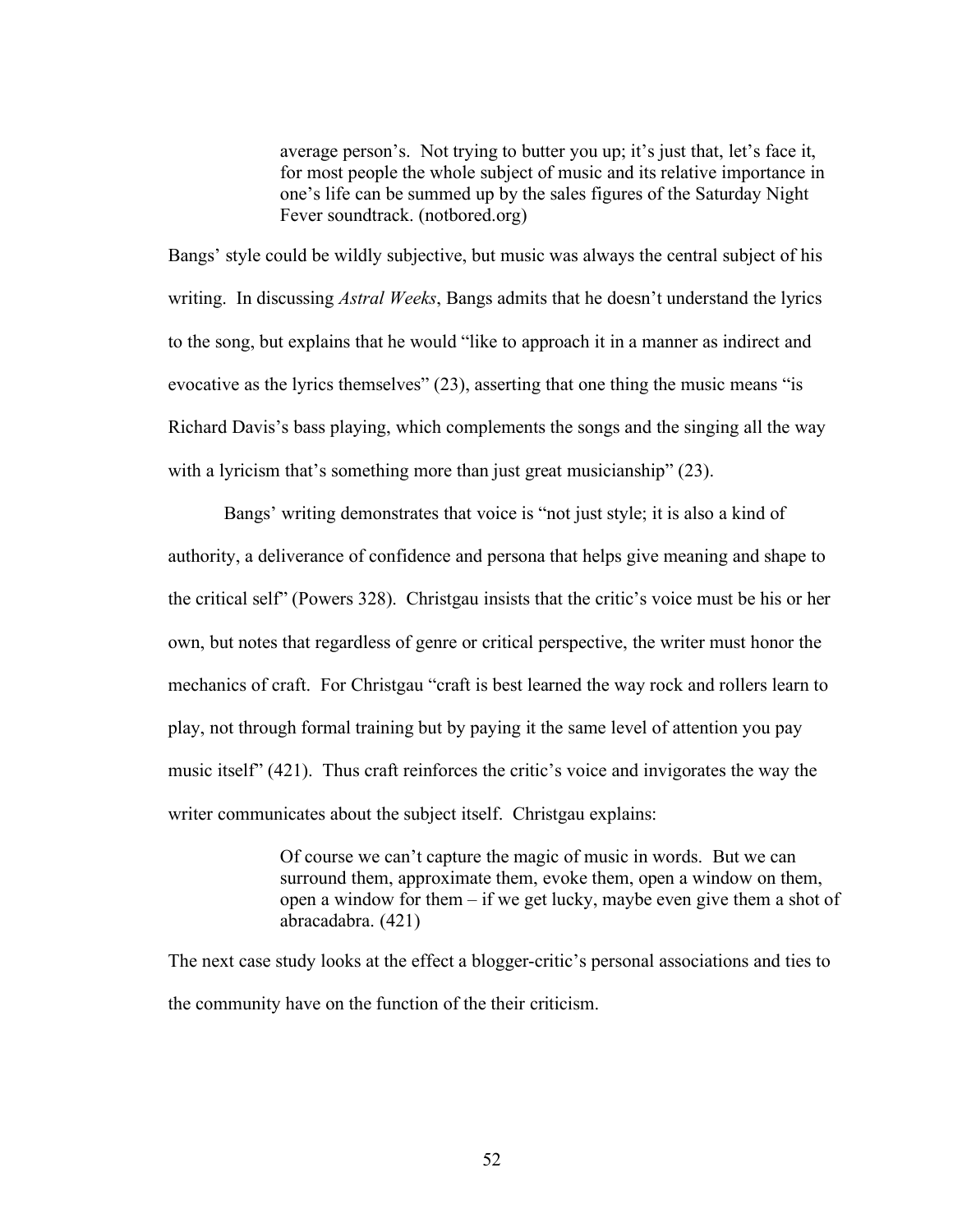> average person's. Not trying to butter you up; it's just that, let's face it, for most people the whole subject of music and its relative importance in one's life can be summed up by the sales figures of the Saturday Night Fever soundtrack. (notbored.org)

Bangs' style could be wildly subjective, but music was always the central subject of his writing. In discussing *Astral Weeks*, Bangs admits that he doesn't understand the lyrics to the song, but explains that he would "like to approach it in a manner as indirect and evocative as the lyrics themselves" (23), asserting that one thing the music means "is Richard Davis's bass playing, which complements the songs and the singing all the way with a lyricism that's something more than just great musicianship" (23).

Bangs' writing demonstrates that voice is "not just style; it is also a kind of authority, a deliverance of confidence and persona that helps give meaning and shape to the critical self" (Powers 328). Christgau insists that the critic's voice must be his or her own, but notes that regardless of genre or critical perspective, the writer must honor the mechanics of craft. For Christgau "craft is best learned the way rock and rollers learn to play, not through formal training but by paying it the same level of attention you pay music itself" (421). Thus craft reinforces the critic's voice and invigorates the way the writer communicates about the subject itself. Christgau explains:

> Of course we can't capture the magic of music in words. But we can surround them, approximate them, evoke them, open a window on them, open a window for them – if we get lucky, maybe even give them a shot of abracadabra. (421)

The next case study looks at the effect a blogger-critic's personal associations and ties to the community have on the function of the their criticism.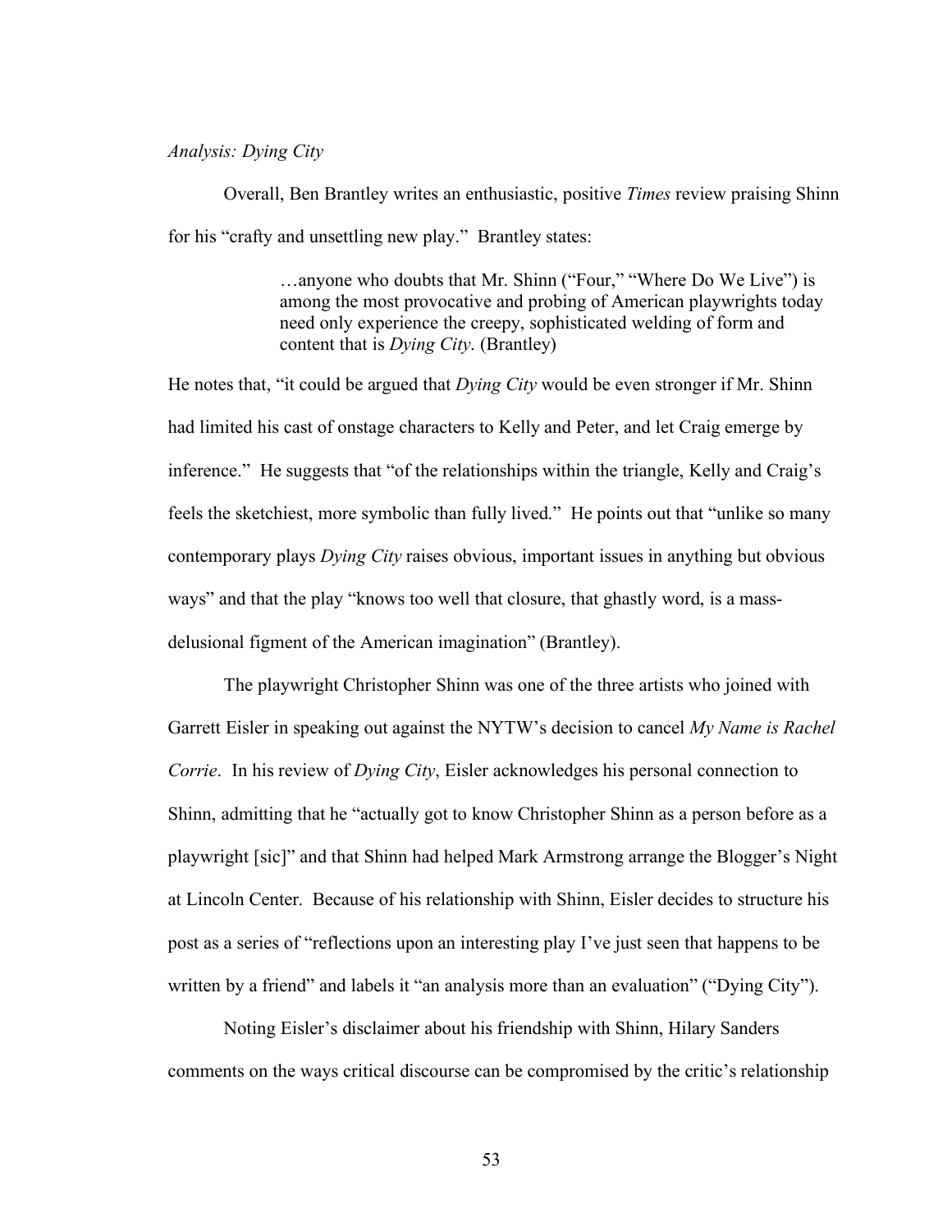*Analysis: Dying City*

Overall, Ben Brantley writes an enthusiastic, positive *Times* review praising Shinn for his "crafty and unsettling new play." Brantley states:

> …anyone who doubts that Mr. Shinn ("Four," "Where Do We Live") is among the most provocative and probing of American playwrights today need only experience the creepy, sophisticated welding of form and content that is *Dying City*. (Brantley)

He notes that, "it could be argued that *Dying City* would be even stronger if Mr. Shinn had limited his cast of onstage characters to Kelly and Peter, and let Craig emerge by inference." He suggests that "of the relationships within the triangle, Kelly and Craig's feels the sketchiest, more symbolic than fully lived." He points out that "unlike so many contemporary plays *Dying City* raises obvious, important issues in anything but obvious ways" and that the play "knows too well that closure, that ghastly word, is a mass-delusional figment of the American imagination" (Brantley).

The playwright Christopher Shinn was one of the three artists who joined with Garrett Eisler in speaking out against the NYTW's decision to cancel *My Name is Rachel Corrie*. In his review of *Dying City*, Eisler acknowledges his personal connection to Shinn, admitting that he "actually got to know Christopher Shinn as a person before as a playwright [sic]" and that Shinn had helped Mark Armstrong arrange the Blogger's Night at Lincoln Center. Because of his relationship with Shinn, Eisler decides to structure his post as a series of "reflections upon an interesting play I've just seen that happens to be written by a friend" and labels it "an analysis more than an evaluation" ("Dying City").

Noting Eisler's disclaimer about his friendship with Shinn, Hilary Sanders comments on the ways critical discourse can be compromised by the critic's relationship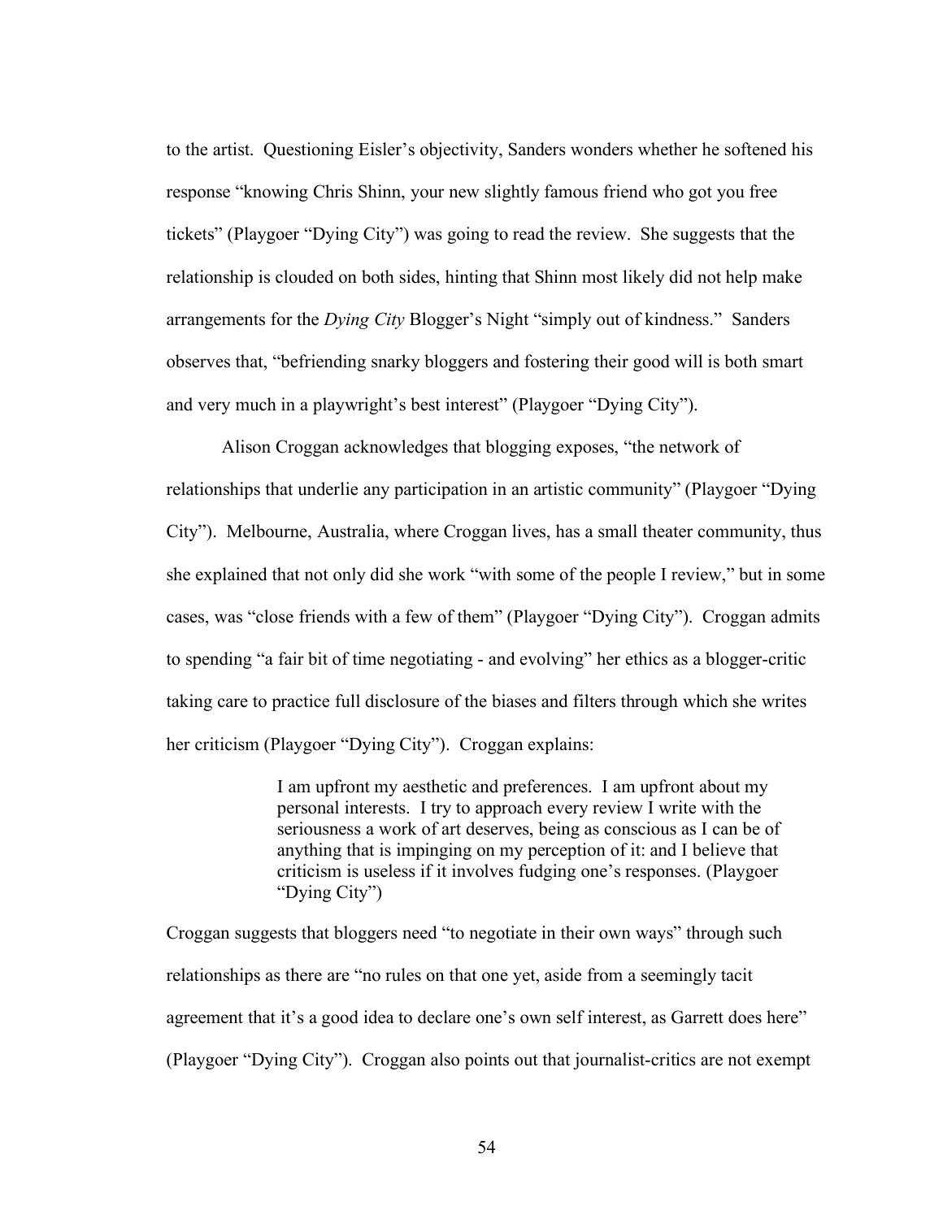to the artist. Questioning Eisler's objectivity, Sanders wonders whether he softened his response "knowing Chris Shinn, your new slightly famous friend who got you free tickets" (Playgoer "Dying City") was going to read the review. She suggests that the relationship is clouded on both sides, hinting that Shinn most likely did not help make arrangements for the *Dying City* Blogger's Night "simply out of kindness." Sanders observes that, "befriending snarky bloggers and fostering their good will is both smart and very much in a playwright's best interest" (Playgoer "Dying City").

Alison Croggan acknowledges that blogging exposes, "the network of relationships that underlie any participation in an artistic community" (Playgoer "Dying City"). Melbourne, Australia, where Croggan lives, has a small theater community, thus she explained that not only did she work "with some of the people I review," but in some cases, was "close friends with a few of them" (Playgoer "Dying City"). Croggan admits to spending "a fair bit of time negotiating - and evolving" her ethics as a blogger-critic taking care to practice full disclosure of the biases and filters through which she writes her criticism (Playgoer "Dying City"). Croggan explains:

> I am upfront my aesthetic and preferences. I am upfront about my personal interests. I try to approach every review I write with the seriousness a work of art deserves, being as conscious as I can be of anything that is impinging on my perception of it: and I believe that criticism is useless if it involves fudging one's responses. (Playgoer "Dying City")

Croggan suggests that bloggers need "to negotiate in their own ways" through such relationships as there are "no rules on that one yet, aside from a seemingly tacit agreement that it's a good idea to declare one's own self interest, as Garrett does here" (Playgoer "Dying City"). Croggan also points out that journalist-critics are not exempt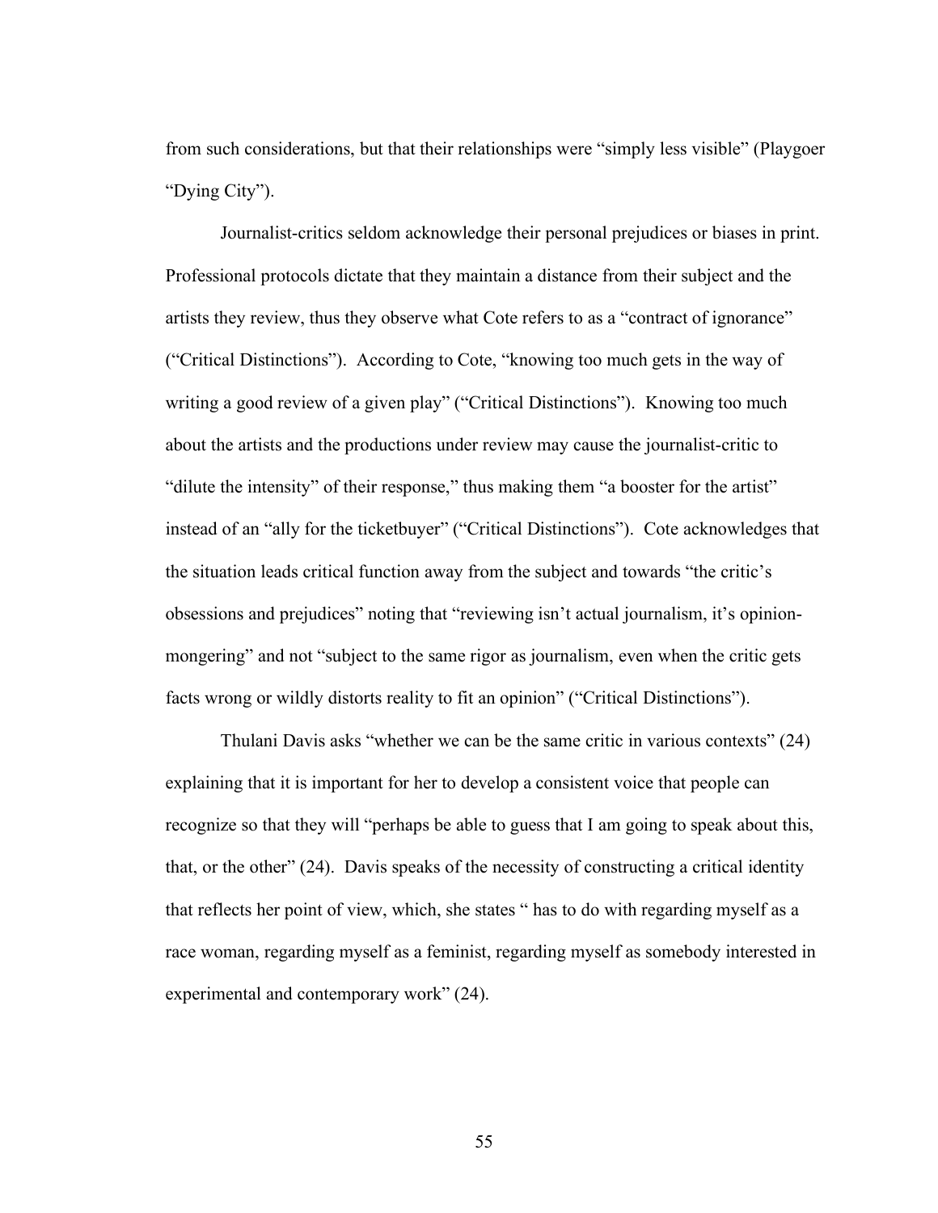from such considerations, but that their relationships were "simply less visible" (Playgoer "Dying City").

Journalist-critics seldom acknowledge their personal prejudices or biases in print. Professional protocols dictate that they maintain a distance from their subject and the artists they review, thus they observe what Cote refers to as a "contract of ignorance" ("Critical Distinctions"). According to Cote, "knowing too much gets in the way of writing a good review of a given play" ("Critical Distinctions"). Knowing too much about the artists and the productions under review may cause the journalist-critic to "dilute the intensity" of their response," thus making them "a booster for the artist" instead of an "ally for the ticketbuyer" ("Critical Distinctions"). Cote acknowledges that the situation leads critical function away from the subject and towards "the critic's obsessions and prejudices" noting that "reviewing isn't actual journalism, it's opinion-mongering" and not "subject to the same rigor as journalism, even when the critic gets facts wrong or wildly distorts reality to fit an opinion" ("Critical Distinctions").

Thulani Davis asks "whether we can be the same critic in various contexts" (24) explaining that it is important for her to develop a consistent voice that people can recognize so that they will "perhaps be able to guess that I am going to speak about this, that, or the other" (24). Davis speaks of the necessity of constructing a critical identity that reflects her point of view, which, she states " has to do with regarding myself as a race woman, regarding myself as a feminist, regarding myself as somebody interested in experimental and contemporary work" (24).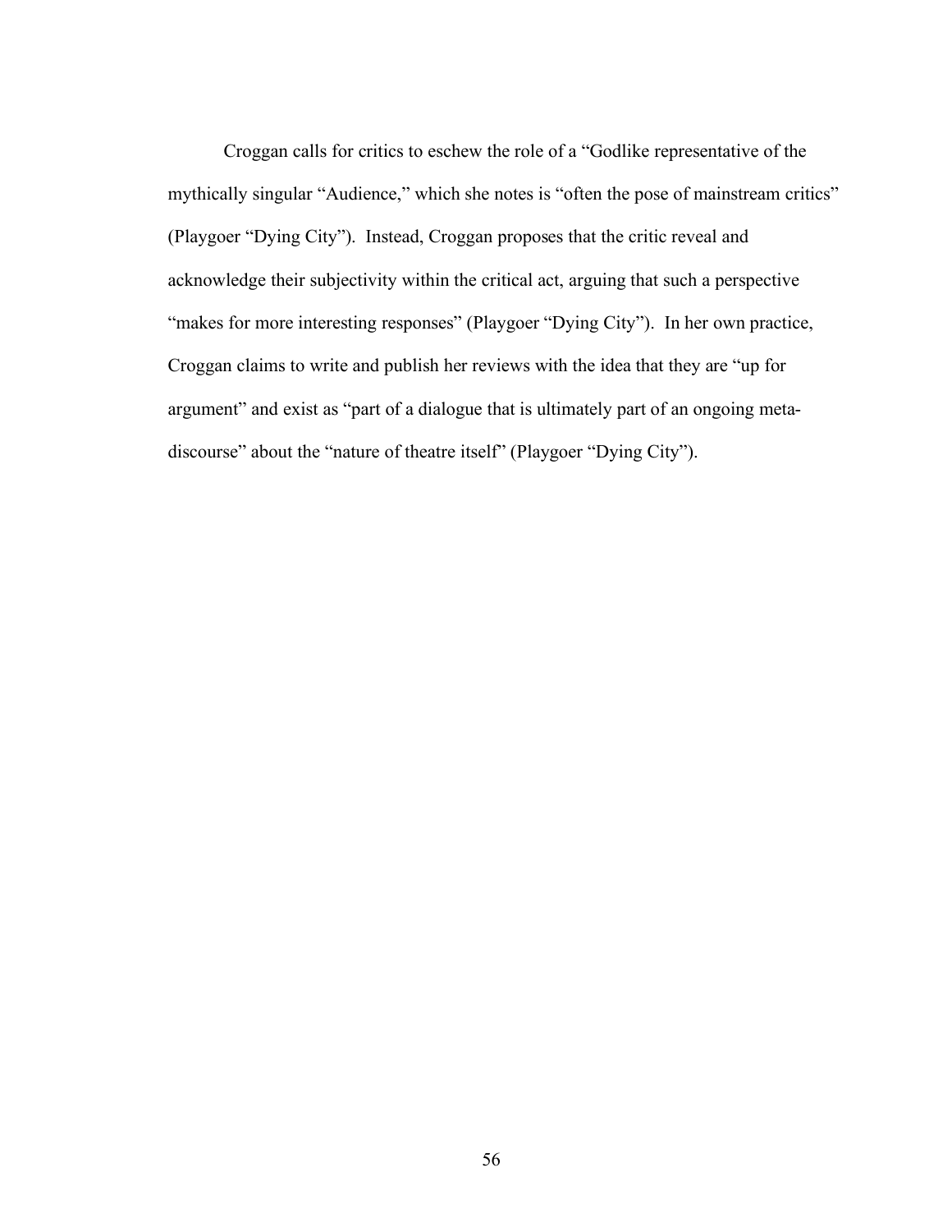Croggan calls for critics to eschew the role of a "Godlike representative of the mythically singular "Audience," which she notes is "often the pose of mainstream critics" (Playgoer "Dying City"). Instead, Croggan proposes that the critic reveal and acknowledge their subjectivity within the critical act, arguing that such a perspective "makes for more interesting responses" (Playgoer "Dying City"). In her own practice, Croggan claims to write and publish her reviews with the idea that they are "up for argument" and exist as "part of a dialogue that is ultimately part of an ongoing meta-discourse" about the "nature of theatre itself" (Playgoer "Dying City").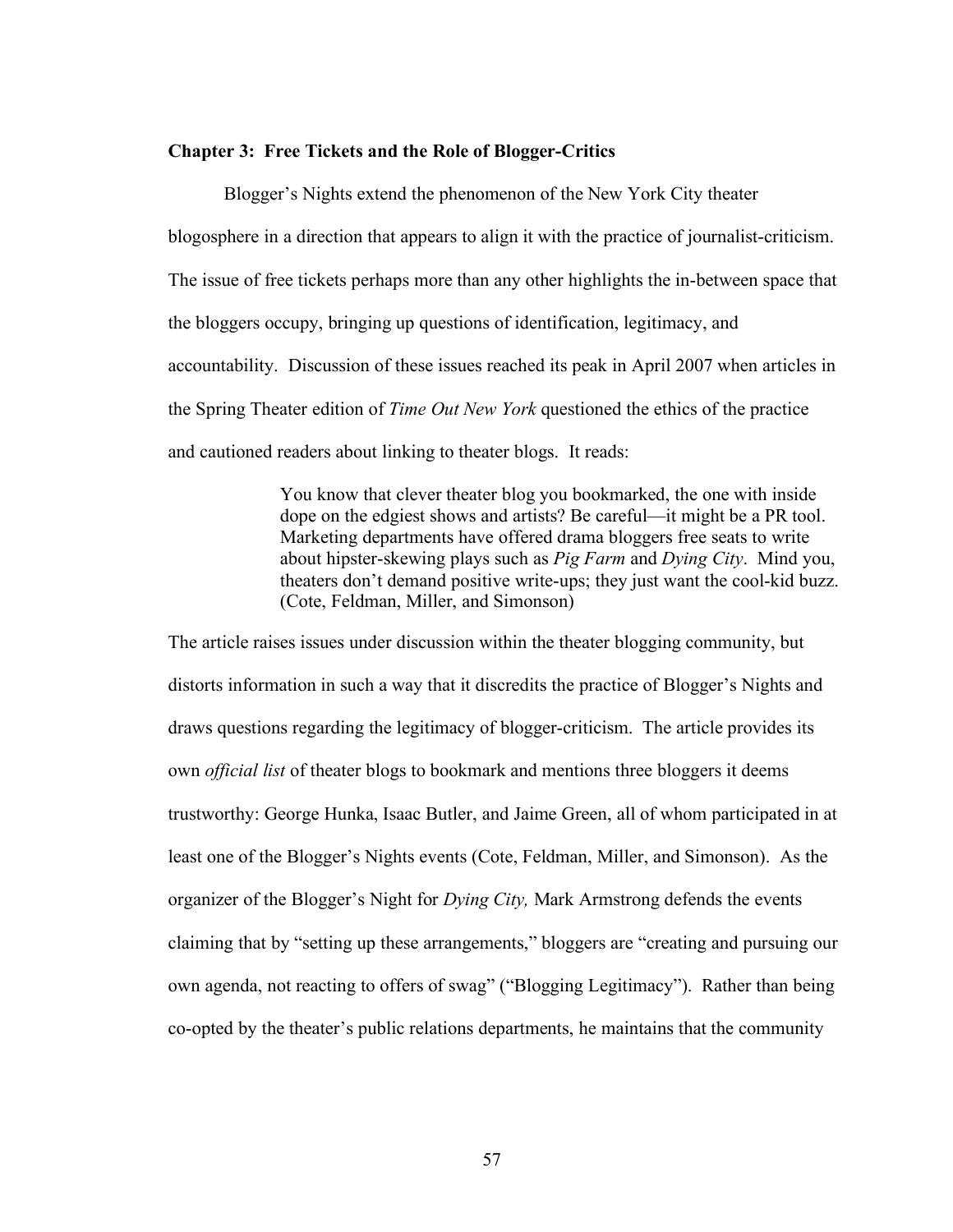## Chapter 3: Free Tickets and the Role of Blogger-Critics

Blogger's Nights extend the phenomenon of the New York City theater blogosphere in a direction that appears to align it with the practice of journalist-criticism. The issue of free tickets perhaps more than any other highlights the in-between space that the bloggers occupy, bringing up questions of identification, legitimacy, and accountability. Discussion of these issues reached its peak in April 2007 when articles in the Spring Theater edition of *Time Out New York* questioned the ethics of the practice and cautioned readers about linking to theater blogs. It reads:

> You know that clever theater blog you bookmarked, the one with inside dope on the edgiest shows and artists? Be careful—it might be a PR tool. Marketing departments have offered drama bloggers free seats to write about hipster-skewing plays such as *Pig Farm* and *Dying City*. Mind you, theaters don't demand positive write-ups; they just want the cool-kid buzz. (Cote, Feldman, Miller, and Simonson)

The article raises issues under discussion within the theater blogging community, but distorts information in such a way that it discredits the practice of Blogger's Nights and draws questions regarding the legitimacy of blogger-criticism. The article provides its own *official list* of theater blogs to bookmark and mentions three bloggers it deems trustworthy: George Hunka, Isaac Butler, and Jaime Green, all of whom participated in at least one of the Blogger's Nights events (Cote, Feldman, Miller, and Simonson). As the organizer of the Blogger's Night for *Dying City,* Mark Armstrong defends the events claiming that by "setting up these arrangements," bloggers are "creating and pursuing our own agenda, not reacting to offers of swag" ("Blogging Legitimacy"). Rather than being co-opted by the theater's public relations departments, he maintains that the community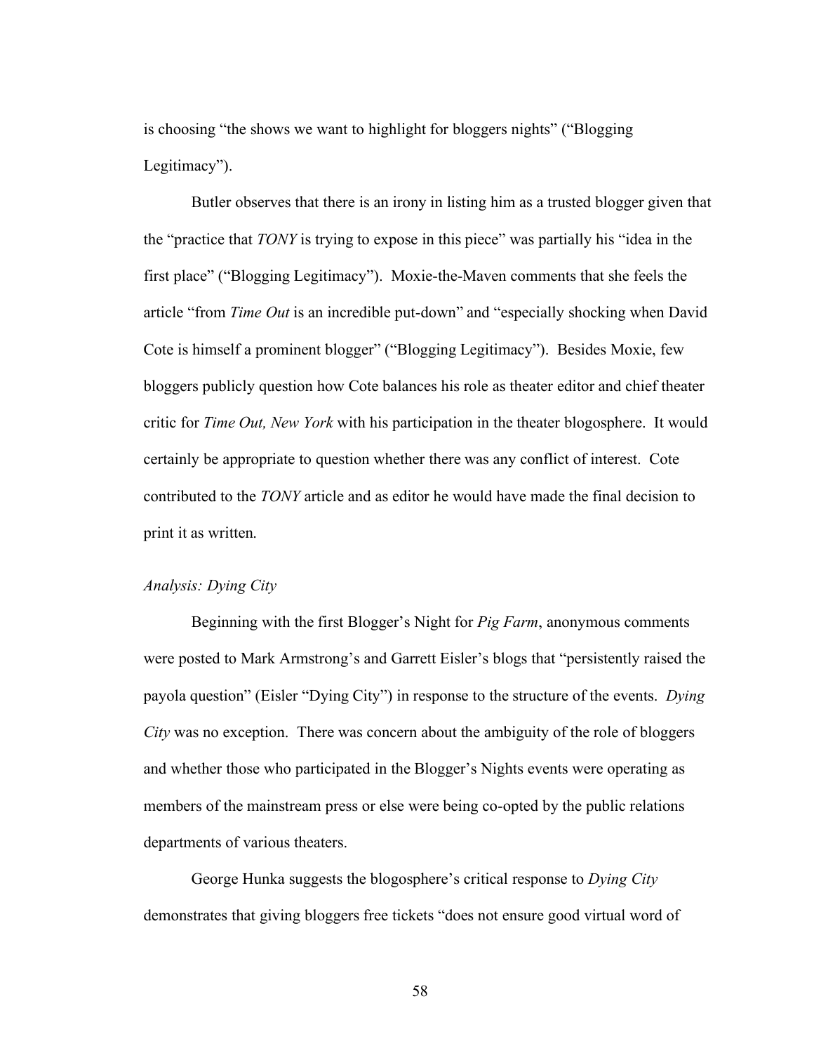is choosing "the shows we want to highlight for bloggers nights" ("Blogging Legitimacy").

Butler observes that there is an irony in listing him as a trusted blogger given that the "practice that *TONY* is trying to expose in this piece" was partially his "idea in the first place" ("Blogging Legitimacy"). Moxie-the-Maven comments that she feels the article "from *Time Out* is an incredible put-down" and "especially shocking when David Cote is himself a prominent blogger" ("Blogging Legitimacy"). Besides Moxie, few bloggers publicly question how Cote balances his role as theater editor and chief theater critic for *Time Out, New York* with his participation in the theater blogosphere. It would certainly be appropriate to question whether there was any conflict of interest. Cote contributed to the *TONY* article and as editor he would have made the final decision to print it as written.

### *Analysis: Dying City*

Beginning with the first Blogger's Night for *Pig Farm*, anonymous comments were posted to Mark Armstrong's and Garrett Eisler's blogs that "persistently raised the payola question" (Eisler "Dying City") in response to the structure of the events. *Dying City* was no exception. There was concern about the ambiguity of the role of bloggers and whether those who participated in the Blogger's Nights events were operating as members of the mainstream press or else were being co-opted by the public relations departments of various theaters.

George Hunka suggests the blogosphere's critical response to *Dying City* demonstrates that giving bloggers free tickets "does not ensure good virtual word of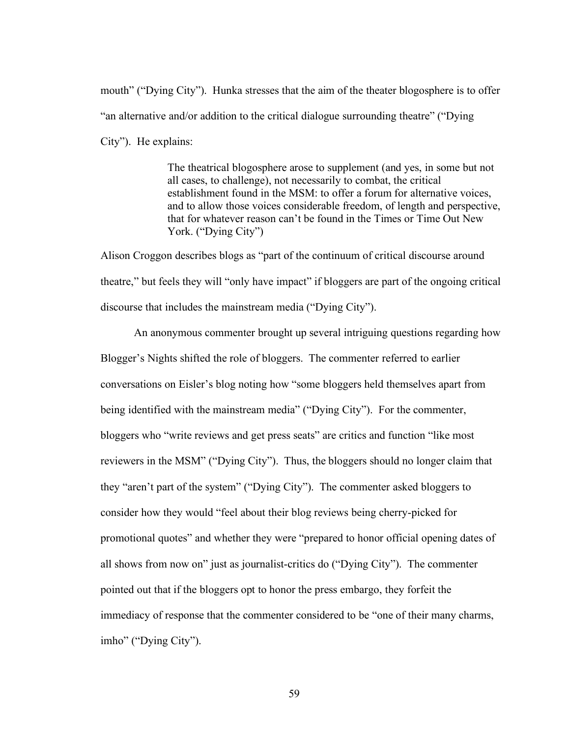mouth" ("Dying City"). Hunka stresses that the aim of the theater blogosphere is to offer "an alternative and/or addition to the critical dialogue surrounding theatre" ("Dying City"). He explains:

> The theatrical blogosphere arose to supplement (and yes, in some but not all cases, to challenge), not necessarily to combat, the critical establishment found in the MSM: to offer a forum for alternative voices, and to allow those voices considerable freedom, of length and perspective, that for whatever reason can't be found in the Times or Time Out New York. ("Dying City")

Alison Croggon describes blogs as "part of the continuum of critical discourse around theatre," but feels they will "only have impact" if bloggers are part of the ongoing critical discourse that includes the mainstream media ("Dying City").

An anonymous commenter brought up several intriguing questions regarding how Blogger's Nights shifted the role of bloggers. The commenter referred to earlier conversations on Eisler's blog noting how "some bloggers held themselves apart from being identified with the mainstream media" ("Dying City"). For the commenter, bloggers who "write reviews and get press seats" are critics and function "like most reviewers in the MSM" ("Dying City"). Thus, the bloggers should no longer claim that they "aren't part of the system" ("Dying City"). The commenter asked bloggers to consider how they would "feel about their blog reviews being cherry-picked for promotional quotes" and whether they were "prepared to honor official opening dates of all shows from now on" just as journalist-critics do ("Dying City"). The commenter pointed out that if the bloggers opt to honor the press embargo, they forfeit the immediacy of response that the commenter considered to be "one of their many charms, imho" ("Dying City").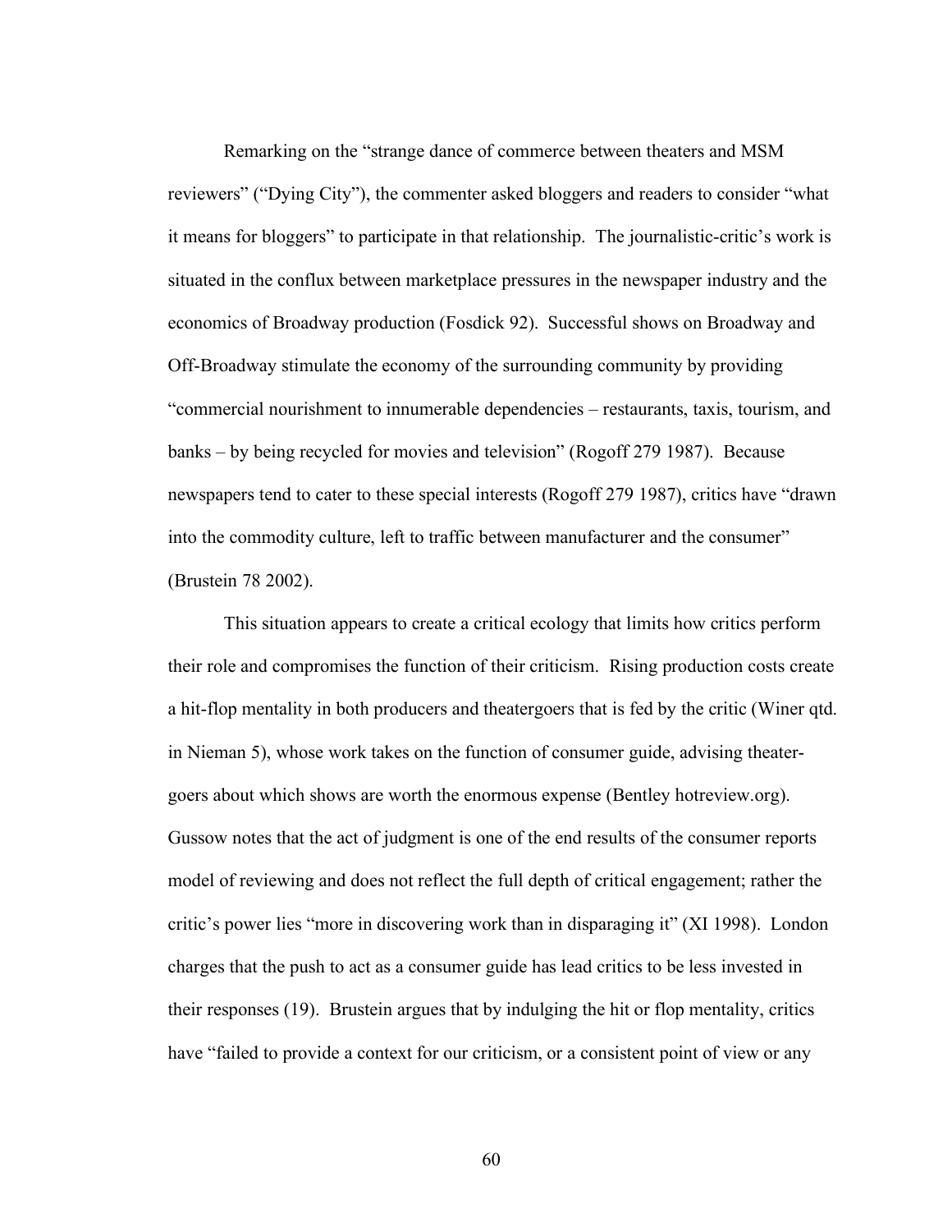Remarking on the "strange dance of commerce between theaters and MSM reviewers" ("Dying City"), the commenter asked bloggers and readers to consider "what it means for bloggers" to participate in that relationship. The journalistic-critic's work is situated in the conflux between marketplace pressures in the newspaper industry and the economics of Broadway production (Fosdick 92). Successful shows on Broadway and Off-Broadway stimulate the economy of the surrounding community by providing "commercial nourishment to innumerable dependencies – restaurants, taxis, tourism, and banks – by being recycled for movies and television" (Rogoff 279 1987). Because newspapers tend to cater to these special interests (Rogoff 279 1987), critics have "drawn into the commodity culture, left to traffic between manufacturer and the consumer" (Brustein 78 2002).

This situation appears to create a critical ecology that limits how critics perform their role and compromises the function of their criticism. Rising production costs create a hit-flop mentality in both producers and theatergoers that is fed by the critic (Winer qtd. in Nieman 5), whose work takes on the function of consumer guide, advising theater-goers about which shows are worth the enormous expense (Bentley hotreview.org). Gussow notes that the act of judgment is one of the end results of the consumer reports model of reviewing and does not reflect the full depth of critical engagement; rather the critic's power lies "more in discovering work than in disparaging it" (XI 1998). London charges that the push to act as a consumer guide has lead critics to be less invested in their responses (19). Brustein argues that by indulging the hit or flop mentality, critics have "failed to provide a context for our criticism, or a consistent point of view or any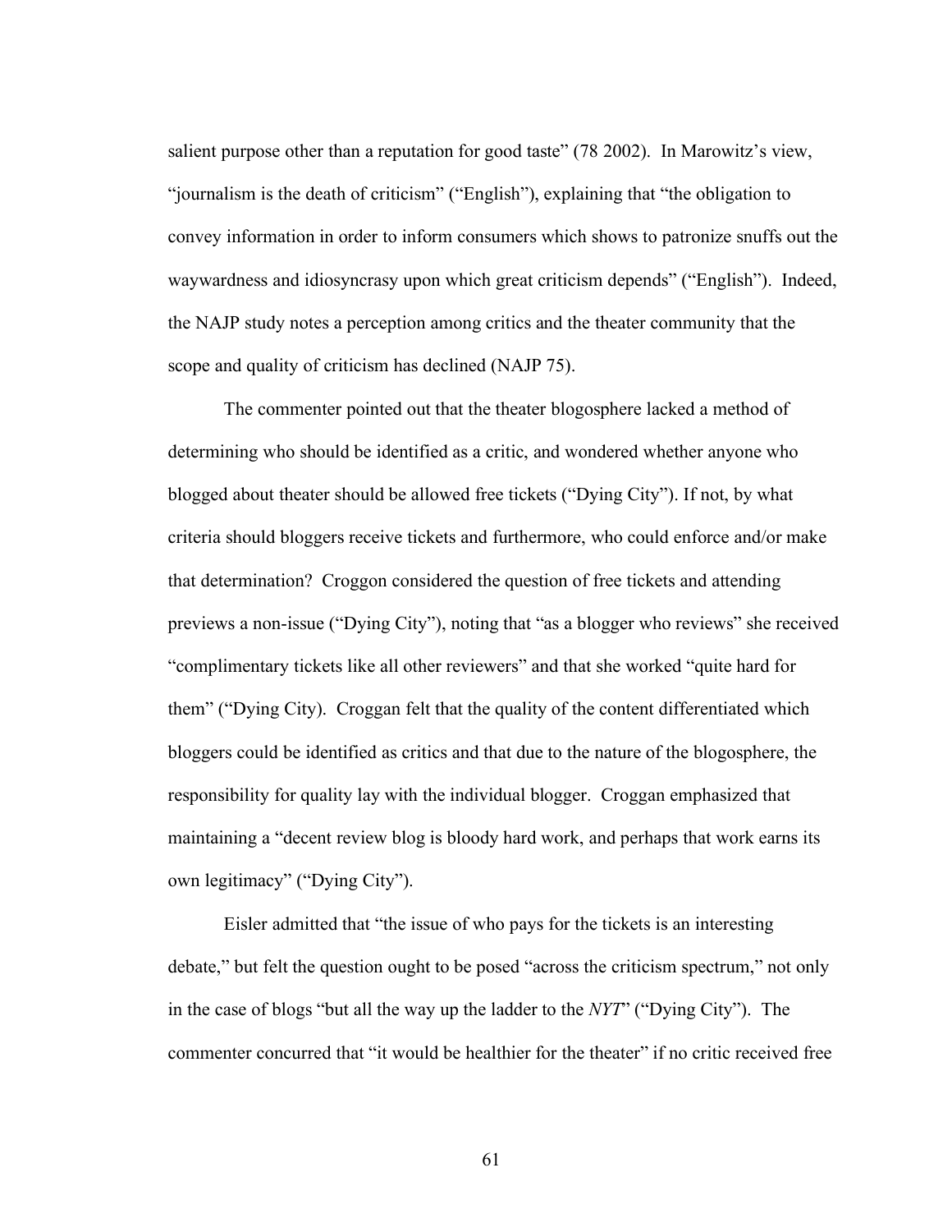salient purpose other than a reputation for good taste" (78 2002). In Marowitz's view, "journalism is the death of criticism" ("English"), explaining that "the obligation to convey information in order to inform consumers which shows to patronize snuffs out the waywardness and idiosyncrasy upon which great criticism depends" ("English"). Indeed, the NAJP study notes a perception among critics and the theater community that the scope and quality of criticism has declined (NAJP 75).

The commenter pointed out that the theater blogosphere lacked a method of determining who should be identified as a critic, and wondered whether anyone who blogged about theater should be allowed free tickets ("Dying City"). If not, by what criteria should bloggers receive tickets and furthermore, who could enforce and/or make that determination? Croggon considered the question of free tickets and attending previews a non-issue ("Dying City"), noting that "as a blogger who reviews" she received "complimentary tickets like all other reviewers" and that she worked "quite hard for them" ("Dying City). Croggan felt that the quality of the content differentiated which bloggers could be identified as critics and that due to the nature of the blogosphere, the responsibility for quality lay with the individual blogger. Croggan emphasized that maintaining a "decent review blog is bloody hard work, and perhaps that work earns its own legitimacy" ("Dying City").

Eisler admitted that "the issue of who pays for the tickets is an interesting debate," but felt the question ought to be posed "across the criticism spectrum," not only in the case of blogs "but all the way up the ladder to the *NYT*" ("Dying City"). The commenter concurred that "it would be healthier for the theater" if no critic received free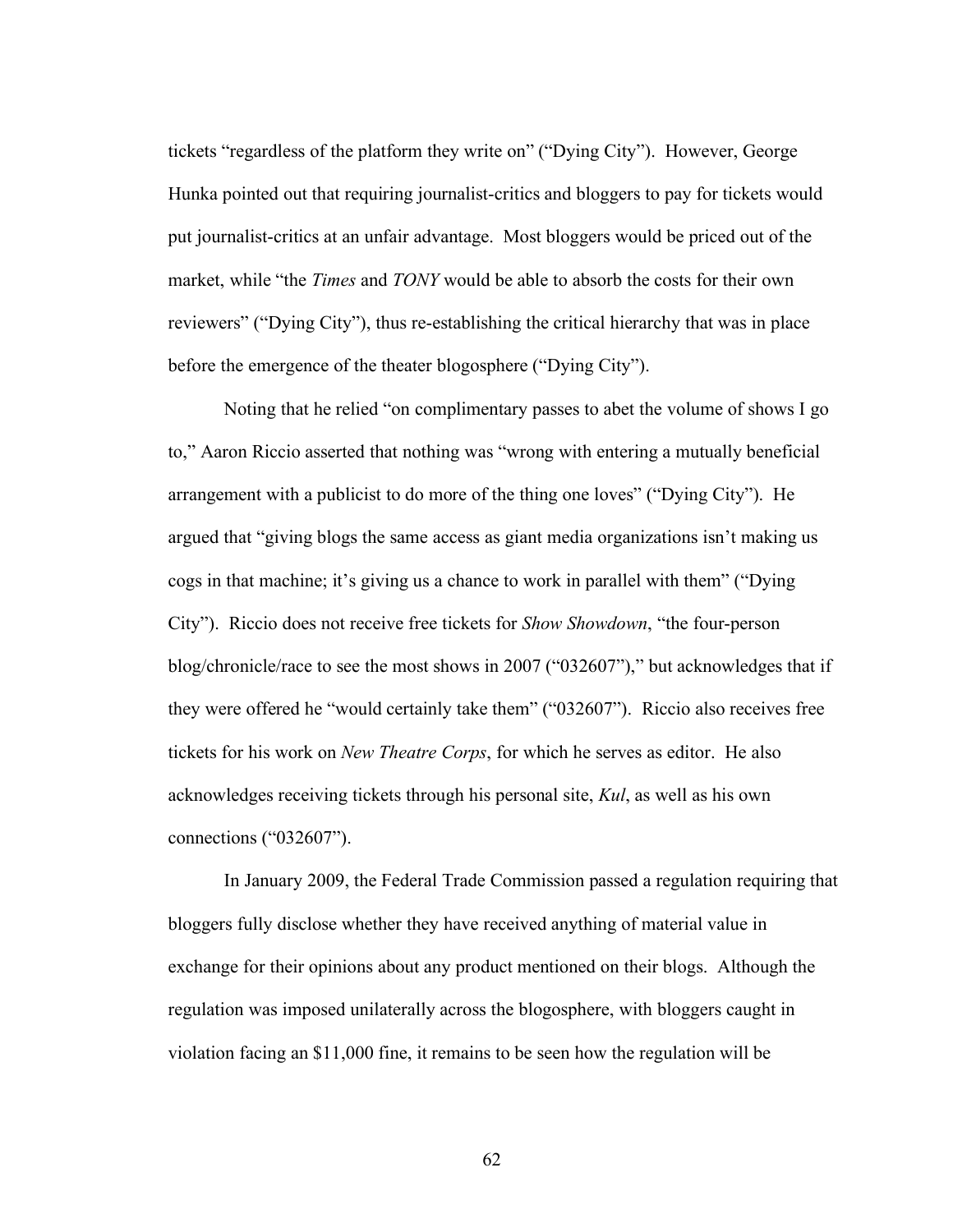tickets “regardless of the platform they write on” (“Dying City”). However, George Hunka pointed out that requiring journalist-critics and bloggers to pay for tickets would put journalist-critics at an unfair advantage. Most bloggers would be priced out of the market, while “the *Times* and *TONY* would be able to absorb the costs for their own reviewers” (“Dying City”), thus re-establishing the critical hierarchy that was in place before the emergence of the theater blogosphere (“Dying City”).

Noting that he relied “on complimentary passes to abet the volume of shows I go to,” Aaron Riccio asserted that nothing was “wrong with entering a mutually beneficial arrangement with a publicist to do more of the thing one loves” (“Dying City”). He argued that “giving blogs the same access as giant media organizations isn’t making us cogs in that machine; it’s giving us a chance to work in parallel with them” (“Dying City”). Riccio does not receive free tickets for *Show Showdown*, “the four-person blog/chronicle/race to see the most shows in 2007 (“032607”),” but acknowledges that if they were offered he “would certainly take them” (“032607”). Riccio also receives free tickets for his work on *New Theatre Corps*, for which he serves as editor. He also acknowledges receiving tickets through his personal site, *Kul*, as well as his own connections (“032607”).

In January 2009, the Federal Trade Commission passed a regulation requiring that bloggers fully disclose whether they have received anything of material value in exchange for their opinions about any product mentioned on their blogs. Although the regulation was imposed unilaterally across the blogosphere, with bloggers caught in violation facing an $11,000 fine, it remains to be seen how the regulation will be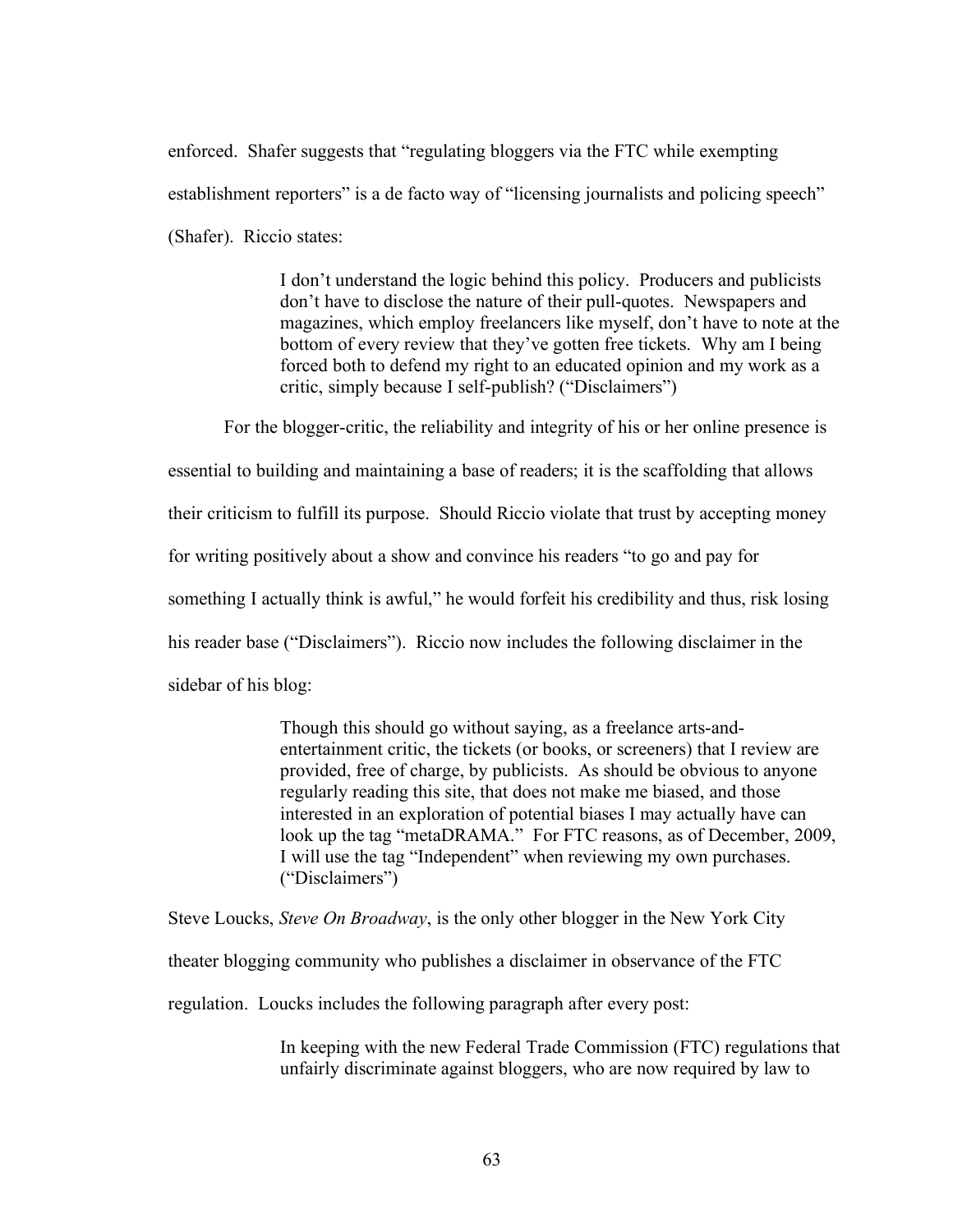enforced. Shafer suggests that "regulating bloggers via the FTC while exempting establishment reporters" is a de facto way of "licensing journalists and policing speech" (Shafer). Riccio states:

> I don't understand the logic behind this policy. Producers and publicists don't have to disclose the nature of their pull-quotes. Newspapers and magazines, which employ freelancers like myself, don't have to note at the bottom of every review that they've gotten free tickets. Why am I being forced both to defend my right to an educated opinion and my work as a critic, simply because I self-publish? ("Disclaimers")

For the blogger-critic, the reliability and integrity of his or her online presence is essential to building and maintaining a base of readers; it is the scaffolding that allows their criticism to fulfill its purpose. Should Riccio violate that trust by accepting money for writing positively about a show and convince his readers "to go and pay for something I actually think is awful," he would forfeit his credibility and thus, risk losing his reader base ("Disclaimers"). Riccio now includes the following disclaimer in the sidebar of his blog:

> Though this should go without saying, as a freelance arts-and-entertainment critic, the tickets (or books, or screeners) that I review are provided, free of charge, by publicists. As should be obvious to anyone regularly reading this site, that does not make me biased, and those interested in an exploration of potential biases I may actually have can look up the tag "metaDRAMA." For FTC reasons, as of December, 2009, I will use the tag "Independent" when reviewing my own purchases. ("Disclaimers")

Steve Loucks, *Steve On Broadway*, is the only other blogger in the New York City theater blogging community who publishes a disclaimer in observance of the FTC regulation. Loucks includes the following paragraph after every post:

> In keeping with the new Federal Trade Commission (FTC) regulations that unfairly discriminate against bloggers, who are now required by law to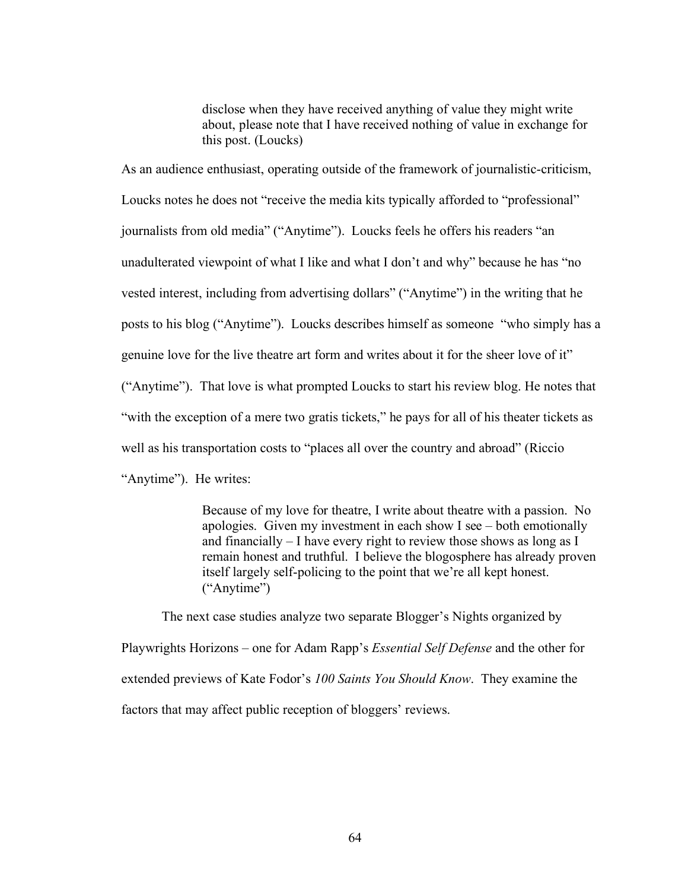> disclose when they have received anything of value they might write about, please note that I have received nothing of value in exchange for this post. (Loucks)

As an audience enthusiast, operating outside of the framework of journalistic-criticism, Loucks notes he does not "receive the media kits typically afforded to "professional" journalists from old media" ("Anytime"). Loucks feels he offers his readers "an unadulterated viewpoint of what I like and what I don't and why" because he has "no vested interest, including from advertising dollars" ("Anytime") in the writing that he posts to his blog ("Anytime"). Loucks describes himself as someone "who simply has a genuine love for the live theatre art form and writes about it for the sheer love of it" ("Anytime"). That love is what prompted Loucks to start his review blog. He notes that "with the exception of a mere two gratis tickets," he pays for all of his theater tickets as well as his transportation costs to "places all over the country and abroad" (Riccio "Anytime"). He writes:

> Because of my love for theatre, I write about theatre with a passion. No apologies. Given my investment in each show I see – both emotionally and financially – I have every right to review those shows as long as I remain honest and truthful. I believe the blogosphere has already proven itself largely self-policing to the point that we're all kept honest. ("Anytime")

The next case studies analyze two separate Blogger's Nights organized by Playwrights Horizons – one for Adam Rapp's *Essential Self Defense* and the other for extended previews of Kate Fodor's *100 Saints You Should Know*. They examine the factors that may affect public reception of bloggers' reviews.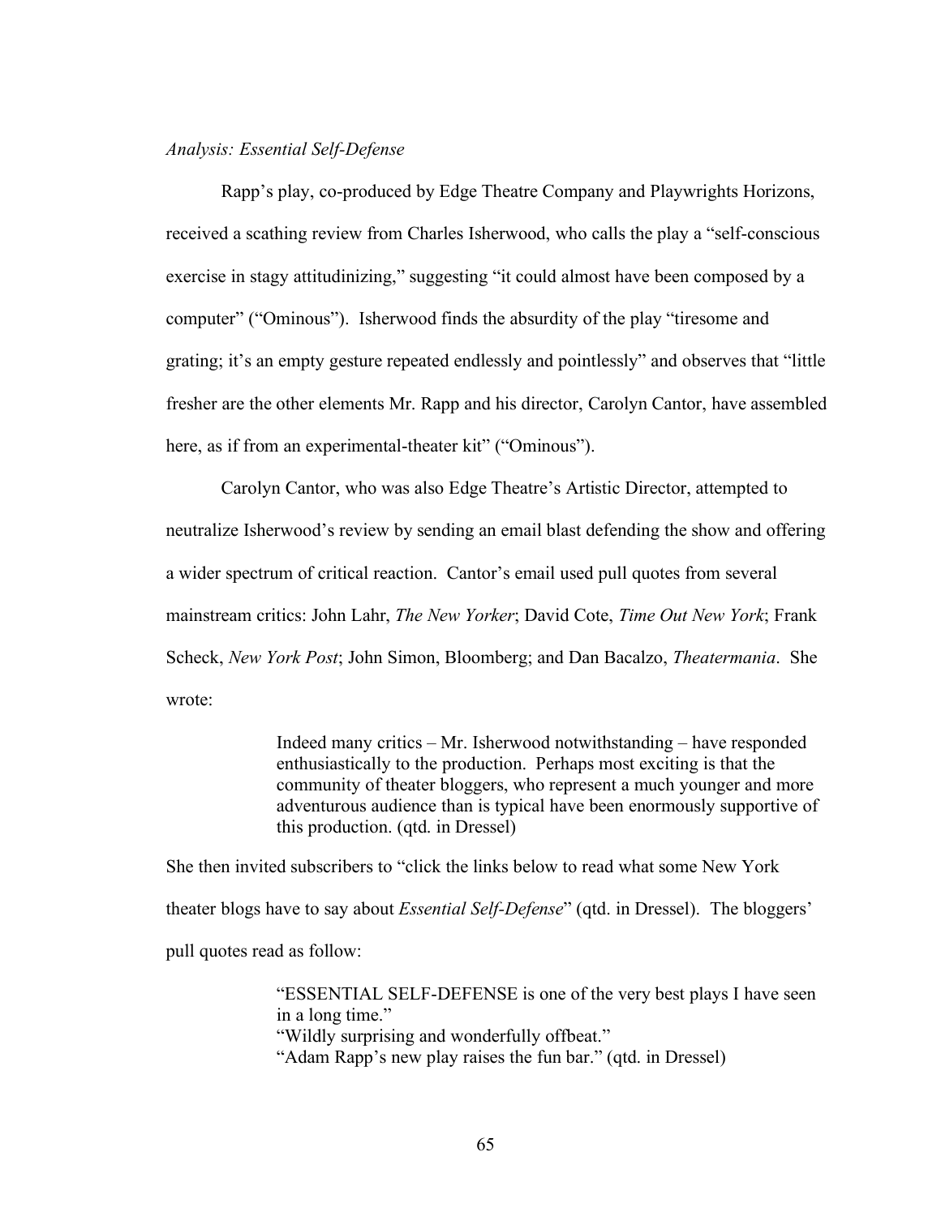*Analysis: Essential Self-Defense*

Rapp's play, co-produced by Edge Theatre Company and Playwrights Horizons, received a scathing review from Charles Isherwood, who calls the play a "self-conscious exercise in stagy attitudinizing," suggesting "it could almost have been composed by a computer" ("Ominous"). Isherwood finds the absurdity of the play "tiresome and grating; it's an empty gesture repeated endlessly and pointlessly" and observes that "little fresher are the other elements Mr. Rapp and his director, Carolyn Cantor, have assembled here, as if from an experimental-theater kit" ("Ominous").

Carolyn Cantor, who was also Edge Theatre's Artistic Director, attempted to neutralize Isherwood's review by sending an email blast defending the show and offering a wider spectrum of critical reaction. Cantor's email used pull quotes from several mainstream critics: John Lahr, *The New Yorker*; David Cote, *Time Out New York*; Frank Scheck, *New York Post*; John Simon, Bloomberg; and Dan Bacalzo, *Theatermania*. She wrote:

> Indeed many critics – Mr. Isherwood notwithstanding – have responded enthusiastically to the production. Perhaps most exciting is that the community of theater bloggers, who represent a much younger and more adventurous audience than is typical have been enormously supportive of this production. (qtd. in Dressel)

She then invited subscribers to "click the links below to read what some New York theater blogs have to say about *Essential Self-Defense*" (qtd. in Dressel). The bloggers' pull quotes read as follow:

> "ESSENTIAL SELF-DEFENSE is one of the very best plays I have seen in a long time."
> "Wildly surprising and wonderfully offbeat."
> "Adam Rapp's new play raises the fun bar." (qtd. in Dressel)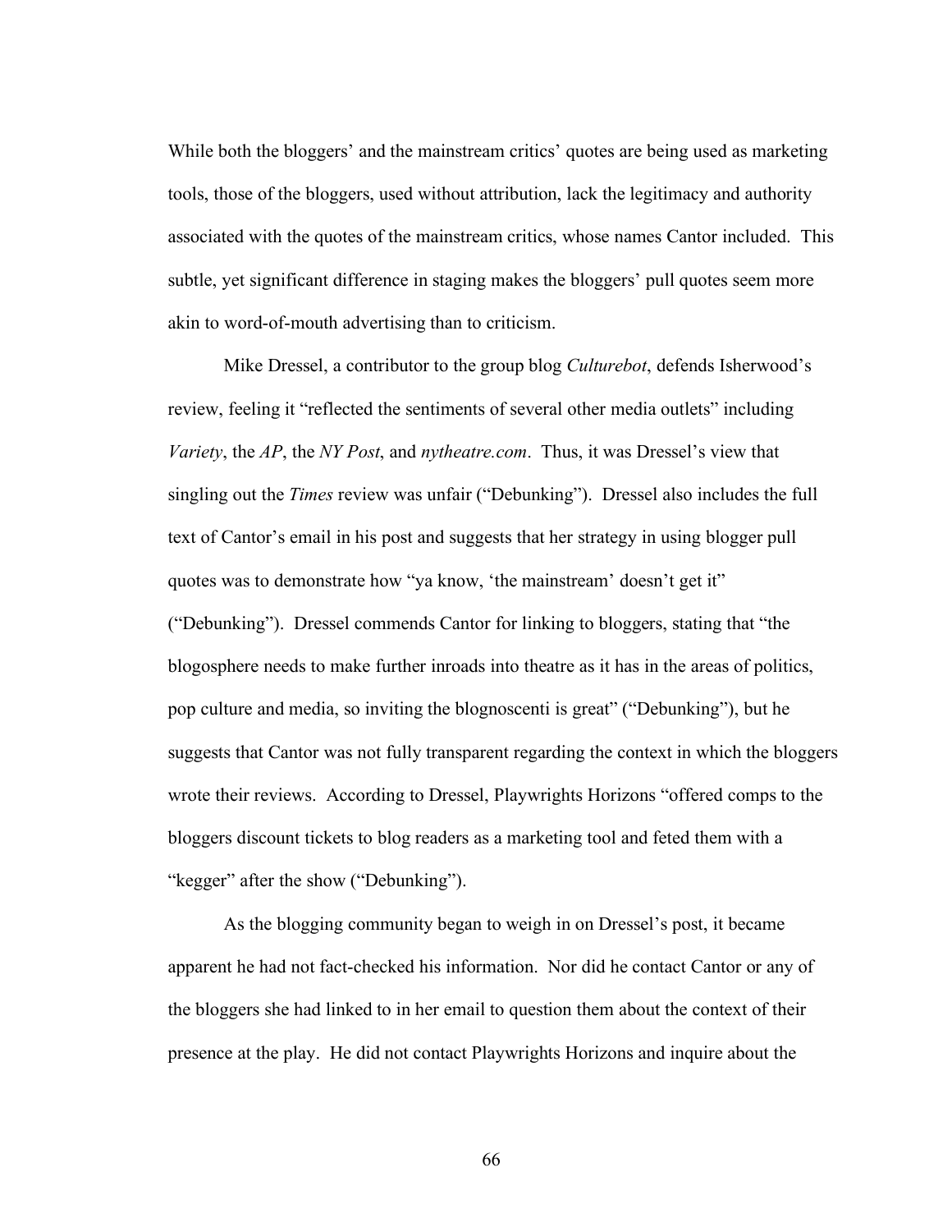While both the bloggers' and the mainstream critics' quotes are being used as marketing tools, those of the bloggers, used without attribution, lack the legitimacy and authority associated with the quotes of the mainstream critics, whose names Cantor included. This subtle, yet significant difference in staging makes the bloggers' pull quotes seem more akin to word-of-mouth advertising than to criticism.

Mike Dressel, a contributor to the group blog *Culturebot*, defends Isherwood's review, feeling it "reflected the sentiments of several other media outlets" including *Variety*, the *AP*, the *NY Post*, and *nytheatre.com*. Thus, it was Dressel's view that singling out the *Times* review was unfair ("Debunking"). Dressel also includes the full text of Cantor's email in his post and suggests that her strategy in using blogger pull quotes was to demonstrate how "ya know, 'the mainstream' doesn't get it" ("Debunking"). Dressel commends Cantor for linking to bloggers, stating that "the blogosphere needs to make further inroads into theatre as it has in the areas of politics, pop culture and media, so inviting the blognoscenti is great" ("Debunking"), but he suggests that Cantor was not fully transparent regarding the context in which the bloggers wrote their reviews. According to Dressel, Playwrights Horizons "offered comps to the bloggers discount tickets to blog readers as a marketing tool and feted them with a "kegger" after the show ("Debunking").

As the blogging community began to weigh in on Dressel's post, it became apparent he had not fact-checked his information. Nor did he contact Cantor or any of the bloggers she had linked to in her email to question them about the context of their presence at the play. He did not contact Playwrights Horizons and inquire about the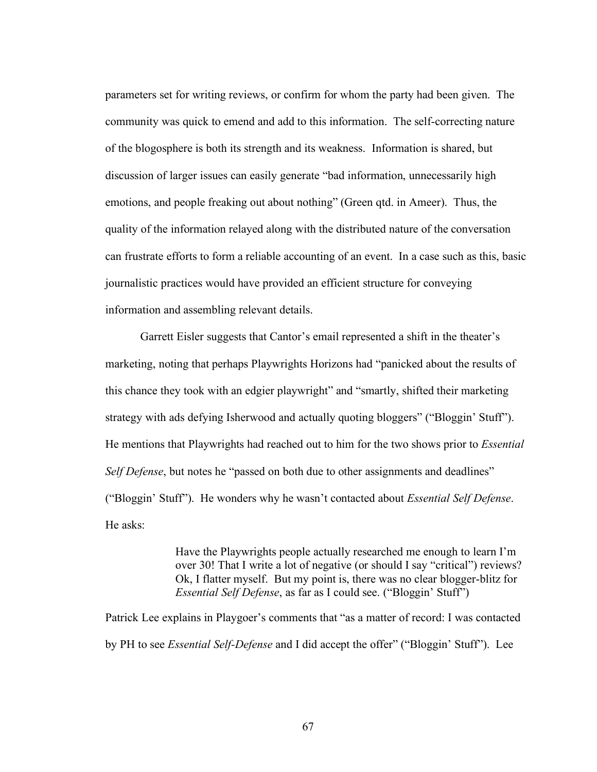parameters set for writing reviews, or confirm for whom the party had been given. The community was quick to emend and add to this information. The self-correcting nature of the blogosphere is both its strength and its weakness. Information is shared, but discussion of larger issues can easily generate "bad information, unnecessarily high emotions, and people freaking out about nothing" (Green qtd. in Ameer). Thus, the quality of the information relayed along with the distributed nature of the conversation can frustrate efforts to form a reliable accounting of an event. In a case such as this, basic journalistic practices would have provided an efficient structure for conveying information and assembling relevant details.

Garrett Eisler suggests that Cantor's email represented a shift in the theater's marketing, noting that perhaps Playwrights Horizons had "panicked about the results of this chance they took with an edgier playwright" and "smartly, shifted their marketing strategy with ads defying Isherwood and actually quoting bloggers" ("Bloggin' Stuff"). He mentions that Playwrights had reached out to him for the two shows prior to *Essential Self Defense*, but notes he "passed on both due to other assignments and deadlines" ("Bloggin' Stuff"). He wonders why he wasn't contacted about *Essential Self Defense*. He asks:

> Have the Playwrights people actually researched me enough to learn I'm over 30! That I write a lot of negative (or should I say "critical") reviews? Ok, I flatter myself. But my point is, there was no clear blogger-blitz for *Essential Self Defense*, as far as I could see. ("Bloggin' Stuff")

Patrick Lee explains in Playgoer's comments that "as a matter of record: I was contacted by PH to see *Essential Self-Defense* and I did accept the offer" ("Bloggin' Stuff"). Lee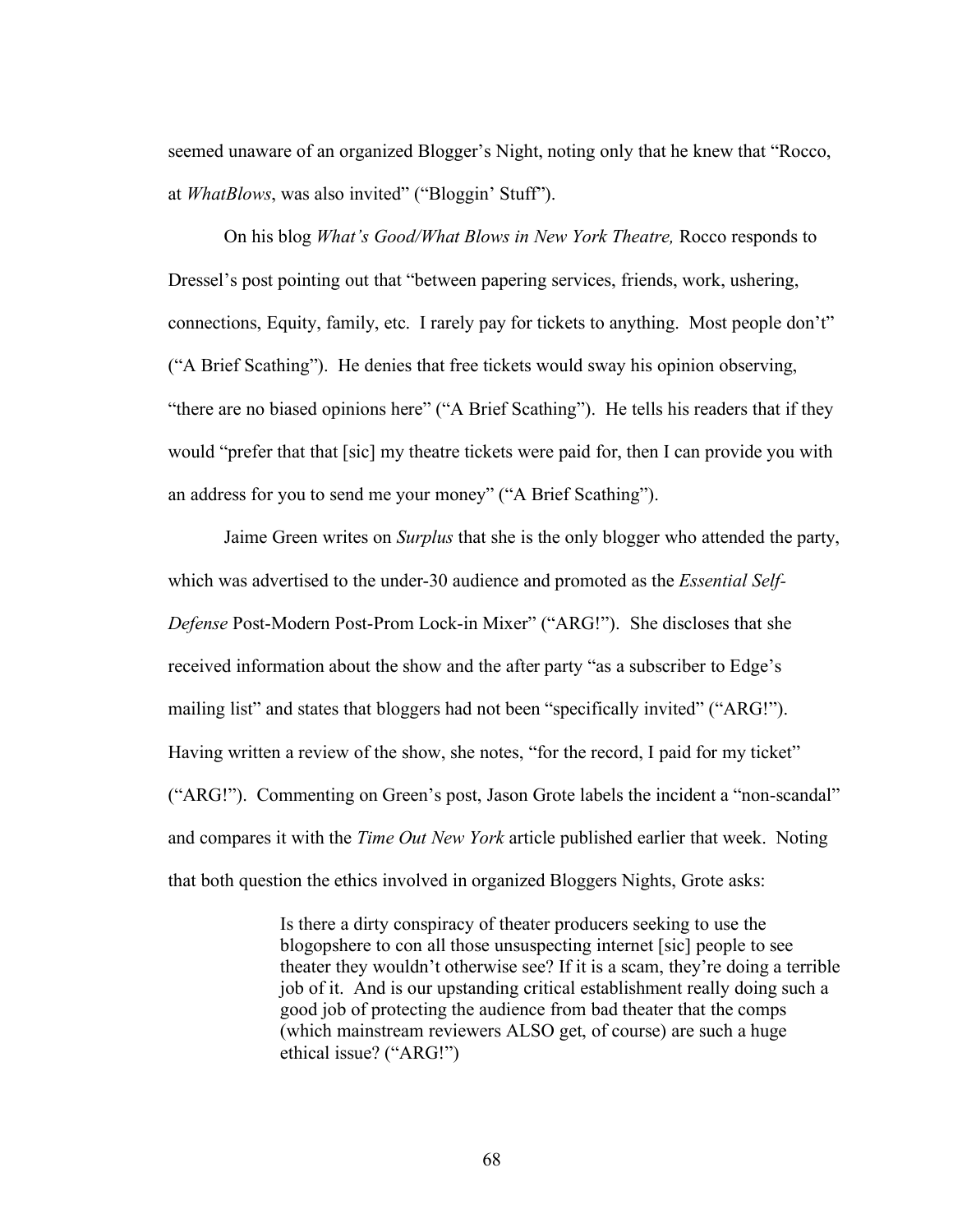seemed unaware of an organized Blogger's Night, noting only that he knew that "Rocco, at *WhatBlows*, was also invited" ("Bloggin' Stuff").

On his blog *What's Good/What Blows in New York Theatre,* Rocco responds to Dressel's post pointing out that "between papering services, friends, work, ushering, connections, Equity, family, etc. I rarely pay for tickets to anything. Most people don't" ("A Brief Scathing"). He denies that free tickets would sway his opinion observing, "there are no biased opinions here" ("A Brief Scathing"). He tells his readers that if they would "prefer that that [sic] my theatre tickets were paid for, then I can provide you with an address for you to send me your money" ("A Brief Scathing").

Jaime Green writes on *Surplus* that she is the only blogger who attended the party, which was advertised to the under-30 audience and promoted as the *Essential Self-Defense* Post-Modern Post-Prom Lock-in Mixer" ("ARG!"). She discloses that she received information about the show and the after party "as a subscriber to Edge's mailing list" and states that bloggers had not been "specifically invited" ("ARG!"). Having written a review of the show, she notes, "for the record, I paid for my ticket" ("ARG!"). Commenting on Green's post, Jason Grote labels the incident a "non-scandal" and compares it with the *Time Out New York* article published earlier that week. Noting that both question the ethics involved in organized Bloggers Nights, Grote asks:

> Is there a dirty conspiracy of theater producers seeking to use the blogopshere to con all those unsuspecting internet [sic] people to see theater they wouldn't otherwise see? If it is a scam, they're doing a terrible job of it. And is our upstanding critical establishment really doing such a good job of protecting the audience from bad theater that the comps (which mainstream reviewers ALSO get, of course) are such a huge ethical issue? ("ARG!")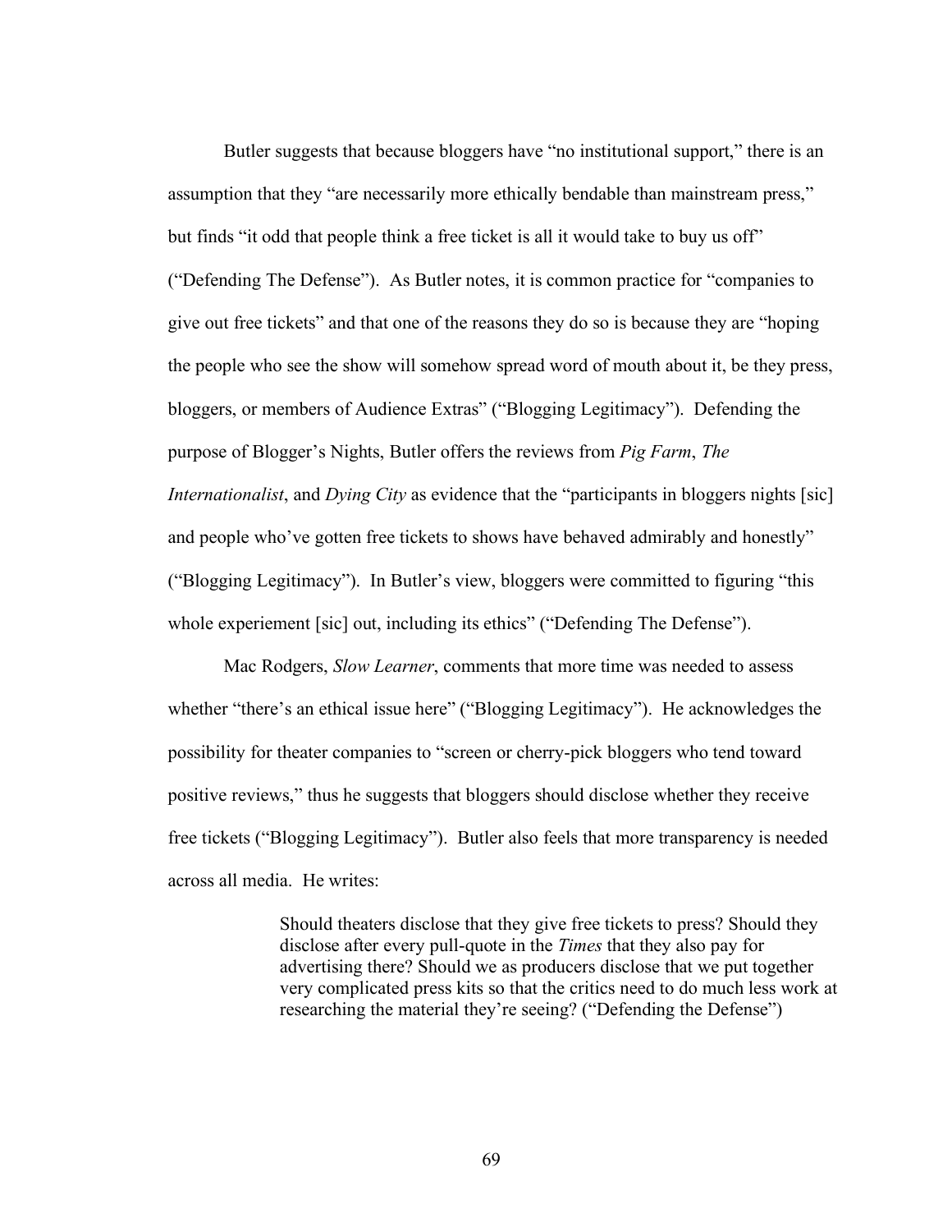Butler suggests that because bloggers have "no institutional support," there is an assumption that they "are necessarily more ethically bendable than mainstream press," but finds "it odd that people think a free ticket is all it would take to buy us off" ("Defending The Defense"). As Butler notes, it is common practice for "companies to give out free tickets" and that one of the reasons they do so is because they are "hoping the people who see the show will somehow spread word of mouth about it, be they press, bloggers, or members of Audience Extras" ("Blogging Legitimacy"). Defending the purpose of Blogger's Nights, Butler offers the reviews from *Pig Farm*, *The Internationalist*, and *Dying City* as evidence that the "participants in bloggers nights [sic] and people who've gotten free tickets to shows have behaved admirably and honestly" ("Blogging Legitimacy"). In Butler's view, bloggers were committed to figuring "this whole experiement [sic] out, including its ethics" ("Defending The Defense").

Mac Rodgers, *Slow Learner*, comments that more time was needed to assess whether "there's an ethical issue here" ("Blogging Legitimacy"). He acknowledges the possibility for theater companies to "screen or cherry-pick bloggers who tend toward positive reviews," thus he suggests that bloggers should disclose whether they receive free tickets ("Blogging Legitimacy"). Butler also feels that more transparency is needed across all media. He writes:

> Should theaters disclose that they give free tickets to press? Should they disclose after every pull-quote in the *Times* that they also pay for advertising there? Should we as producers disclose that we put together very complicated press kits so that the critics need to do much less work at researching the material they're seeing? ("Defending the Defense")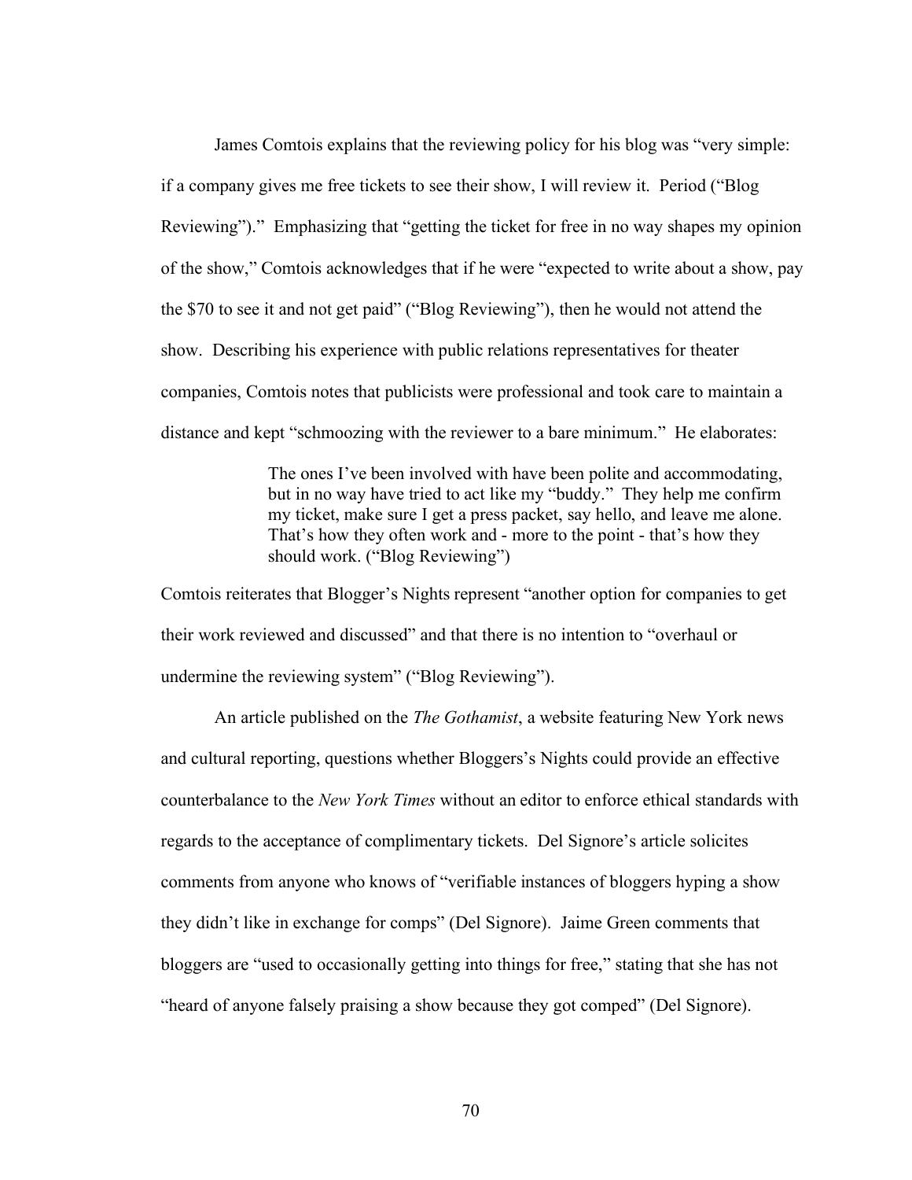James Comtois explains that the reviewing policy for his blog was "very simple: if a company gives me free tickets to see their show, I will review it. Period ("Blog Reviewing")." Emphasizing that "getting the ticket for free in no way shapes my opinion of the show," Comtois acknowledges that if he were "expected to write about a show, pay the $70 to see it and not get paid" ("Blog Reviewing"), then he would not attend the show. Describing his experience with public relations representatives for theater companies, Comtois notes that publicists were professional and took care to maintain a distance and kept "schmoozing with the reviewer to a bare minimum." He elaborates:

> The ones I've been involved with have been polite and accommodating, but in no way have tried to act like my "buddy." They help me confirm my ticket, make sure I get a press packet, say hello, and leave me alone. That's how they often work and - more to the point - that's how they should work. ("Blog Reviewing")

Comtois reiterates that Blogger's Nights represent "another option for companies to get their work reviewed and discussed" and that there is no intention to "overhaul or undermine the reviewing system" ("Blog Reviewing").

An article published on the *The Gothamist*, a website featuring New York news and cultural reporting, questions whether Bloggers's Nights could provide an effective counterbalance to the *New York Times* without an editor to enforce ethical standards with regards to the acceptance of complimentary tickets. Del Signore's article solicites comments from anyone who knows of "verifiable instances of bloggers hyping a show they didn't like in exchange for comps" (Del Signore). Jaime Green comments that bloggers are "used to occasionally getting into things for free," stating that she has not "heard of anyone falsely praising a show because they got comped" (Del Signore).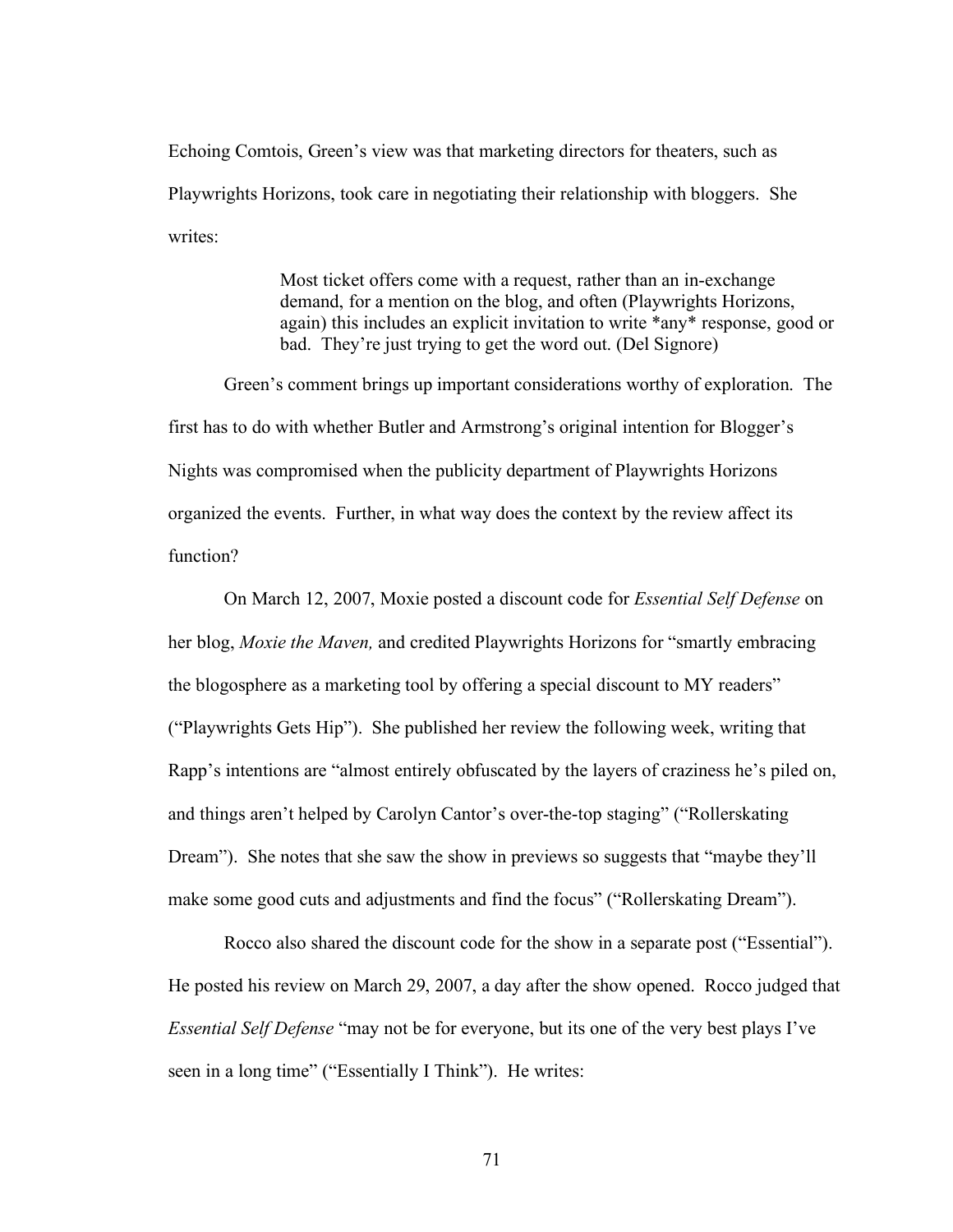Echoing Comtois, Green's view was that marketing directors for theaters, such as Playwrights Horizons, took care in negotiating their relationship with bloggers. She writes:

> Most ticket offers come with a request, rather than an in-exchange demand, for a mention on the blog, and often (Playwrights Horizons, again) this includes an explicit invitation to write *any* response, good or bad. They're just trying to get the word out. (Del Signore)

Green's comment brings up important considerations worthy of exploration. The first has to do with whether Butler and Armstrong's original intention for Blogger's Nights was compromised when the publicity department of Playwrights Horizons organized the events. Further, in what way does the context by the review affect its function?

On March 12, 2007, Moxie posted a discount code for *Essential Self Defense* on her blog, *Moxie the Maven,* and credited Playwrights Horizons for "smartly embracing the blogosphere as a marketing tool by offering a special discount to MY readers" ("Playwrights Gets Hip"). She published her review the following week, writing that Rapp's intentions are "almost entirely obfuscated by the layers of craziness he's piled on, and things aren't helped by Carolyn Cantor's over-the-top staging" ("Rollerskating Dream"). She notes that she saw the show in previews so suggests that "maybe they'll make some good cuts and adjustments and find the focus" ("Rollerskating Dream").

Rocco also shared the discount code for the show in a separate post ("Essential"). He posted his review on March 29, 2007, a day after the show opened. Rocco judged that *Essential Self Defense* "may not be for everyone, but its one of the very best plays I've seen in a long time" ("Essentially I Think"). He writes: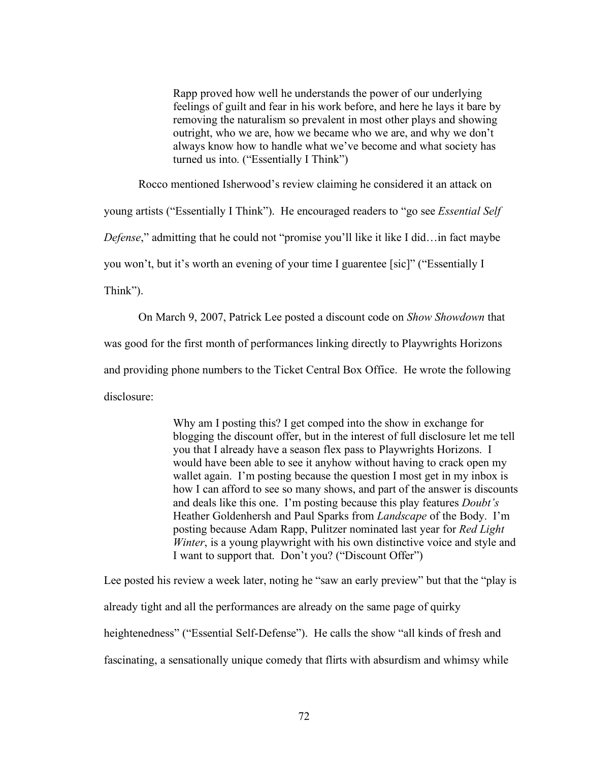> Rapp proved how well he understands the power of our underlying feelings of guilt and fear in his work before, and here he lays it bare by removing the naturalism so prevalent in most other plays and showing outright, who we are, how we became who we are, and why we don't always know how to handle what we've become and what society has turned us into. ("Essentially I Think")

Rocco mentioned Isherwood's review claiming he considered it an attack on young artists ("Essentially I Think"). He encouraged readers to "go see *Essential Self Defense*," admitting that he could not "promise you'll like it like I did…in fact maybe you won't, but it's worth an evening of your time I guarentee [sic]" ("Essentially I Think").

On March 9, 2007, Patrick Lee posted a discount code on *Show Showdown* that was good for the first month of performances linking directly to Playwrights Horizons and providing phone numbers to the Ticket Central Box Office. He wrote the following disclosure:

> Why am I posting this? I get comped into the show in exchange for blogging the discount offer, but in the interest of full disclosure let me tell you that I already have a season flex pass to Playwrights Horizons. I would have been able to see it anyhow without having to crack open my wallet again. I'm posting because the question I most get in my inbox is how I can afford to see so many shows, and part of the answer is discounts and deals like this one. I'm posting because this play features *Doubt's* Heather Goldenhersh and Paul Sparks from *Landscape* of the Body. I'm posting because Adam Rapp, Pulitzer nominated last year for *Red Light Winter*, is a young playwright with his own distinctive voice and style and I want to support that. Don't you? ("Discount Offer")

Lee posted his review a week later, noting he "saw an early preview" but that the "play is already tight and all the performances are already on the same page of quirky heightenedness" ("Essential Self-Defense"). He calls the show "all kinds of fresh and fascinating, a sensationally unique comedy that flirts with absurdism and whimsy while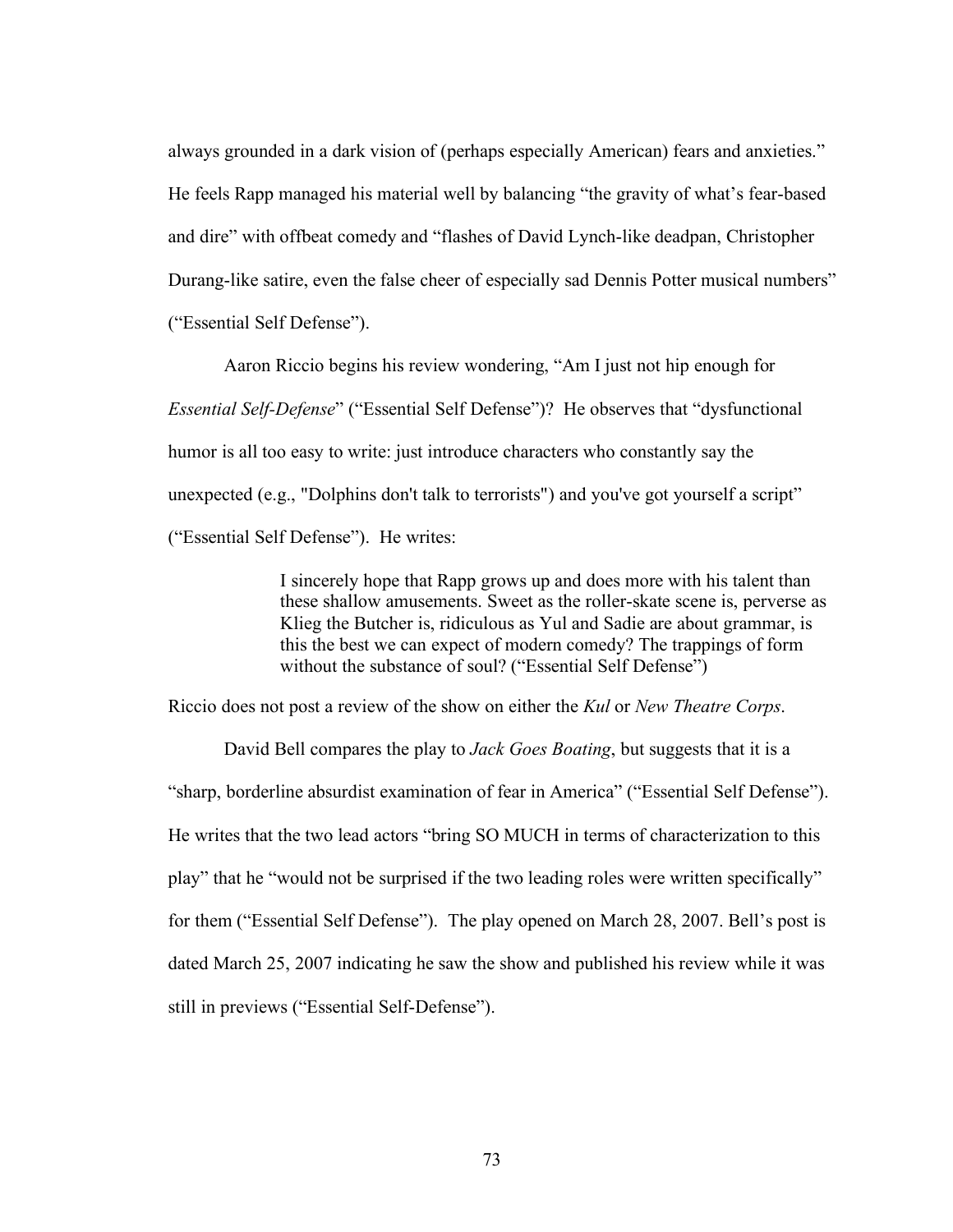always grounded in a dark vision of (perhaps especially American) fears and anxieties." He feels Rapp managed his material well by balancing "the gravity of what's fear-based and dire" with offbeat comedy and "flashes of David Lynch-like deadpan, Christopher Durang-like satire, even the false cheer of especially sad Dennis Potter musical numbers" ("Essential Self Defense").

Aaron Riccio begins his review wondering, "Am I just not hip enough for *Essential Self-Defense*" ("Essential Self Defense")? He observes that "dysfunctional humor is all too easy to write: just introduce characters who constantly say the unexpected (e.g., "Dolphins don't talk to terrorists") and you've got yourself a script" ("Essential Self Defense"). He writes:

> I sincerely hope that Rapp grows up and does more with his talent than these shallow amusements. Sweet as the roller-skate scene is, perverse as Klieg the Butcher is, ridiculous as Yul and Sadie are about grammar, is this the best we can expect of modern comedy? The trappings of form without the substance of soul? ("Essential Self Defense")

Riccio does not post a review of the show on either the *Kul* or *New Theatre Corps*.

David Bell compares the play to *Jack Goes Boating*, but suggests that it is a "sharp, borderline absurdist examination of fear in America" ("Essential Self Defense"). He writes that the two lead actors "bring SO MUCH in terms of characterization to this play" that he "would not be surprised if the two leading roles were written specifically" for them ("Essential Self Defense"). The play opened on March 28, 2007. Bell's post is dated March 25, 2007 indicating he saw the show and published his review while it was still in previews ("Essential Self-Defense").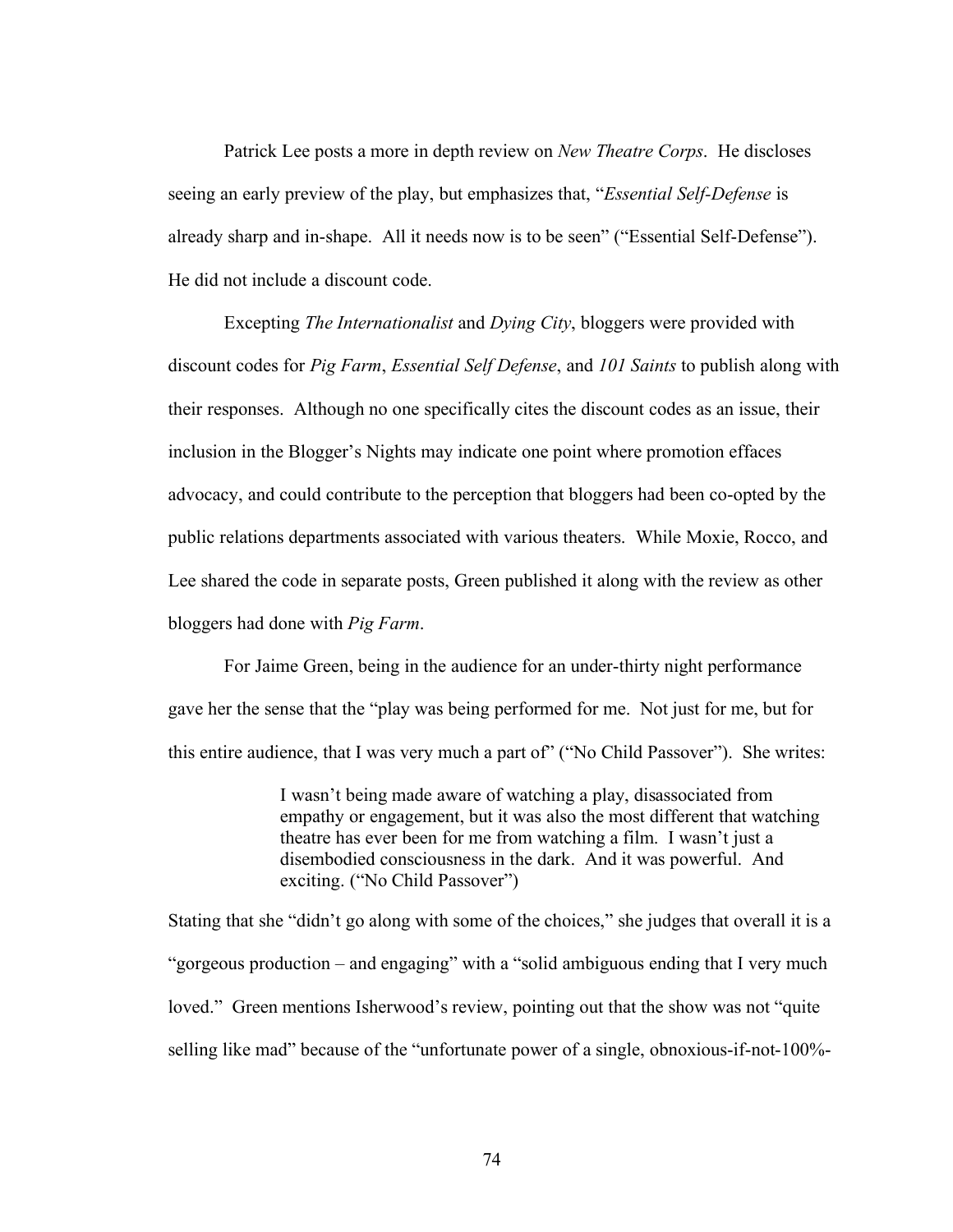Patrick Lee posts a more in depth review on *New Theatre Corps*. He discloses seeing an early preview of the play, but emphasizes that, "*Essential Self-Defense* is already sharp and in-shape. All it needs now is to be seen" ("Essential Self-Defense"). He did not include a discount code.

Excepting *The Internationalist* and *Dying City*, bloggers were provided with discount codes for *Pig Farm*, *Essential Self Defense*, and *101 Saints* to publish along with their responses. Although no one specifically cites the discount codes as an issue, their inclusion in the Blogger's Nights may indicate one point where promotion effaces advocacy, and could contribute to the perception that bloggers had been co-opted by the public relations departments associated with various theaters. While Moxie, Rocco, and Lee shared the code in separate posts, Green published it along with the review as other bloggers had done with *Pig Farm*.

For Jaime Green, being in the audience for an under-thirty night performance gave her the sense that the "play was being performed for me. Not just for me, but for this entire audience, that I was very much a part of" ("No Child Passover"). She writes:

> I wasn't being made aware of watching a play, disassociated from empathy or engagement, but it was also the most different that watching theatre has ever been for me from watching a film. I wasn't just a disembodied consciousness in the dark. And it was powerful. And exciting. ("No Child Passover")

Stating that she "didn't go along with some of the choices," she judges that overall it is a "gorgeous production – and engaging" with a "solid ambiguous ending that I very much loved." Green mentions Isherwood's review, pointing out that the show was not "quite selling like mad" because of the "unfortunate power of a single, obnoxious-if-not-100%-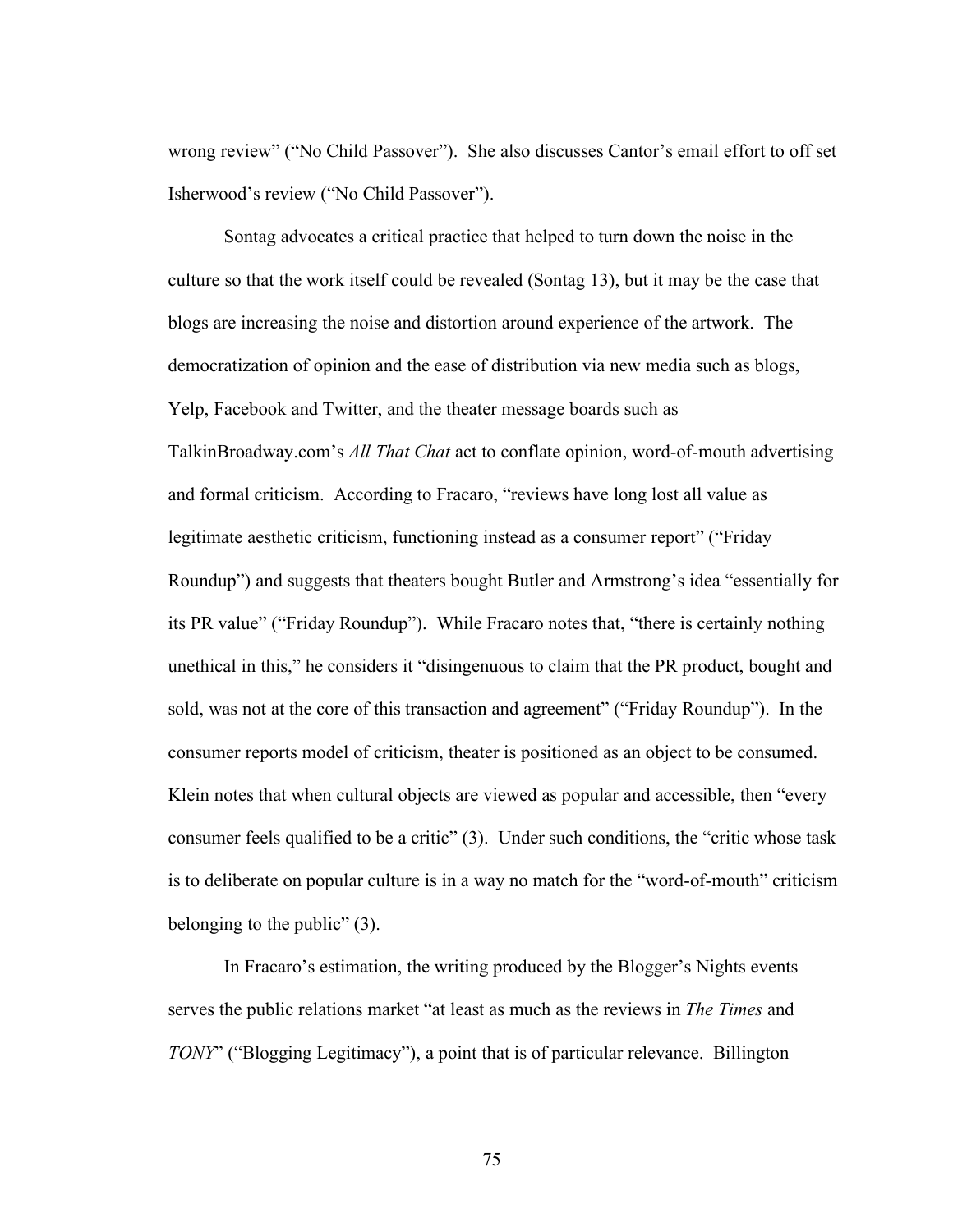wrong review" ("No Child Passover"). She also discusses Cantor's email effort to off set Isherwood's review ("No Child Passover").

Sontag advocates a critical practice that helped to turn down the noise in the culture so that the work itself could be revealed (Sontag 13), but it may be the case that blogs are increasing the noise and distortion around experience of the artwork. The democratization of opinion and the ease of distribution via new media such as blogs, Yelp, Facebook and Twitter, and the theater message boards such as TalkinBroadway.com's *All That Chat* act to conflate opinion, word-of-mouth advertising and formal criticism. According to Fracaro, "reviews have long lost all value as legitimate aesthetic criticism, functioning instead as a consumer report" ("Friday Roundup") and suggests that theaters bought Butler and Armstrong's idea "essentially for its PR value" ("Friday Roundup"). While Fracaro notes that, "there is certainly nothing unethical in this," he considers it "disingenuous to claim that the PR product, bought and sold, was not at the core of this transaction and agreement" ("Friday Roundup"). In the consumer reports model of criticism, theater is positioned as an object to be consumed. Klein notes that when cultural objects are viewed as popular and accessible, then "every consumer feels qualified to be a critic" (3). Under such conditions, the "critic whose task is to deliberate on popular culture is in a way no match for the "word-of-mouth" criticism belonging to the public" (3).

In Fracaro's estimation, the writing produced by the Blogger's Nights events serves the public relations market "at least as much as the reviews in *The Times* and *TONY*" ("Blogging Legitimacy"), a point that is of particular relevance. Billington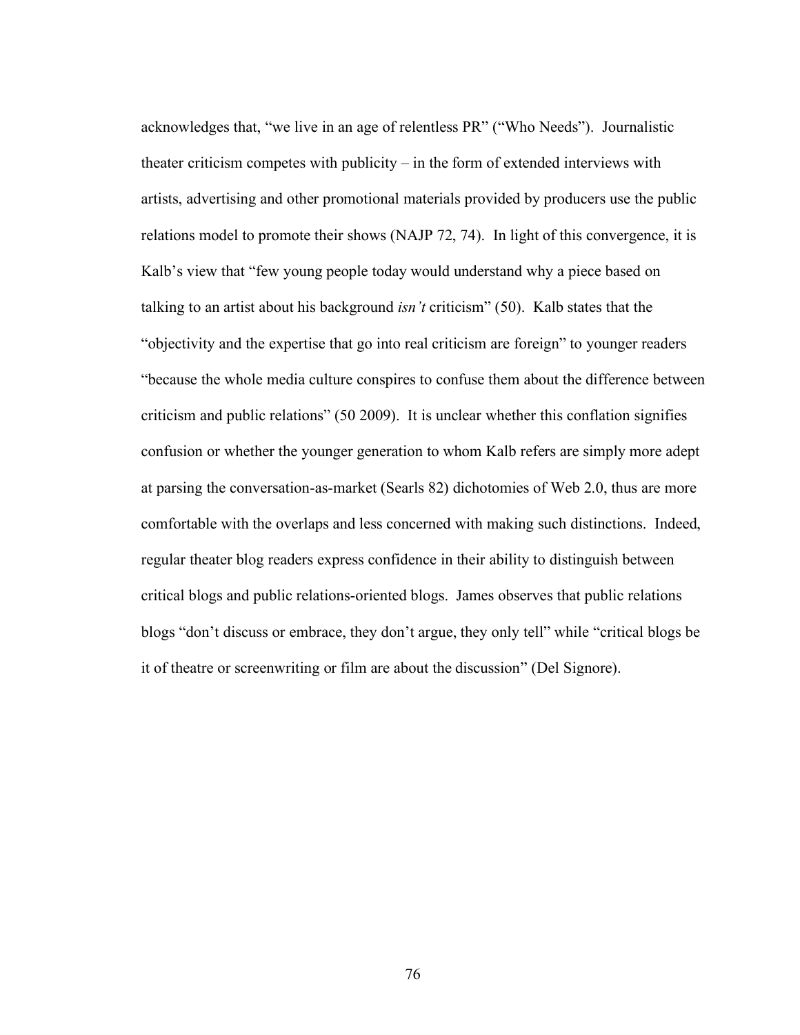acknowledges that, "we live in an age of relentless PR" ("Who Needs"). Journalistic theater criticism competes with publicity – in the form of extended interviews with artists, advertising and other promotional materials provided by producers use the public relations model to promote their shows (NAJP 72, 74). In light of this convergence, it is Kalb's view that "few young people today would understand why a piece based on talking to an artist about his background *isn't* criticism" (50). Kalb states that the "objectivity and the expertise that go into real criticism are foreign" to younger readers "because the whole media culture conspires to confuse them about the difference between criticism and public relations" (50 2009). It is unclear whether this conflation signifies confusion or whether the younger generation to whom Kalb refers are simply more adept at parsing the conversation-as-market (Searls 82) dichotomies of Web 2.0, thus are more comfortable with the overlaps and less concerned with making such distinctions. Indeed, regular theater blog readers express confidence in their ability to distinguish between critical blogs and public relations-oriented blogs. James observes that public relations blogs "don't discuss or embrace, they don't argue, they only tell" while "critical blogs be it of theatre or screenwriting or film are about the discussion" (Del Signore).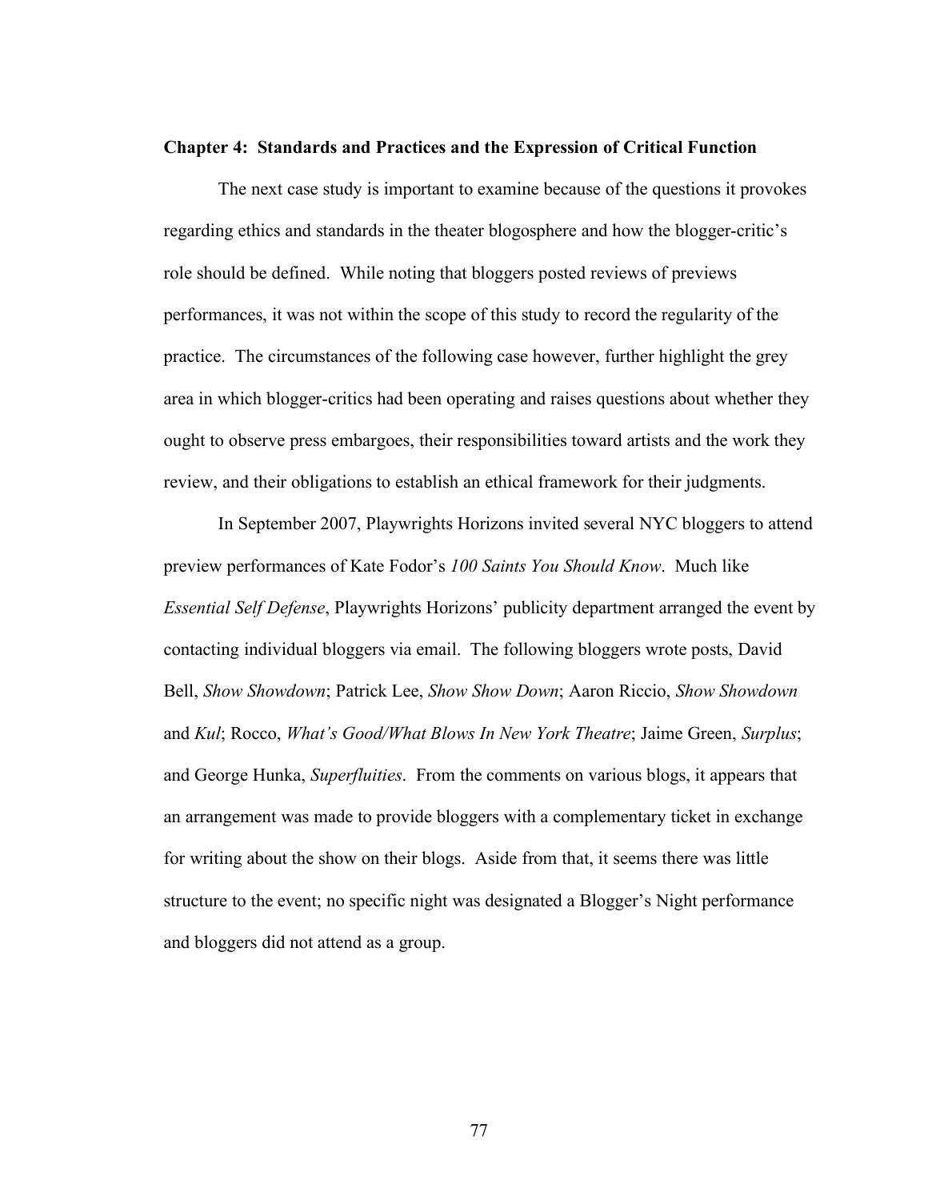## Chapter 4: Standards and Practices and the Expression of Critical Function

The next case study is important to examine because of the questions it provokes regarding ethics and standards in the theater blogosphere and how the blogger-critic's role should be defined. While noting that bloggers posted reviews of previews performances, it was not within the scope of this study to record the regularity of the practice. The circumstances of the following case however, further highlight the grey area in which blogger-critics had been operating and raises questions about whether they ought to observe press embargoes, their responsibilities toward artists and the work they review, and their obligations to establish an ethical framework for their judgments.

In September 2007, Playwrights Horizons invited several NYC bloggers to attend preview performances of Kate Fodor's *100 Saints You Should Know*. Much like *Essential Self Defense*, Playwrights Horizons' publicity department arranged the event by contacting individual bloggers via email. The following bloggers wrote posts, David Bell, *Show Showdown*; Patrick Lee, *Show Show Down*; Aaron Riccio, *Show Showdown* and *Kul*; Rocco, *What's Good/What Blows In New York Theatre*; Jaime Green, *Surplus*; and George Hunka, *Superfluities*. From the comments on various blogs, it appears that an arrangement was made to provide bloggers with a complementary ticket in exchange for writing about the show on their blogs. Aside from that, it seems there was little structure to the event; no specific night was designated a Blogger's Night performance and bloggers did not attend as a group.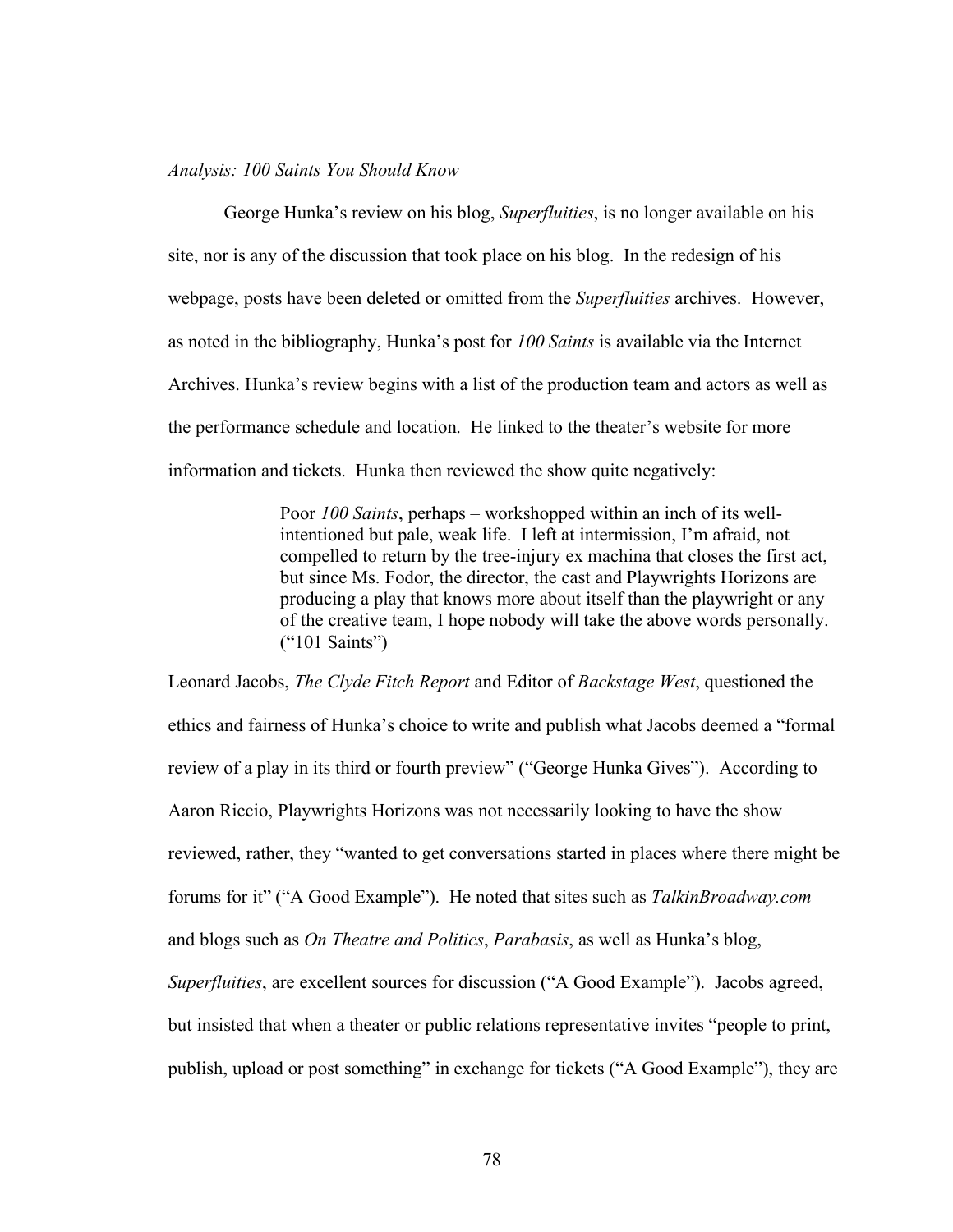*Analysis: 100 Saints You Should Know*

George Hunka's review on his blog, *Superfluities*, is no longer available on his site, nor is any of the discussion that took place on his blog. In the redesign of his webpage, posts have been deleted or omitted from the *Superfluities* archives. However, as noted in the bibliography, Hunka's post for *100 Saints* is available via the Internet Archives. Hunka's review begins with a list of the production team and actors as well as the performance schedule and location. He linked to the theater's website for more information and tickets. Hunka then reviewed the show quite negatively:

> Poor *100 Saints*, perhaps – workshopped within an inch of its well-intentioned but pale, weak life. I left at intermission, I'm afraid, not compelled to return by the tree-injury ex machina that closes the first act, but since Ms. Fodor, the director, the cast and Playwrights Horizons are producing a play that knows more about itself than the playwright or any of the creative team, I hope nobody will take the above words personally. ("101 Saints")

Leonard Jacobs, *The Clyde Fitch Report* and Editor of *Backstage West*, questioned the ethics and fairness of Hunka's choice to write and publish what Jacobs deemed a "formal review of a play in its third or fourth preview" ("George Hunka Gives"). According to Aaron Riccio, Playwrights Horizons was not necessarily looking to have the show reviewed, rather, they "wanted to get conversations started in places where there might be forums for it" ("A Good Example"). He noted that sites such as *TalkinBroadway.com* and blogs such as *On Theatre and Politics*, *Parabasis*, as well as Hunka's blog, *Superfluities*, are excellent sources for discussion ("A Good Example"). Jacobs agreed, but insisted that when a theater or public relations representative invites "people to print, publish, upload or post something" in exchange for tickets ("A Good Example"), they are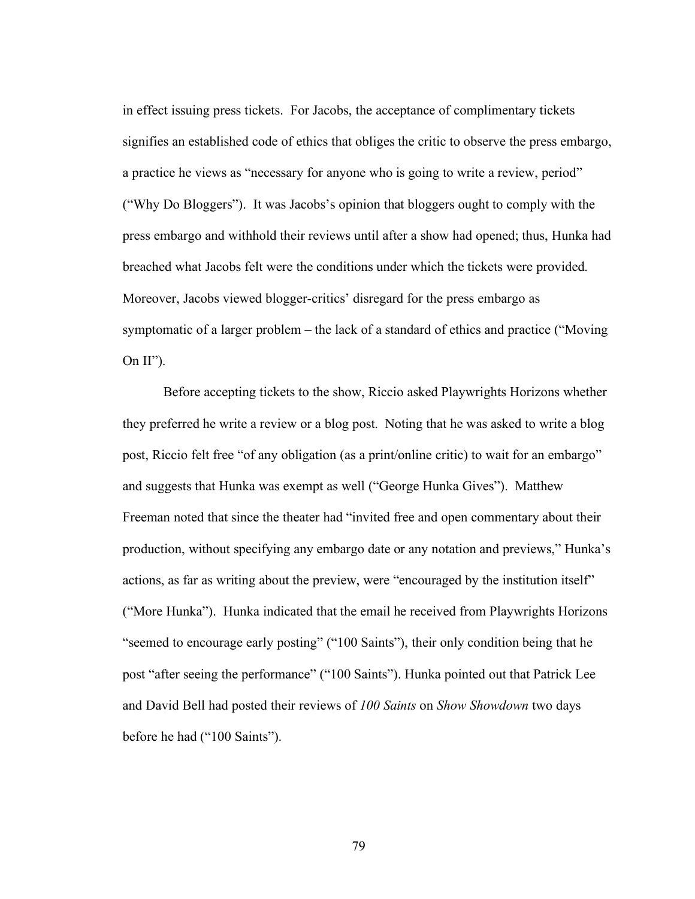in effect issuing press tickets. For Jacobs, the acceptance of complimentary tickets signifies an established code of ethics that obliges the critic to observe the press embargo, a practice he views as "necessary for anyone who is going to write a review, period" ("Why Do Bloggers"). It was Jacobs's opinion that bloggers ought to comply with the press embargo and withhold their reviews until after a show had opened; thus, Hunka had breached what Jacobs felt were the conditions under which the tickets were provided. Moreover, Jacobs viewed blogger-critics' disregard for the press embargo as symptomatic of a larger problem – the lack of a standard of ethics and practice ("Moving On II").

Before accepting tickets to the show, Riccio asked Playwrights Horizons whether they preferred he write a review or a blog post. Noting that he was asked to write a blog post, Riccio felt free "of any obligation (as a print/online critic) to wait for an embargo" and suggests that Hunka was exempt as well ("George Hunka Gives"). Matthew Freeman noted that since the theater had "invited free and open commentary about their production, without specifying any embargo date or any notation and previews," Hunka's actions, as far as writing about the preview, were "encouraged by the institution itself" ("More Hunka"). Hunka indicated that the email he received from Playwrights Horizons "seemed to encourage early posting" ("100 Saints"), their only condition being that he post "after seeing the performance" ("100 Saints"). Hunka pointed out that Patrick Lee and David Bell had posted their reviews of *100 Saints* on *Show Showdown* two days before he had ("100 Saints").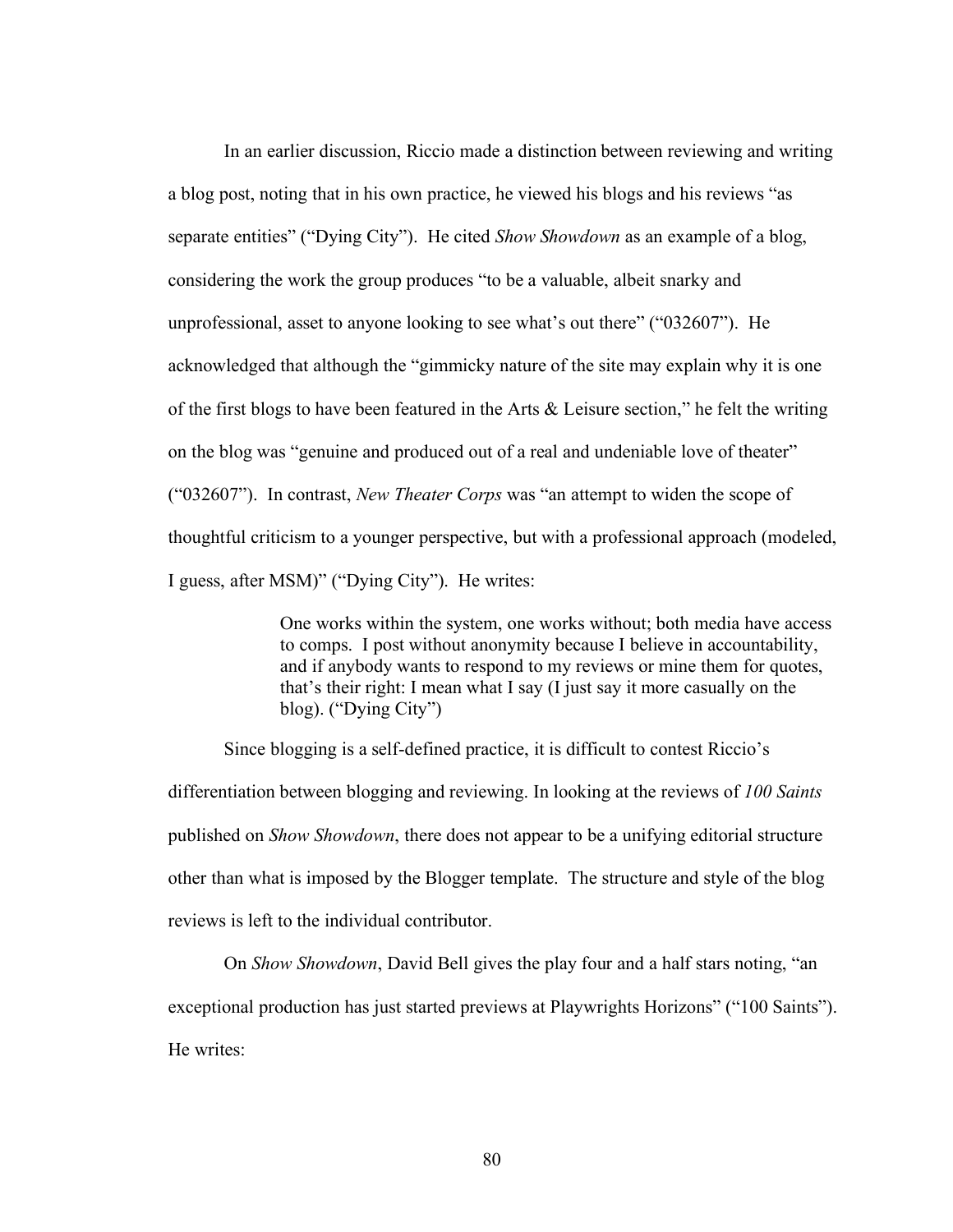In an earlier discussion, Riccio made a distinction between reviewing and writing a blog post, noting that in his own practice, he viewed his blogs and his reviews "as separate entities" ("Dying City"). He cited *Show Showdown* as an example of a blog, considering the work the group produces "to be a valuable, albeit snarky and unprofessional, asset to anyone looking to see what's out there" ("032607"). He acknowledged that although the "gimmicky nature of the site may explain why it is one of the first blogs to have been featured in the Arts & Leisure section," he felt the writing on the blog was "genuine and produced out of a real and undeniable love of theater" ("032607"). In contrast, *New Theater Corps* was "an attempt to widen the scope of thoughtful criticism to a younger perspective, but with a professional approach (modeled, I guess, after MSM)" ("Dying City"). He writes:

> One works within the system, one works without; both media have access to comps. I post without anonymity because I believe in accountability, and if anybody wants to respond to my reviews or mine them for quotes, that's their right: I mean what I say (I just say it more casually on the blog). ("Dying City")

Since blogging is a self-defined practice, it is difficult to contest Riccio's differentiation between blogging and reviewing. In looking at the reviews of *100 Saints* published on *Show Showdown*, there does not appear to be a unifying editorial structure other than what is imposed by the Blogger template. The structure and style of the blog reviews is left to the individual contributor.

On *Show Showdown*, David Bell gives the play four and a half stars noting, "an exceptional production has just started previews at Playwrights Horizons" ("100 Saints"). He writes: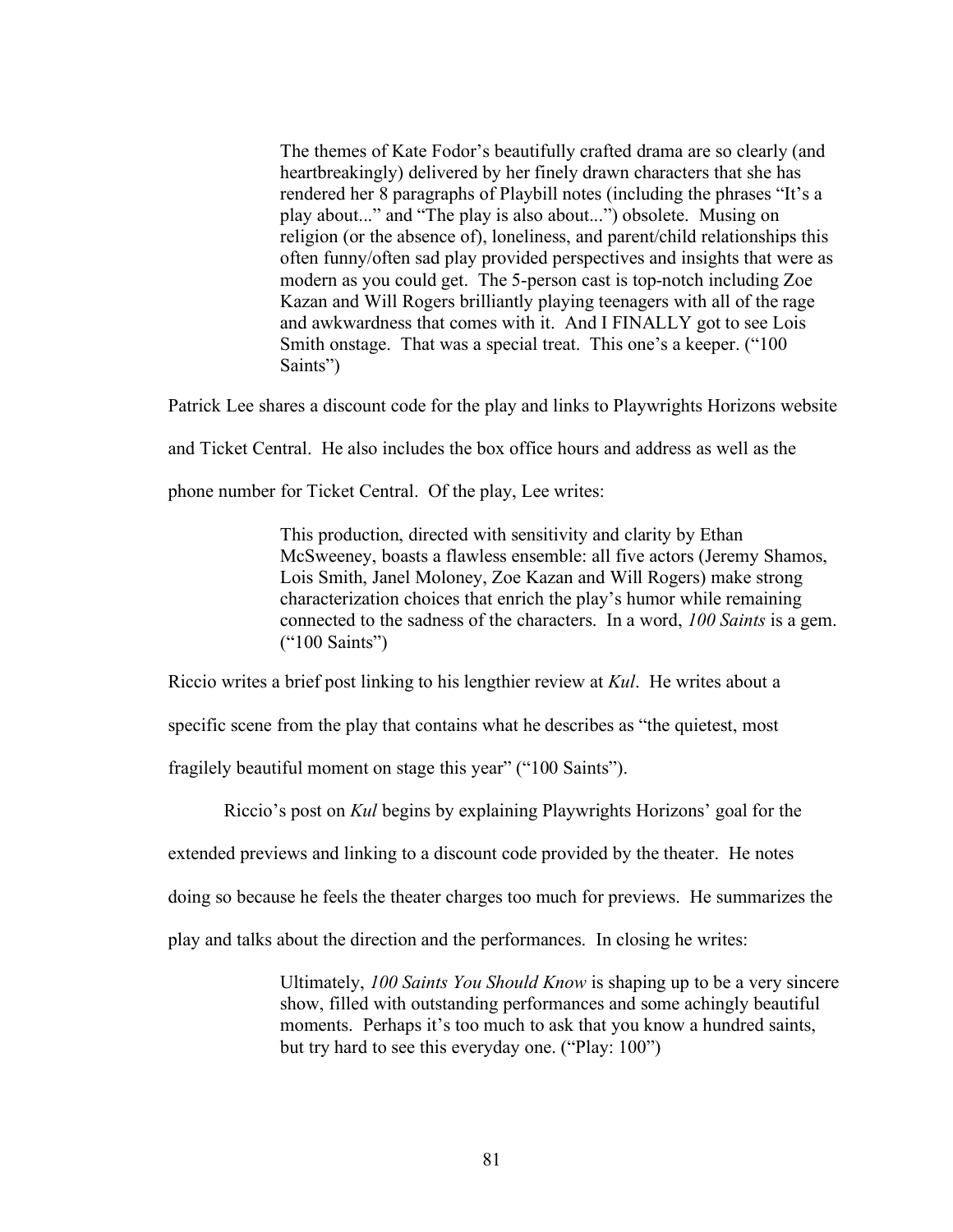> The themes of Kate Fodor's beautifully crafted drama are so clearly (and heartbreakingly) delivered by her finely drawn characters that she has rendered her 8 paragraphs of Playbill notes (including the phrases "It's a play about..." and "The play is also about...") obsolete. Musing on religion (or the absence of), loneliness, and parent/child relationships this often funny/often sad play provided perspectives and insights that were as modern as you could get. The 5-person cast is top-notch including Zoe Kazan and Will Rogers brilliantly playing teenagers with all of the rage and awkwardness that comes with it. And I FINALLY got to see Lois Smith onstage. That was a special treat. This one's a keeper. ("100 Saints")

Patrick Lee shares a discount code for the play and links to Playwrights Horizons website and Ticket Central. He also includes the box office hours and address as well as the phone number for Ticket Central. Of the play, Lee writes:

> This production, directed with sensitivity and clarity by Ethan McSweeney, boasts a flawless ensemble: all five actors (Jeremy Shamos, Lois Smith, Janel Moloney, Zoe Kazan and Will Rogers) make strong characterization choices that enrich the play's humor while remaining connected to the sadness of the characters. In a word, *100 Saints* is a gem. ("100 Saints")

Riccio writes a brief post linking to his lengthier review at *Kul*. He writes about a specific scene from the play that contains what he describes as "the quietest, most fragilely beautiful moment on stage this year" ("100 Saints").

Riccio's post on *Kul* begins by explaining Playwrights Horizons' goal for the extended previews and linking to a discount code provided by the theater. He notes doing so because he feels the theater charges too much for previews. He summarizes the play and talks about the direction and the performances. In closing he writes:

> Ultimately, *100 Saints You Should Know* is shaping up to be a very sincere show, filled with outstanding performances and some achingly beautiful moments. Perhaps it's too much to ask that you know a hundred saints, but try hard to see this everyday one. ("Play: 100")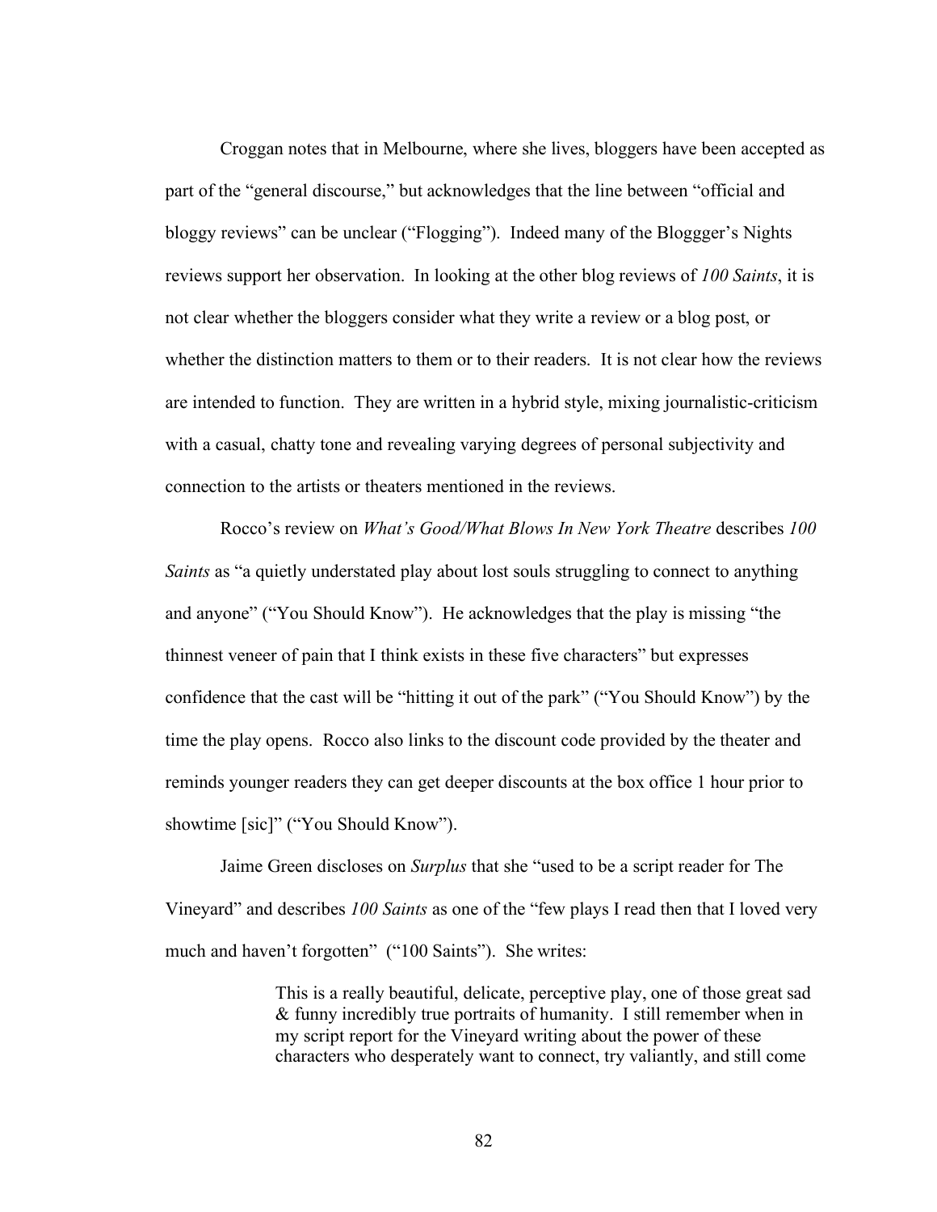Croggan notes that in Melbourne, where she lives, bloggers have been accepted as part of the "general discourse," but acknowledges that the line between "official and bloggy reviews" can be unclear ("Flogging"). Indeed many of the Bloggger's Nights reviews support her observation. In looking at the other blog reviews of *100 Saints*, it is not clear whether the bloggers consider what they write a review or a blog post, or whether the distinction matters to them or to their readers. It is not clear how the reviews are intended to function. They are written in a hybrid style, mixing journalistic-criticism with a casual, chatty tone and revealing varying degrees of personal subjectivity and connection to the artists or theaters mentioned in the reviews.

Rocco's review on *What's Good/What Blows In New York Theatre* describes *100 Saints* as "a quietly understated play about lost souls struggling to connect to anything and anyone" ("You Should Know"). He acknowledges that the play is missing "the thinnest veneer of pain that I think exists in these five characters" but expresses confidence that the cast will be "hitting it out of the park" ("You Should Know") by the time the play opens. Rocco also links to the discount code provided by the theater and reminds younger readers they can get deeper discounts at the box office 1 hour prior to showtime [sic]" ("You Should Know").

Jaime Green discloses on *Surplus* that she "used to be a script reader for The Vineyard" and describes *100 Saints* as one of the "few plays I read then that I loved very much and haven't forgotten" ("100 Saints"). She writes:

> This is a really beautiful, delicate, perceptive play, one of those great sad & funny incredibly true portraits of humanity. I still remember when in my script report for the Vineyard writing about the power of these characters who desperately want to connect, try valiantly, and still come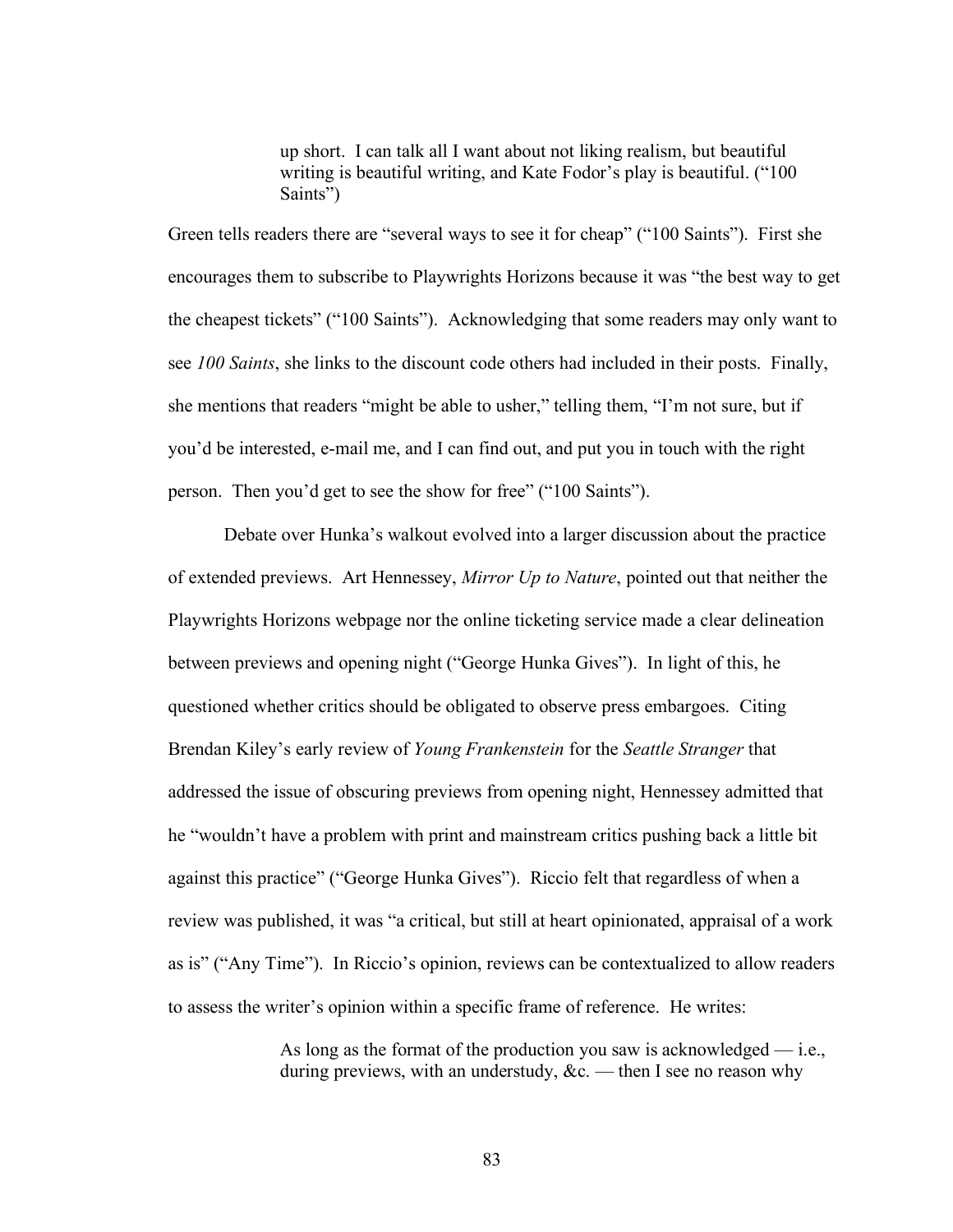> up short. I can talk all I want about not liking realism, but beautiful writing is beautiful writing, and Kate Fodor's play is beautiful. ("100 Saints")

Green tells readers there are "several ways to see it for cheap" ("100 Saints"). First she encourages them to subscribe to Playwrights Horizons because it was "the best way to get the cheapest tickets" ("100 Saints"). Acknowledging that some readers may only want to see *100 Saints*, she links to the discount code others had included in their posts. Finally, she mentions that readers "might be able to usher," telling them, "I'm not sure, but if you'd be interested, e-mail me, and I can find out, and put you in touch with the right person. Then you'd get to see the show for free" ("100 Saints").

Debate over Hunka's walkout evolved into a larger discussion about the practice of extended previews. Art Hennessey, *Mirror Up to Nature*, pointed out that neither the Playwrights Horizons webpage nor the online ticketing service made a clear delineation between previews and opening night ("George Hunka Gives"). In light of this, he questioned whether critics should be obligated to observe press embargoes. Citing Brendan Kiley's early review of *Young Frankenstein* for the *Seattle Stranger* that addressed the issue of obscuring previews from opening night, Hennessey admitted that he "wouldn't have a problem with print and mainstream critics pushing back a little bit against this practice" ("George Hunka Gives"). Riccio felt that regardless of when a review was published, it was "a critical, but still at heart opinionated, appraisal of a work as is" ("Any Time"). In Riccio's opinion, reviews can be contextualized to allow readers to assess the writer's opinion within a specific frame of reference. He writes:

> As long as the format of the production you saw is acknowledged — i.e., during previews, with an understudy, &c. — then I see no reason why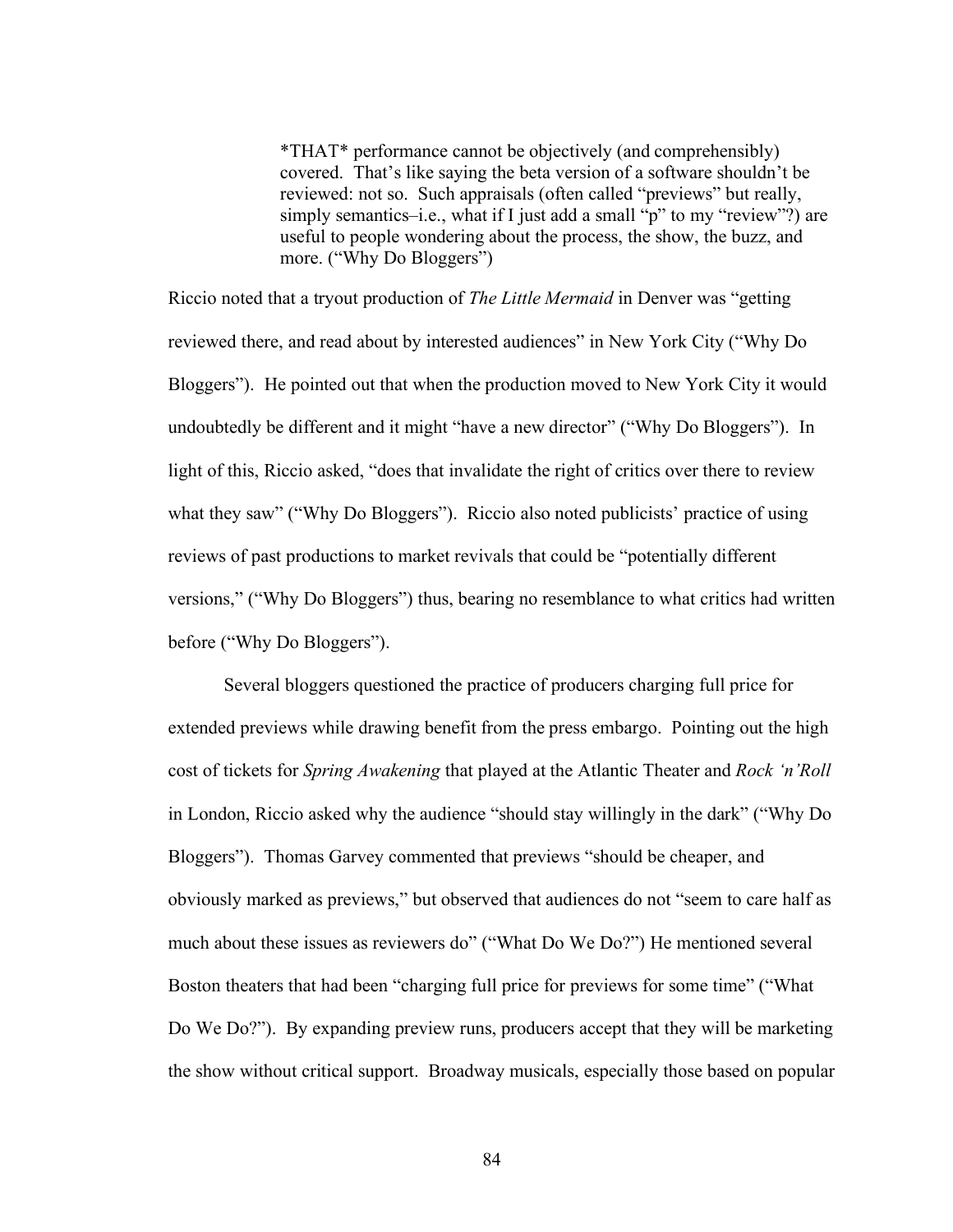> *THAT* performance cannot be objectively (and comprehensibly) covered. That's like saying the beta version of a software shouldn't be reviewed: not so. Such appraisals (often called "previews" but really, simply semantics–i.e., what if I just add a small "p" to my "review"?) are useful to people wondering about the process, the show, the buzz, and more. ("Why Do Bloggers")

Riccio noted that a tryout production of *The Little Mermaid* in Denver was "getting reviewed there, and read about by interested audiences" in New York City ("Why Do Bloggers"). He pointed out that when the production moved to New York City it would undoubtedly be different and it might "have a new director" ("Why Do Bloggers"). In light of this, Riccio asked, "does that invalidate the right of critics over there to review what they saw" ("Why Do Bloggers"). Riccio also noted publicists' practice of using reviews of past productions to market revivals that could be "potentially different versions," ("Why Do Bloggers") thus, bearing no resemblance to what critics had written before ("Why Do Bloggers").

Several bloggers questioned the practice of producers charging full price for extended previews while drawing benefit from the press embargo. Pointing out the high cost of tickets for *Spring Awakening* that played at the Atlantic Theater and *Rock 'n'Roll* in London, Riccio asked why the audience "should stay willingly in the dark" ("Why Do Bloggers"). Thomas Garvey commented that previews "should be cheaper, and obviously marked as previews," but observed that audiences do not "seem to care half as much about these issues as reviewers do" ("What Do We Do?") He mentioned several Boston theaters that had been "charging full price for previews for some time" ("What Do We Do?"). By expanding preview runs, producers accept that they will be marketing the show without critical support. Broadway musicals, especially those based on popular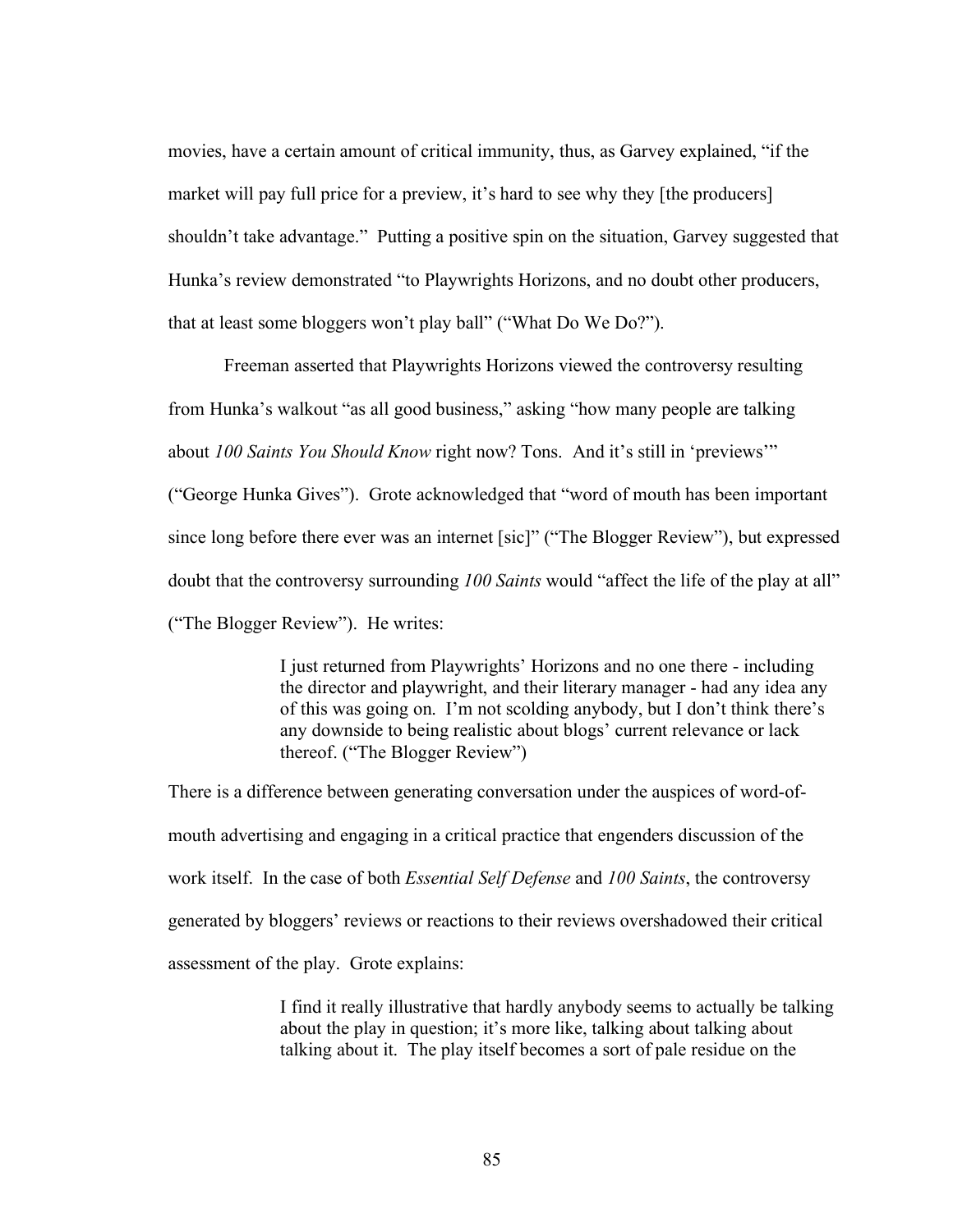movies, have a certain amount of critical immunity, thus, as Garvey explained, "if the market will pay full price for a preview, it's hard to see why they [the producers] shouldn't take advantage." Putting a positive spin on the situation, Garvey suggested that Hunka's review demonstrated "to Playwrights Horizons, and no doubt other producers, that at least some bloggers won't play ball" ("What Do We Do?").

Freeman asserted that Playwrights Horizons viewed the controversy resulting from Hunka's walkout "as all good business," asking "how many people are talking about *100 Saints You Should Know* right now? Tons. And it's still in 'previews'" ("George Hunka Gives"). Grote acknowledged that "word of mouth has been important since long before there ever was an internet [sic]" ("The Blogger Review"), but expressed doubt that the controversy surrounding *100 Saints* would "affect the life of the play at all" ("The Blogger Review"). He writes:

> I just returned from Playwrights' Horizons and no one there - including the director and playwright, and their literary manager - had any idea any of this was going on. I'm not scolding anybody, but I don't think there's any downside to being realistic about blogs' current relevance or lack thereof. ("The Blogger Review")

There is a difference between generating conversation under the auspices of word-of-mouth advertising and engaging in a critical practice that engenders discussion of the work itself. In the case of both *Essential Self Defense* and *100 Saints*, the controversy generated by bloggers' reviews or reactions to their reviews overshadowed their critical assessment of the play. Grote explains:

> I find it really illustrative that hardly anybody seems to actually be talking about the play in question; it's more like, talking about talking about talking about it. The play itself becomes a sort of pale residue on the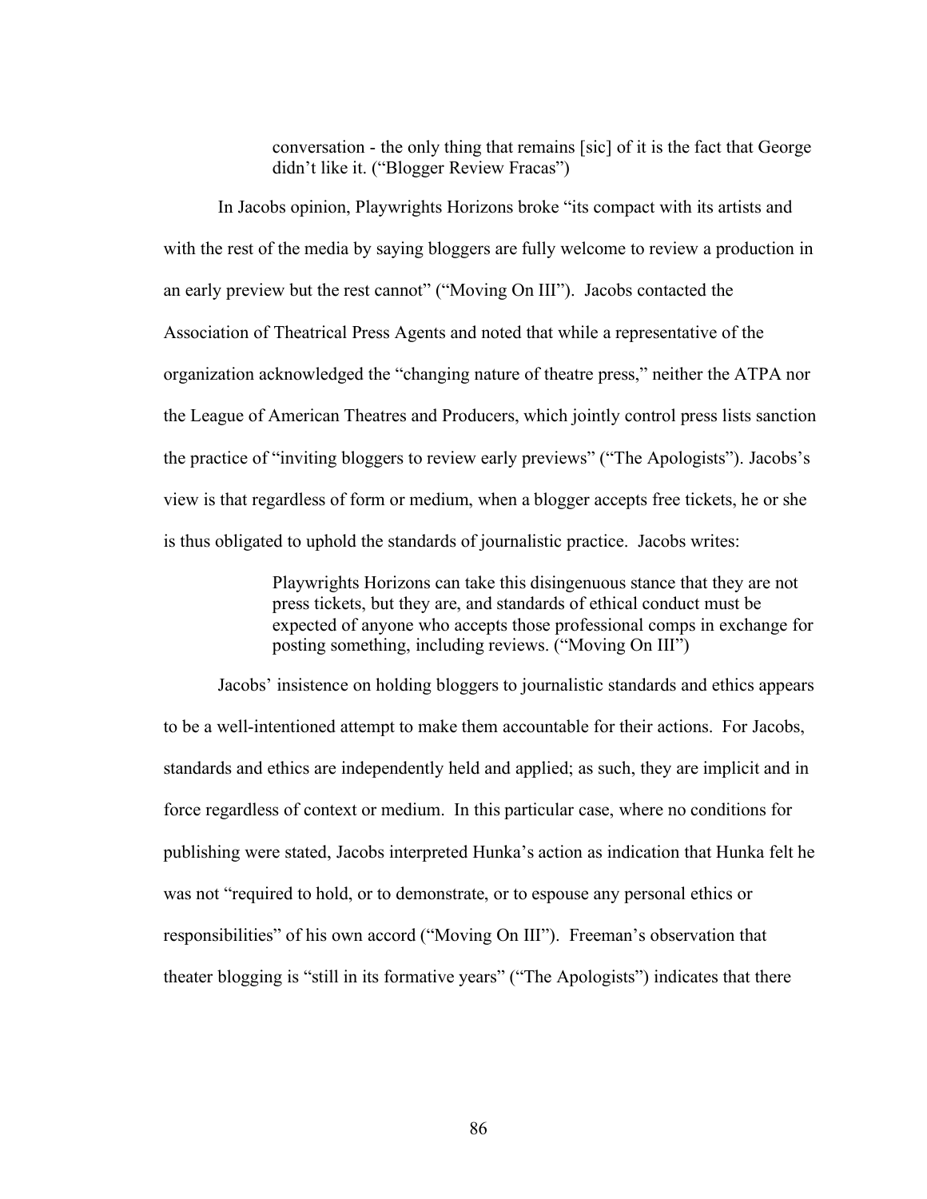> conversation - the only thing that remains [sic] of it is the fact that George didn't like it. ("Blogger Review Fracas")

In Jacobs opinion, Playwrights Horizons broke "its compact with its artists and with the rest of the media by saying bloggers are fully welcome to review a production in an early preview but the rest cannot" ("Moving On III"). Jacobs contacted the Association of Theatrical Press Agents and noted that while a representative of the organization acknowledged the "changing nature of theatre press," neither the ATPA nor the League of American Theatres and Producers, which jointly control press lists sanction the practice of "inviting bloggers to review early previews" ("The Apologists"). Jacobs's view is that regardless of form or medium, when a blogger accepts free tickets, he or she is thus obligated to uphold the standards of journalistic practice. Jacobs writes:

> Playwrights Horizons can take this disingenuous stance that they are not press tickets, but they are, and standards of ethical conduct must be expected of anyone who accepts those professional comps in exchange for posting something, including reviews. ("Moving On III")

Jacobs' insistence on holding bloggers to journalistic standards and ethics appears to be a well-intentioned attempt to make them accountable for their actions. For Jacobs, standards and ethics are independently held and applied; as such, they are implicit and in force regardless of context or medium. In this particular case, where no conditions for publishing were stated, Jacobs interpreted Hunka's action as indication that Hunka felt he was not "required to hold, or to demonstrate, or to espouse any personal ethics or responsibilities" of his own accord ("Moving On III"). Freeman's observation that theater blogging is "still in its formative years" ("The Apologists") indicates that there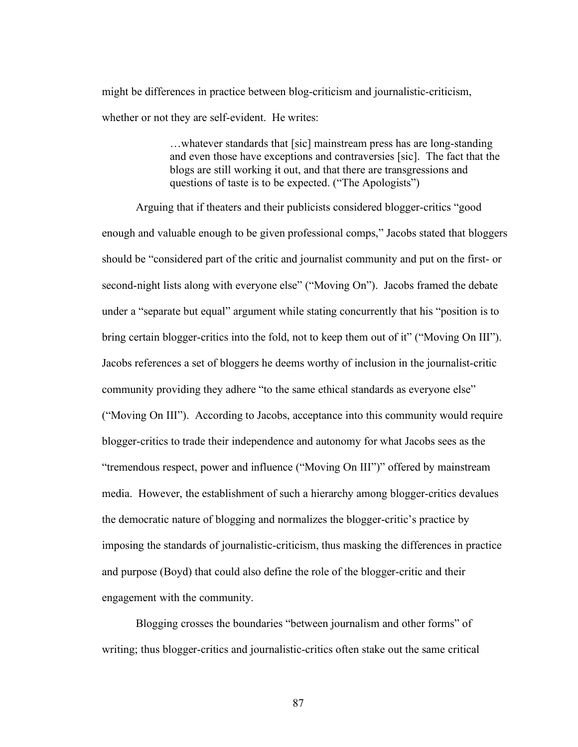might be differences in practice between blog-criticism and journalistic-criticism, whether or not they are self-evident. He writes:

> …whatever standards that [sic] mainstream press has are long-standing and even those have exceptions and contraversies [sic]. The fact that the blogs are still working it out, and that there are transgressions and questions of taste is to be expected. ("The Apologists")

Arguing that if theaters and their publicists considered blogger-critics "good enough and valuable enough to be given professional comps," Jacobs stated that bloggers should be "considered part of the critic and journalist community and put on the first- or second-night lists along with everyone else" ("Moving On"). Jacobs framed the debate under a "separate but equal" argument while stating concurrently that his "position is to bring certain blogger-critics into the fold, not to keep them out of it" ("Moving On III"). Jacobs references a set of bloggers he deems worthy of inclusion in the journalist-critic community providing they adhere "to the same ethical standards as everyone else" ("Moving On III"). According to Jacobs, acceptance into this community would require blogger-critics to trade their independence and autonomy for what Jacobs sees as the "tremendous respect, power and influence ("Moving On III")" offered by mainstream media. However, the establishment of such a hierarchy among blogger-critics devalues the democratic nature of blogging and normalizes the blogger-critic's practice by imposing the standards of journalistic-criticism, thus masking the differences in practice and purpose (Boyd) that could also define the role of the blogger-critic and their engagement with the community.

Blogging crosses the boundaries "between journalism and other forms" of writing; thus blogger-critics and journalistic-critics often stake out the same critical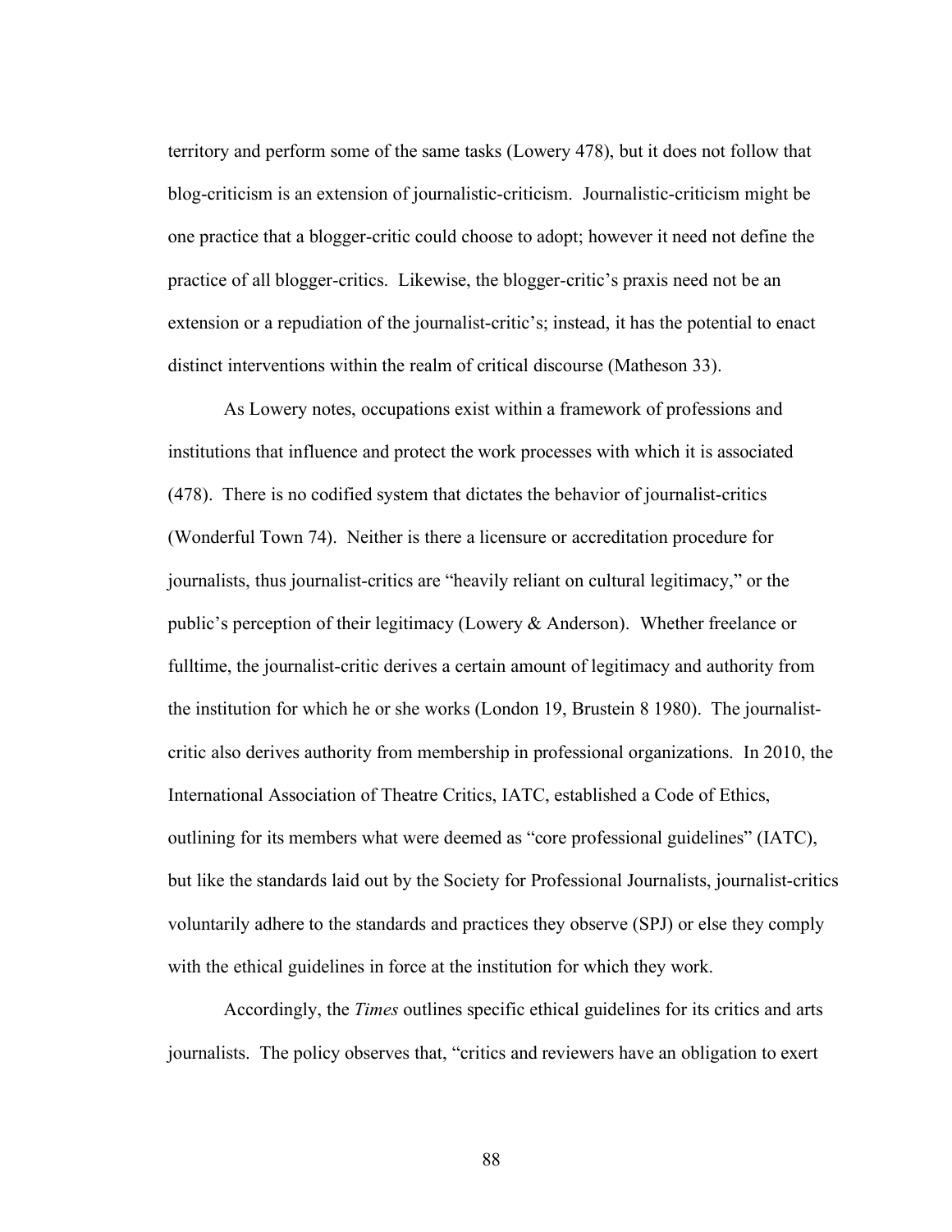territory and perform some of the same tasks (Lowery 478), but it does not follow that blog-criticism is an extension of journalistic-criticism. Journalistic-criticism might be one practice that a blogger-critic could choose to adopt; however it need not define the practice of all blogger-critics. Likewise, the blogger-critic's praxis need not be an extension or a repudiation of the journalist-critic's; instead, it has the potential to enact distinct interventions within the realm of critical discourse (Matheson 33).

As Lowery notes, occupations exist within a framework of professions and institutions that influence and protect the work processes with which it is associated (478). There is no codified system that dictates the behavior of journalist-critics (Wonderful Town 74). Neither is there a licensure or accreditation procedure for journalists, thus journalist-critics are "heavily reliant on cultural legitimacy," or the public's perception of their legitimacy (Lowery & Anderson). Whether freelance or fulltime, the journalist-critic derives a certain amount of legitimacy and authority from the institution for which he or she works (London 19, Brustein 8 1980). The journalist-critic also derives authority from membership in professional organizations. In 2010, the International Association of Theatre Critics, IATC, established a Code of Ethics, outlining for its members what were deemed as "core professional guidelines" (IATC), but like the standards laid out by the Society for Professional Journalists, journalist-critics voluntarily adhere to the standards and practices they observe (SPJ) or else they comply with the ethical guidelines in force at the institution for which they work.

Accordingly, the *Times* outlines specific ethical guidelines for its critics and arts journalists. The policy observes that, "critics and reviewers have an obligation to exert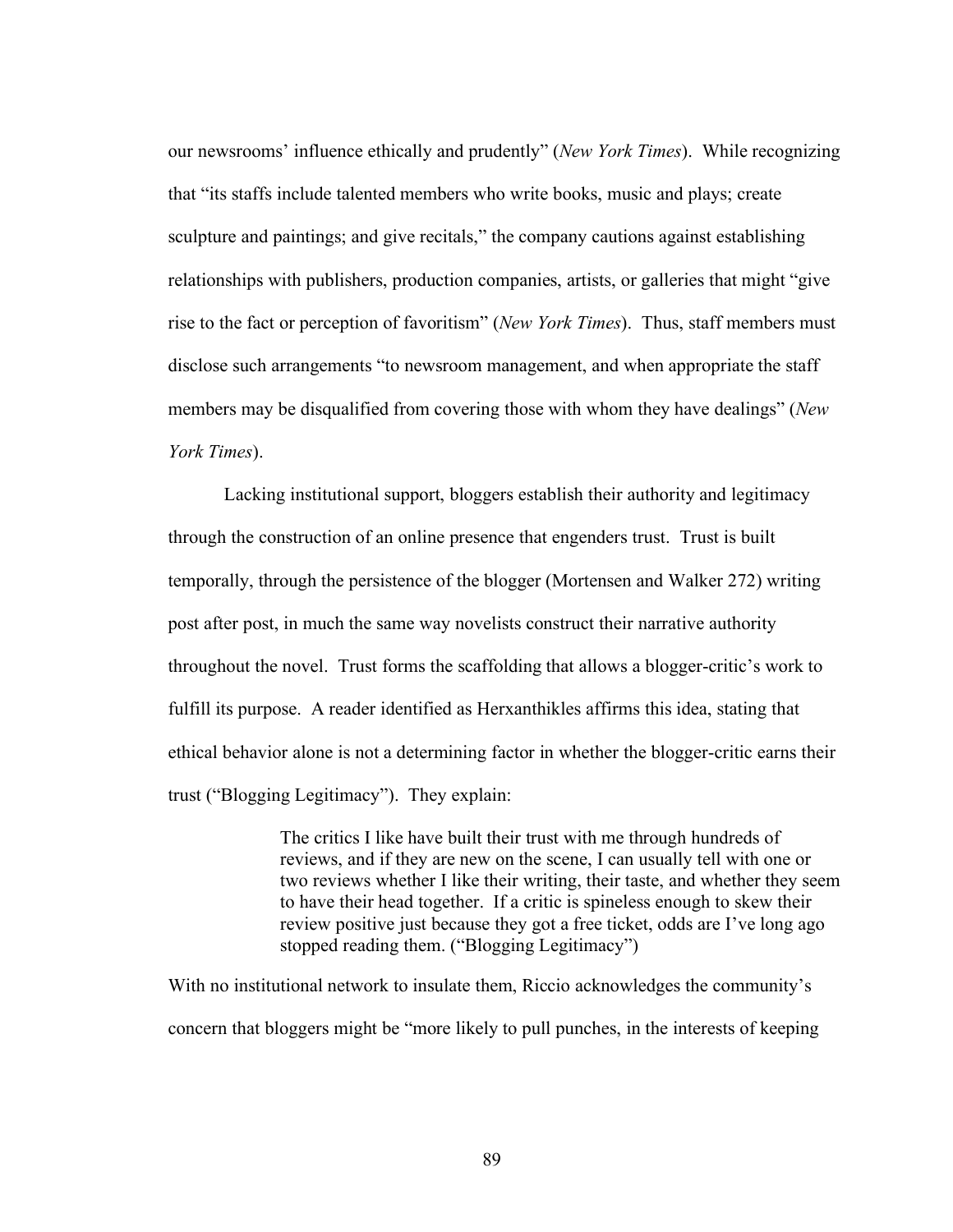our newsrooms' influence ethically and prudently" (*New York Times*). While recognizing that "its staffs include talented members who write books, music and plays; create sculpture and paintings; and give recitals," the company cautions against establishing relationships with publishers, production companies, artists, or galleries that might "give rise to the fact or perception of favoritism" (*New York Times*). Thus, staff members must disclose such arrangements "to newsroom management, and when appropriate the staff members may be disqualified from covering those with whom they have dealings" (*New York Times*).

Lacking institutional support, bloggers establish their authority and legitimacy through the construction of an online presence that engenders trust. Trust is built temporally, through the persistence of the blogger (Mortensen and Walker 272) writing post after post, in much the same way novelists construct their narrative authority throughout the novel. Trust forms the scaffolding that allows a blogger-critic's work to fulfill its purpose. A reader identified as Herxanthikles affirms this idea, stating that ethical behavior alone is not a determining factor in whether the blogger-critic earns their trust ("Blogging Legitimacy"). They explain:

> The critics I like have built their trust with me through hundreds of reviews, and if they are new on the scene, I can usually tell with one or two reviews whether I like their writing, their taste, and whether they seem to have their head together. If a critic is spineless enough to skew their review positive just because they got a free ticket, odds are I've long ago stopped reading them. ("Blogging Legitimacy")

With no institutional network to insulate them, Riccio acknowledges the community's concern that bloggers might be "more likely to pull punches, in the interests of keeping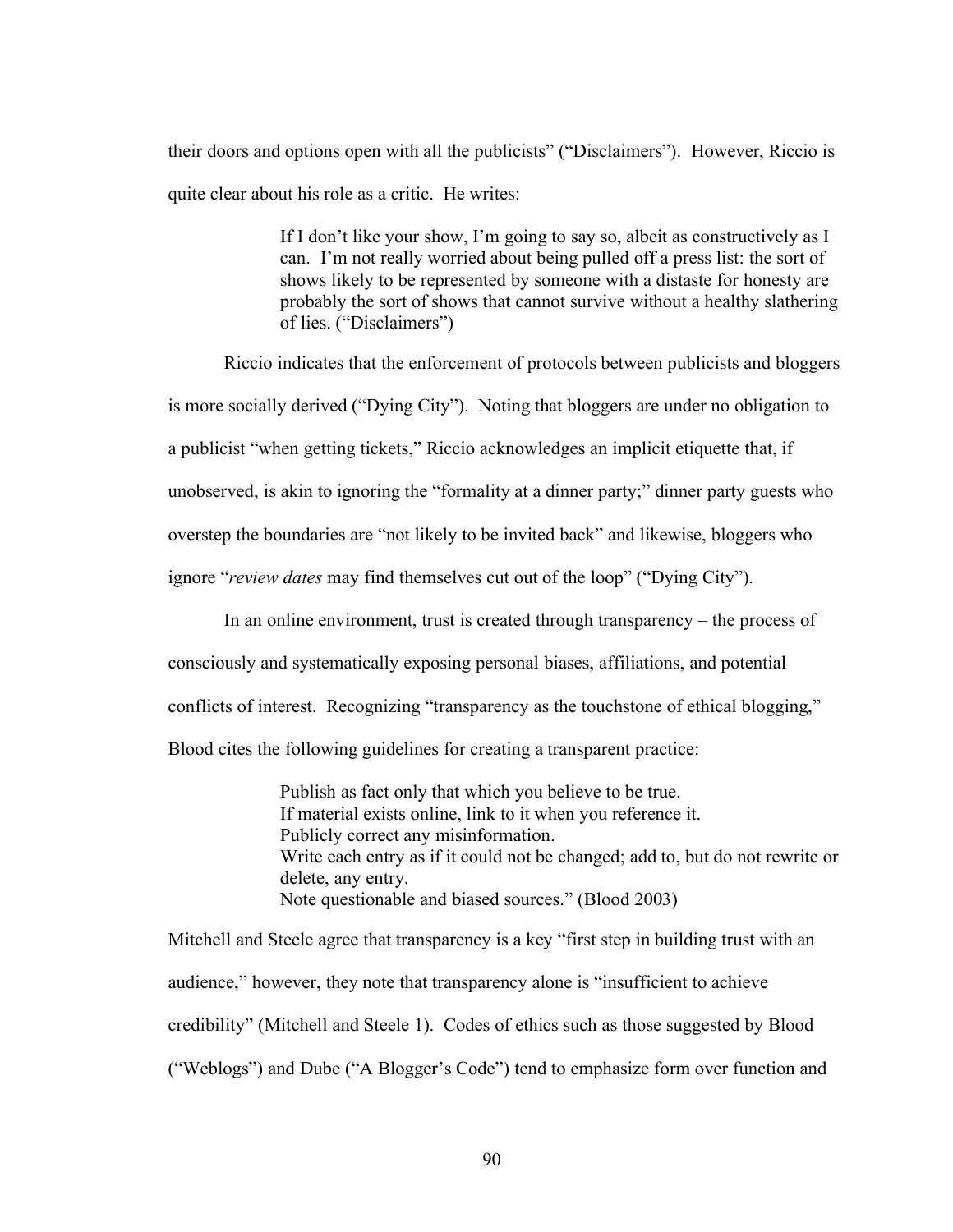their doors and options open with all the publicists" ("Disclaimers"). However, Riccio is quite clear about his role as a critic. He writes:

> If I don't like your show, I'm going to say so, albeit as constructively as I can. I'm not really worried about being pulled off a press list: the sort of shows likely to be represented by someone with a distaste for honesty are probably the sort of shows that cannot survive without a healthy slathering of lies. ("Disclaimers")

Riccio indicates that the enforcement of protocols between publicists and bloggers is more socially derived ("Dying City"). Noting that bloggers are under no obligation to a publicist "when getting tickets," Riccio acknowledges an implicit etiquette that, if unobserved, is akin to ignoring the "formality at a dinner party;" dinner party guests who overstep the boundaries are "not likely to be invited back" and likewise, bloggers who ignore "*review dates* may find themselves cut out of the loop" ("Dying City").

In an online environment, trust is created through transparency – the process of consciously and systematically exposing personal biases, affiliations, and potential conflicts of interest. Recognizing "transparency as the touchstone of ethical blogging," Blood cites the following guidelines for creating a transparent practice:

> Publish as fact only that which you believe to be true.
> If material exists online, link to it when you reference it.
> Publicly correct any misinformation.
> Write each entry as if it could not be changed; add to, but do not rewrite or delete, any entry.
> Note questionable and biased sources." (Blood 2003)

Mitchell and Steele agree that transparency is a key "first step in building trust with an audience," however, they note that transparency alone is "insufficient to achieve credibility" (Mitchell and Steele 1). Codes of ethics such as those suggested by Blood ("Weblogs") and Dube ("A Blogger's Code") tend to emphasize form over function and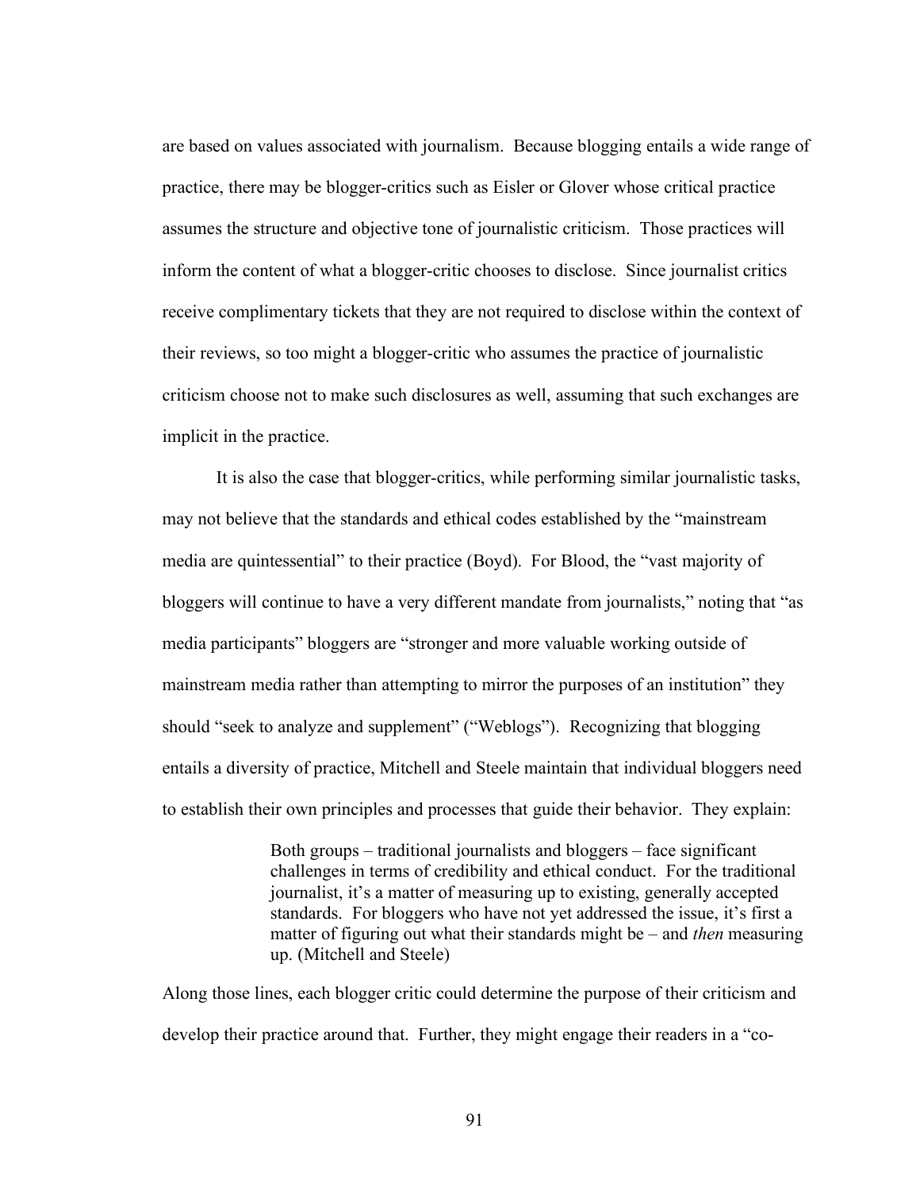are based on values associated with journalism. Because blogging entails a wide range of practice, there may be blogger-critics such as Eisler or Glover whose critical practice assumes the structure and objective tone of journalistic criticism. Those practices will inform the content of what a blogger-critic chooses to disclose. Since journalist critics receive complimentary tickets that they are not required to disclose within the context of their reviews, so too might a blogger-critic who assumes the practice of journalistic criticism choose not to make such disclosures as well, assuming that such exchanges are implicit in the practice.

It is also the case that blogger-critics, while performing similar journalistic tasks, may not believe that the standards and ethical codes established by the "mainstream media are quintessential" to their practice (Boyd). For Blood, the "vast majority of bloggers will continue to have a very different mandate from journalists," noting that "as media participants" bloggers are "stronger and more valuable working outside of mainstream media rather than attempting to mirror the purposes of an institution" they should "seek to analyze and supplement" ("Weblogs"). Recognizing that blogging entails a diversity of practice, Mitchell and Steele maintain that individual bloggers need to establish their own principles and processes that guide their behavior. They explain:

> Both groups – traditional journalists and bloggers – face significant challenges in terms of credibility and ethical conduct. For the traditional journalist, it's a matter of measuring up to existing, generally accepted standards. For bloggers who have not yet addressed the issue, it's first a matter of figuring out what their standards might be – and *then* measuring up. (Mitchell and Steele)

Along those lines, each blogger critic could determine the purpose of their criticism and develop their practice around that. Further, they might engage their readers in a "co-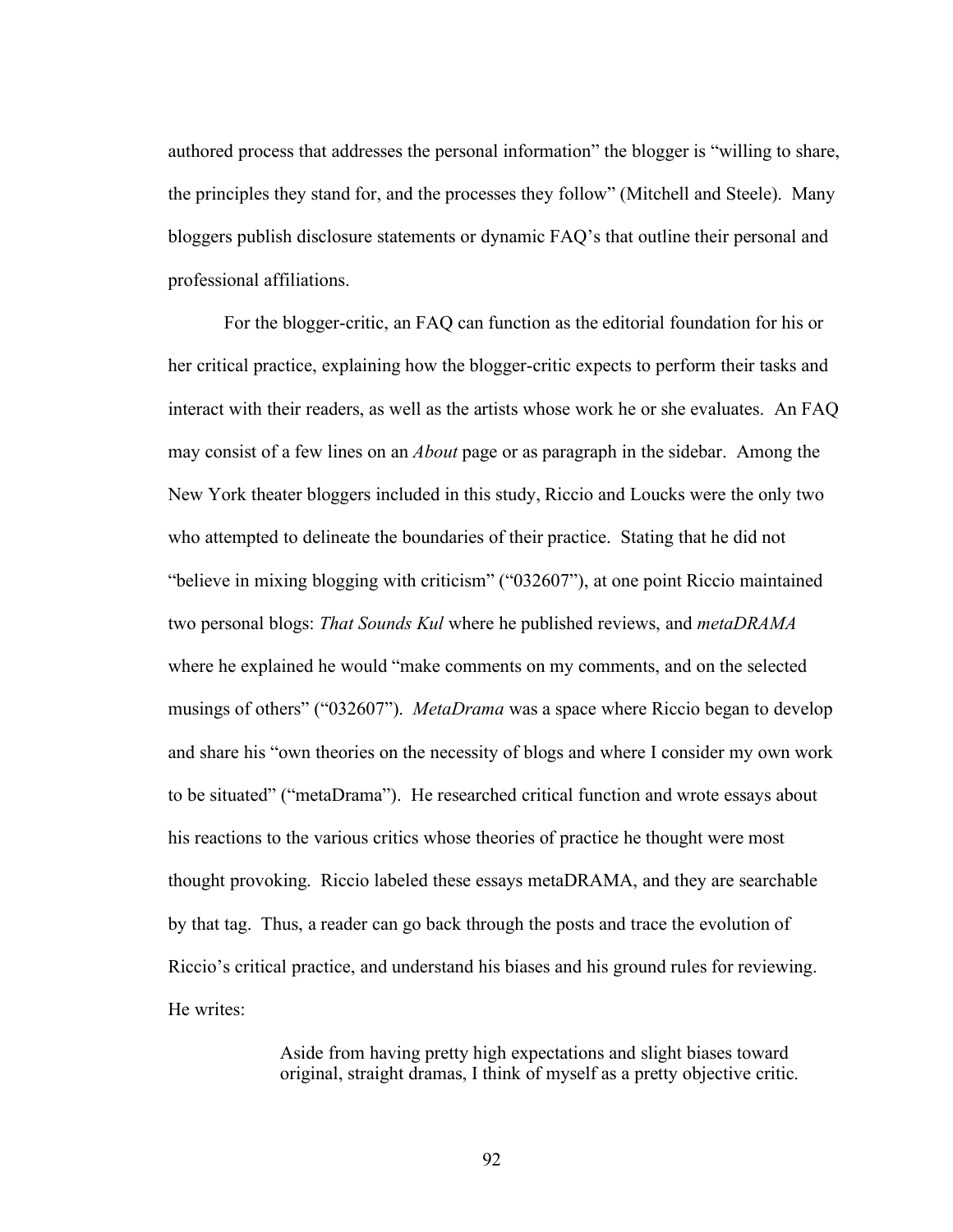authored process that addresses the personal information" the blogger is "willing to share, the principles they stand for, and the processes they follow" (Mitchell and Steele). Many bloggers publish disclosure statements or dynamic FAQ's that outline their personal and professional affiliations.

For the blogger-critic, an FAQ can function as the editorial foundation for his or her critical practice, explaining how the blogger-critic expects to perform their tasks and interact with their readers, as well as the artists whose work he or she evaluates. An FAQ may consist of a few lines on an *About* page or as paragraph in the sidebar. Among the New York theater bloggers included in this study, Riccio and Loucks were the only two who attempted to delineate the boundaries of their practice. Stating that he did not "believe in mixing blogging with criticism" ("032607"), at one point Riccio maintained two personal blogs: *That Sounds Kul* where he published reviews, and *metaDRAMA* where he explained he would "make comments on my comments, and on the selected musings of others" ("032607"). *MetaDrama* was a space where Riccio began to develop and share his "own theories on the necessity of blogs and where I consider my own work to be situated" ("metaDrama"). He researched critical function and wrote essays about his reactions to the various critics whose theories of practice he thought were most thought provoking. Riccio labeled these essays metaDRAMA, and they are searchable by that tag. Thus, a reader can go back through the posts and trace the evolution of Riccio's critical practice, and understand his biases and his ground rules for reviewing. He writes:

> Aside from having pretty high expectations and slight biases toward original, straight dramas, I think of myself as a pretty objective critic.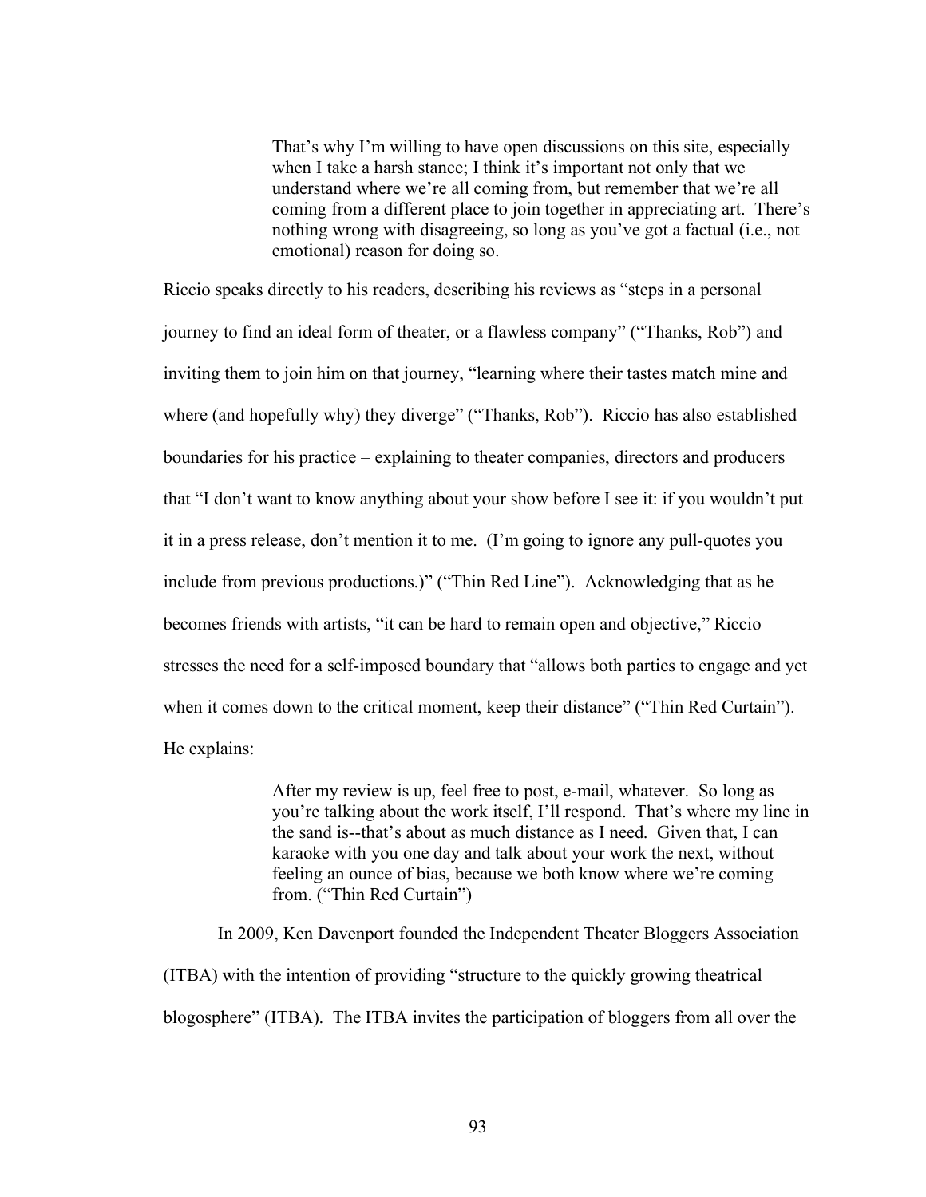> That's why I'm willing to have open discussions on this site, especially when I take a harsh stance; I think it's important not only that we understand where we're all coming from, but remember that we're all coming from a different place to join together in appreciating art. There's nothing wrong with disagreeing, so long as you've got a factual (i.e., not emotional) reason for doing so.

Riccio speaks directly to his readers, describing his reviews as "steps in a personal journey to find an ideal form of theater, or a flawless company" ("Thanks, Rob") and inviting them to join him on that journey, "learning where their tastes match mine and where (and hopefully why) they diverge" ("Thanks, Rob"). Riccio has also established boundaries for his practice – explaining to theater companies, directors and producers that "I don't want to know anything about your show before I see it: if you wouldn't put it in a press release, don't mention it to me. (I'm going to ignore any pull-quotes you include from previous productions.)" ("Thin Red Line"). Acknowledging that as he becomes friends with artists, "it can be hard to remain open and objective," Riccio stresses the need for a self-imposed boundary that "allows both parties to engage and yet when it comes down to the critical moment, keep their distance" ("Thin Red Curtain"). He explains:

> After my review is up, feel free to post, e-mail, whatever. So long as you're talking about the work itself, I'll respond. That's where my line in the sand is--that's about as much distance as I need. Given that, I can karaoke with you one day and talk about your work the next, without feeling an ounce of bias, because we both know where we're coming from. ("Thin Red Curtain")

In 2009, Ken Davenport founded the Independent Theater Bloggers Association (ITBA) with the intention of providing "structure to the quickly growing theatrical blogosphere" (ITBA). The ITBA invites the participation of bloggers from all over the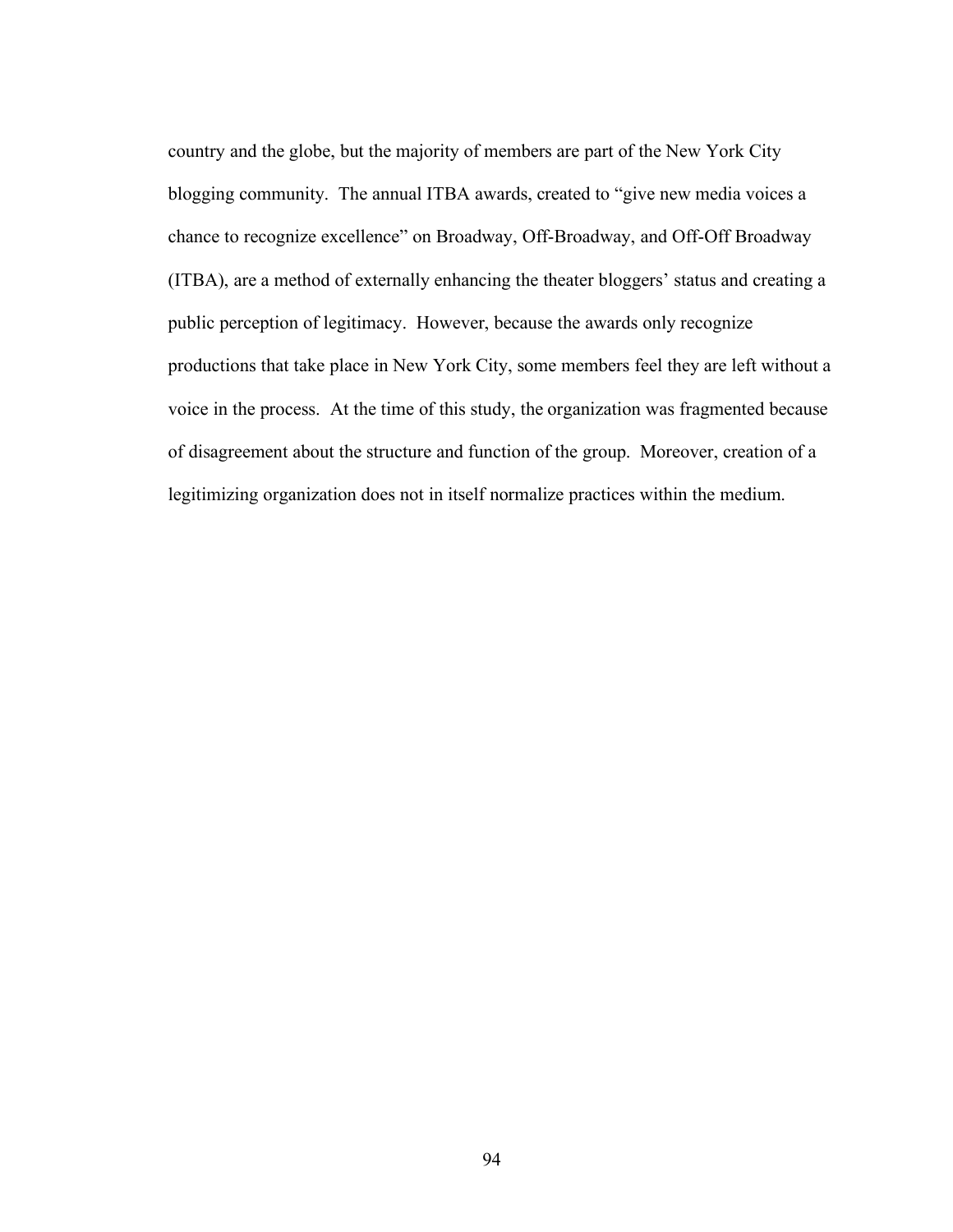country and the globe, but the majority of members are part of the New York City blogging community. The annual ITBA awards, created to "give new media voices a chance to recognize excellence" on Broadway, Off-Broadway, and Off-Off Broadway (ITBA), are a method of externally enhancing the theater bloggers' status and creating a public perception of legitimacy. However, because the awards only recognize productions that take place in New York City, some members feel they are left without a voice in the process. At the time of this study, the organization was fragmented because of disagreement about the structure and function of the group. Moreover, creation of a legitimizing organization does not in itself normalize practices within the medium.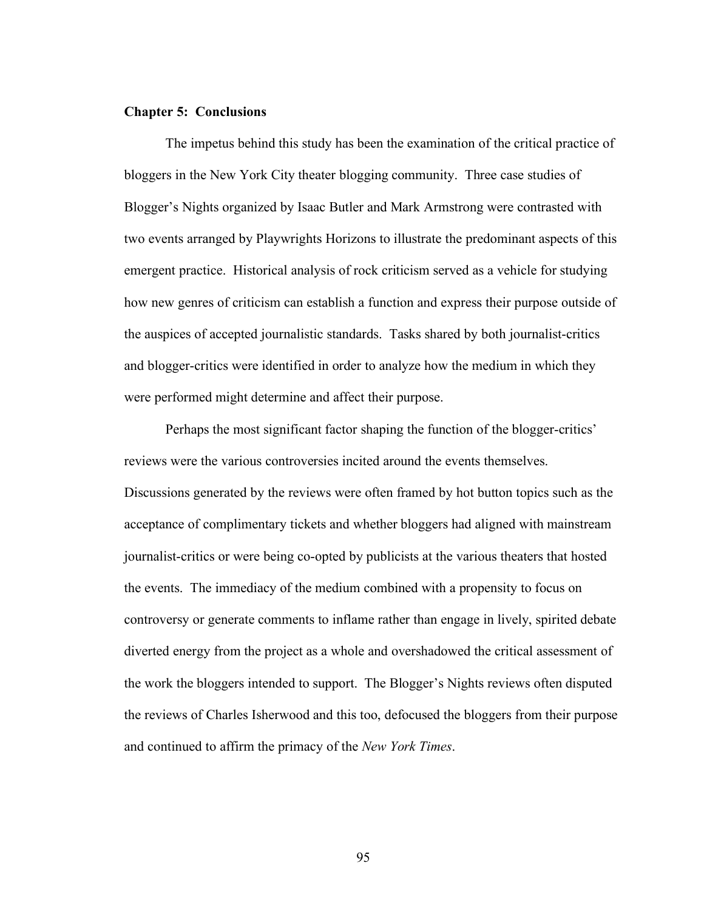## Chapter 5: Conclusions

The impetus behind this study has been the examination of the critical practice of bloggers in the New York City theater blogging community. Three case studies of Blogger's Nights organized by Isaac Butler and Mark Armstrong were contrasted with two events arranged by Playwrights Horizons to illustrate the predominant aspects of this emergent practice. Historical analysis of rock criticism served as a vehicle for studying how new genres of criticism can establish a function and express their purpose outside of the auspices of accepted journalistic standards. Tasks shared by both journalist-critics and blogger-critics were identified in order to analyze how the medium in which they were performed might determine and affect their purpose.

Perhaps the most significant factor shaping the function of the blogger-critics' reviews were the various controversies incited around the events themselves. Discussions generated by the reviews were often framed by hot button topics such as the acceptance of complimentary tickets and whether bloggers had aligned with mainstream journalist-critics or were being co-opted by publicists at the various theaters that hosted the events. The immediacy of the medium combined with a propensity to focus on controversy or generate comments to inflame rather than engage in lively, spirited debate diverted energy from the project as a whole and overshadowed the critical assessment of the work the bloggers intended to support. The Blogger's Nights reviews often disputed the reviews of Charles Isherwood and this too, defocused the bloggers from their purpose and continued to affirm the primacy of the *New York Times*.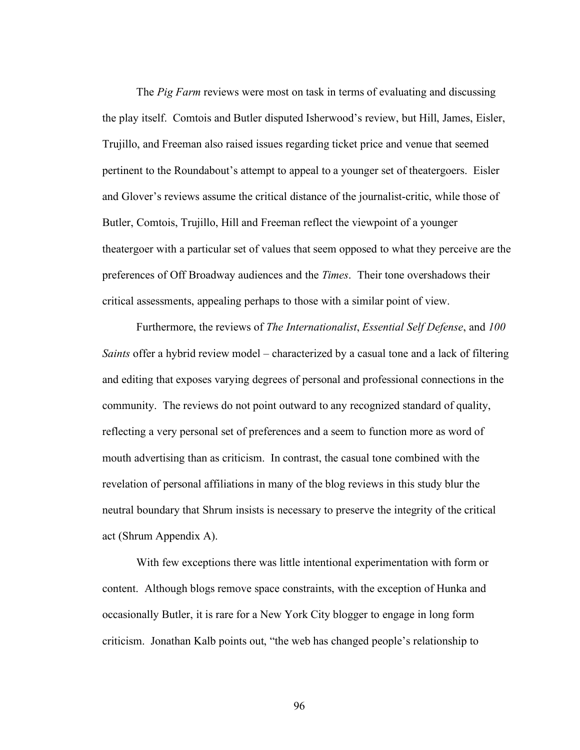The *Pig Farm* reviews were most on task in terms of evaluating and discussing the play itself. Comtois and Butler disputed Isherwood's review, but Hill, James, Eisler, Trujillo, and Freeman also raised issues regarding ticket price and venue that seemed pertinent to the Roundabout's attempt to appeal to a younger set of theatergoers. Eisler and Glover's reviews assume the critical distance of the journalist-critic, while those of Butler, Comtois, Trujillo, Hill and Freeman reflect the viewpoint of a younger theatergoer with a particular set of values that seem opposed to what they perceive are the preferences of Off Broadway audiences and the *Times*. Their tone overshadows their critical assessments, appealing perhaps to those with a similar point of view.

Furthermore, the reviews of *The Internationalist*, *Essential Self Defense*, and *100 Saints* offer a hybrid review model – characterized by a casual tone and a lack of filtering and editing that exposes varying degrees of personal and professional connections in the community. The reviews do not point outward to any recognized standard of quality, reflecting a very personal set of preferences and a seem to function more as word of mouth advertising than as criticism. In contrast, the casual tone combined with the revelation of personal affiliations in many of the blog reviews in this study blur the neutral boundary that Shrum insists is necessary to preserve the integrity of the critical act (Shrum Appendix A).

With few exceptions there was little intentional experimentation with form or content. Although blogs remove space constraints, with the exception of Hunka and occasionally Butler, it is rare for a New York City blogger to engage in long form criticism. Jonathan Kalb points out, "the web has changed people's relationship to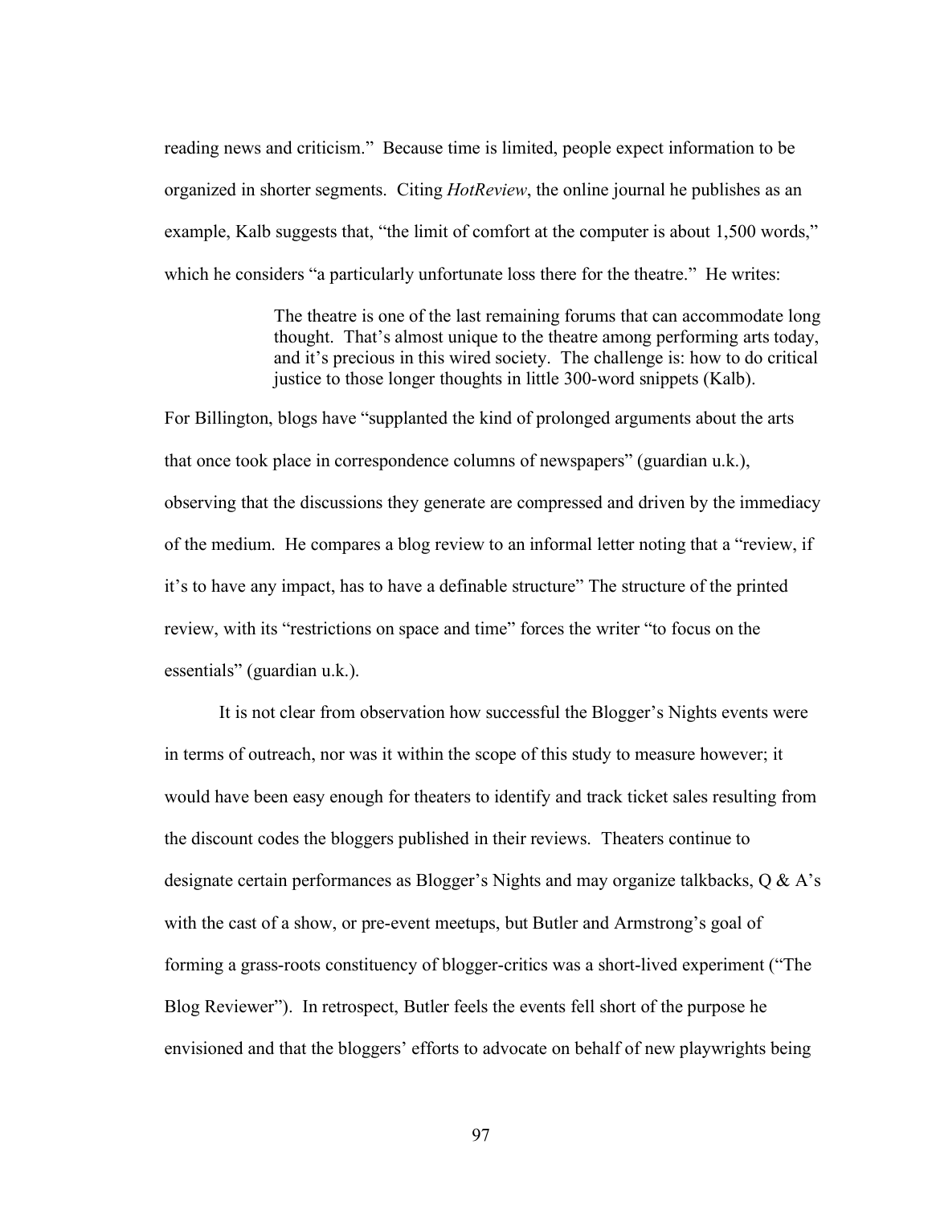reading news and criticism." Because time is limited, people expect information to be organized in shorter segments. Citing *HotReview*, the online journal he publishes as an example, Kalb suggests that, "the limit of comfort at the computer is about 1,500 words," which he considers "a particularly unfortunate loss there for the theatre." He writes:

> The theatre is one of the last remaining forums that can accommodate long thought. That's almost unique to the theatre among performing arts today, and it's precious in this wired society. The challenge is: how to do critical justice to those longer thoughts in little 300-word snippets (Kalb).

For Billington, blogs have "supplanted the kind of prolonged arguments about the arts that once took place in correspondence columns of newspapers" (guardian u.k.), observing that the discussions they generate are compressed and driven by the immediacy of the medium. He compares a blog review to an informal letter noting that a "review, if it's to have any impact, has to have a definable structure" The structure of the printed review, with its "restrictions on space and time" forces the writer "to focus on the essentials" (guardian u.k.).

It is not clear from observation how successful the Blogger's Nights events were in terms of outreach, nor was it within the scope of this study to measure however; it would have been easy enough for theaters to identify and track ticket sales resulting from the discount codes the bloggers published in their reviews. Theaters continue to designate certain performances as Blogger's Nights and may organize talkbacks, Q & A's with the cast of a show, or pre-event meetups, but Butler and Armstrong's goal of forming a grass-roots constituency of blogger-critics was a short-lived experiment ("The Blog Reviewer"). In retrospect, Butler feels the events fell short of the purpose he envisioned and that the bloggers' efforts to advocate on behalf of new playwrights being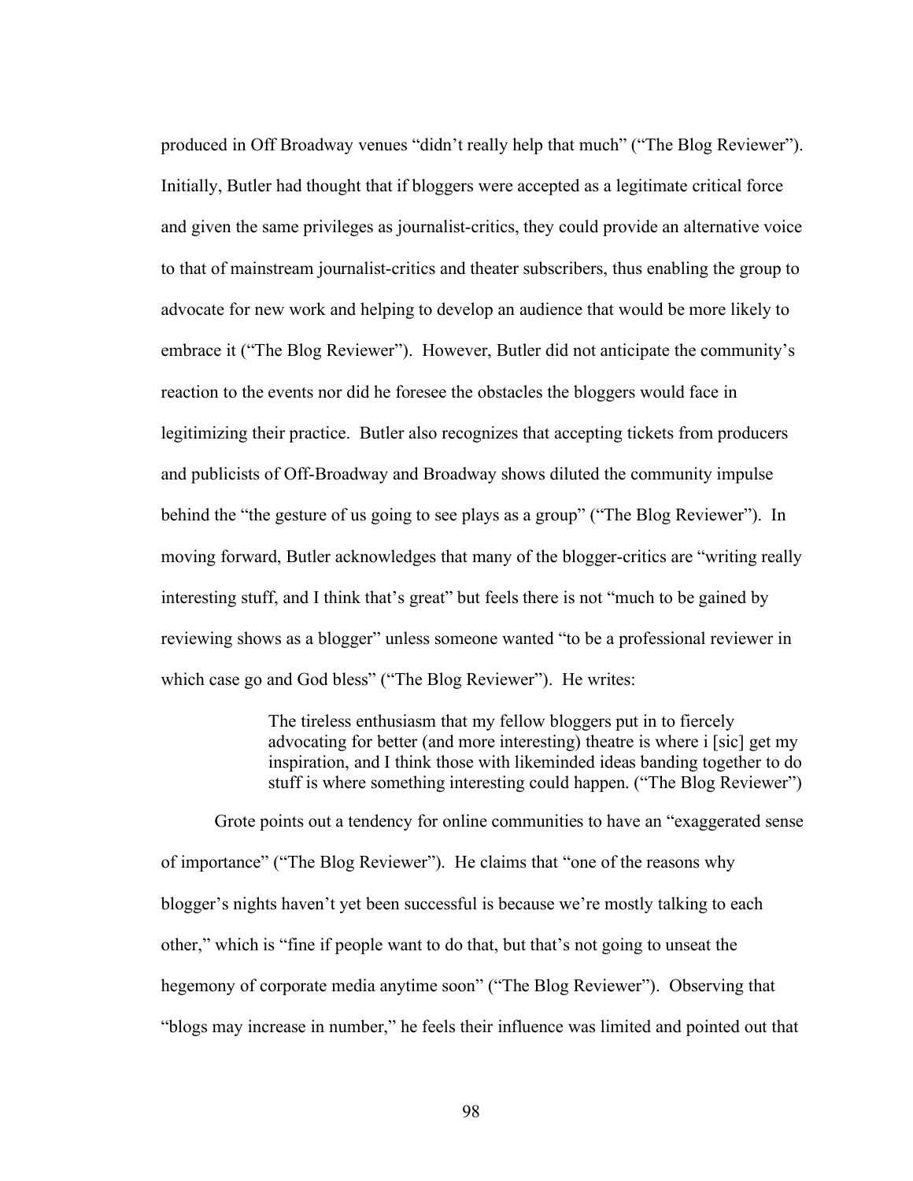produced in Off Broadway venues "didn't really help that much" ("The Blog Reviewer"). Initially, Butler had thought that if bloggers were accepted as a legitimate critical force and given the same privileges as journalist-critics, they could provide an alternative voice to that of mainstream journalist-critics and theater subscribers, thus enabling the group to advocate for new work and helping to develop an audience that would be more likely to embrace it ("The Blog Reviewer"). However, Butler did not anticipate the community's reaction to the events nor did he foresee the obstacles the bloggers would face in legitimizing their practice. Butler also recognizes that accepting tickets from producers and publicists of Off-Broadway and Broadway shows diluted the community impulse behind the "the gesture of us going to see plays as a group" ("The Blog Reviewer"). In moving forward, Butler acknowledges that many of the blogger-critics are "writing really interesting stuff, and I think that's great" but feels there is not "much to be gained by reviewing shows as a blogger" unless someone wanted "to be a professional reviewer in which case go and God bless" ("The Blog Reviewer"). He writes:

> The tireless enthusiasm that my fellow bloggers put in to fiercely advocating for better (and more interesting) theatre is where i [sic] get my inspiration, and I think those with likeminded ideas banding together to do stuff is where something interesting could happen. ("The Blog Reviewer")

Grote points out a tendency for online communities to have an "exaggerated sense of importance" ("The Blog Reviewer"). He claims that "one of the reasons why blogger's nights haven't yet been successful is because we're mostly talking to each other," which is "fine if people want to do that, but that's not going to unseat the hegemony of corporate media anytime soon" ("The Blog Reviewer"). Observing that "blogs may increase in number," he feels their influence was limited and pointed out that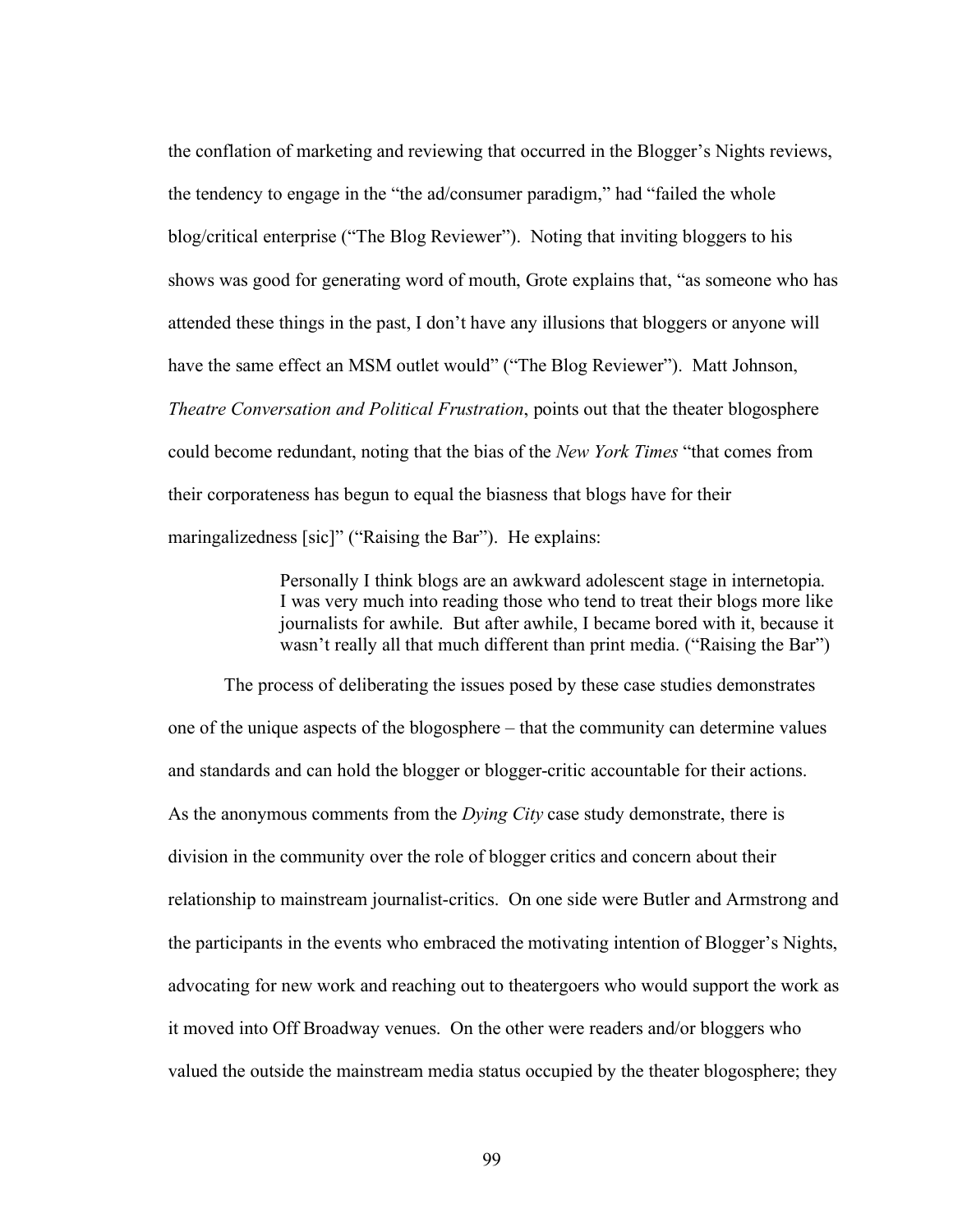the conflation of marketing and reviewing that occurred in the Blogger's Nights reviews, the tendency to engage in the "the ad/consumer paradigm," had "failed the whole blog/critical enterprise ("The Blog Reviewer"). Noting that inviting bloggers to his shows was good for generating word of mouth, Grote explains that, "as someone who has attended these things in the past, I don't have any illusions that bloggers or anyone will have the same effect an MSM outlet would" ("The Blog Reviewer"). Matt Johnson, *Theatre Conversation and Political Frustration*, points out that the theater blogosphere could become redundant, noting that the bias of the *New York Times* "that comes from their corporateness has begun to equal the biasness that blogs have for their maringalizedness [sic]" ("Raising the Bar"). He explains:

> Personally I think blogs are an awkward adolescent stage in internetopia. I was very much into reading those who tend to treat their blogs more like journalists for awhile. But after awhile, I became bored with it, because it wasn't really all that much different than print media. ("Raising the Bar")

The process of deliberating the issues posed by these case studies demonstrates one of the unique aspects of the blogosphere – that the community can determine values and standards and can hold the blogger or blogger-critic accountable for their actions. As the anonymous comments from the *Dying City* case study demonstrate, there is division in the community over the role of blogger critics and concern about their relationship to mainstream journalist-critics. On one side were Butler and Armstrong and the participants in the events who embraced the motivating intention of Blogger's Nights, advocating for new work and reaching out to theatergoers who would support the work as it moved into Off Broadway venues. On the other were readers and/or bloggers who valued the outside the mainstream media status occupied by the theater blogosphere; they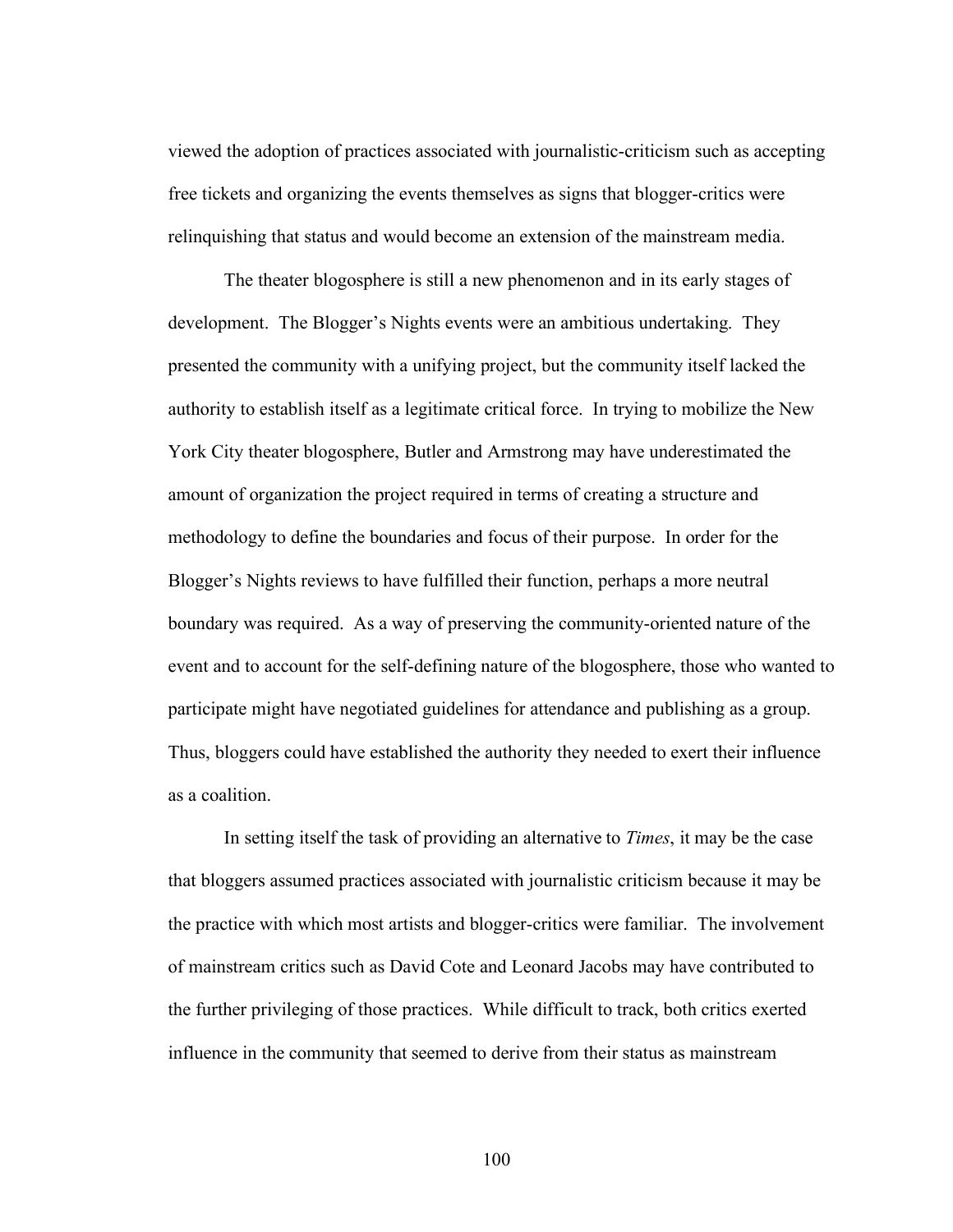viewed the adoption of practices associated with journalistic-criticism such as accepting free tickets and organizing the events themselves as signs that blogger-critics were relinquishing that status and would become an extension of the mainstream media.

The theater blogosphere is still a new phenomenon and in its early stages of development. The Blogger's Nights events were an ambitious undertaking. They presented the community with a unifying project, but the community itself lacked the authority to establish itself as a legitimate critical force. In trying to mobilize the New York City theater blogosphere, Butler and Armstrong may have underestimated the amount of organization the project required in terms of creating a structure and methodology to define the boundaries and focus of their purpose. In order for the Blogger's Nights reviews to have fulfilled their function, perhaps a more neutral boundary was required. As a way of preserving the community-oriented nature of the event and to account for the self-defining nature of the blogosphere, those who wanted to participate might have negotiated guidelines for attendance and publishing as a group. Thus, bloggers could have established the authority they needed to exert their influence as a coalition.

In setting itself the task of providing an alternative to *Times*, it may be the case that bloggers assumed practices associated with journalistic criticism because it may be the practice with which most artists and blogger-critics were familiar. The involvement of mainstream critics such as David Cote and Leonard Jacobs may have contributed to the further privileging of those practices. While difficult to track, both critics exerted influence in the community that seemed to derive from their status as mainstream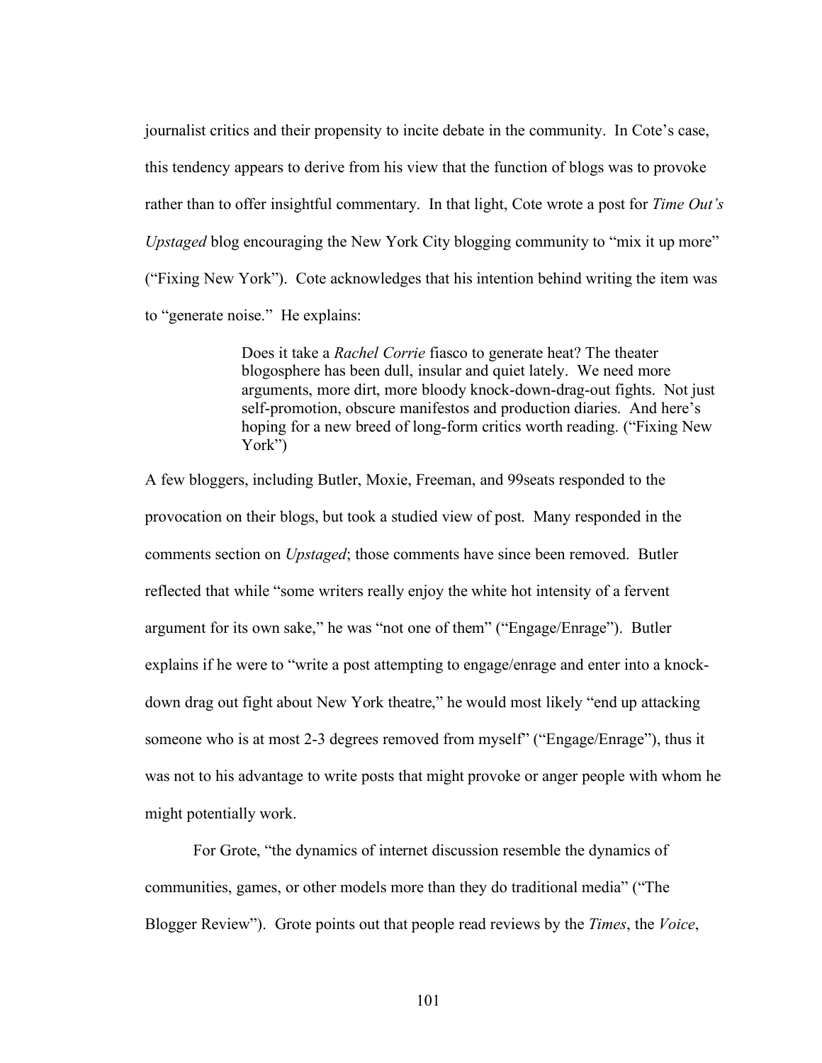journalist critics and their propensity to incite debate in the community. In Cote's case, this tendency appears to derive from his view that the function of blogs was to provoke rather than to offer insightful commentary. In that light, Cote wrote a post for *Time Out's Upstaged* blog encouraging the New York City blogging community to "mix it up more" ("Fixing New York"). Cote acknowledges that his intention behind writing the item was to "generate noise." He explains:

> Does it take a *Rachel Corrie* fiasco to generate heat? The theater blogosphere has been dull, insular and quiet lately. We need more arguments, more dirt, more bloody knock-down-drag-out fights. Not just self-promotion, obscure manifestos and production diaries. And here's hoping for a new breed of long-form critics worth reading. ("Fixing New York")

A few bloggers, including Butler, Moxie, Freeman, and 99seats responded to the provocation on their blogs, but took a studied view of post. Many responded in the comments section on *Upstaged*; those comments have since been removed. Butler reflected that while "some writers really enjoy the white hot intensity of a fervent argument for its own sake," he was "not one of them" ("Engage/Enrage"). Butler explains if he were to "write a post attempting to engage/enrage and enter into a knock-down drag out fight about New York theatre," he would most likely "end up attacking someone who is at most 2-3 degrees removed from myself" ("Engage/Enrage"), thus it was not to his advantage to write posts that might provoke or anger people with whom he might potentially work.

For Grote, "the dynamics of internet discussion resemble the dynamics of communities, games, or other models more than they do traditional media" ("The Blogger Review"). Grote points out that people read reviews by the *Times*, the *Voice*,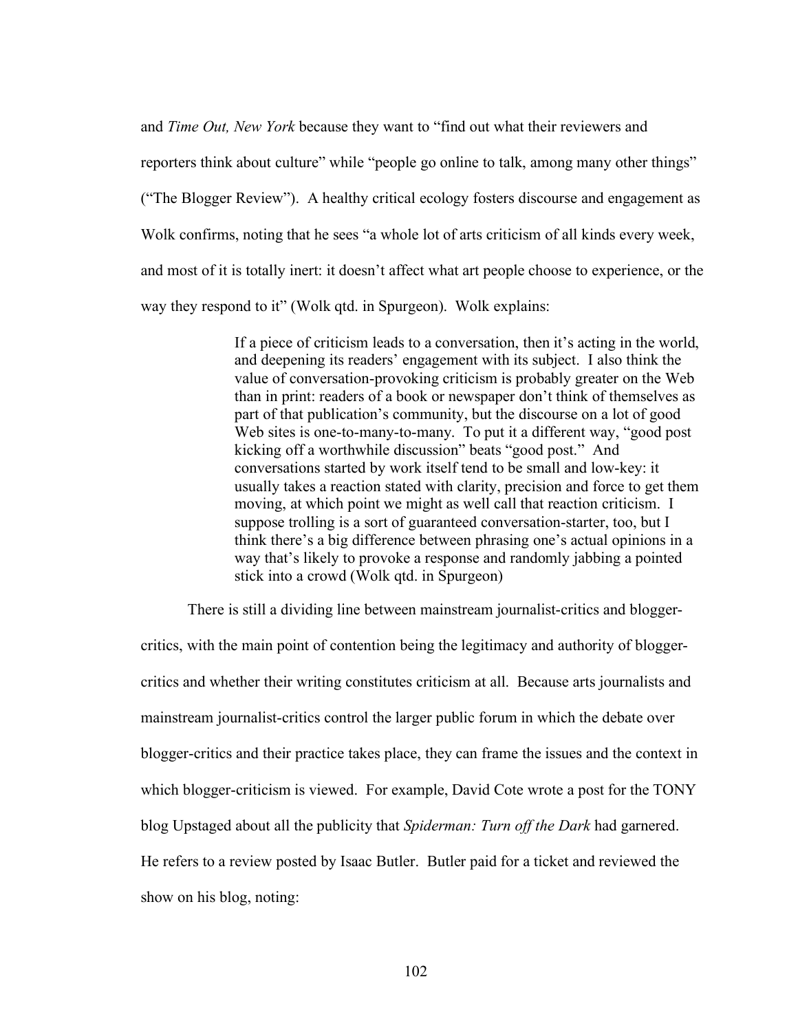and *Time Out, New York* because they want to "find out what their reviewers and reporters think about culture" while "people go online to talk, among many other things" ("The Blogger Review"). A healthy critical ecology fosters discourse and engagement as Wolk confirms, noting that he sees "a whole lot of arts criticism of all kinds every week, and most of it is totally inert: it doesn't affect what art people choose to experience, or the way they respond to it" (Wolk qtd. in Spurgeon). Wolk explains:

> If a piece of criticism leads to a conversation, then it's acting in the world, and deepening its readers' engagement with its subject. I also think the value of conversation-provoking criticism is probably greater on the Web than in print: readers of a book or newspaper don't think of themselves as part of that publication's community, but the discourse on a lot of good Web sites is one-to-many-to-many. To put it a different way, "good post kicking off a worthwhile discussion" beats "good post." And conversations started by work itself tend to be small and low-key: it usually takes a reaction stated with clarity, precision and force to get them moving, at which point we might as well call that reaction criticism. I suppose trolling is a sort of guaranteed conversation-starter, too, but I think there's a big difference between phrasing one's actual opinions in a way that's likely to provoke a response and randomly jabbing a pointed stick into a crowd (Wolk qtd. in Spurgeon)

There is still a dividing line between mainstream journalist-critics and blogger-critics, with the main point of contention being the legitimacy and authority of blogger-critics and whether their writing constitutes criticism at all. Because arts journalists and mainstream journalist-critics control the larger public forum in which the debate over blogger-critics and their practice takes place, they can frame the issues and the context in which blogger-criticism is viewed. For example, David Cote wrote a post for the TONY blog Upstaged about all the publicity that *Spiderman: Turn off the Dark* had garnered. He refers to a review posted by Isaac Butler. Butler paid for a ticket and reviewed the show on his blog, noting: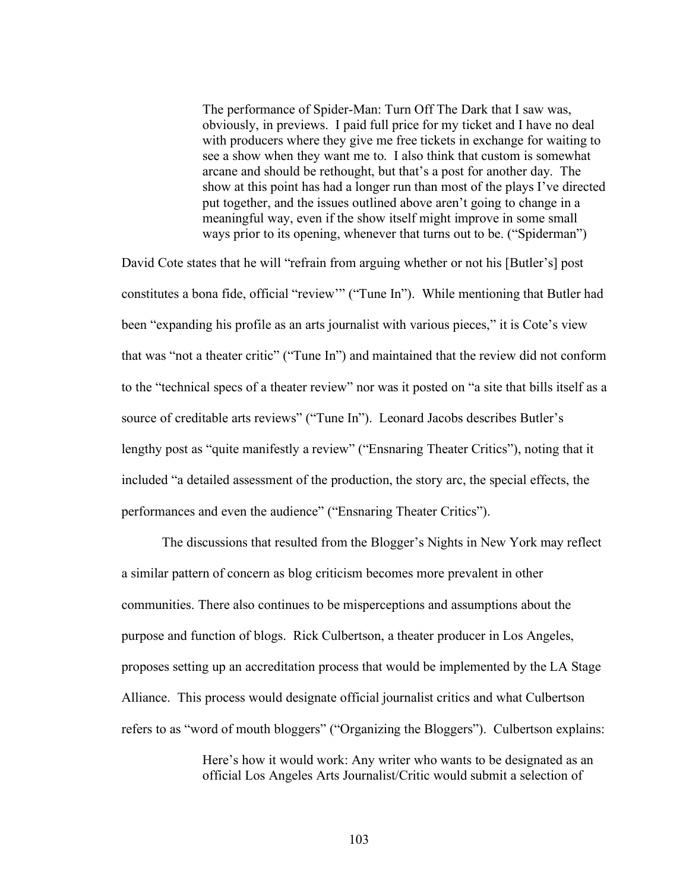> The performance of Spider-Man: Turn Off The Dark that I saw was, obviously, in previews. I paid full price for my ticket and I have no deal with producers where they give me free tickets in exchange for waiting to see a show when they want me to. I also think that custom is somewhat arcane and should be rethought, but that's a post for another day. The show at this point has had a longer run than most of the plays I've directed put together, and the issues outlined above aren't going to change in a meaningful way, even if the show itself might improve in some small ways prior to its opening, whenever that turns out to be. ("Spiderman")

David Cote states that he will "refrain from arguing whether or not his [Butler's] post constitutes a bona fide, official "review'" ("Tune In"). While mentioning that Butler had been "expanding his profile as an arts journalist with various pieces," it is Cote's view that was "not a theater critic" ("Tune In") and maintained that the review did not conform to the "technical specs of a theater review" nor was it posted on "a site that bills itself as a source of creditable arts reviews" ("Tune In"). Leonard Jacobs describes Butler's lengthy post as "quite manifestly a review" ("Ensnaring Theater Critics"), noting that it included "a detailed assessment of the production, the story arc, the special effects, the performances and even the audience" ("Ensnaring Theater Critics").

The discussions that resulted from the Blogger's Nights in New York may reflect a similar pattern of concern as blog criticism becomes more prevalent in other communities. There also continues to be misperceptions and assumptions about the purpose and function of blogs. Rick Culbertson, a theater producer in Los Angeles, proposes setting up an accreditation process that would be implemented by the LA Stage Alliance. This process would designate official journalist critics and what Culbertson refers to as "word of mouth bloggers" ("Organizing the Bloggers"). Culbertson explains:

> Here's how it would work: Any writer who wants to be designated as an official Los Angeles Arts Journalist/Critic would submit a selection of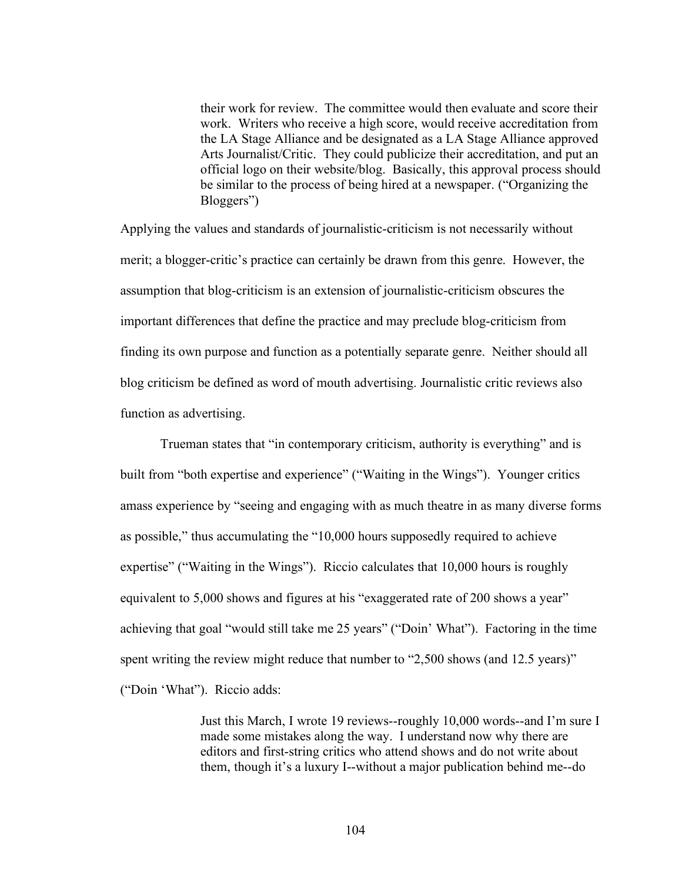> their work for review. The committee would then evaluate and score their work. Writers who receive a high score, would receive accreditation from the LA Stage Alliance and be designated as a LA Stage Alliance approved Arts Journalist/Critic. They could publicize their accreditation, and put an official logo on their website/blog. Basically, this approval process should be similar to the process of being hired at a newspaper. ("Organizing the Bloggers")

Applying the values and standards of journalistic-criticism is not necessarily without merit; a blogger-critic's practice can certainly be drawn from this genre. However, the assumption that blog-criticism is an extension of journalistic-criticism obscures the important differences that define the practice and may preclude blog-criticism from finding its own purpose and function as a potentially separate genre. Neither should all blog criticism be defined as word of mouth advertising. Journalistic critic reviews also function as advertising.

Trueman states that "in contemporary criticism, authority is everything" and is built from "both expertise and experience" ("Waiting in the Wings"). Younger critics amass experience by "seeing and engaging with as much theatre in as many diverse forms as possible," thus accumulating the "10,000 hours supposedly required to achieve expertise" ("Waiting in the Wings"). Riccio calculates that 10,000 hours is roughly equivalent to 5,000 shows and figures at his "exaggerated rate of 200 shows a year" achieving that goal "would still take me 25 years" ("Doin' What"). Factoring in the time spent writing the review might reduce that number to "2,500 shows (and 12.5 years)" ("Doin 'What"). Riccio adds:

> Just this March, I wrote 19 reviews--roughly 10,000 words--and I'm sure I made some mistakes along the way. I understand now why there are editors and first-string critics who attend shows and do not write about them, though it's a luxury I--without a major publication behind me--do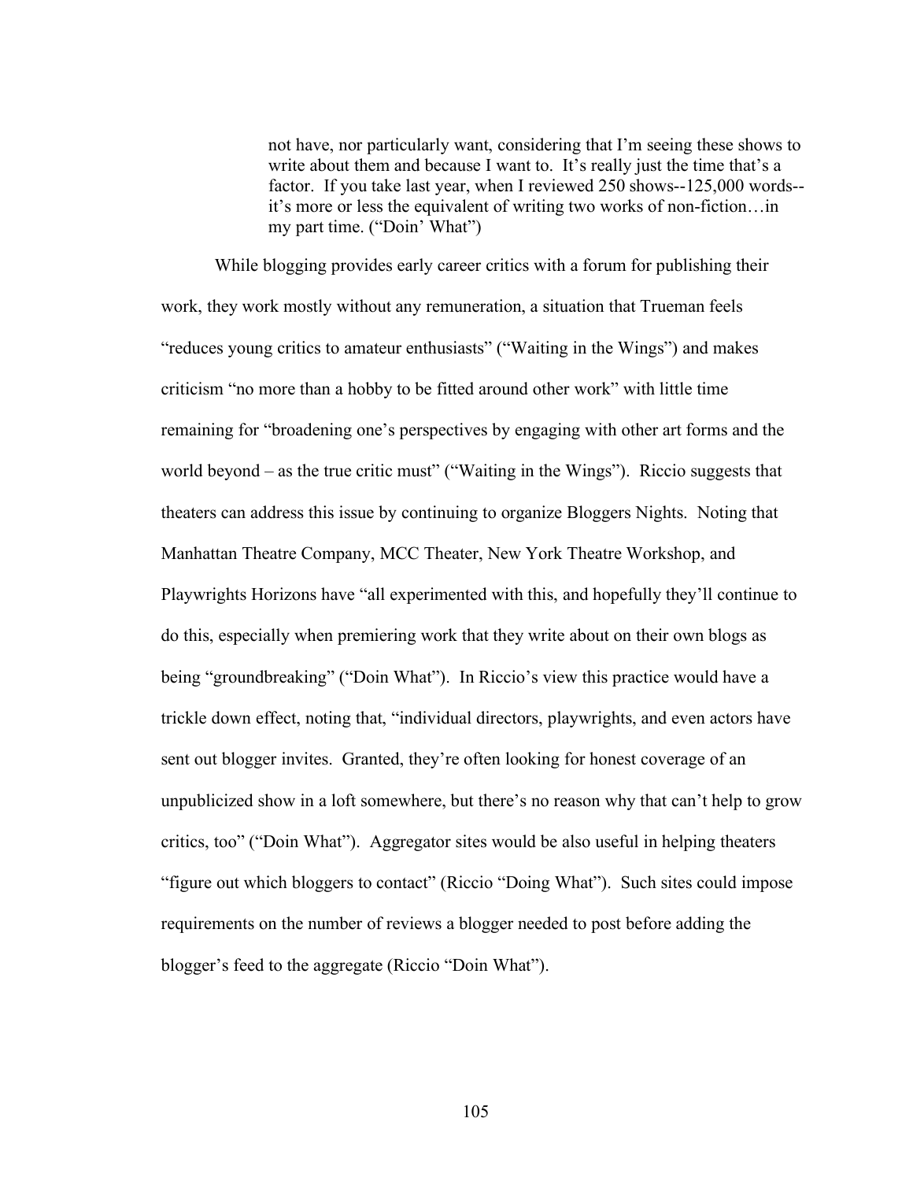> not have, nor particularly want, considering that I'm seeing these shows to write about them and because I want to. It's really just the time that's a factor. If you take last year, when I reviewed 250 shows--125,000 words--it's more or less the equivalent of writing two works of non-fiction…in my part time. ("Doin' What")

While blogging provides early career critics with a forum for publishing their work, they work mostly without any remuneration, a situation that Trueman feels "reduces young critics to amateur enthusiasts" ("Waiting in the Wings") and makes criticism "no more than a hobby to be fitted around other work" with little time remaining for "broadening one's perspectives by engaging with other art forms and the world beyond – as the true critic must" ("Waiting in the Wings"). Riccio suggests that theaters can address this issue by continuing to organize Bloggers Nights. Noting that Manhattan Theatre Company, MCC Theater, New York Theatre Workshop, and Playwrights Horizons have "all experimented with this, and hopefully they'll continue to do this, especially when premiering work that they write about on their own blogs as being "groundbreaking" ("Doin What"). In Riccio's view this practice would have a trickle down effect, noting that, "individual directors, playwrights, and even actors have sent out blogger invites. Granted, they're often looking for honest coverage of an unpublicized show in a loft somewhere, but there's no reason why that can't help to grow critics, too" ("Doin What"). Aggregator sites would be also useful in helping theaters "figure out which bloggers to contact" (Riccio "Doing What"). Such sites could impose requirements on the number of reviews a blogger needed to post before adding the blogger's feed to the aggregate (Riccio "Doin What").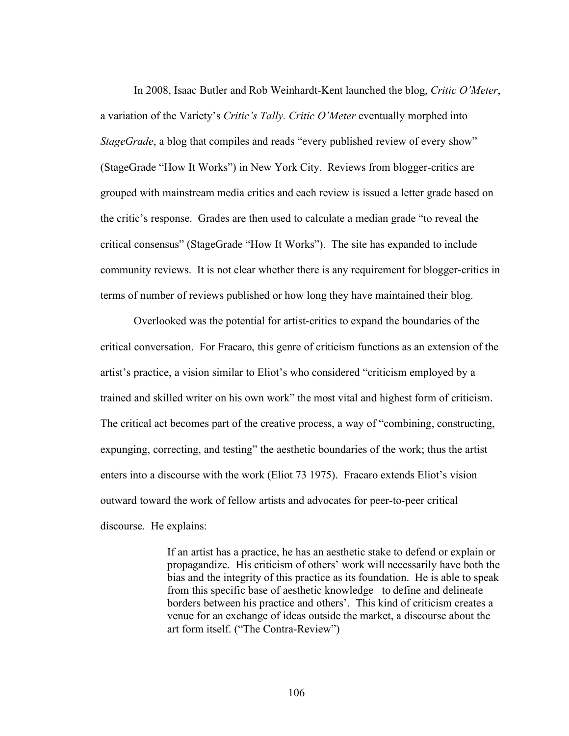In 2008, Isaac Butler and Rob Weinhardt-Kent launched the blog, *Critic O'Meter*, a variation of the Variety's *Critic's Tally. Critic O'Meter* eventually morphed into *StageGrade*, a blog that compiles and reads "every published review of every show" (StageGrade "How It Works") in New York City. Reviews from blogger-critics are grouped with mainstream media critics and each review is issued a letter grade based on the critic's response. Grades are then used to calculate a median grade "to reveal the critical consensus" (StageGrade "How It Works"). The site has expanded to include community reviews. It is not clear whether there is any requirement for blogger-critics in terms of number of reviews published or how long they have maintained their blog.

Overlooked was the potential for artist-critics to expand the boundaries of the critical conversation. For Fracaro, this genre of criticism functions as an extension of the artist's practice, a vision similar to Eliot's who considered "criticism employed by a trained and skilled writer on his own work" the most vital and highest form of criticism. The critical act becomes part of the creative process, a way of "combining, constructing, expunging, correcting, and testing" the aesthetic boundaries of the work; thus the artist enters into a discourse with the work (Eliot 73 1975). Fracaro extends Eliot's vision outward toward the work of fellow artists and advocates for peer-to-peer critical discourse. He explains:

> If an artist has a practice, he has an aesthetic stake to defend or explain or propagandize. His criticism of others' work will necessarily have both the bias and the integrity of this practice as its foundation. He is able to speak from this specific base of aesthetic knowledge– to define and delineate borders between his practice and others'. This kind of criticism creates a venue for an exchange of ideas outside the market, a discourse about the art form itself. ("The Contra-Review")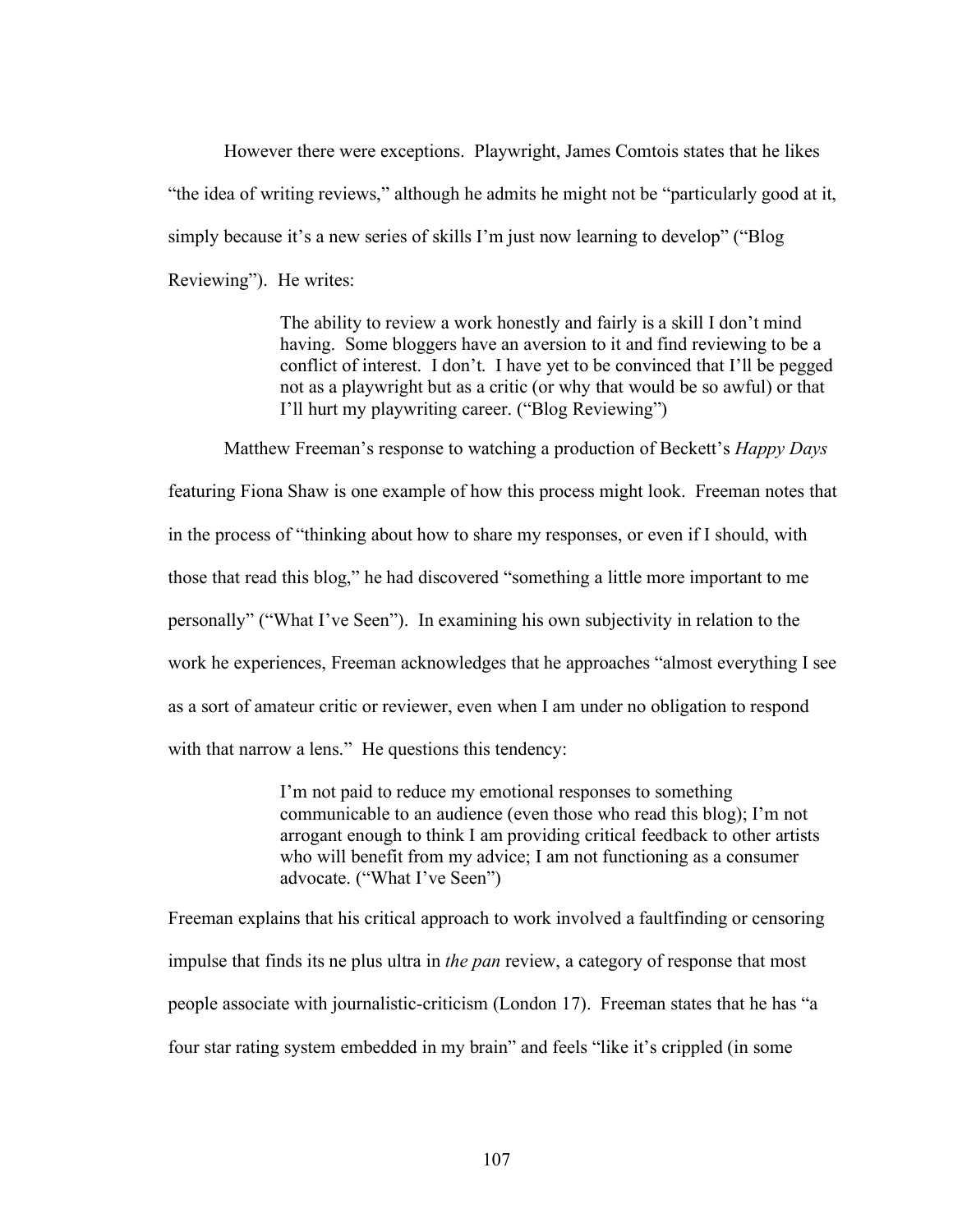However there were exceptions. Playwright, James Comtois states that he likes "the idea of writing reviews," although he admits he might not be "particularly good at it, simply because it's a new series of skills I'm just now learning to develop" ("Blog Reviewing"). He writes:

> The ability to review a work honestly and fairly is a skill I don't mind having. Some bloggers have an aversion to it and find reviewing to be a conflict of interest. I don't. I have yet to be convinced that I'll be pegged not as a playwright but as a critic (or why that would be so awful) or that I'll hurt my playwriting career. ("Blog Reviewing")

Matthew Freeman's response to watching a production of Beckett's *Happy Days* featuring Fiona Shaw is one example of how this process might look. Freeman notes that in the process of "thinking about how to share my responses, or even if I should, with those that read this blog," he had discovered "something a little more important to me personally" ("What I've Seen"). In examining his own subjectivity in relation to the work he experiences, Freeman acknowledges that he approaches "almost everything I see as a sort of amateur critic or reviewer, even when I am under no obligation to respond with that narrow a lens." He questions this tendency:

> I'm not paid to reduce my emotional responses to something communicable to an audience (even those who read this blog); I'm not arrogant enough to think I am providing critical feedback to other artists who will benefit from my advice; I am not functioning as a consumer advocate. ("What I've Seen")

Freeman explains that his critical approach to work involved a faultfinding or censoring impulse that finds its ne plus ultra in *the pan* review, a category of response that most people associate with journalistic-criticism (London 17). Freeman states that he has "a four star rating system embedded in my brain" and feels "like it's crippled (in some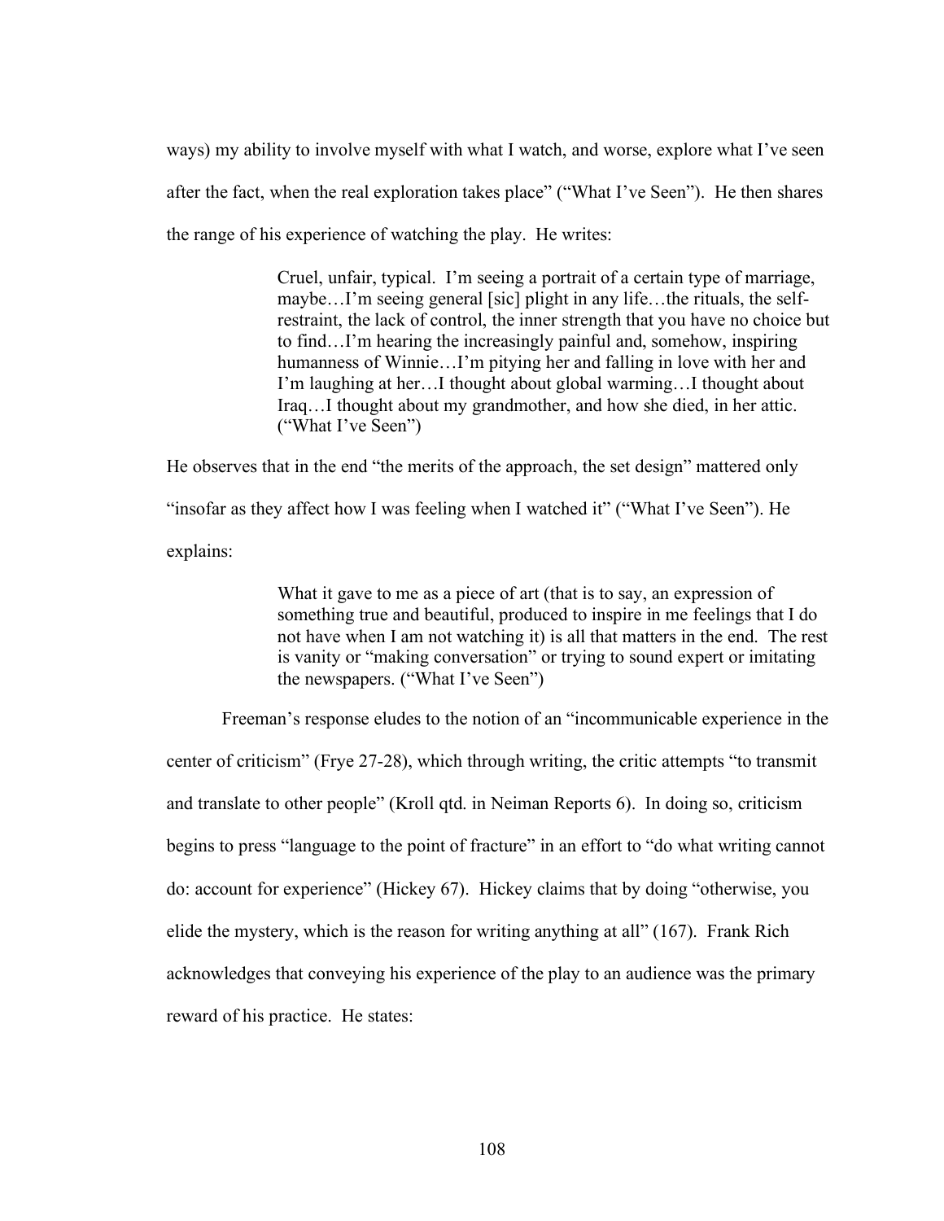ways) my ability to involve myself with what I watch, and worse, explore what I've seen after the fact, when the real exploration takes place" ("What I've Seen"). He then shares the range of his experience of watching the play. He writes:

> Cruel, unfair, typical. I'm seeing a portrait of a certain type of marriage, maybe…I'm seeing general [sic] plight in any life…the rituals, the self-restraint, the lack of control, the inner strength that you have no choice but to find…I'm hearing the increasingly painful and, somehow, inspiring humanness of Winnie…I'm pitying her and falling in love with her and I'm laughing at her…I thought about global warming…I thought about Iraq…I thought about my grandmother, and how she died, in her attic. ("What I've Seen")

He observes that in the end "the merits of the approach, the set design" mattered only "insofar as they affect how I was feeling when I watched it" ("What I've Seen"). He explains:

> What it gave to me as a piece of art (that is to say, an expression of something true and beautiful, produced to inspire in me feelings that I do not have when I am not watching it) is all that matters in the end. The rest is vanity or "making conversation" or trying to sound expert or imitating the newspapers. ("What I've Seen")

Freeman's response eludes to the notion of an "incommunicable experience in the center of criticism" (Frye 27-28), which through writing, the critic attempts "to transmit and translate to other people" (Kroll qtd. in Neiman Reports 6). In doing so, criticism begins to press "language to the point of fracture" in an effort to "do what writing cannot do: account for experience" (Hickey 67). Hickey claims that by doing "otherwise, you elide the mystery, which is the reason for writing anything at all" (167). Frank Rich acknowledges that conveying his experience of the play to an audience was the primary reward of his practice. He states: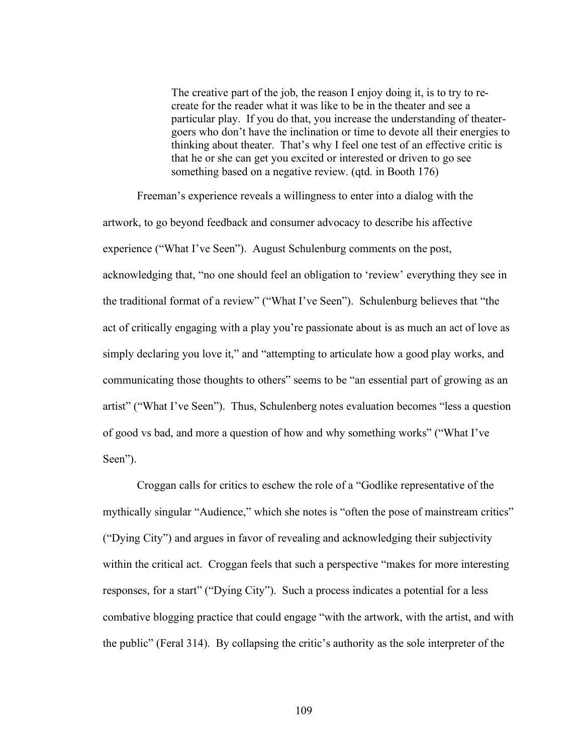> The creative part of the job, the reason I enjoy doing it, is to try to re-create for the reader what it was like to be in the theater and see a particular play. If you do that, you increase the understanding of theater-goers who don't have the inclination or time to devote all their energies to thinking about theater. That's why I feel one test of an effective critic is that he or she can get you excited or interested or driven to go see something based on a negative review. (qtd. in Booth 176)

Freeman's experience reveals a willingness to enter into a dialog with the artwork, to go beyond feedback and consumer advocacy to describe his affective experience ("What I've Seen"). August Schulenburg comments on the post, acknowledging that, "no one should feel an obligation to 'review' everything they see in the traditional format of a review" ("What I've Seen"). Schulenburg believes that "the act of critically engaging with a play you're passionate about is as much an act of love as simply declaring you love it," and "attempting to articulate how a good play works, and communicating those thoughts to others" seems to be "an essential part of growing as an artist" ("What I've Seen"). Thus, Schulenberg notes evaluation becomes "less a question of good vs bad, and more a question of how and why something works" ("What I've Seen").

Croggan calls for critics to eschew the role of a "Godlike representative of the mythically singular "Audience," which she notes is "often the pose of mainstream critics" ("Dying City") and argues in favor of revealing and acknowledging their subjectivity within the critical act. Croggan feels that such a perspective "makes for more interesting responses, for a start" ("Dying City"). Such a process indicates a potential for a less combative blogging practice that could engage "with the artwork, with the artist, and with the public" (Feral 314). By collapsing the critic's authority as the sole interpreter of the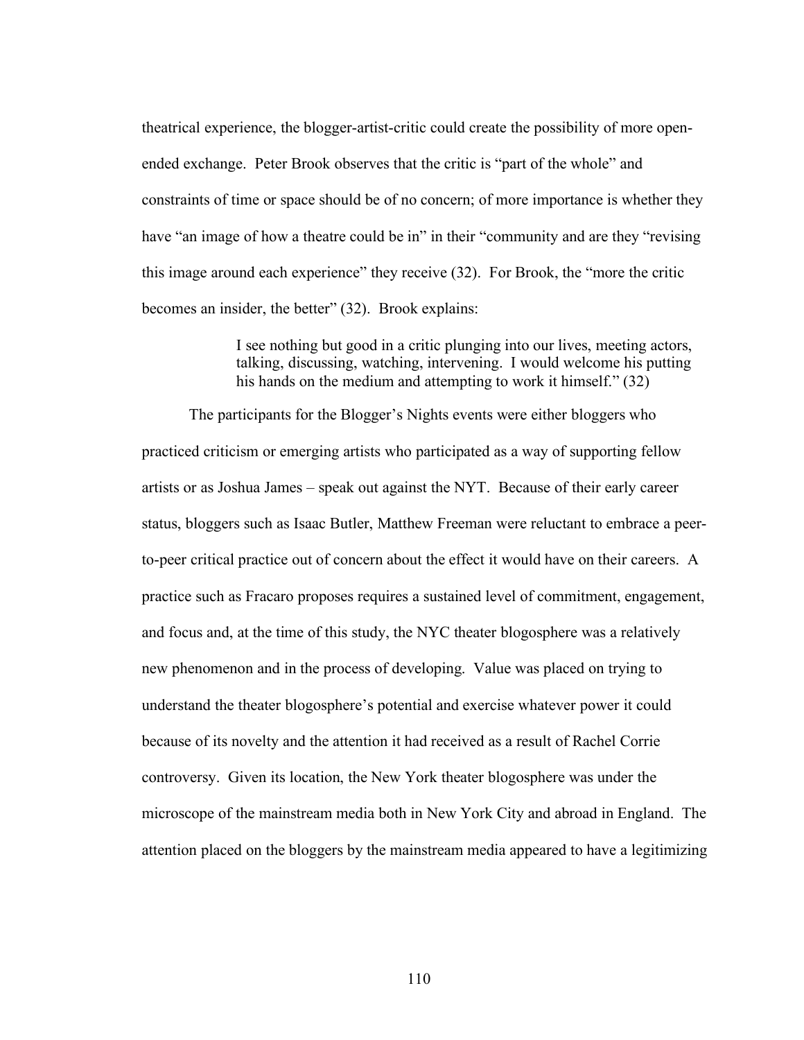theatrical experience, the blogger-artist-critic could create the possibility of more open-ended exchange. Peter Brook observes that the critic is "part of the whole" and constraints of time or space should be of no concern; of more importance is whether they have "an image of how a theatre could be in" in their "community and are they "revising this image around each experience" they receive (32). For Brook, the "more the critic becomes an insider, the better" (32). Brook explains:

> I see nothing but good in a critic plunging into our lives, meeting actors, talking, discussing, watching, intervening. I would welcome his putting his hands on the medium and attempting to work it himself." (32)

The participants for the Blogger's Nights events were either bloggers who practiced criticism or emerging artists who participated as a way of supporting fellow artists or as Joshua James – speak out against the NYT. Because of their early career status, bloggers such as Isaac Butler, Matthew Freeman were reluctant to embrace a peer-to-peer critical practice out of concern about the effect it would have on their careers. A practice such as Fracaro proposes requires a sustained level of commitment, engagement, and focus and, at the time of this study, the NYC theater blogosphere was a relatively new phenomenon and in the process of developing. Value was placed on trying to understand the theater blogosphere's potential and exercise whatever power it could because of its novelty and the attention it had received as a result of Rachel Corrie controversy. Given its location, the New York theater blogosphere was under the microscope of the mainstream media both in New York City and abroad in England. The attention placed on the bloggers by the mainstream media appeared to have a legitimizing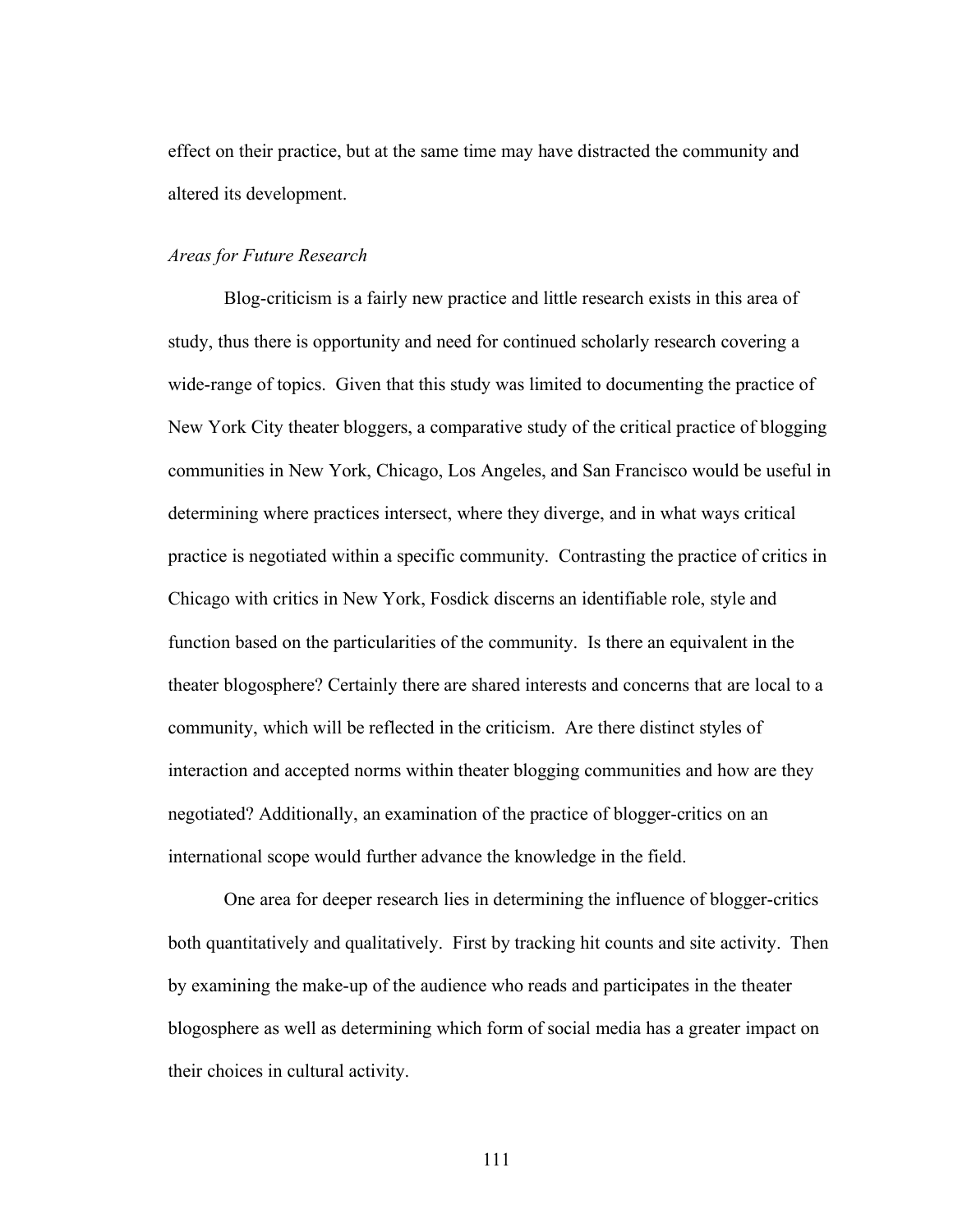effect on their practice, but at the same time may have distracted the community and altered its development.

### *Areas for Future Research*

Blog-criticism is a fairly new practice and little research exists in this area of study, thus there is opportunity and need for continued scholarly research covering a wide-range of topics. Given that this study was limited to documenting the practice of New York City theater bloggers, a comparative study of the critical practice of blogging communities in New York, Chicago, Los Angeles, and San Francisco would be useful in determining where practices intersect, where they diverge, and in what ways critical practice is negotiated within a specific community. Contrasting the practice of critics in Chicago with critics in New York, Fosdick discerns an identifiable role, style and function based on the particularities of the community. Is there an equivalent in the theater blogosphere? Certainly there are shared interests and concerns that are local to a community, which will be reflected in the criticism. Are there distinct styles of interaction and accepted norms within theater blogging communities and how are they negotiated? Additionally, an examination of the practice of blogger-critics on an international scope would further advance the knowledge in the field.

One area for deeper research lies in determining the influence of blogger-critics both quantitatively and qualitatively. First by tracking hit counts and site activity. Then by examining the make-up of the audience who reads and participates in the theater blogosphere as well as determining which form of social media has a greater impact on their choices in cultural activity.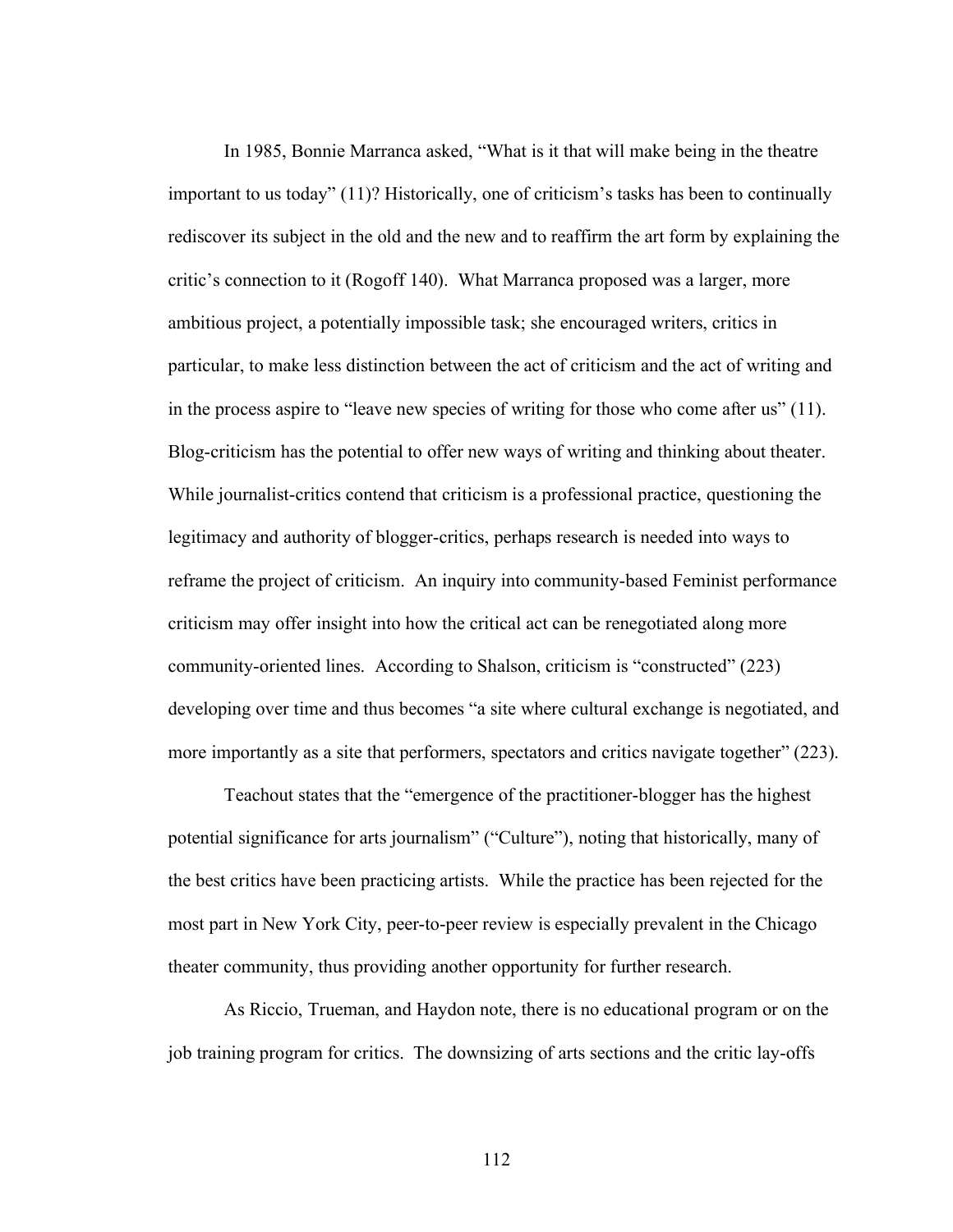In 1985, Bonnie Marranca asked, "What is it that will make being in the theatre important to us today" (11)? Historically, one of criticism's tasks has been to continually rediscover its subject in the old and the new and to reaffirm the art form by explaining the critic's connection to it (Rogoff 140). What Marranca proposed was a larger, more ambitious project, a potentially impossible task; she encouraged writers, critics in particular, to make less distinction between the act of criticism and the act of writing and in the process aspire to "leave new species of writing for those who come after us" (11). Blog-criticism has the potential to offer new ways of writing and thinking about theater. While journalist-critics contend that criticism is a professional practice, questioning the legitimacy and authority of blogger-critics, perhaps research is needed into ways to reframe the project of criticism. An inquiry into community-based Feminist performance criticism may offer insight into how the critical act can be renegotiated along more community-oriented lines. According to Shalson, criticism is "constructed" (223) developing over time and thus becomes "a site where cultural exchange is negotiated, and more importantly as a site that performers, spectators and critics navigate together" (223).

Teachout states that the "emergence of the practitioner-blogger has the highest potential significance for arts journalism" ("Culture"), noting that historically, many of the best critics have been practicing artists. While the practice has been rejected for the most part in New York City, peer-to-peer review is especially prevalent in the Chicago theater community, thus providing another opportunity for further research.

As Riccio, Trueman, and Haydon note, there is no educational program or on the job training program for critics. The downsizing of arts sections and the critic lay-offs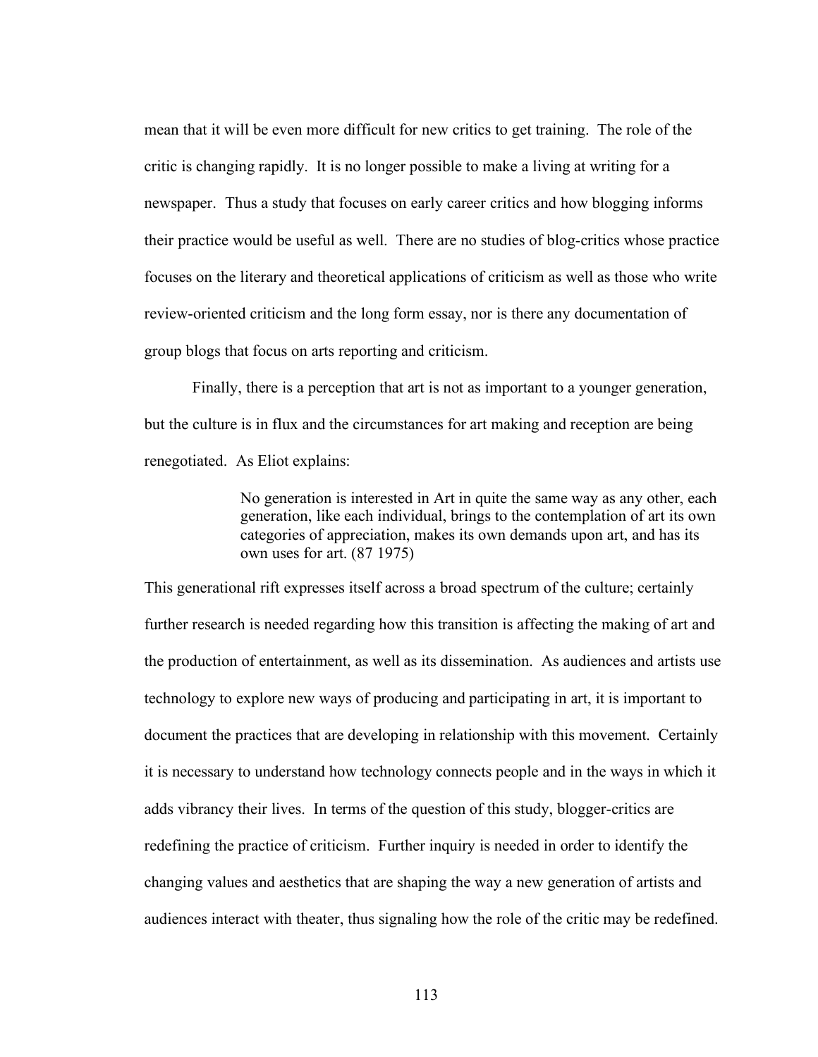mean that it will be even more difficult for new critics to get training. The role of the critic is changing rapidly. It is no longer possible to make a living at writing for a newspaper. Thus a study that focuses on early career critics and how blogging informs their practice would be useful as well. There are no studies of blog-critics whose practice focuses on the literary and theoretical applications of criticism as well as those who write review-oriented criticism and the long form essay, nor is there any documentation of group blogs that focus on arts reporting and criticism.

Finally, there is a perception that art is not as important to a younger generation, but the culture is in flux and the circumstances for art making and reception are being renegotiated. As Eliot explains:

> No generation is interested in Art in quite the same way as any other, each generation, like each individual, brings to the contemplation of art its own categories of appreciation, makes its own demands upon art, and has its own uses for art. (87 1975)

This generational rift expresses itself across a broad spectrum of the culture; certainly further research is needed regarding how this transition is affecting the making of art and the production of entertainment, as well as its dissemination. As audiences and artists use technology to explore new ways of producing and participating in art, it is important to document the practices that are developing in relationship with this movement. Certainly it is necessary to understand how technology connects people and in the ways in which it adds vibrancy their lives. In terms of the question of this study, blogger-critics are redefining the practice of criticism. Further inquiry is needed in order to identify the changing values and aesthetics that are shaping the way a new generation of artists and audiences interact with theater, thus signaling how the role of the critic may be redefined.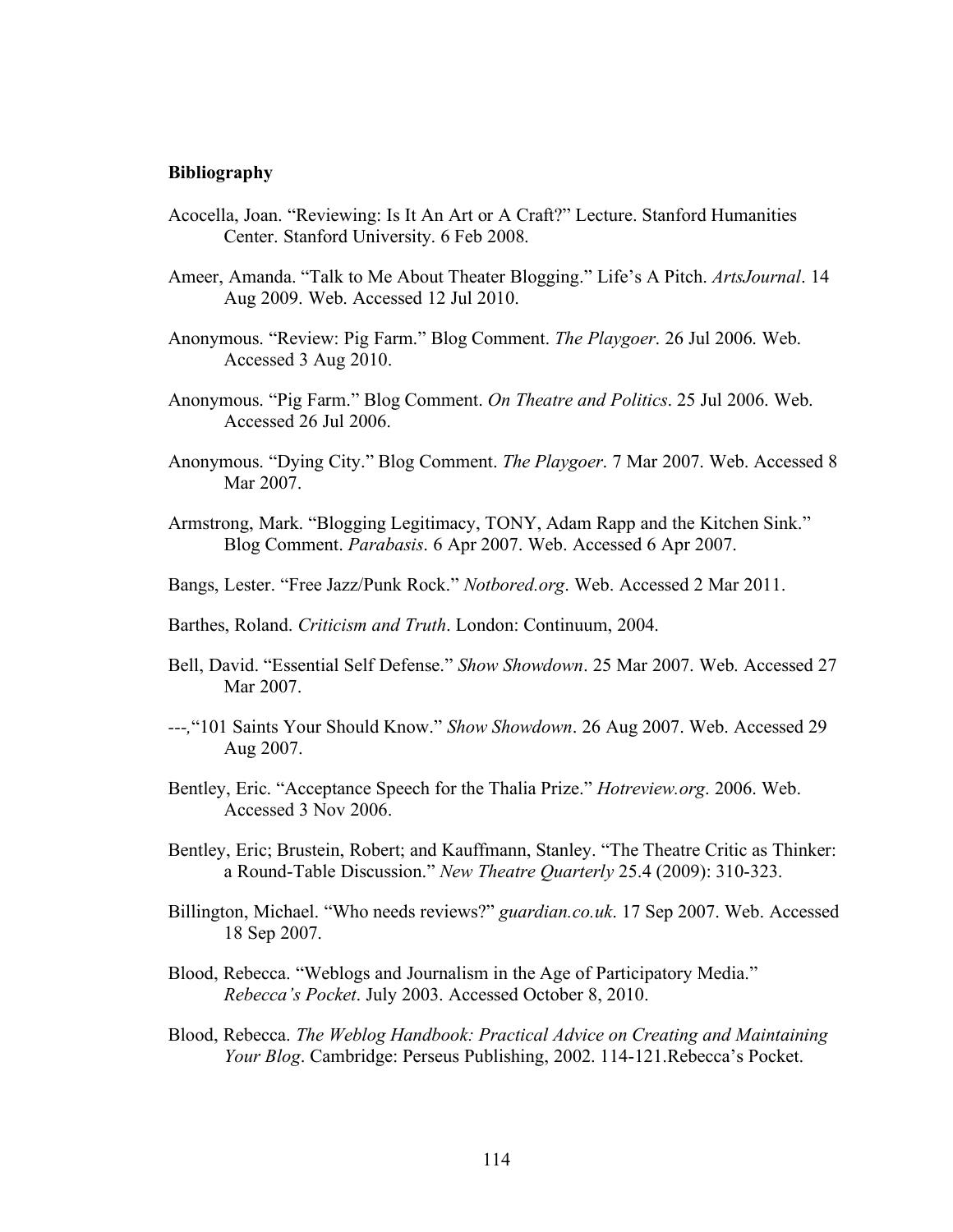**Bibliography**

Acocella, Joan. “Reviewing: Is It An Art or A Craft?” Lecture. Stanford Humanities Center. Stanford University. 6 Feb 2008.

Ameer, Amanda. “Talk to Me About Theater Blogging.” Life’s A Pitch. *ArtsJournal*. 14 Aug 2009. Web. Accessed 12 Jul 2010.

Anonymous. “Review: Pig Farm.” Blog Comment. *The Playgoer*. 26 Jul 2006. Web. Accessed 3 Aug 2010.

Anonymous. “Pig Farm.” Blog Comment. *On Theatre and Politics*. 25 Jul 2006. Web. Accessed 26 Jul 2006.

Anonymous. “Dying City.” Blog Comment. *The Playgoer*. 7 Mar 2007. Web. Accessed 8 Mar 2007.

Armstrong, Mark. “Blogging Legitimacy, TONY, Adam Rapp and the Kitchen Sink.” Blog Comment. *Parabasis*. 6 Apr 2007. Web. Accessed 6 Apr 2007.

Bangs, Lester. “Free Jazz/Punk Rock.” *Notbored.org*. Web. Accessed 2 Mar 2011.

Barthes, Roland. *Criticism and Truth*. London: Continuum, 2004.

Bell, David. “Essential Self Defense.” *Show Showdown*. 25 Mar 2007. Web. Accessed 27 Mar 2007.

---,“101 Saints Your Should Know.” *Show Showdown*. 26 Aug 2007. Web. Accessed 29 Aug 2007.

Bentley, Eric. “Acceptance Speech for the Thalia Prize.” *Hotreview.org*. 2006. Web. Accessed 3 Nov 2006.

Bentley, Eric; Brustein, Robert; and Kauffmann, Stanley. “The Theatre Critic as Thinker: a Round-Table Discussion.” *New Theatre Quarterly* 25.4 (2009): 310-323.

Billington, Michael. “Who needs reviews?” *guardian.co.uk*. 17 Sep 2007. Web. Accessed 18 Sep 2007.

Blood, Rebecca. “Weblogs and Journalism in the Age of Participatory Media.” *Rebecca’s Pocket*. July 2003. Accessed October 8, 2010.

Blood, Rebecca. *The Weblog Handbook: Practical Advice on Creating and Maintaining Your Blog*. Cambridge: Perseus Publishing, 2002. 114-121.Rebecca’s Pocket.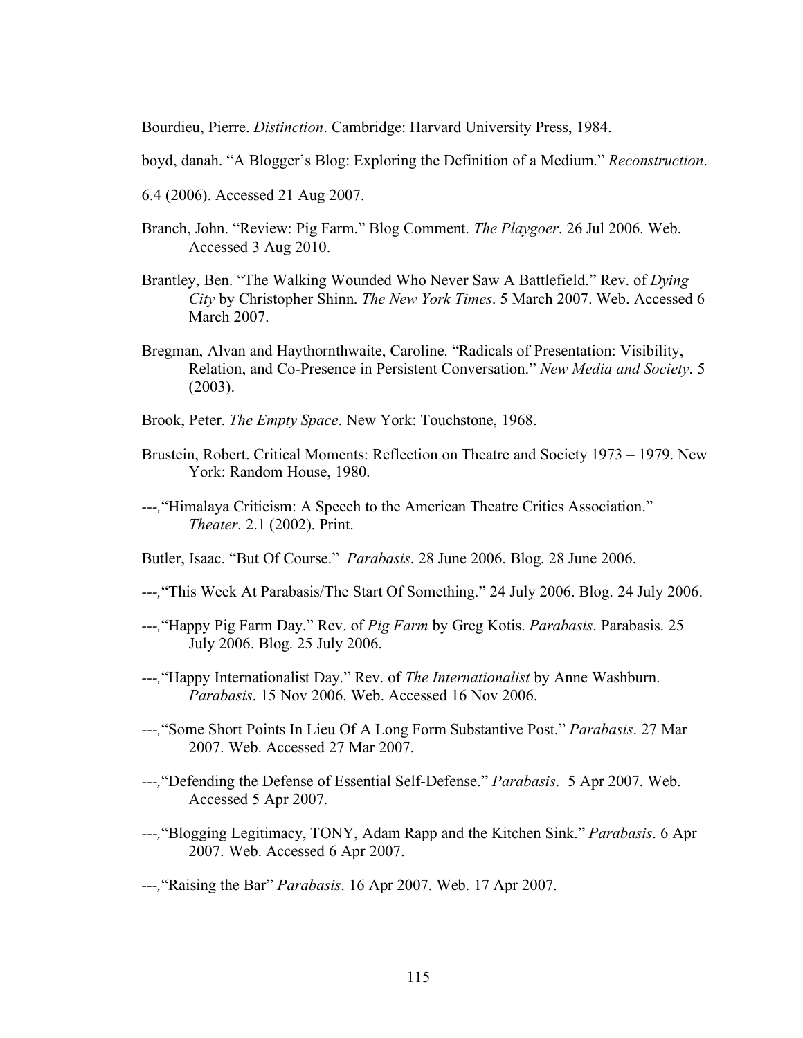Bourdieu, Pierre. *Distinction*. Cambridge: Harvard University Press, 1984.

boyd, danah. "A Blogger's Blog: Exploring the Definition of a Medium." *Reconstruction*.

6.4 (2006). Accessed 21 Aug 2007.

Branch, John. "Review: Pig Farm." Blog Comment. *The Playgoer*. 26 Jul 2006. Web. Accessed 3 Aug 2010.

Brantley, Ben. "The Walking Wounded Who Never Saw A Battlefield." Rev. of *Dying City* by Christopher Shinn. *The New York Times*. 5 March 2007. Web. Accessed 6 March 2007.

Bregman, Alvan and Haythornthwaite, Caroline. "Radicals of Presentation: Visibility, Relation, and Co-Presence in Persistent Conversation." *New Media and Society*. 5 (2003).

Brook, Peter. *The Empty Space*. New York: Touchstone, 1968.

Brustein, Robert. Critical Moments: Reflection on Theatre and Society 1973 – 1979. New York: Random House, 1980.

---, "Himalaya Criticism: A Speech to the American Theatre Critics Association." *Theater*. 2.1 (2002). Print.

Butler, Isaac. "But Of Course." *Parabasis*. 28 June 2006. Blog. 28 June 2006.

---, "This Week At Parabasis/The Start Of Something." 24 July 2006. Blog. 24 July 2006.

---, "Happy Pig Farm Day." Rev. of *Pig Farm* by Greg Kotis. *Parabasis*. Parabasis. 25 July 2006. Blog. 25 July 2006.

---, "Happy Internationalist Day." Rev. of *The Internationalist* by Anne Washburn. *Parabasis*. 15 Nov 2006. Web. Accessed 16 Nov 2006.

---, "Some Short Points In Lieu Of A Long Form Substantive Post." *Parabasis*. 27 Mar 2007. Web. Accessed 27 Mar 2007.

---, "Defending the Defense of Essential Self-Defense." *Parabasis*. 5 Apr 2007. Web. Accessed 5 Apr 2007.

---, "Blogging Legitimacy, TONY, Adam Rapp and the Kitchen Sink." *Parabasis*. 6 Apr 2007. Web. Accessed 6 Apr 2007.

---, "Raising the Bar" *Parabasis*. 16 Apr 2007. Web. 17 Apr 2007.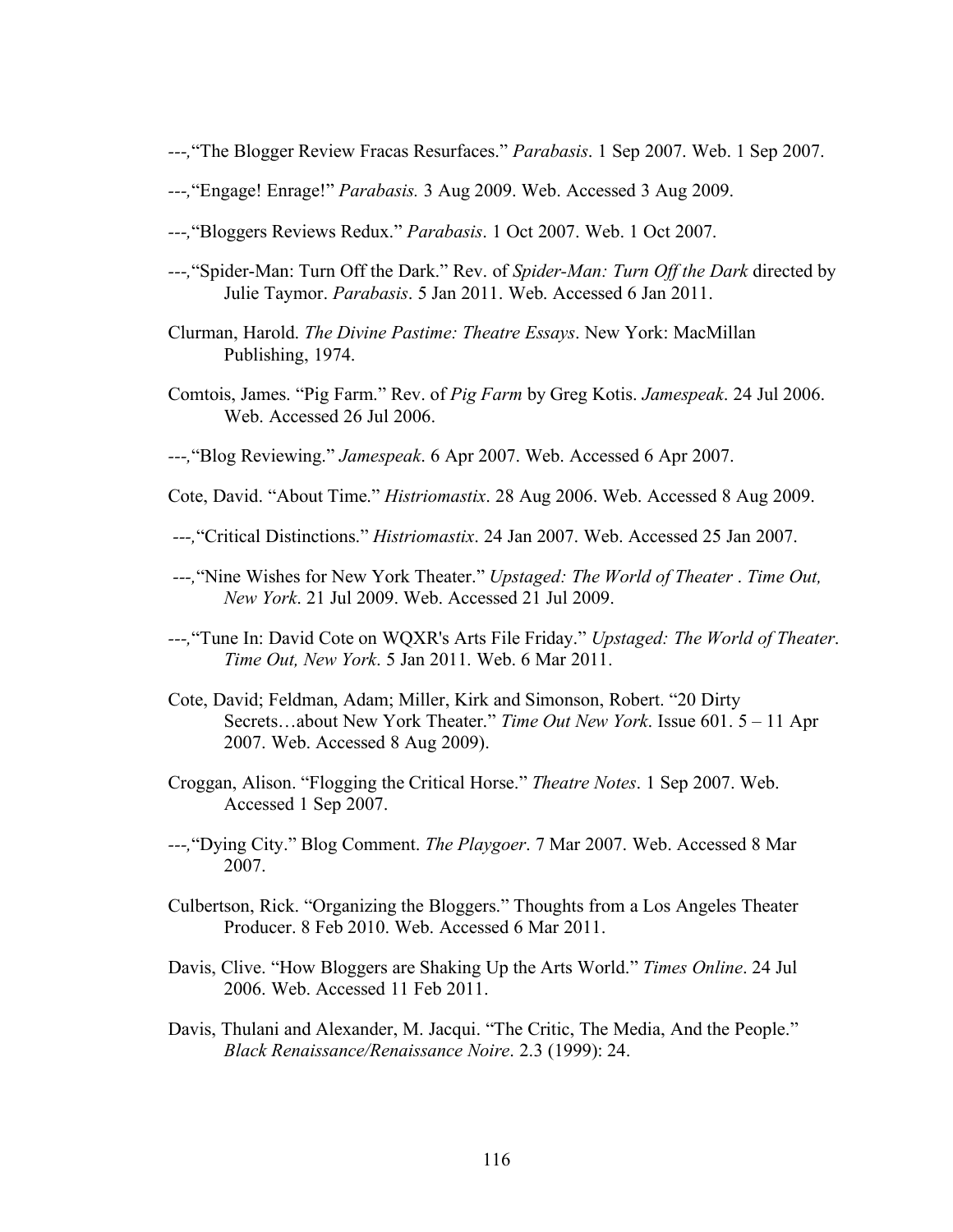---,“The Blogger Review Fracas Resurfaces.” *Parabasis*. 1 Sep 2007. Web. 1 Sep 2007.

---,“Engage! Enrage!” *Parabasis.* 3 Aug 2009. Web. Accessed 3 Aug 2009.

---,“Bloggers Reviews Redux.” *Parabasis*. 1 Oct 2007. Web. 1 Oct 2007.

---,“Spider-Man: Turn Off the Dark.” Rev. of *Spider-Man: Turn Off the Dark* directed by Julie Taymor. *Parabasis*. 5 Jan 2011. Web. Accessed 6 Jan 2011.

Clurman, Harold. *The Divine Pastime: Theatre Essays*. New York: MacMillan Publishing, 1974.

Comtois, James. “Pig Farm.” Rev. of *Pig Farm* by Greg Kotis. *Jamespeak*. 24 Jul 2006. Web. Accessed 26 Jul 2006.

---,“Blog Reviewing.” *Jamespeak*. 6 Apr 2007. Web. Accessed 6 Apr 2007.

Cote, David. “About Time.” *Histriomastix*. 28 Aug 2006. Web. Accessed 8 Aug 2009.

---,“Critical Distinctions.” *Histriomastix*. 24 Jan 2007. Web. Accessed 25 Jan 2007.

---,“Nine Wishes for New York Theater.” *Upstaged: The World of Theater* . *Time Out, New York*. 21 Jul 2009. Web. Accessed 21 Jul 2009.

---,“Tune In: David Cote on WQXR's Arts File Friday.” *Upstaged: The World of Theater*. *Time Out, New York*. 5 Jan 2011. Web. 6 Mar 2011.

Cote, David; Feldman, Adam; Miller, Kirk and Simonson, Robert. “20 Dirty Secrets…about New York Theater.” *Time Out New York*. Issue 601. 5 – 11 Apr 2007. Web. Accessed 8 Aug 2009).

Croggan, Alison. “Flogging the Critical Horse.” *Theatre Notes*. 1 Sep 2007. Web. Accessed 1 Sep 2007.

---,“Dying City.” Blog Comment. *The Playgoer*. 7 Mar 2007. Web. Accessed 8 Mar 2007.

Culbertson, Rick. “Organizing the Bloggers.” Thoughts from a Los Angeles Theater Producer. 8 Feb 2010. Web. Accessed 6 Mar 2011.

Davis, Clive. “How Bloggers are Shaking Up the Arts World.” *Times Online*. 24 Jul 2006. Web. Accessed 11 Feb 2011.

Davis, Thulani and Alexander, M. Jacqui. “The Critic, The Media, And the People.” *Black Renaissance/Renaissance Noire*. 2.3 (1999): 24.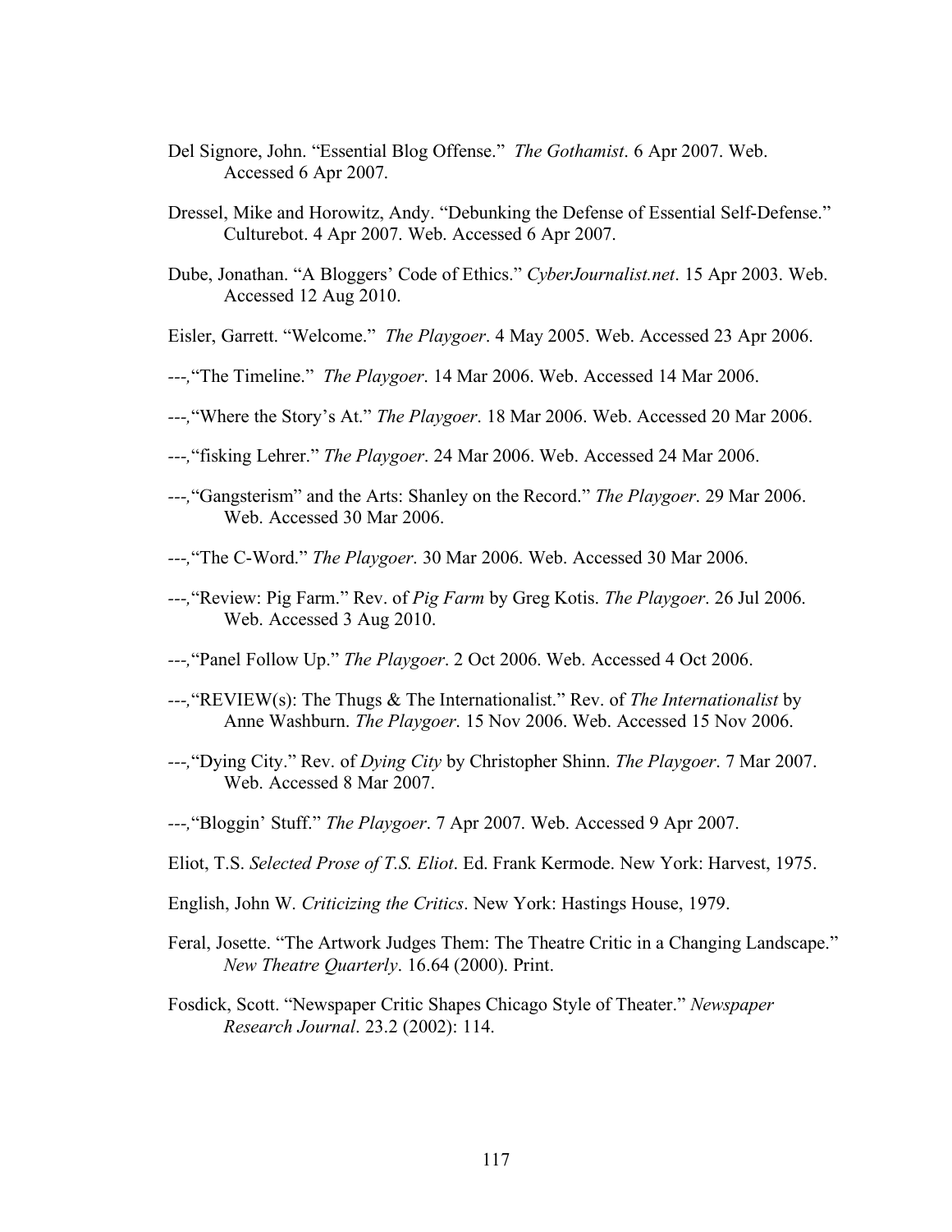Del Signore, John. "Essential Blog Offense." *The Gothamist*. 6 Apr 2007. Web. Accessed 6 Apr 2007.

Dressel, Mike and Horowitz, Andy. "Debunking the Defense of Essential Self-Defense." Culturebot. 4 Apr 2007. Web. Accessed 6 Apr 2007.

Dube, Jonathan. "A Bloggers' Code of Ethics." *CyberJournalist.net*. 15 Apr 2003. Web. Accessed 12 Aug 2010.

Eisler, Garrett. "Welcome." *The Playgoer*. 4 May 2005. Web. Accessed 23 Apr 2006.

---, "The Timeline." *The Playgoer*. 14 Mar 2006. Web. Accessed 14 Mar 2006.

---, "Where the Story's At." *The Playgoer*. 18 Mar 2006. Web. Accessed 20 Mar 2006.

---, "fisking Lehrer." *The Playgoer*. 24 Mar 2006. Web. Accessed 24 Mar 2006.

---, "Gangsterism" and the Arts: Shanley on the Record." *The Playgoer*. 29 Mar 2006. Web. Accessed 30 Mar 2006.

---, "The C-Word." *The Playgoer*. 30 Mar 2006. Web. Accessed 30 Mar 2006.

---, "Review: Pig Farm." Rev. of *Pig Farm* by Greg Kotis. *The Playgoer*. 26 Jul 2006. Web. Accessed 3 Aug 2010.

---, "Panel Follow Up." *The Playgoer*. 2 Oct 2006. Web. Accessed 4 Oct 2006.

---, "REVIEW(s): The Thugs & The Internationalist." Rev. of *The Internationalist* by Anne Washburn. *The Playgoer*. 15 Nov 2006. Web. Accessed 15 Nov 2006.

---, "Dying City." Rev. of *Dying City* by Christopher Shinn. *The Playgoer*. 7 Mar 2007. Web. Accessed 8 Mar 2007.

---, "Bloggin' Stuff." *The Playgoer*. 7 Apr 2007. Web. Accessed 9 Apr 2007.

Eliot, T.S. *Selected Prose of T.S. Eliot*. Ed. Frank Kermode. New York: Harvest, 1975.

English, John W. *Criticizing the Critics*. New York: Hastings House, 1979.

Feral, Josette. "The Artwork Judges Them: The Theatre Critic in a Changing Landscape." *New Theatre Quarterly*. 16.64 (2000). Print.

Fosdick, Scott. "Newspaper Critic Shapes Chicago Style of Theater." *Newspaper Research Journal*. 23.2 (2002): 114.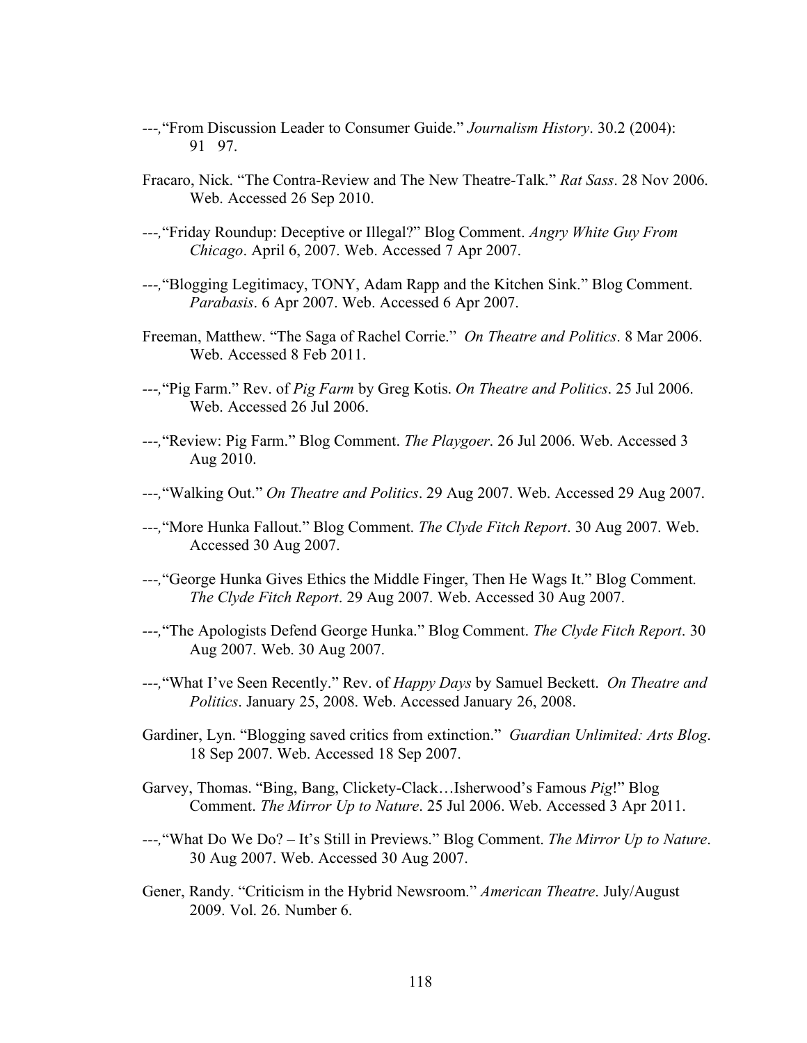---, "From Discussion Leader to Consumer Guide." *Journalism History*. 30.2 (2004): 91 97.

Fracaro, Nick. "The Contra-Review and The New Theatre-Talk." *Rat Sass*. 28 Nov 2006. Web. Accessed 26 Sep 2010.

---, "Friday Roundup: Deceptive or Illegal?" Blog Comment. *Angry White Guy From Chicago*. April 6, 2007. Web. Accessed 7 Apr 2007.

---, "Blogging Legitimacy, TONY, Adam Rapp and the Kitchen Sink." Blog Comment. *Parabasis*. 6 Apr 2007. Web. Accessed 6 Apr 2007.

Freeman, Matthew. "The Saga of Rachel Corrie." *On Theatre and Politics*. 8 Mar 2006. Web. Accessed 8 Feb 2011.

---, "Pig Farm." Rev. of *Pig Farm* by Greg Kotis. *On Theatre and Politics*. 25 Jul 2006. Web. Accessed 26 Jul 2006.

---, "Review: Pig Farm." Blog Comment. *The Playgoer*. 26 Jul 2006. Web. Accessed 3 Aug 2010.

---, "Walking Out." *On Theatre and Politics*. 29 Aug 2007. Web. Accessed 29 Aug 2007.

---, "More Hunka Fallout." Blog Comment. *The Clyde Fitch Report*. 30 Aug 2007. Web. Accessed 30 Aug 2007.

---, "George Hunka Gives Ethics the Middle Finger, Then He Wags It." Blog Comment. *The Clyde Fitch Report*. 29 Aug 2007. Web. Accessed 30 Aug 2007.

---, "The Apologists Defend George Hunka." Blog Comment. *The Clyde Fitch Report*. 30 Aug 2007. Web. 30 Aug 2007.

---, "What I've Seen Recently." Rev. of *Happy Days* by Samuel Beckett. *On Theatre and Politics*. January 25, 2008. Web. Accessed January 26, 2008.

Gardiner, Lyn. "Blogging saved critics from extinction." *Guardian Unlimited: Arts Blog*. 18 Sep 2007. Web. Accessed 18 Sep 2007.

Garvey, Thomas. "Bing, Bang, Clickety-Clack…Isherwood's Famous *Pig*!" Blog Comment. *The Mirror Up to Nature*. 25 Jul 2006. Web. Accessed 3 Apr 2011.

---, "What Do We Do? – It's Still in Previews." Blog Comment. *The Mirror Up to Nature*. 30 Aug 2007. Web. Accessed 30 Aug 2007.

Gener, Randy. "Criticism in the Hybrid Newsroom." *American Theatre*. July/August 2009. Vol. 26. Number 6.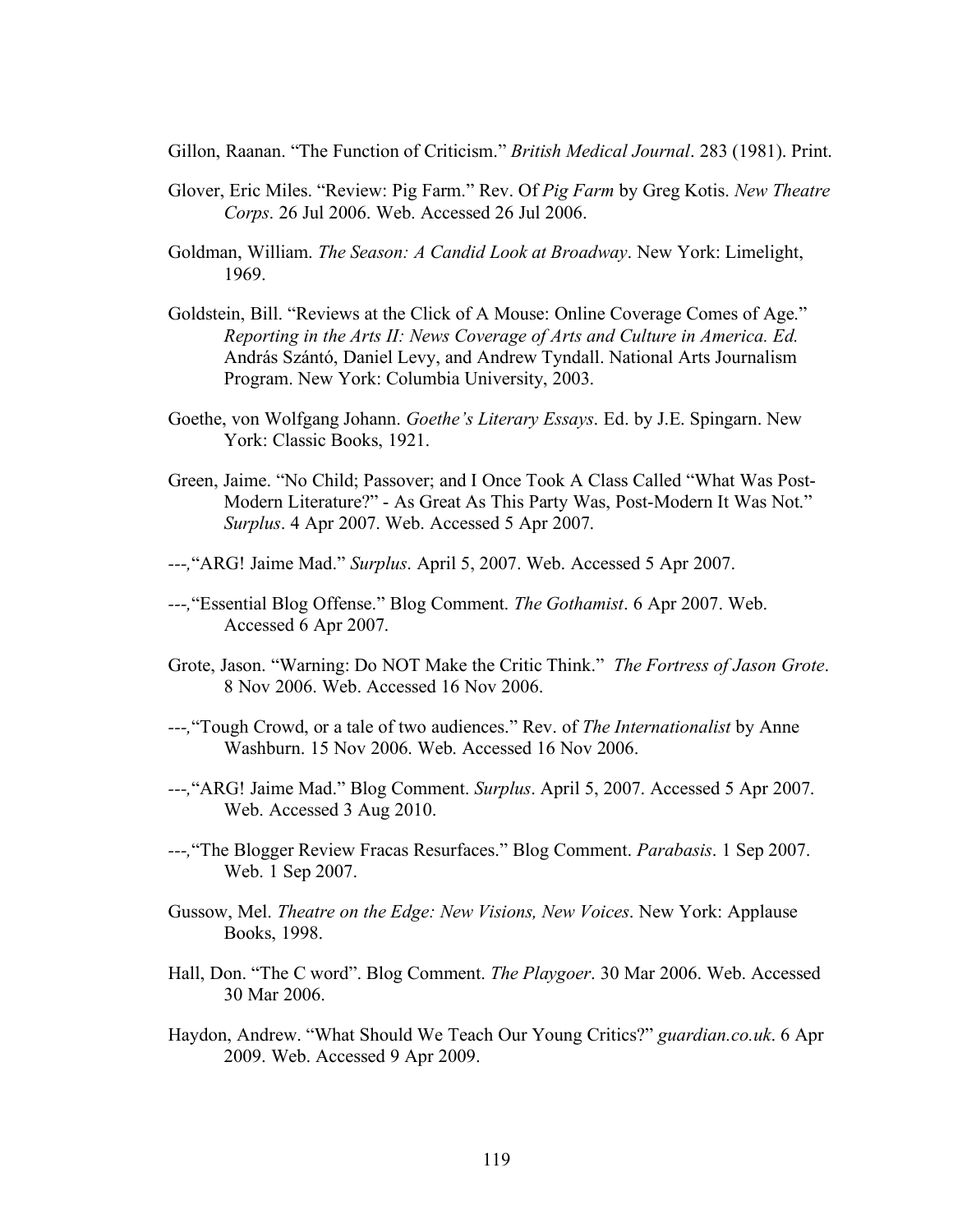Gillon, Raanan. "The Function of Criticism." *British Medical Journal*. 283 (1981). Print.

Glover, Eric Miles. "Review: Pig Farm." Rev. Of *Pig Farm* by Greg Kotis. *New Theatre Corps*. 26 Jul 2006. Web. Accessed 26 Jul 2006.

Goldman, William. *The Season: A Candid Look at Broadway*. New York: Limelight, 1969.

Goldstein, Bill. "Reviews at the Click of A Mouse: Online Coverage Comes of Age." *Reporting in the Arts II: News Coverage of Arts and Culture in America. Ed.* András Szántó, Daniel Levy, and Andrew Tyndall. National Arts Journalism Program. New York: Columbia University, 2003.

Goethe, von Wolfgang Johann. *Goethe's Literary Essays*. Ed. by J.E. Spingarn. New York: Classic Books, 1921.

Green, Jaime. "No Child; Passover; and I Once Took A Class Called "What Was Post-Modern Literature?" - As Great As This Party Was, Post-Modern It Was Not." *Surplus*. 4 Apr 2007. Web. Accessed 5 Apr 2007.

---*,*"ARG! Jaime Mad." *Surplus*. April 5, 2007. Web. Accessed 5 Apr 2007.

---*,*"Essential Blog Offense." Blog Comment. *The Gothamist*. 6 Apr 2007. Web. Accessed 6 Apr 2007.

Grote, Jason. "Warning: Do NOT Make the Critic Think." *The Fortress of Jason Grote*. 8 Nov 2006. Web. Accessed 16 Nov 2006.

---*,*"Tough Crowd, or a tale of two audiences." Rev. of *The Internationalist* by Anne Washburn. 15 Nov 2006. Web. Accessed 16 Nov 2006.

---*,*"ARG! Jaime Mad." Blog Comment. *Surplus*. April 5, 2007. Accessed 5 Apr 2007. Web. Accessed 3 Aug 2010.

---*,*"The Blogger Review Fracas Resurfaces." Blog Comment. *Parabasis*. 1 Sep 2007. Web. 1 Sep 2007.

Gussow, Mel. *Theatre on the Edge: New Visions, New Voices*. New York: Applause Books, 1998.

Hall, Don. "The C word". Blog Comment. *The Playgoer*. 30 Mar 2006. Web. Accessed 30 Mar 2006.

Haydon, Andrew. "What Should We Teach Our Young Critics?" *guardian.co.uk*. 6 Apr 2009. Web. Accessed 9 Apr 2009.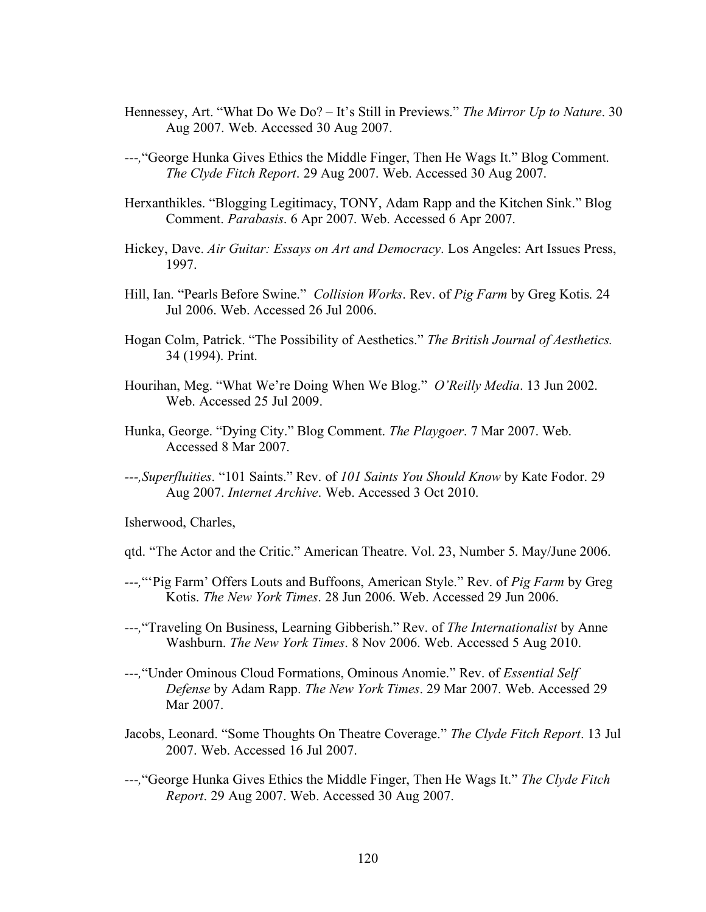Hennessey, Art. “What Do We Do? – It’s Still in Previews.” *The Mirror Up to Nature*. 30 Aug 2007. Web. Accessed 30 Aug 2007.

---,“George Hunka Gives Ethics the Middle Finger, Then He Wags It.” Blog Comment. *The Clyde Fitch Report*. 29 Aug 2007. Web. Accessed 30 Aug 2007.

Herxanthikles. “Blogging Legitimacy, TONY, Adam Rapp and the Kitchen Sink.” Blog Comment. *Parabasis*. 6 Apr 2007. Web. Accessed 6 Apr 2007.

Hickey, Dave. *Air Guitar: Essays on Art and Democracy*. Los Angeles: Art Issues Press, 1997.

Hill, Ian. “Pearls Before Swine.” *Collision Works*. Rev. of *Pig Farm* by Greg Kotis. 24 Jul 2006. Web. Accessed 26 Jul 2006.

Hogan Colm, Patrick. “The Possibility of Aesthetics.” *The British Journal of Aesthetics.* 34 (1994). Print.

Hourihan, Meg. “What We’re Doing When We Blog.” *O’Reilly Media*. 13 Jun 2002. Web. Accessed 25 Jul 2009.

Hunka, George. “Dying City.” Blog Comment. *The Playgoer*. 7 Mar 2007. Web. Accessed 8 Mar 2007.

---,*Superfluities*. “101 Saints.” Rev. of *101 Saints You Should Know* by Kate Fodor. 29 Aug 2007. *Internet Archive*. Web. Accessed 3 Oct 2010.

Isherwood, Charles,

qtd. “The Actor and the Critic.” American Theatre. Vol. 23, Number 5. May/June 2006.

---,“‘Pig Farm’ Offers Louts and Buffoons, American Style.” Rev. of *Pig Farm* by Greg Kotis. *The New York Times*. 28 Jun 2006. Web. Accessed 29 Jun 2006.

---,“Traveling On Business, Learning Gibberish.” Rev. of *The Internationalist* by Anne Washburn. *The New York Times*. 8 Nov 2006. Web. Accessed 5 Aug 2010.

---,“Under Ominous Cloud Formations, Ominous Anomie.” Rev. of *Essential Self Defense* by Adam Rapp. *The New York Times*. 29 Mar 2007. Web. Accessed 29 Mar 2007.

Jacobs, Leonard. “Some Thoughts On Theatre Coverage.” *The Clyde Fitch Report*. 13 Jul 2007. Web. Accessed 16 Jul 2007.

---,“George Hunka Gives Ethics the Middle Finger, Then He Wags It.” *The Clyde Fitch Report*. 29 Aug 2007. Web. Accessed 30 Aug 2007.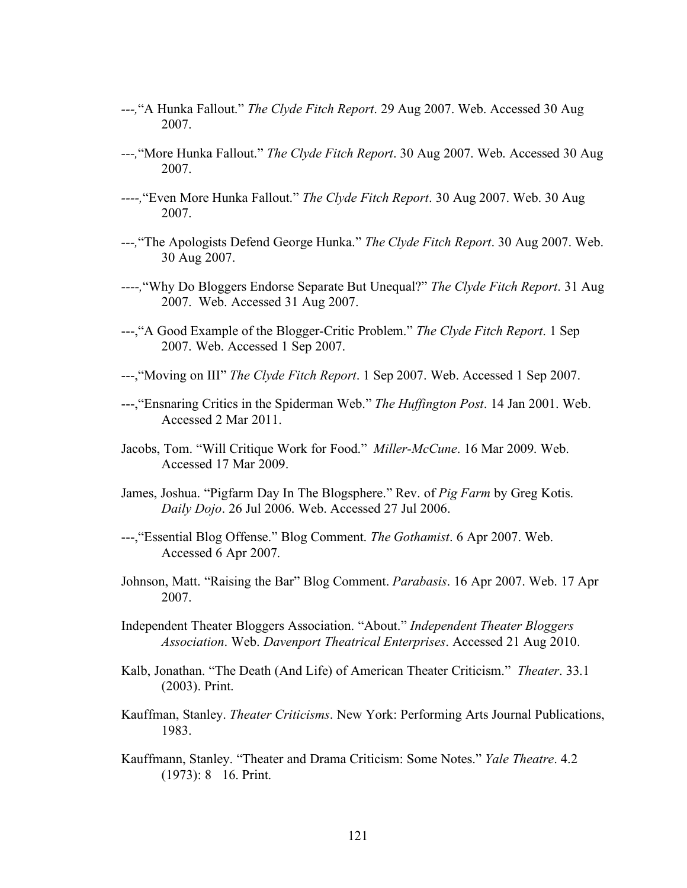---,"A Hunka Fallout." *The Clyde Fitch Report*. 29 Aug 2007. Web. Accessed 30 Aug 2007.

---,"More Hunka Fallout." *The Clyde Fitch Report*. 30 Aug 2007. Web. Accessed 30 Aug 2007.

----,"Even More Hunka Fallout." *The Clyde Fitch Report*. 30 Aug 2007. Web. 30 Aug 2007.

---,"The Apologists Defend George Hunka." *The Clyde Fitch Report*. 30 Aug 2007. Web. 30 Aug 2007.

----,"Why Do Bloggers Endorse Separate But Unequal?" *The Clyde Fitch Report*. 31 Aug 2007. Web. Accessed 31 Aug 2007.

---,"A Good Example of the Blogger-Critic Problem." *The Clyde Fitch Report*. 1 Sep 2007. Web. Accessed 1 Sep 2007.

---,"Moving on III" *The Clyde Fitch Report*. 1 Sep 2007. Web. Accessed 1 Sep 2007.

---,"Ensnaring Critics in the Spiderman Web." *The Huffington Post*. 14 Jan 2001. Web. Accessed 2 Mar 2011.

Jacobs, Tom. "Will Critique Work for Food." *Miller-McCune*. 16 Mar 2009. Web. Accessed 17 Mar 2009.

James, Joshua. "Pigfarm Day In The Blogsphere." Rev. of *Pig Farm* by Greg Kotis. *Daily Dojo*. 26 Jul 2006. Web. Accessed 27 Jul 2006.

---,"Essential Blog Offense." Blog Comment. *The Gothamist*. 6 Apr 2007. Web. Accessed 6 Apr 2007.

Johnson, Matt. "Raising the Bar" Blog Comment. *Parabasis*. 16 Apr 2007. Web. 17 Apr 2007.

Independent Theater Bloggers Association. "About." *Independent Theater Bloggers Association*. Web. *Davenport Theatrical Enterprises*. Accessed 21 Aug 2010.

Kalb, Jonathan. "The Death (And Life) of American Theater Criticism." *Theater*. 33.1 (2003). Print.

Kauffman, Stanley. *Theater Criticisms*. New York: Performing Arts Journal Publications, 1983.

Kauffmann, Stanley. "Theater and Drama Criticism: Some Notes." *Yale Theatre*. 4.2 (1973): 8 16. Print.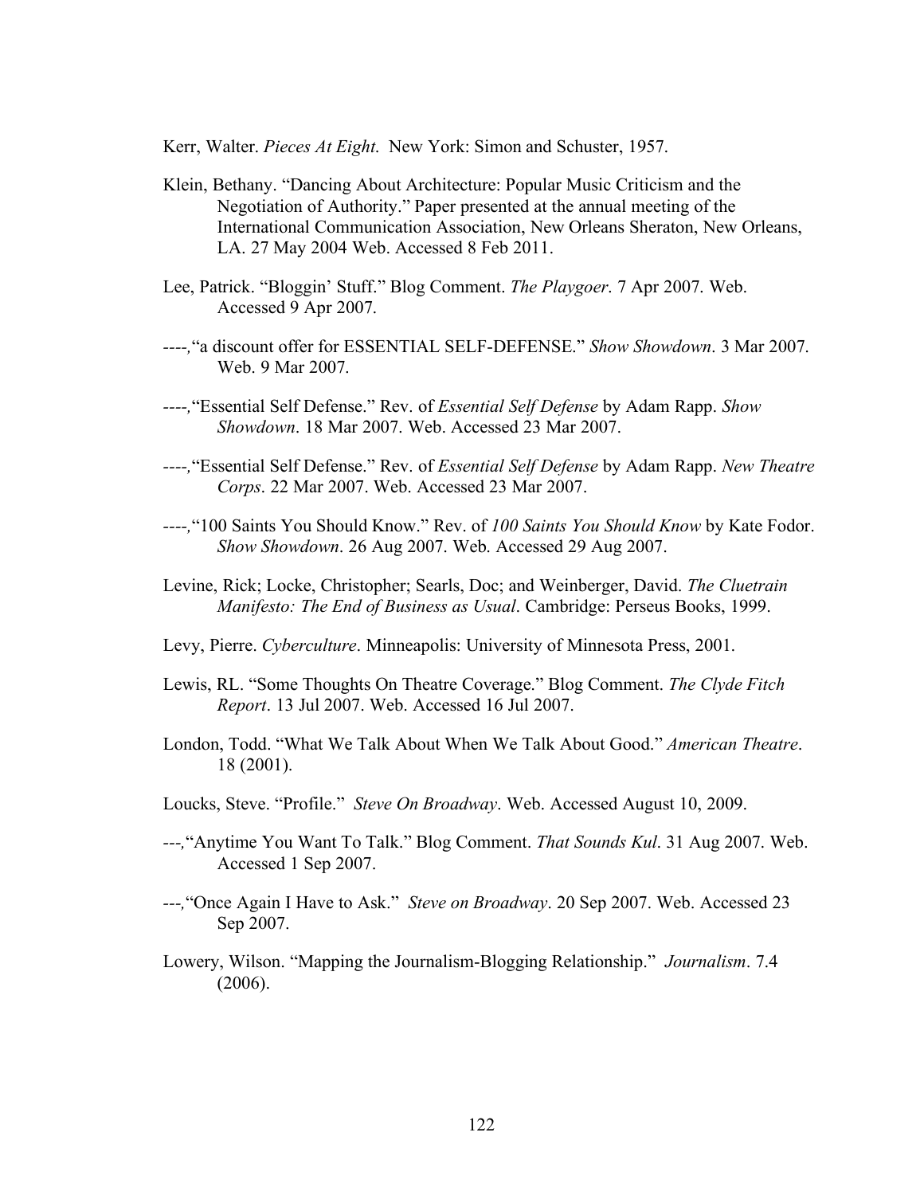Kerr, Walter. *Pieces At Eight*. New York: Simon and Schuster, 1957.

Klein, Bethany. "Dancing About Architecture: Popular Music Criticism and the Negotiation of Authority." Paper presented at the annual meeting of the International Communication Association, New Orleans Sheraton, New Orleans, LA. 27 May 2004 Web. Accessed 8 Feb 2011.

Lee, Patrick. "Bloggin' Stuff." Blog Comment. *The Playgoer*. 7 Apr 2007. Web. Accessed 9 Apr 2007.

----,"a discount offer for ESSENTIAL SELF-DEFENSE." *Show Showdown*. 3 Mar 2007. Web. 9 Mar 2007.

----,"Essential Self Defense." Rev. of *Essential Self Defense* by Adam Rapp. *Show Showdown*. 18 Mar 2007. Web. Accessed 23 Mar 2007.

----,"Essential Self Defense." Rev. of *Essential Self Defense* by Adam Rapp. *New Theatre Corps*. 22 Mar 2007. Web. Accessed 23 Mar 2007.

----,"100 Saints You Should Know." Rev. of *100 Saints You Should Know* by Kate Fodor. *Show Showdown*. 26 Aug 2007. Web. Accessed 29 Aug 2007.

Levine, Rick; Locke, Christopher; Searls, Doc; and Weinberger, David. *The Cluetrain Manifesto: The End of Business as Usual*. Cambridge: Perseus Books, 1999.

Levy, Pierre. *Cyberculture*. Minneapolis: University of Minnesota Press, 2001.

Lewis, RL. "Some Thoughts On Theatre Coverage." Blog Comment. *The Clyde Fitch Report*. 13 Jul 2007. Web. Accessed 16 Jul 2007.

London, Todd. "What We Talk About When We Talk About Good." *American Theatre*. 18 (2001).

Loucks, Steve. "Profile." *Steve On Broadway*. Web. Accessed August 10, 2009.

---,"Anytime You Want To Talk." Blog Comment. *That Sounds Kul*. 31 Aug 2007. Web. Accessed 1 Sep 2007.

---,"Once Again I Have to Ask." *Steve on Broadway*. 20 Sep 2007. Web. Accessed 23 Sep 2007.

Lowery, Wilson. "Mapping the Journalism-Blogging Relationship." *Journalism*. 7.4 (2006).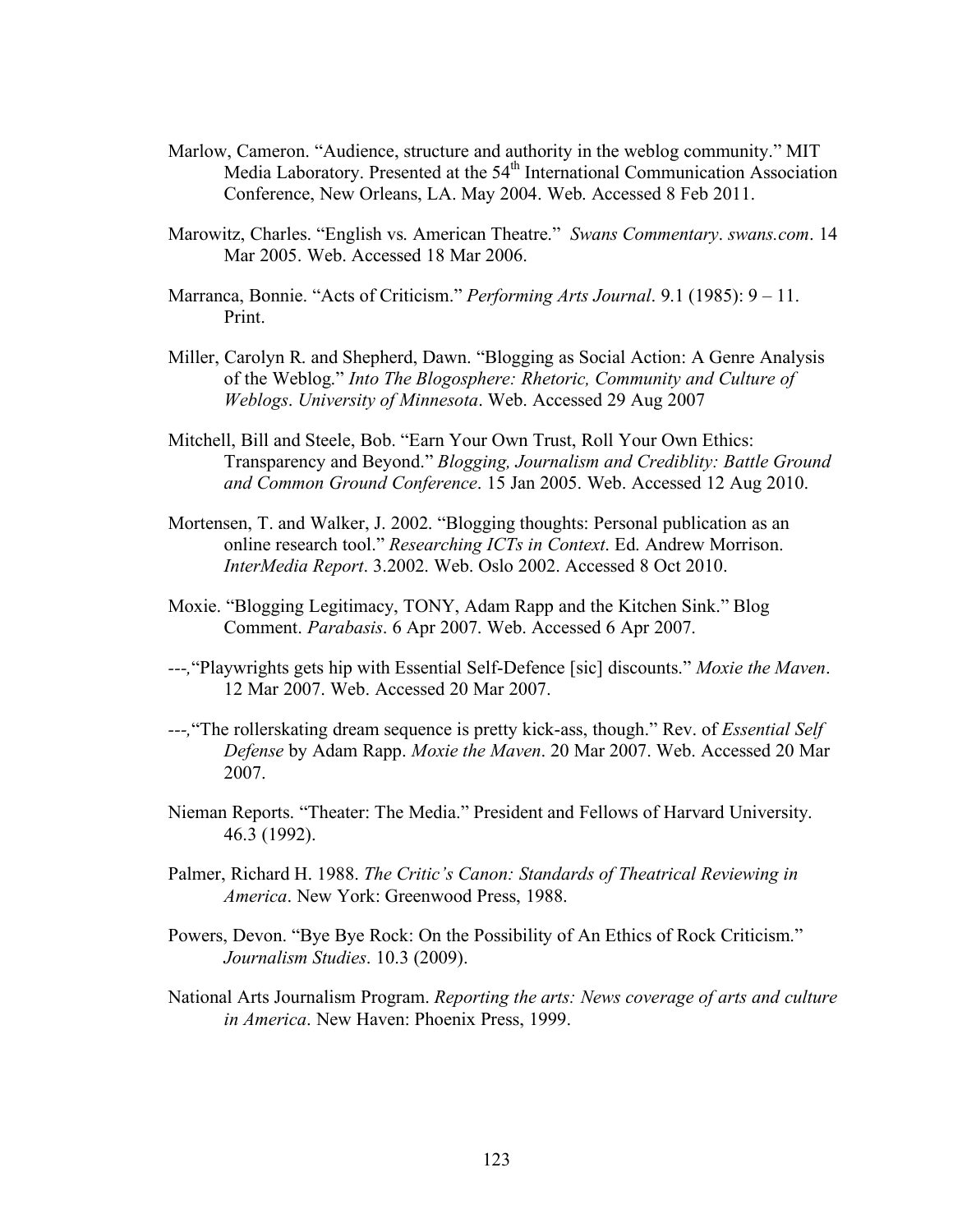Marlow, Cameron. "Audience, structure and authority in the weblog community." MIT Media Laboratory. Presented at the 54th International Communication Association Conference, New Orleans, LA. May 2004. Web. Accessed 8 Feb 2011.

Marowitz, Charles. "English vs. American Theatre." *Swans Commentary*. *swans.com*. 14 Mar 2005. Web. Accessed 18 Mar 2006.

Marranca, Bonnie. "Acts of Criticism." *Performing Arts Journal*. 9.1 (1985): 9 – 11. Print.

Miller, Carolyn R. and Shepherd, Dawn. "Blogging as Social Action: A Genre Analysis of the Weblog." *Into The Blogosphere: Rhetoric, Community and Culture of Weblogs*. *University of Minnesota*. Web. Accessed 29 Aug 2007

Mitchell, Bill and Steele, Bob. "Earn Your Own Trust, Roll Your Own Ethics: Transparency and Beyond." *Blogging, Journalism and Crediblity: Battle Ground and Common Ground Conference*. 15 Jan 2005. Web. Accessed 12 Aug 2010.

Mortensen, T. and Walker, J. 2002. "Blogging thoughts: Personal publication as an online research tool." *Researching ICTs in Context*. Ed. Andrew Morrison. *InterMedia Report*. 3.2002. Web. Oslo 2002. Accessed 8 Oct 2010.

Moxie. "Blogging Legitimacy, TONY, Adam Rapp and the Kitchen Sink." Blog Comment. *Parabasis*. 6 Apr 2007. Web. Accessed 6 Apr 2007.

---,"Playwrights gets hip with Essential Self-Defence [sic] discounts." *Moxie the Maven*. 12 Mar 2007. Web. Accessed 20 Mar 2007.

---,"The rollerskating dream sequence is pretty kick-ass, though." Rev. of *Essential Self Defense* by Adam Rapp. *Moxie the Maven*. 20 Mar 2007. Web. Accessed 20 Mar 2007.

Nieman Reports. "Theater: The Media." President and Fellows of Harvard University. 46.3 (1992).

Palmer, Richard H. 1988. *The Critic's Canon: Standards of Theatrical Reviewing in America*. New York: Greenwood Press, 1988.

Powers, Devon. "Bye Bye Rock: On the Possibility of An Ethics of Rock Criticism." *Journalism Studies*. 10.3 (2009).

National Arts Journalism Program. *Reporting the arts: News coverage of arts and culture in America*. New Haven: Phoenix Press, 1999.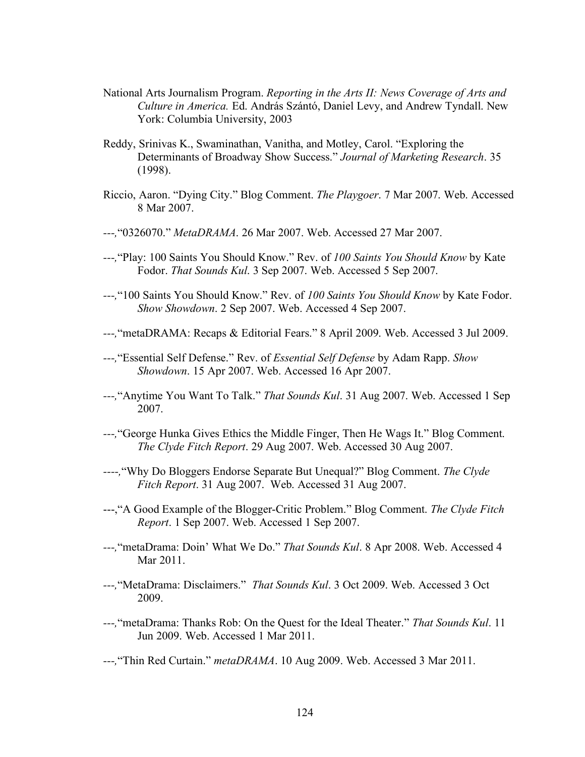National Arts Journalism Program. *Reporting in the Arts II: News Coverage of Arts and Culture in America.* Ed. András Szántó, Daniel Levy, and Andrew Tyndall. New York: Columbia University, 2003

Reddy, Srinivas K., Swaminathan, Vanitha, and Motley, Carol. "Exploring the Determinants of Broadway Show Success." *Journal of Marketing Research*. 35 (1998).

Riccio, Aaron. "Dying City." Blog Comment. *The Playgoer*. 7 Mar 2007. Web. Accessed 8 Mar 2007.

---,"0326070." *MetaDRAMA*. 26 Mar 2007. Web. Accessed 27 Mar 2007.

---,"Play: 100 Saints You Should Know." Rev. of *100 Saints You Should Know* by Kate Fodor. *That Sounds Kul*. 3 Sep 2007. Web. Accessed 5 Sep 2007.

---,"100 Saints You Should Know." Rev. of *100 Saints You Should Know* by Kate Fodor. *Show Showdown*. 2 Sep 2007. Web. Accessed 4 Sep 2007.

---,"metaDRAMA: Recaps & Editorial Fears." 8 April 2009. Web. Accessed 3 Jul 2009.

---,"Essential Self Defense." Rev. of *Essential Self Defense* by Adam Rapp. *Show Showdown*. 15 Apr 2007. Web. Accessed 16 Apr 2007.

---,"Anytime You Want To Talk." *That Sounds Kul*. 31 Aug 2007. Web. Accessed 1 Sep 2007.

---,"George Hunka Gives Ethics the Middle Finger, Then He Wags It." Blog Comment. *The Clyde Fitch Report*. 29 Aug 2007. Web. Accessed 30 Aug 2007.

----,"Why Do Bloggers Endorse Separate But Unequal?" Blog Comment. *The Clyde Fitch Report*. 31 Aug 2007. Web. Accessed 31 Aug 2007.

---,"A Good Example of the Blogger-Critic Problem." Blog Comment. *The Clyde Fitch Report*. 1 Sep 2007. Web. Accessed 1 Sep 2007.

---,"metaDrama: Doin' What We Do." *That Sounds Kul*. 8 Apr 2008. Web. Accessed 4 Mar 2011.

---,"MetaDrama: Disclaimers." *That Sounds Kul*. 3 Oct 2009. Web. Accessed 3 Oct 2009.

---,"metaDrama: Thanks Rob: On the Quest for the Ideal Theater." *That Sounds Kul*. 11 Jun 2009. Web. Accessed 1 Mar 2011.

---,"Thin Red Curtain." *metaDRAMA*. 10 Aug 2009. Web. Accessed 3 Mar 2011.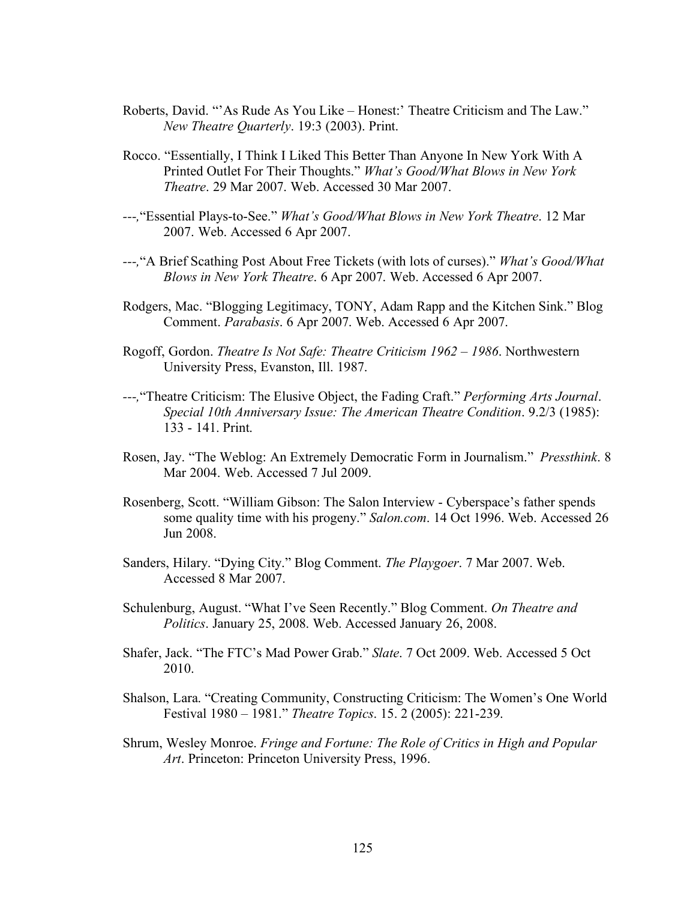Roberts, David. "'As Rude As You Like – Honest:' Theatre Criticism and The Law." *New Theatre Quarterly*. 19:3 (2003). Print.

Rocco. "Essentially, I Think I Liked This Better Than Anyone In New York With A Printed Outlet For Their Thoughts." *What's Good/What Blows in New York Theatre*. 29 Mar 2007. Web. Accessed 30 Mar 2007.

---,"Essential Plays-to-See." *What's Good/What Blows in New York Theatre*. 12 Mar 2007. Web. Accessed 6 Apr 2007.

---,"A Brief Scathing Post About Free Tickets (with lots of curses)." *What's Good/What Blows in New York Theatre*. 6 Apr 2007. Web. Accessed 6 Apr 2007.

Rodgers, Mac. "Blogging Legitimacy, TONY, Adam Rapp and the Kitchen Sink." Blog Comment. *Parabasis*. 6 Apr 2007. Web. Accessed 6 Apr 2007.

Rogoff, Gordon. *Theatre Is Not Safe: Theatre Criticism 1962 – 1986*. Northwestern University Press, Evanston, Ill. 1987.

---,"Theatre Criticism: The Elusive Object, the Fading Craft." *Performing Arts Journal*. *Special 10th Anniversary Issue: The American Theatre Condition*. 9.2/3 (1985): 133 - 141. Print.

Rosen, Jay. "The Weblog: An Extremely Democratic Form in Journalism." *Pressthink*. 8 Mar 2004. Web. Accessed 7 Jul 2009.

Rosenberg, Scott. "William Gibson: The Salon Interview - Cyberspace's father spends some quality time with his progeny." *Salon.com*. 14 Oct 1996. Web. Accessed 26 Jun 2008.

Sanders, Hilary. "Dying City." Blog Comment. *The Playgoer*. 7 Mar 2007. Web. Accessed 8 Mar 2007.

Schulenburg, August. "What I've Seen Recently." Blog Comment. *On Theatre and Politics*. January 25, 2008. Web. Accessed January 26, 2008.

Shafer, Jack. "The FTC's Mad Power Grab." *Slate*. 7 Oct 2009. Web. Accessed 5 Oct 2010.

Shalson, Lara. "Creating Community, Constructing Criticism: The Women's One World Festival 1980 – 1981." *Theatre Topics*. 15. 2 (2005): 221-239.

Shrum, Wesley Monroe. *Fringe and Fortune: The Role of Critics in High and Popular Art*. Princeton: Princeton University Press, 1996.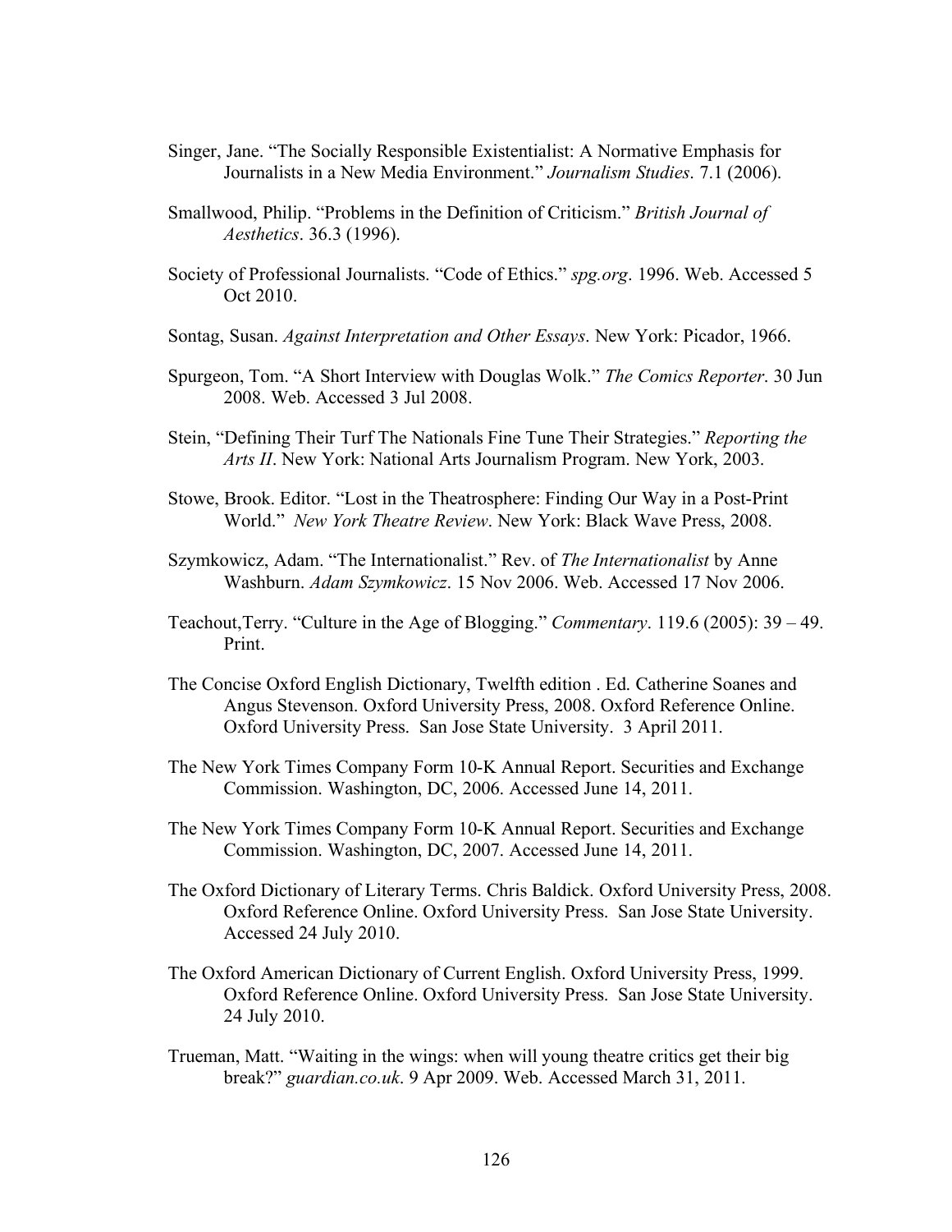Singer, Jane. “The Socially Responsible Existentialist: A Normative Emphasis for Journalists in a New Media Environment.” *Journalism Studies*. 7.1 (2006).

Smallwood, Philip. “Problems in the Definition of Criticism.” *British Journal of Aesthetics*. 36.3 (1996).

Society of Professional Journalists. “Code of Ethics.” *spg.org*. 1996. Web. Accessed 5 Oct 2010.

Sontag, Susan. *Against Interpretation and Other Essays*. New York: Picador, 1966.

Spurgeon, Tom. “A Short Interview with Douglas Wolk.” *The Comics Reporter*. 30 Jun 2008. Web. Accessed 3 Jul 2008.

Stein, “Defining Their Turf The Nationals Fine Tune Their Strategies.” *Reporting the Arts II*. New York: National Arts Journalism Program. New York, 2003.

Stowe, Brook. Editor. “Lost in the Theatrosphere: Finding Our Way in a Post-Print World.” *New York Theatre Review*. New York: Black Wave Press, 2008.

Szymkowicz, Adam. “The Internationalist.” Rev. of *The Internationalist* by Anne Washburn. *Adam Szymkowicz*. 15 Nov 2006. Web. Accessed 17 Nov 2006.

Teachout,Terry. “Culture in the Age of Blogging.” *Commentary*. 119.6 (2005): 39 – 49. Print.

The Concise Oxford English Dictionary, Twelfth edition . Ed. Catherine Soanes and Angus Stevenson. Oxford University Press, 2008. Oxford Reference Online. Oxford University Press. San Jose State University. 3 April 2011.

The New York Times Company Form 10-K Annual Report. Securities and Exchange Commission. Washington, DC, 2006. Accessed June 14, 2011.

The New York Times Company Form 10-K Annual Report. Securities and Exchange Commission. Washington, DC, 2007. Accessed June 14, 2011.

The Oxford Dictionary of Literary Terms. Chris Baldick. Oxford University Press, 2008. Oxford Reference Online. Oxford University Press. San Jose State University. Accessed 24 July 2010.

The Oxford American Dictionary of Current English. Oxford University Press, 1999. Oxford Reference Online. Oxford University Press. San Jose State University. 24 July 2010.

Trueman, Matt. “Waiting in the wings: when will young theatre critics get their big break?” *guardian.co.uk*. 9 Apr 2009. Web. Accessed March 31, 2011.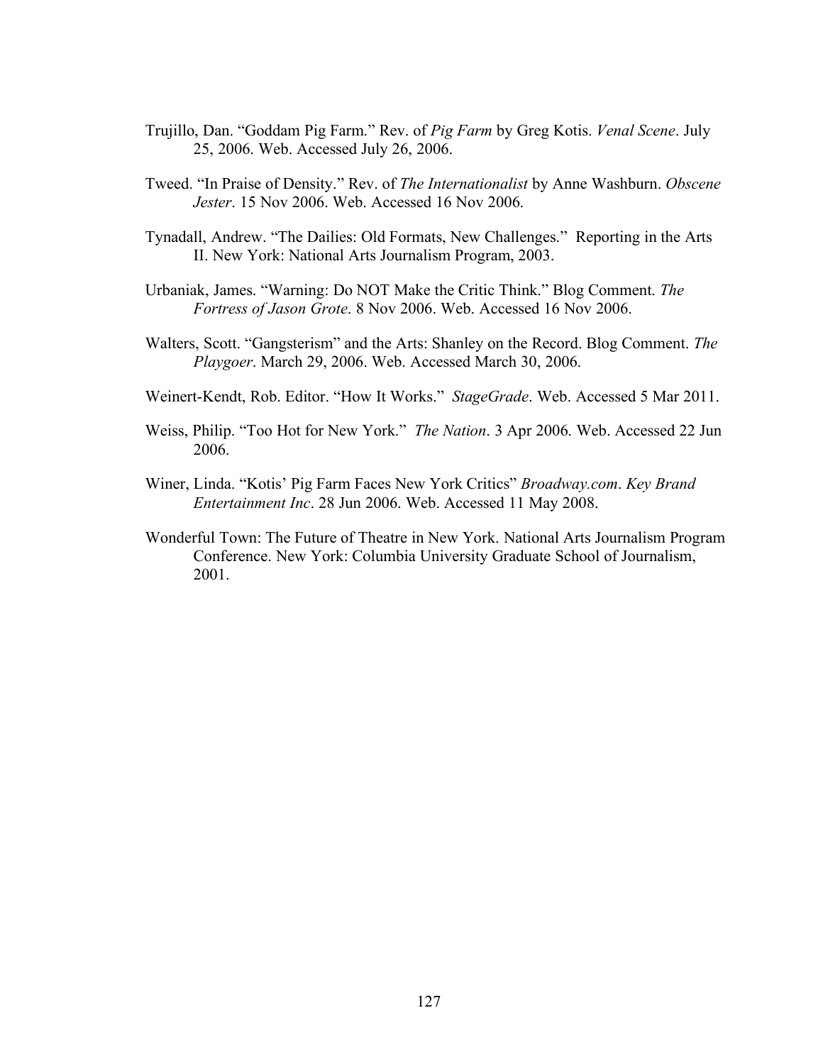Trujillo, Dan. “Goddam Pig Farm.” Rev. of *Pig Farm* by Greg Kotis. *Venal Scene*. July 25, 2006. Web. Accessed July 26, 2006.

Tweed. “In Praise of Density.” Rev. of *The Internationalist* by Anne Washburn. *Obscene Jester*. 15 Nov 2006. Web. Accessed 16 Nov 2006.

Tynadall, Andrew. “The Dailies: Old Formats, New Challenges.” Reporting in the Arts II. New York: National Arts Journalism Program, 2003.

Urbaniak, James. “Warning: Do NOT Make the Critic Think.” Blog Comment. *The Fortress of Jason Grote*. 8 Nov 2006. Web. Accessed 16 Nov 2006.

Walters, Scott. “Gangsterism” and the Arts: Shanley on the Record. Blog Comment. *The Playgoer*. March 29, 2006. Web. Accessed March 30, 2006.

Weinert-Kendt, Rob. Editor. “How It Works.” *StageGrade*. Web. Accessed 5 Mar 2011.

Weiss, Philip. “Too Hot for New York.” *The Nation*. 3 Apr 2006. Web. Accessed 22 Jun 2006.

Winer, Linda. “Kotis’ Pig Farm Faces New York Critics” *Broadway.com*. *Key Brand Entertainment Inc*. 28 Jun 2006. Web. Accessed 11 May 2008.

Wonderful Town: The Future of Theatre in New York. National Arts Journalism Program Conference. New York: Columbia University Graduate School of Journalism, 2001.